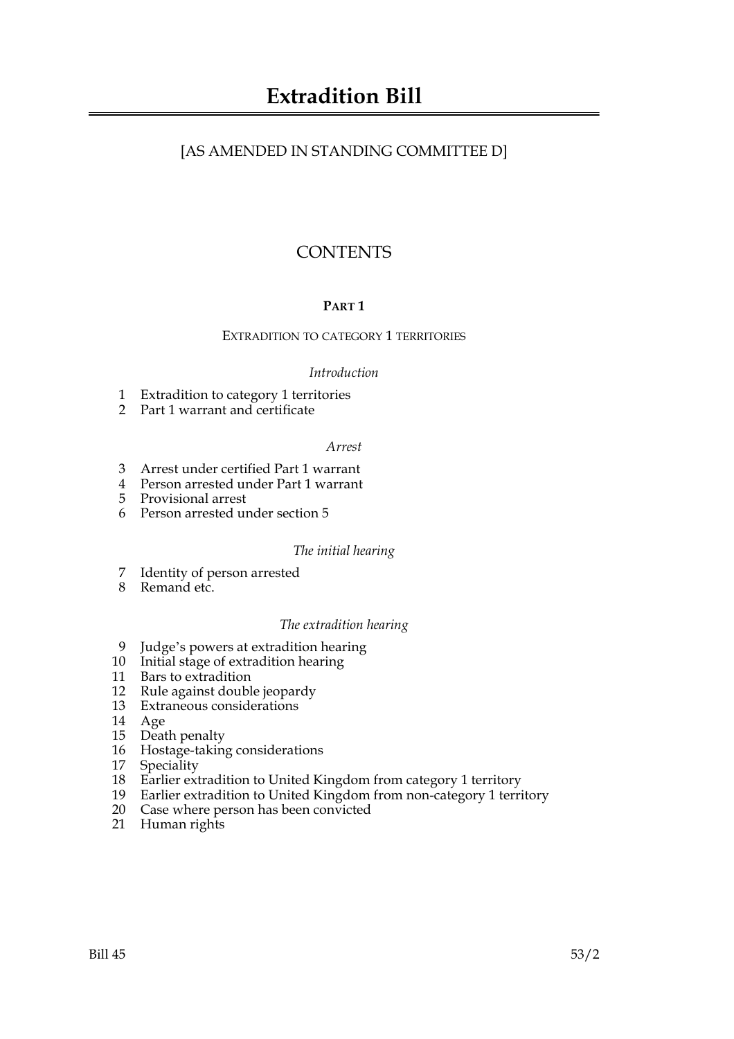# Extradition Bill

[AS AMENDED IN STANDING COMMITTEE D]

## CONTENTS

### PART 1

EXTRADITION TO CATEGORY 1 TERRITORIES

*Introduction*

1 Extradition to category 1 territories
2 Part 1 warrant and certificate

*Arrest*

3 Arrest under certified Part 1 warrant
4 Person arrested under Part 1 warrant
5 Provisional arrest
6 Person arrested under section 5

*The initial hearing*

7 Identity of person arrested
8 Remand etc.

*The extradition hearing*

9 Judge's powers at extradition hearing
10 Initial stage of extradition hearing
11 Bars to extradition
12 Rule against double jeopardy
13 Extraneous considerations
14 Age
15 Death penalty
16 Hostage-taking considerations
17 Speciality
18 Earlier extradition to United Kingdom from category 1 territory
19 Earlier extradition to United Kingdom from non-category 1 territory
20 Case where person has been convicted
21 Human rights

Bill 45 53/2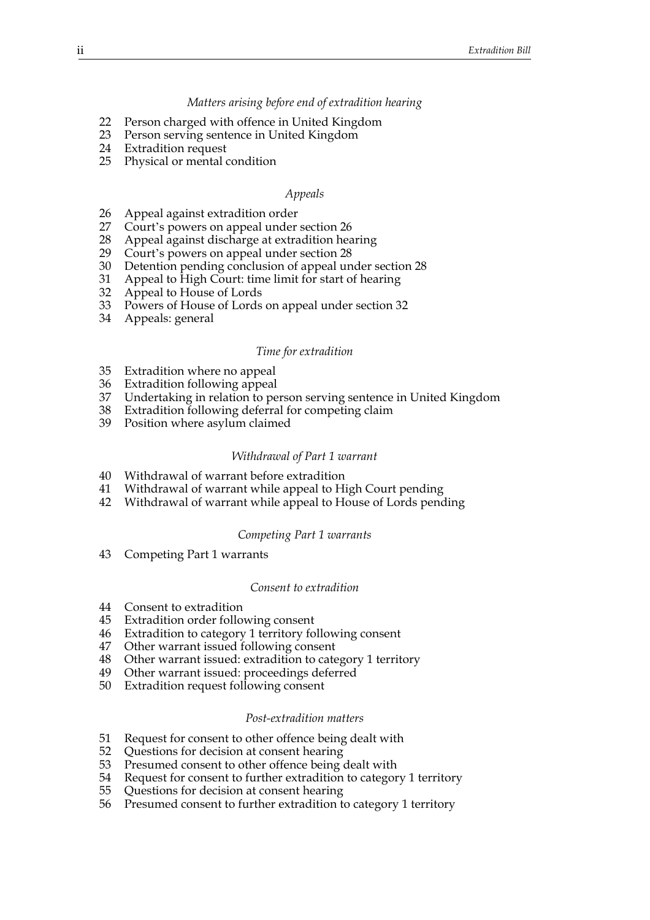*Matters arising before end of extradition hearing*

22 Person charged with offence in United Kingdom
23 Person serving sentence in United Kingdom
24 Extradition request
25 Physical or mental condition

*Appeals*

26 Appeal against extradition order
27 Court's powers on appeal under section 26
28 Appeal against discharge at extradition hearing
29 Court's powers on appeal under section 28
30 Detention pending conclusion of appeal under section 28
31 Appeal to High Court: time limit for start of hearing
32 Appeal to House of Lords
33 Powers of House of Lords on appeal under section 32
34 Appeals: general

*Time for extradition*

35 Extradition where no appeal
36 Extradition following appeal
37 Undertaking in relation to person serving sentence in United Kingdom
38 Extradition following deferral for competing claim
39 Position where asylum claimed

*Withdrawal of Part 1 warrant*

40 Withdrawal of warrant before extradition
41 Withdrawal of warrant while appeal to High Court pending
42 Withdrawal of warrant while appeal to House of Lords pending

*Competing Part 1 warrants*

43 Competing Part 1 warrants

*Consent to extradition*

44 Consent to extradition
45 Extradition order following consent
46 Extradition to category 1 territory following consent
47 Other warrant issued following consent
48 Other warrant issued: extradition to category 1 territory
49 Other warrant issued: proceedings deferred
50 Extradition request following consent

*Post-extradition matters*

51 Request for consent to other offence being dealt with
52 Questions for decision at consent hearing
53 Presumed consent to other offence being dealt with
54 Request for consent to further extradition to category 1 territory
55 Questions for decision at consent hearing
56 Presumed consent to further extradition to category 1 territory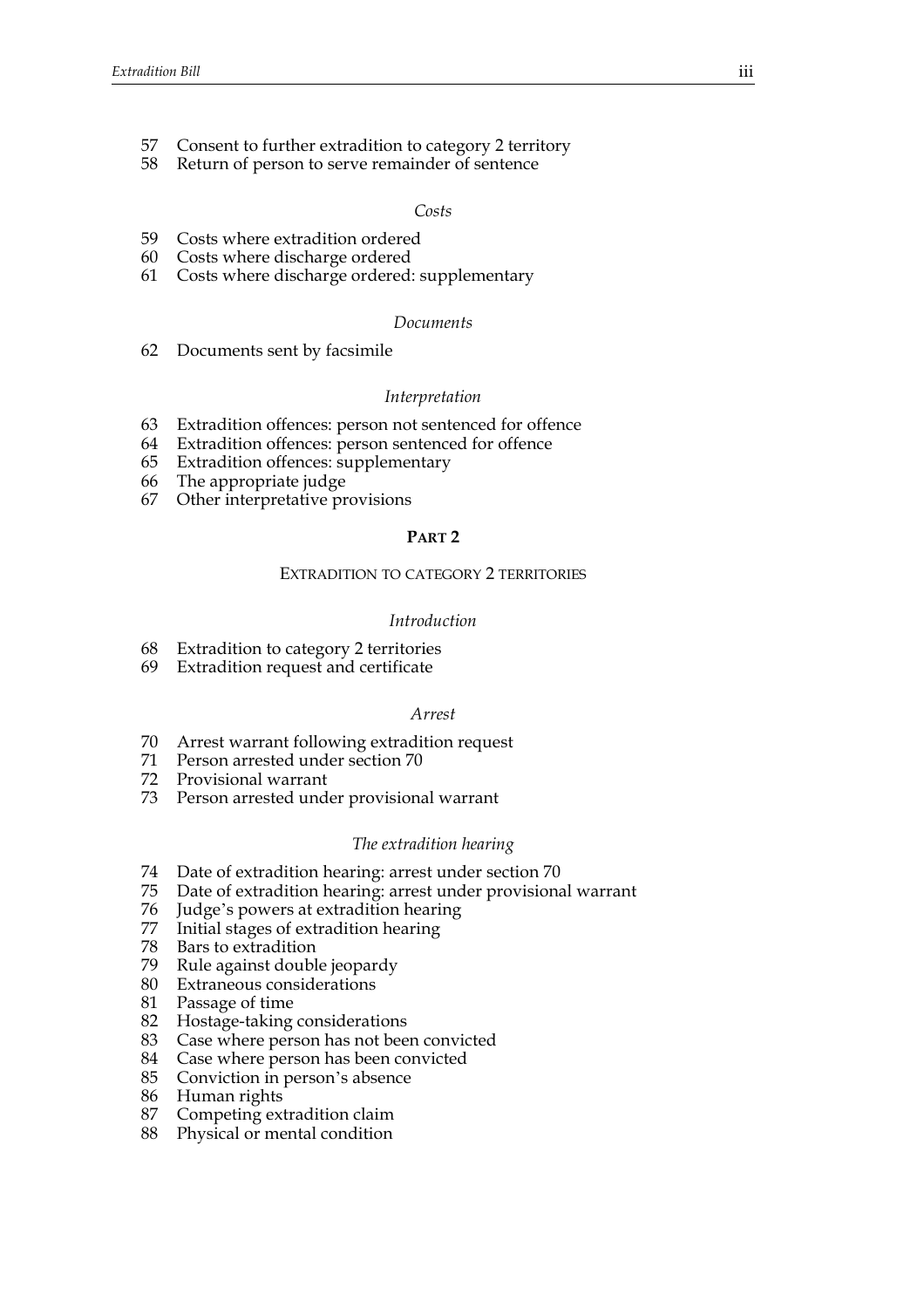57 Consent to further extradition to category 2 territory
58 Return of person to serve remainder of sentence

*Costs*

59 Costs where extradition ordered
60 Costs where discharge ordered
61 Costs where discharge ordered: supplementary

*Documents*

62 Documents sent by facsimile

*Interpretation*

63 Extradition offences: person not sentenced for offence
64 Extradition offences: person sentenced for offence
65 Extradition offences: supplementary
66 The appropriate judge
67 Other interpretative provisions

## PART 2

### EXTRADITION TO CATEGORY 2 TERRITORIES

*Introduction*

68 Extradition to category 2 territories
69 Extradition request and certificate

*Arrest*

70 Arrest warrant following extradition request
71 Person arrested under section 70
72 Provisional warrant
73 Person arrested under provisional warrant

*The extradition hearing*

74 Date of extradition hearing: arrest under section 70
75 Date of extradition hearing: arrest under provisional warrant
76 Judge's powers at extradition hearing
77 Initial stages of extradition hearing
78 Bars to extradition
79 Rule against double jeopardy
80 Extraneous considerations
81 Passage of time
82 Hostage-taking considerations
83 Case where person has not been convicted
84 Case where person has been convicted
85 Conviction in person's absence
86 Human rights
87 Competing extradition claim
88 Physical or mental condition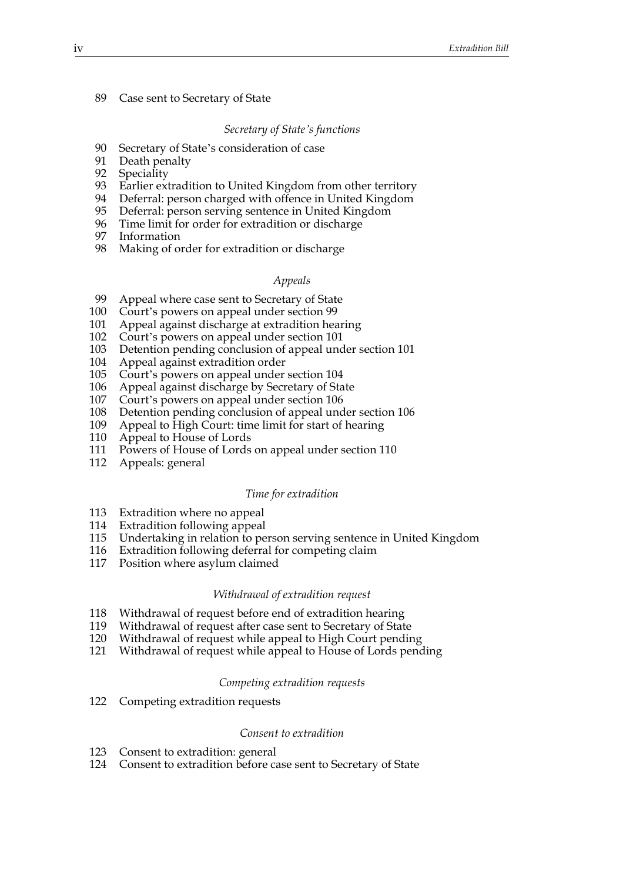89 Case sent to Secretary of State

*Secretary of State's functions*

90 Secretary of State's consideration of case
91 Death penalty
92 Speciality
93 Earlier extradition to United Kingdom from other territory
94 Deferral: person charged with offence in United Kingdom
95 Deferral: person serving sentence in United Kingdom
96 Time limit for order for extradition or discharge
97 Information
98 Making of order for extradition or discharge

*Appeals*

99 Appeal where case sent to Secretary of State
100 Court's powers on appeal under section 99
101 Appeal against discharge at extradition hearing
102 Court's powers on appeal under section 101
103 Detention pending conclusion of appeal under section 101
104 Appeal against extradition order
105 Court's powers on appeal under section 104
106 Appeal against discharge by Secretary of State
107 Court's powers on appeal under section 106
108 Detention pending conclusion of appeal under section 106
109 Appeal to High Court: time limit for start of hearing
110 Appeal to House of Lords
111 Powers of House of Lords on appeal under section 110
112 Appeals: general

*Time for extradition*

113 Extradition where no appeal
114 Extradition following appeal
115 Undertaking in relation to person serving sentence in United Kingdom
116 Extradition following deferral for competing claim
117 Position where asylum claimed

*Withdrawal of extradition request*

118 Withdrawal of request before end of extradition hearing
119 Withdrawal of request after case sent to Secretary of State
120 Withdrawal of request while appeal to High Court pending
121 Withdrawal of request while appeal to House of Lords pending

*Competing extradition requests*

122 Competing extradition requests

*Consent to extradition*

123 Consent to extradition: general
124 Consent to extradition before case sent to Secretary of State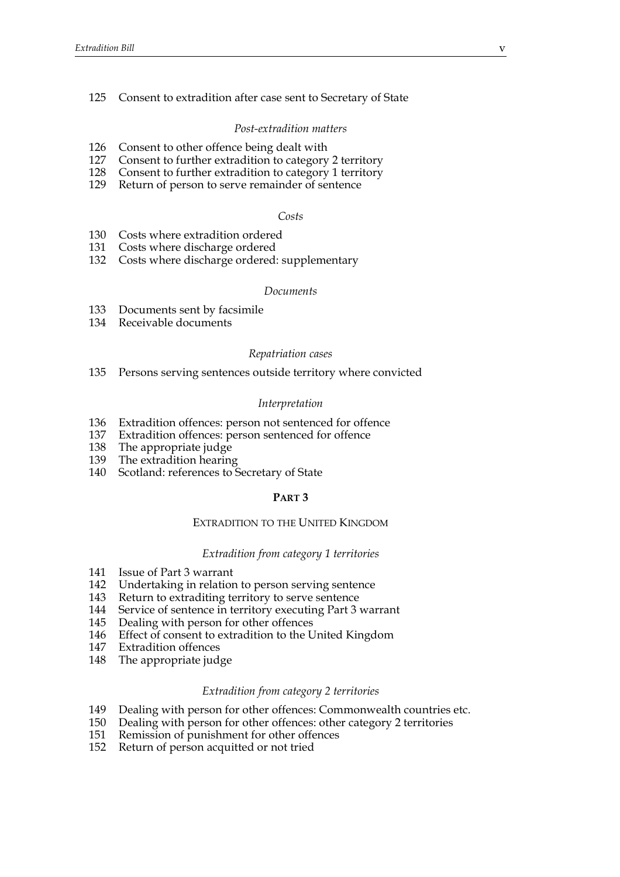125 Consent to extradition after case sent to Secretary of State

*Post-extradition matters*

126 Consent to other offence being dealt with
127 Consent to further extradition to category 2 territory
128 Consent to further extradition to category 1 territory
129 Return of person to serve remainder of sentence

*Costs*

130 Costs where extradition ordered
131 Costs where discharge ordered
132 Costs where discharge ordered: supplementary

*Documents*

133 Documents sent by facsimile
134 Receivable documents

*Repatriation cases*

135 Persons serving sentences outside territory where convicted

*Interpretation*

136 Extradition offences: person not sentenced for offence
137 Extradition offences: person sentenced for offence
138 The appropriate judge
139 The extradition hearing
140 Scotland: references to Secretary of State

## PART 3

### EXTRADITION TO THE UNITED KINGDOM

*Extradition from category 1 territories*

141 Issue of Part 3 warrant
142 Undertaking in relation to person serving sentence
143 Return to extraditing territory to serve sentence
144 Service of sentence in territory executing Part 3 warrant
145 Dealing with person for other offences
146 Effect of consent to extradition to the United Kingdom
147 Extradition offences
148 The appropriate judge

*Extradition from category 2 territories*

149 Dealing with person for other offences: Commonwealth countries etc.
150 Dealing with person for other offences: other category 2 territories
151 Remission of punishment for other offences
152 Return of person acquitted or not tried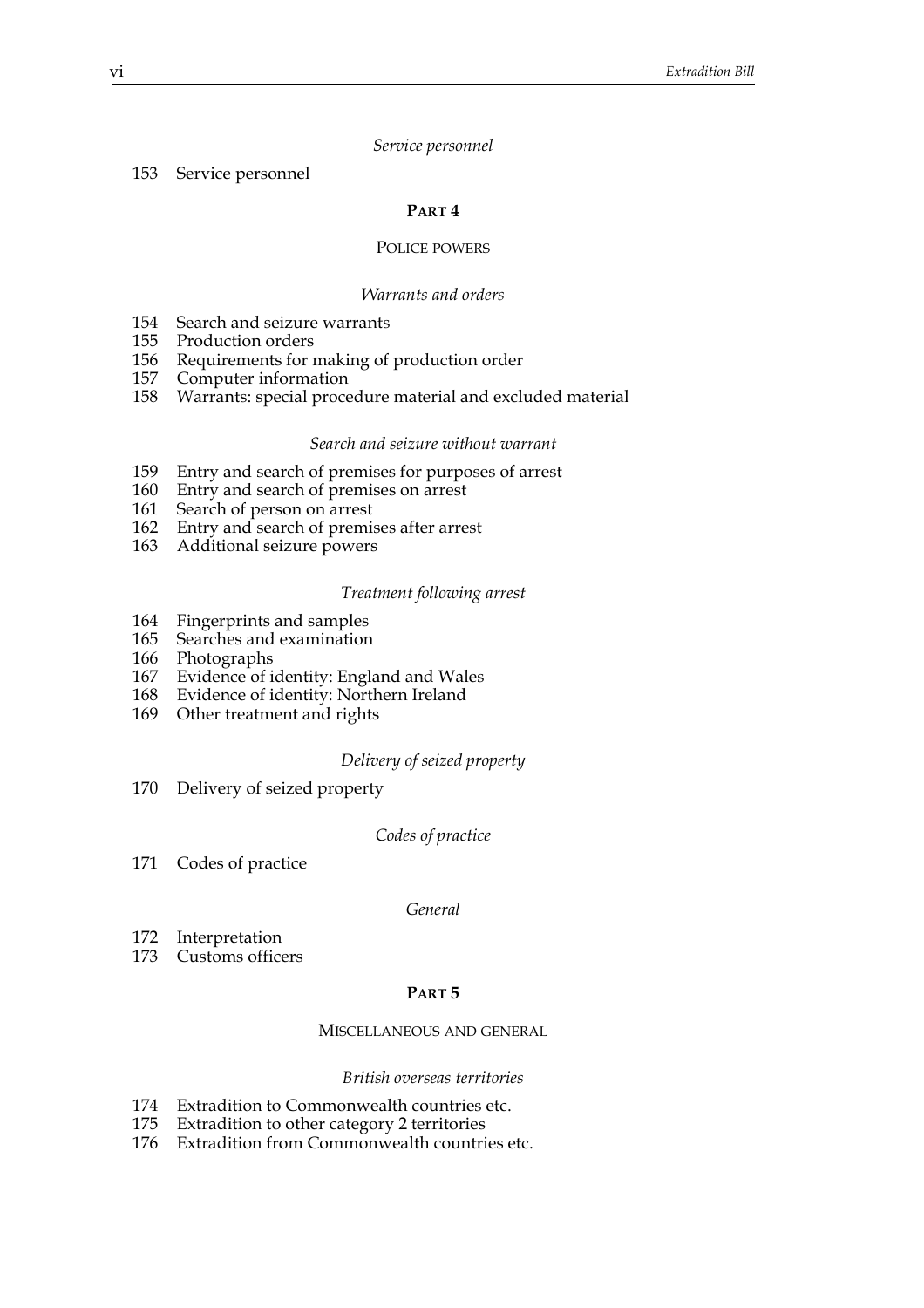*Service personnel*

153 Service personnel

## PART 4

### POLICE POWERS

*Warrants and orders*

154 Search and seizure warrants
155 Production orders
156 Requirements for making of production order
157 Computer information
158 Warrants: special procedure material and excluded material

*Search and seizure without warrant*

159 Entry and search of premises for purposes of arrest
160 Entry and search of premises on arrest
161 Search of person on arrest
162 Entry and search of premises after arrest
163 Additional seizure powers

*Treatment following arrest*

164 Fingerprints and samples
165 Searches and examination
166 Photographs
167 Evidence of identity: England and Wales
168 Evidence of identity: Northern Ireland
169 Other treatment and rights

*Delivery of seized property*

170 Delivery of seized property

*Codes of practice*

171 Codes of practice

*General*

172 Interpretation
173 Customs officers

## PART 5

### MISCELLANEOUS AND GENERAL

*British overseas territories*

174 Extradition to Commonwealth countries etc.
175 Extradition to other category 2 territories
176 Extradition from Commonwealth countries etc.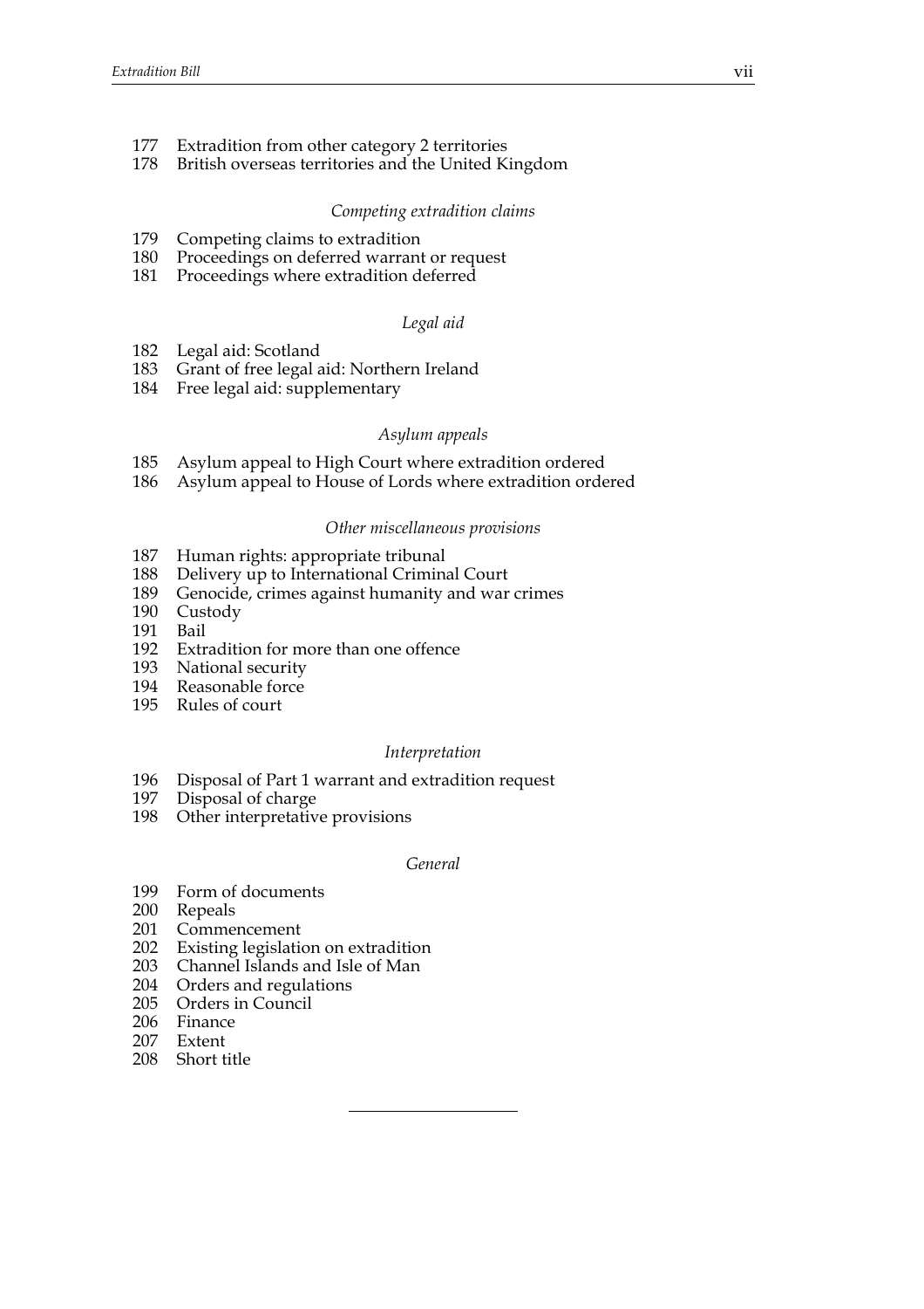177 Extradition from other category 2 territories
178 British overseas territories and the United Kingdom

*Competing extradition claims*

179 Competing claims to extradition
180 Proceedings on deferred warrant or request
181 Proceedings where extradition deferred

*Legal aid*

182 Legal aid: Scotland
183 Grant of free legal aid: Northern Ireland
184 Free legal aid: supplementary

*Asylum appeals*

185 Asylum appeal to High Court where extradition ordered
186 Asylum appeal to House of Lords where extradition ordered

*Other miscellaneous provisions*

187 Human rights: appropriate tribunal
188 Delivery up to International Criminal Court
189 Genocide, crimes against humanity and war crimes
190 Custody
191 Bail
192 Extradition for more than one offence
193 National security
194 Reasonable force
195 Rules of court

*Interpretation*

196 Disposal of Part 1 warrant and extradition request
197 Disposal of charge
198 Other interpretative provisions

*General*

199 Form of documents
200 Repeals
201 Commencement
202 Existing legislation on extradition
203 Channel Islands and Isle of Man
204 Orders and regulations
205 Orders in Council
206 Finance
207 Extent
208 Short title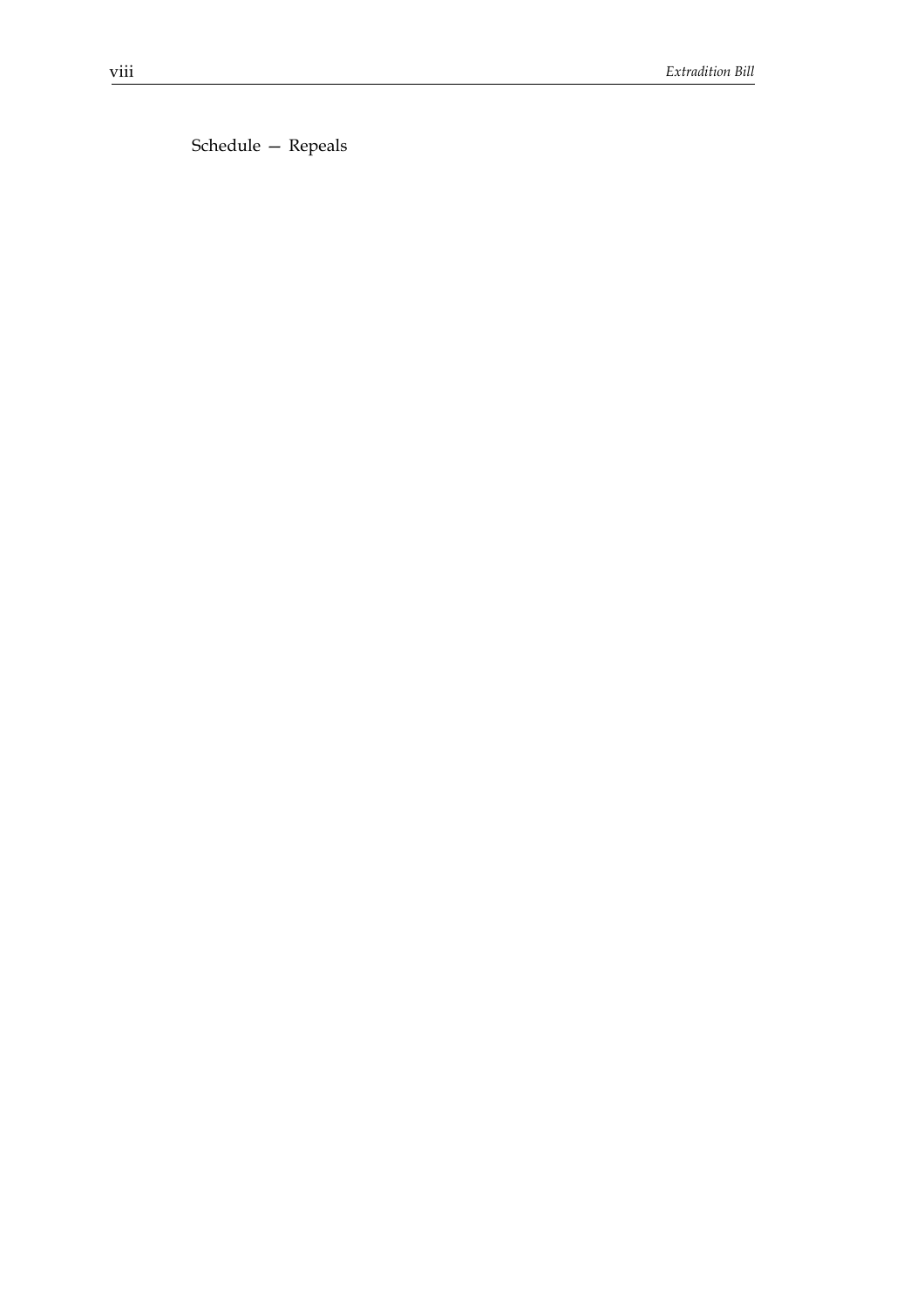Schedule — Repeals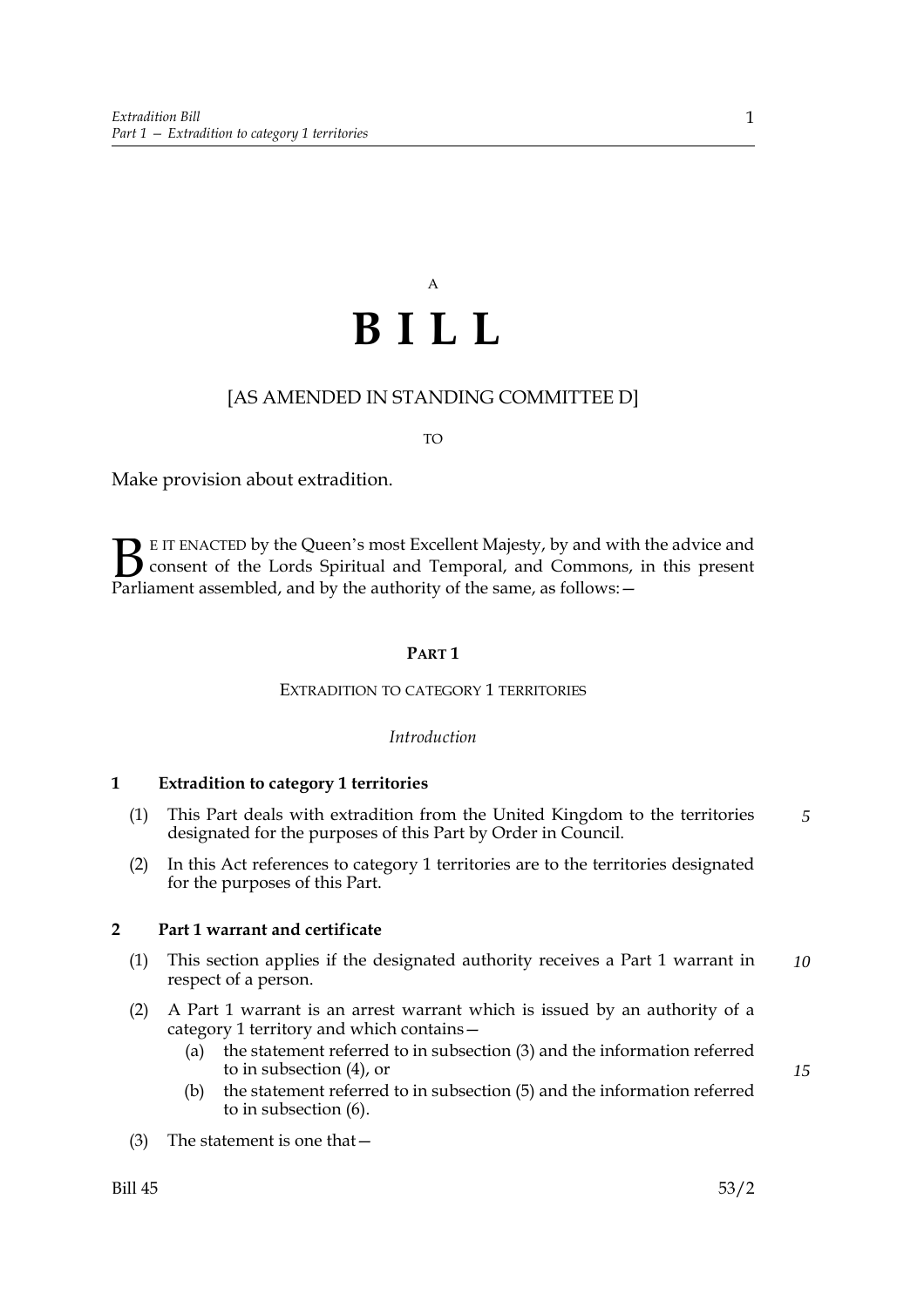A

# B I L L

[AS AMENDED IN STANDING COMMITTEE D]

TO

Make provision about extradition.

BE IT ENACTED by the Queen's most Excellent Majesty, by and with the advice and consent of the Lords Spiritual and Temporal, and Commons, in this present Parliament assembled, and by the authority of the same, as follows:—

## PART 1

### EXTRADITION TO CATEGORY 1 TERRITORIES

*Introduction*

**1 Extradition to category 1 territories**

(1) This Part deals with extradition from the United Kingdom to the territories designated for the purposes of this Part by Order in Council.

(2) In this Act references to category 1 territories are to the territories designated for the purposes of this Part.

**2 Part 1 warrant and certificate**

(1) This section applies if the designated authority receives a Part 1 warrant in respect of a person.

(2) A Part 1 warrant is an arrest warrant which is issued by an authority of a category 1 territory and which contains—

(a) the statement referred to in subsection (3) and the information referred to in subsection (4), or

(b) the statement referred to in subsection (5) and the information referred to in subsection (6).

(3) The statement is one that—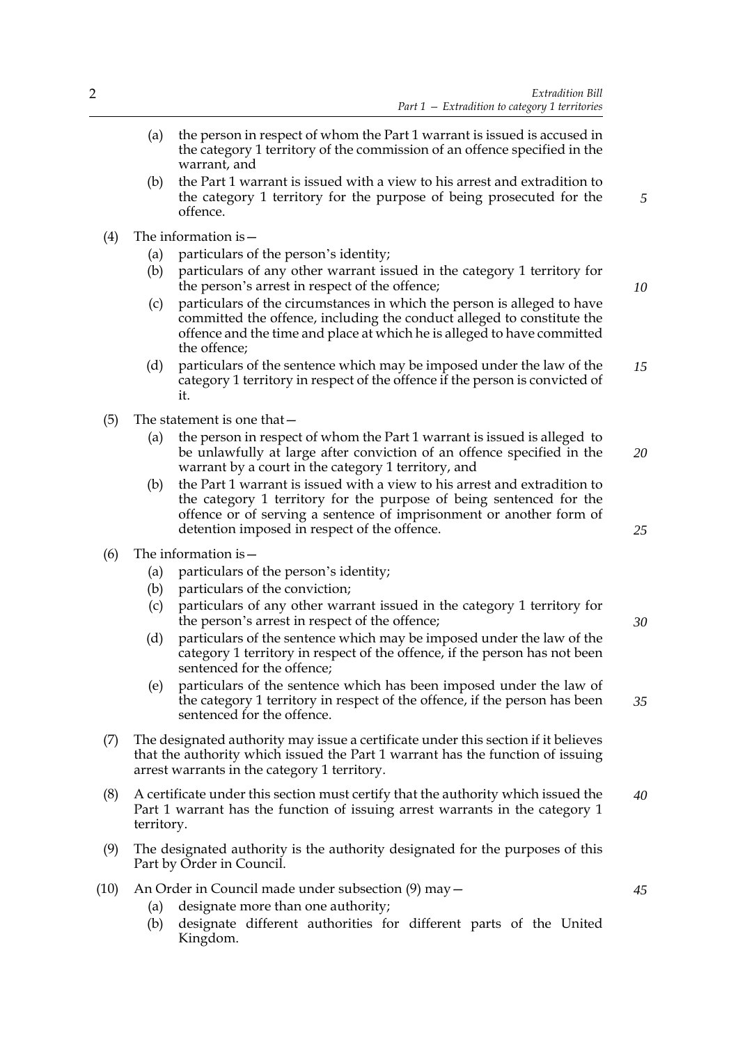(a) the person in respect of whom the Part 1 warrant is issued is accused in the category 1 territory of the commission of an offence specified in the warrant, and

(b) the Part 1 warrant is issued with a view to his arrest and extradition to the category 1 territory for the purpose of being prosecuted for the offence.

(4) The information is—

(a) particulars of the person's identity;

(b) particulars of any other warrant issued in the category 1 territory for the person's arrest in respect of the offence;

(c) particulars of the circumstances in which the person is alleged to have committed the offence, including the conduct alleged to constitute the offence and the time and place at which he is alleged to have committed the offence;

(d) particulars of the sentence which may be imposed under the law of the category 1 territory in respect of the offence if the person is convicted of it.

(5) The statement is one that—

(a) the person in respect of whom the Part 1 warrant is issued is alleged to be unlawfully at large after conviction of an offence specified in the warrant by a court in the category 1 territory, and

(b) the Part 1 warrant is issued with a view to his arrest and extradition to the category 1 territory for the purpose of being sentenced for the offence or of serving a sentence of imprisonment or another form of detention imposed in respect of the offence.

(6) The information is—

(a) particulars of the person's identity;

(b) particulars of the conviction;

(c) particulars of any other warrant issued in the category 1 territory for the person's arrest in respect of the offence;

(d) particulars of the sentence which may be imposed under the law of the category 1 territory in respect of the offence, if the person has not been sentenced for the offence;

(e) particulars of the sentence which has been imposed under the law of the category 1 territory in respect of the offence, if the person has been sentenced for the offence.

(7) The designated authority may issue a certificate under this section if it believes that the authority which issued the Part 1 warrant has the function of issuing arrest warrants in the category 1 territory.

(8) A certificate under this section must certify that the authority which issued the Part 1 warrant has the function of issuing arrest warrants in the category 1 territory.

(9) The designated authority is the authority designated for the purposes of this Part by Order in Council.

(10) An Order in Council made under subsection (9) may—

(a) designate more than one authority;

(b) designate different authorities for different parts of the United Kingdom.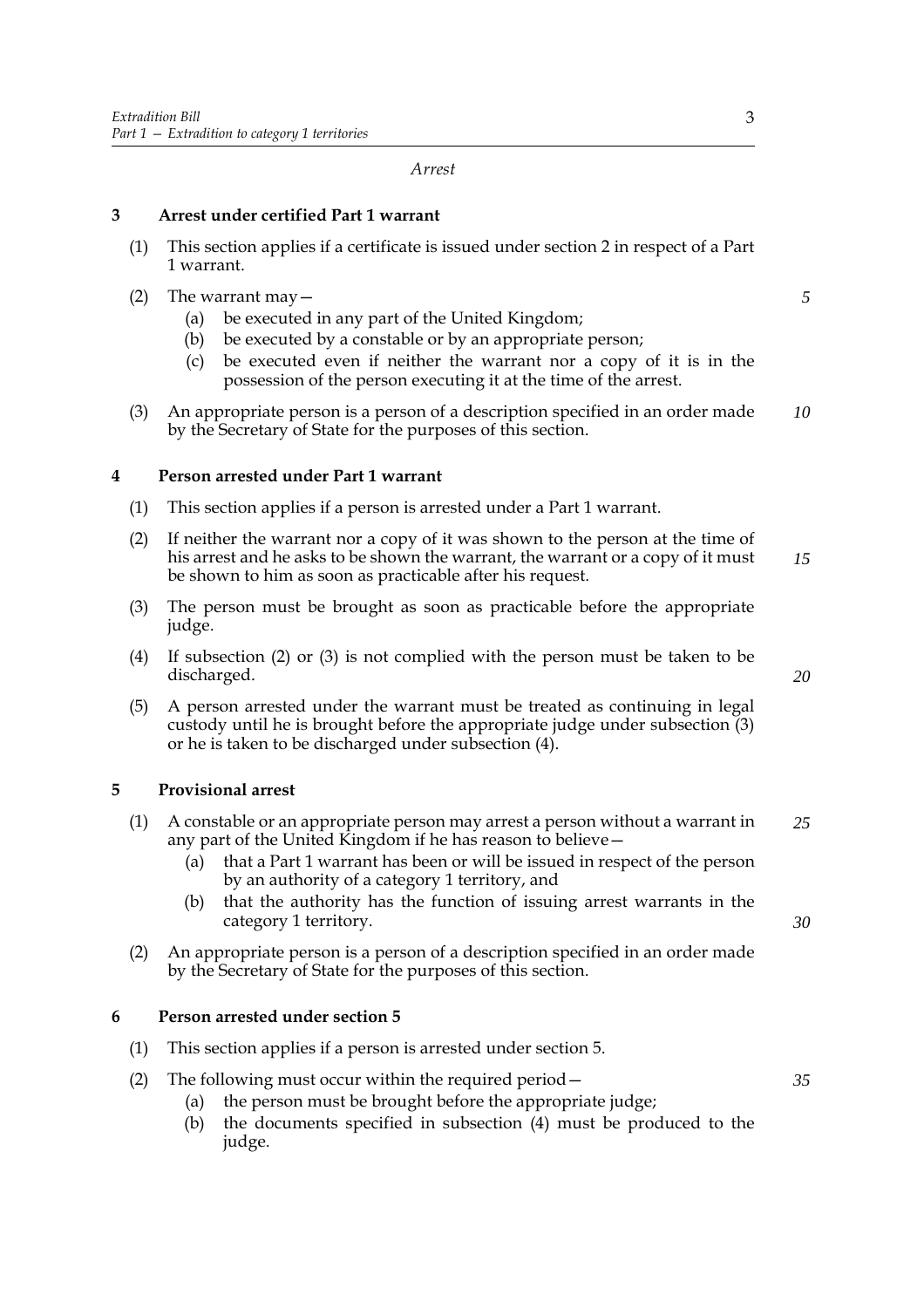*Arrest*

## 3 Arrest under certified Part 1 warrant

(1) This section applies if a certificate is issued under section 2 in respect of a Part 1 warrant.

(2) The warrant may—

- (a) be executed in any part of the United Kingdom;
- (b) be executed by a constable or by an appropriate person;
- (c) be executed even if neither the warrant nor a copy of it is in the possession of the person executing it at the time of the arrest.

(3) An appropriate person is a person of a description specified in an order made by the Secretary of State for the purposes of this section.

## 4 Person arrested under Part 1 warrant

(1) This section applies if a person is arrested under a Part 1 warrant.

(2) If neither the warrant nor a copy of it was shown to the person at the time of his arrest and he asks to be shown the warrant, the warrant or a copy of it must be shown to him as soon as practicable after his request.

(3) The person must be brought as soon as practicable before the appropriate judge.

(4) If subsection (2) or (3) is not complied with the person must be taken to be discharged.

(5) A person arrested under the warrant must be treated as continuing in legal custody until he is brought before the appropriate judge under subsection (3) or he is taken to be discharged under subsection (4).

## 5 Provisional arrest

(1) A constable or an appropriate person may arrest a person without a warrant in any part of the United Kingdom if he has reason to believe—

- (a) that a Part 1 warrant has been or will be issued in respect of the person by an authority of a category 1 territory, and
- (b) that the authority has the function of issuing arrest warrants in the category 1 territory.

(2) An appropriate person is a person of a description specified in an order made by the Secretary of State for the purposes of this section.

## 6 Person arrested under section 5

(1) This section applies if a person is arrested under section 5.

(2) The following must occur within the required period—

- (a) the person must be brought before the appropriate judge;
- (b) the documents specified in subsection (4) must be produced to the judge.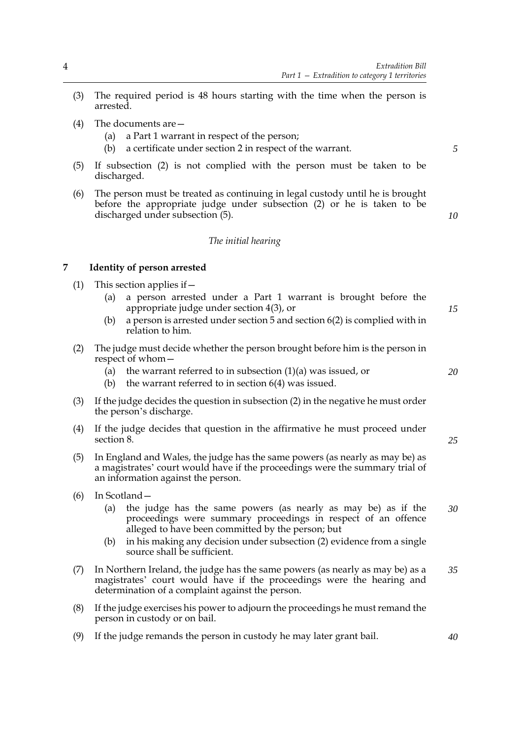(3) The required period is 48 hours starting with the time when the person is arrested.

(4) The documents are—

(a) a Part 1 warrant in respect of the person;

(b) a certificate under section 2 in respect of the warrant.

(5) If subsection (2) is not complied with the person must be taken to be discharged.

(6) The person must be treated as continuing in legal custody until he is brought before the appropriate judge under subsection (2) or he is taken to be discharged under subsection (5).

*The initial hearing*

### 7 Identity of person arrested

(1) This section applies if—

(a) a person arrested under a Part 1 warrant is brought before the appropriate judge under section 4(3), or

(b) a person is arrested under section 5 and section 6(2) is complied with in relation to him.

(2) The judge must decide whether the person brought before him is the person in respect of whom—

(a) the warrant referred to in subsection (1)(a) was issued, or

(b) the warrant referred to in section 6(4) was issued.

(3) If the judge decides the question in subsection (2) in the negative he must order the person's discharge.

(4) If the judge decides that question in the affirmative he must proceed under section 8.

(5) In England and Wales, the judge has the same powers (as nearly as may be) as a magistrates' court would have if the proceedings were the summary trial of an information against the person.

(6) In Scotland—

(a) the judge has the same powers (as nearly as may be) as if the proceedings were summary proceedings in respect of an offence alleged to have been committed by the person; but

(b) in his making any decision under subsection (2) evidence from a single source shall be sufficient.

(7) In Northern Ireland, the judge has the same powers (as nearly as may be) as a magistrates' court would have if the proceedings were the hearing and determination of a complaint against the person.

(8) If the judge exercises his power to adjourn the proceedings he must remand the person in custody or on bail.

(9) If the judge remands the person in custody he may later grant bail.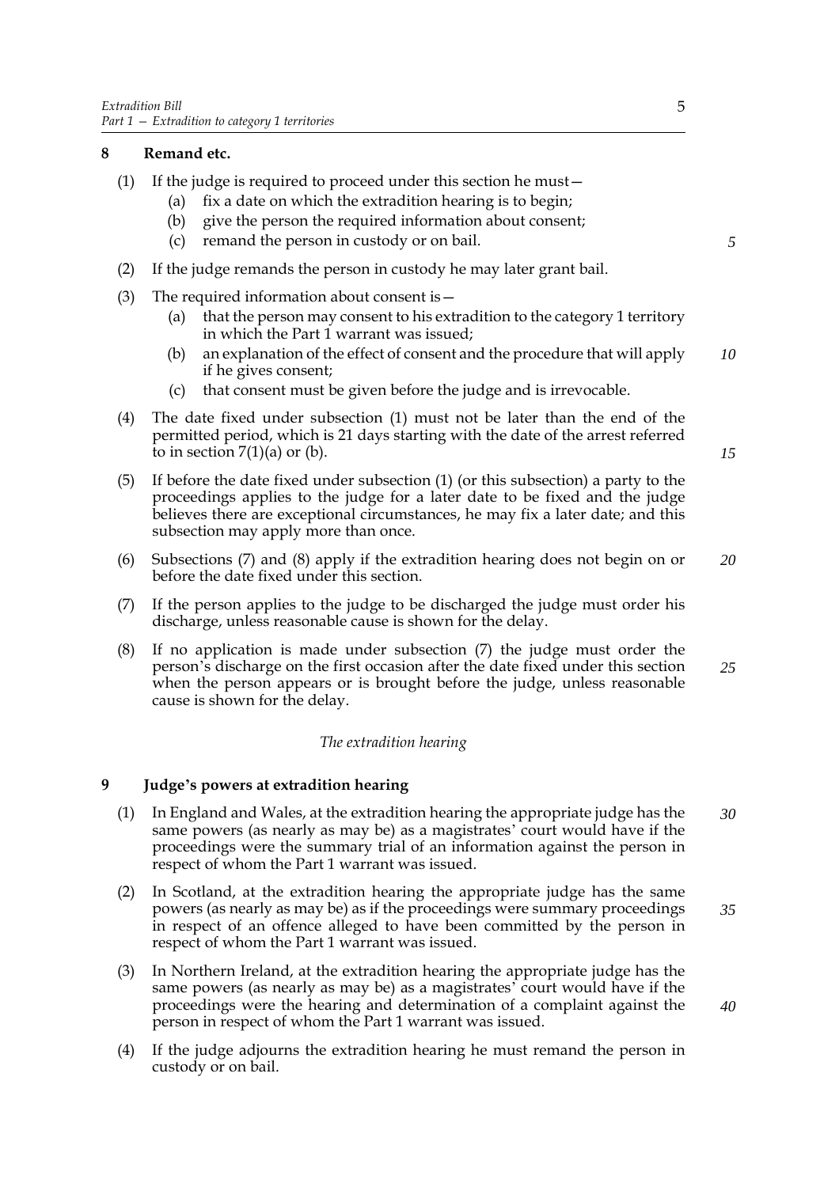## 8 Remand etc.

(1) If the judge is required to proceed under this section he must—

- (a) fix a date on which the extradition hearing is to begin;
- (b) give the person the required information about consent;
- (c) remand the person in custody or on bail.

(2) If the judge remands the person in custody he may later grant bail.

(3) The required information about consent is—

- (a) that the person may consent to his extradition to the category 1 territory in which the Part 1 warrant was issued;
- (b) an explanation of the effect of consent and the procedure that will apply if he gives consent;
- (c) that consent must be given before the judge and is irrevocable.

(4) The date fixed under subsection (1) must not be later than the end of the permitted period, which is 21 days starting with the date of the arrest referred to in section 7(1)(a) or (b).

(5) If before the date fixed under subsection (1) (or this subsection) a party to the proceedings applies to the judge for a later date to be fixed and the judge believes there are exceptional circumstances, he may fix a later date; and this subsection may apply more than once.

(6) Subsections (7) and (8) apply if the extradition hearing does not begin on or before the date fixed under this section.

(7) If the person applies to the judge to be discharged the judge must order his discharge, unless reasonable cause is shown for the delay.

(8) If no application is made under subsection (7) the judge must order the person's discharge on the first occasion after the date fixed under this section when the person appears or is brought before the judge, unless reasonable cause is shown for the delay.

*The extradition hearing*

## 9 Judge's powers at extradition hearing

(1) In England and Wales, at the extradition hearing the appropriate judge has the same powers (as nearly as may be) as a magistrates' court would have if the proceedings were the summary trial of an information against the person in respect of whom the Part 1 warrant was issued.

(2) In Scotland, at the extradition hearing the appropriate judge has the same powers (as nearly as may be) as if the proceedings were summary proceedings in respect of an offence alleged to have been committed by the person in respect of whom the Part 1 warrant was issued.

(3) In Northern Ireland, at the extradition hearing the appropriate judge has the same powers (as nearly as may be) as a magistrates' court would have if the proceedings were the hearing and determination of a complaint against the person in respect of whom the Part 1 warrant was issued.

(4) If the judge adjourns the extradition hearing he must remand the person in custody or on bail.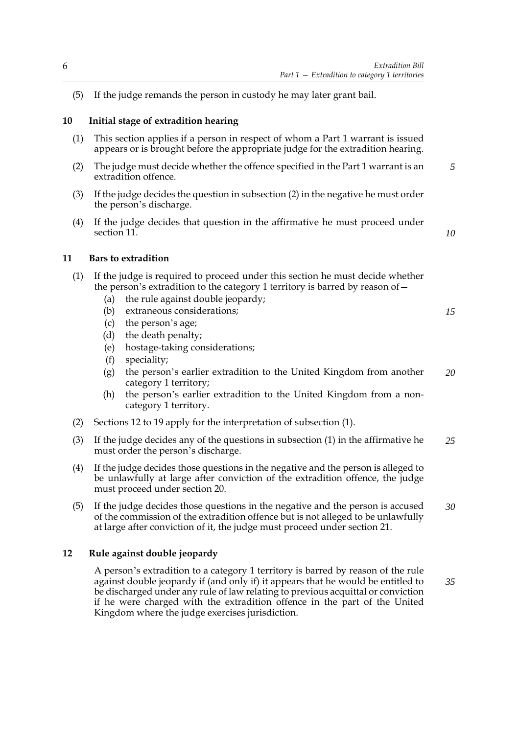(5) If the judge remands the person in custody he may later grant bail.

## 10 Initial stage of extradition hearing

(1) This section applies if a person in respect of whom a Part 1 warrant is issued appears or is brought before the appropriate judge for the extradition hearing.

(2) The judge must decide whether the offence specified in the Part 1 warrant is an extradition offence.

(3) If the judge decides the question in subsection (2) in the negative he must order the person's discharge.

(4) If the judge decides that question in the affirmative he must proceed under section 11.

## 11 Bars to extradition

(1) If the judge is required to proceed under this section he must decide whether the person's extradition to the category 1 territory is barred by reason of—

- (a) the rule against double jeopardy;
- (b) extraneous considerations;
- (c) the person's age;
- (d) the death penalty;
- (e) hostage-taking considerations;
- (f) speciality;
- (g) the person's earlier extradition to the United Kingdom from another category 1 territory;
- (h) the person's earlier extradition to the United Kingdom from a non-category 1 territory.

(2) Sections 12 to 19 apply for the interpretation of subsection (1).

(3) If the judge decides any of the questions in subsection (1) in the affirmative he must order the person's discharge.

(4) If the judge decides those questions in the negative and the person is alleged to be unlawfully at large after conviction of the extradition offence, the judge must proceed under section 20.

(5) If the judge decides those questions in the negative and the person is accused of the commission of the extradition offence but is not alleged to be unlawfully at large after conviction of it, the judge must proceed under section 21.

## 12 Rule against double jeopardy

A person's extradition to a category 1 territory is barred by reason of the rule against double jeopardy if (and only if) it appears that he would be entitled to be discharged under any rule of law relating to previous acquittal or conviction if he were charged with the extradition offence in the part of the United Kingdom where the judge exercises jurisdiction.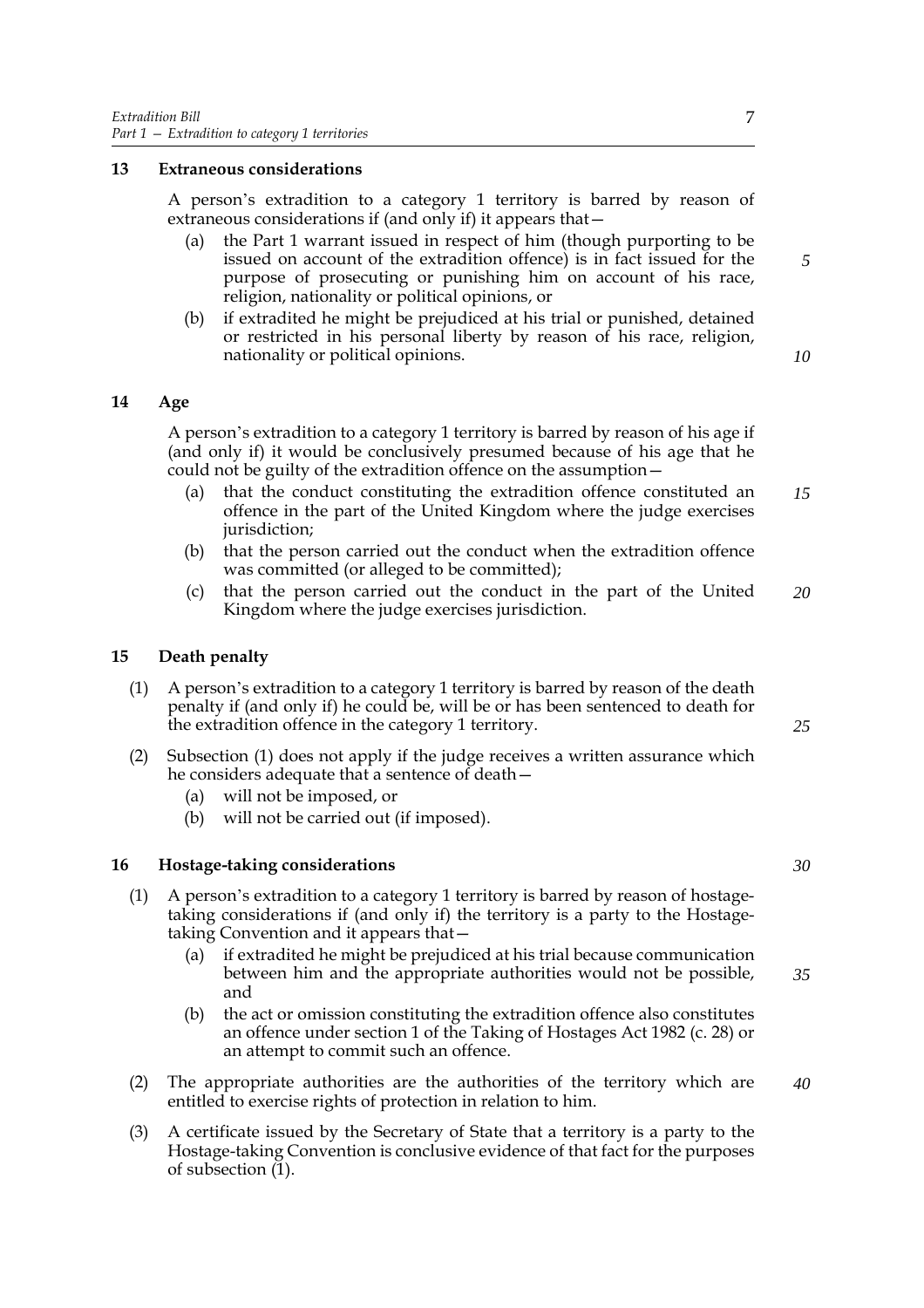## 13 Extraneous considerations

A person's extradition to a category 1 territory is barred by reason of extraneous considerations if (and only if) it appears that—

(a) the Part 1 warrant issued in respect of him (though purporting to be issued on account of the extradition offence) is in fact issued for the purpose of prosecuting or punishing him on account of his race, religion, nationality or political opinions, or

(b) if extradited he might be prejudiced at his trial or punished, detained or restricted in his personal liberty by reason of his race, religion, nationality or political opinions.

## 14 Age

A person's extradition to a category 1 territory is barred by reason of his age if (and only if) it would be conclusively presumed because of his age that he could not be guilty of the extradition offence on the assumption—

(a) that the conduct constituting the extradition offence constituted an offence in the part of the United Kingdom where the judge exercises jurisdiction;

(b) that the person carried out the conduct when the extradition offence was committed (or alleged to be committed);

(c) that the person carried out the conduct in the part of the United Kingdom where the judge exercises jurisdiction.

## 15 Death penalty

(1) A person's extradition to a category 1 territory is barred by reason of the death penalty if (and only if) he could be, will be or has been sentenced to death for the extradition offence in the category 1 territory.

(2) Subsection (1) does not apply if the judge receives a written assurance which he considers adequate that a sentence of death—

(a) will not be imposed, or

(b) will not be carried out (if imposed).

## 16 Hostage-taking considerations

(1) A person's extradition to a category 1 territory is barred by reason of hostage-taking considerations if (and only if) the territory is a party to the Hostage-taking Convention and it appears that—

(a) if extradited he might be prejudiced at his trial because communication between him and the appropriate authorities would not be possible, and

(b) the act or omission constituting the extradition offence also constitutes an offence under section 1 of the Taking of Hostages Act 1982 (c. 28) or an attempt to commit such an offence.

(2) The appropriate authorities are the authorities of the territory which are entitled to exercise rights of protection in relation to him.

(3) A certificate issued by the Secretary of State that a territory is a party to the Hostage-taking Convention is conclusive evidence of that fact for the purposes of subsection (1).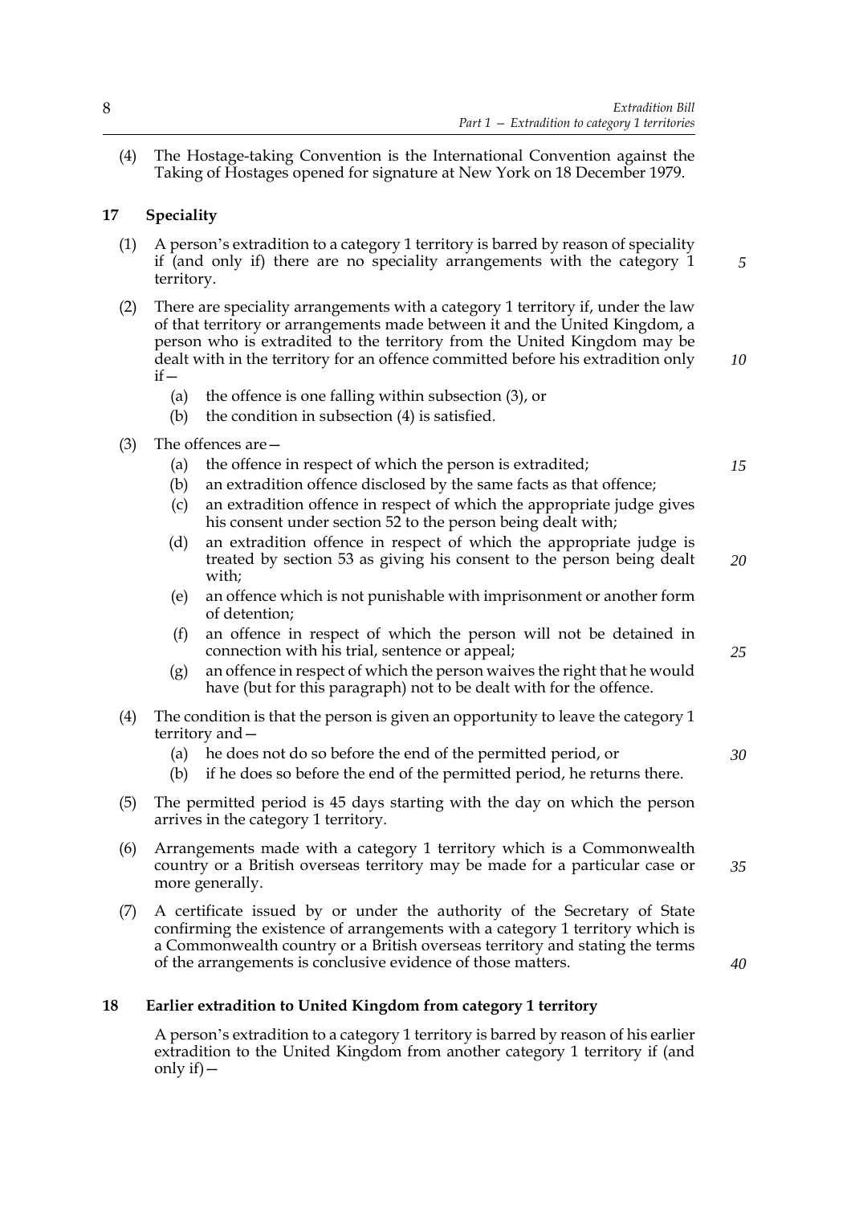(4) The Hostage-taking Convention is the International Convention against the Taking of Hostages opened for signature at New York on 18 December 1979.

## 17 Speciality

(1) A person's extradition to a category 1 territory is barred by reason of speciality if (and only if) there are no speciality arrangements with the category 1 territory.

(2) There are speciality arrangements with a category 1 territory if, under the law of that territory or arrangements made between it and the United Kingdom, a person who is extradited to the territory from the United Kingdom may be dealt with in the territory for an offence committed before his extradition only if—

- (a) the offence is one falling within subsection (3), or
- (b) the condition in subsection (4) is satisfied.

(3) The offences are—

- (a) the offence in respect of which the person is extradited;
- (b) an extradition offence disclosed by the same facts as that offence;
- (c) an extradition offence in respect of which the appropriate judge gives his consent under section 52 to the person being dealt with;
- (d) an extradition offence in respect of which the appropriate judge is treated by section 53 as giving his consent to the person being dealt with;
- (e) an offence which is not punishable with imprisonment or another form of detention;
- (f) an offence in respect of which the person will not be detained in connection with his trial, sentence or appeal;
- (g) an offence in respect of which the person waives the right that he would have (but for this paragraph) not to be dealt with for the offence.

(4) The condition is that the person is given an opportunity to leave the category 1 territory and—

- (a) he does not do so before the end of the permitted period, or
- (b) if he does so before the end of the permitted period, he returns there.

(5) The permitted period is 45 days starting with the day on which the person arrives in the category 1 territory.

(6) Arrangements made with a category 1 territory which is a Commonwealth country or a British overseas territory may be made for a particular case or more generally.

(7) A certificate issued by or under the authority of the Secretary of State confirming the existence of arrangements with a category 1 territory which is a Commonwealth country or a British overseas territory and stating the terms of the arrangements is conclusive evidence of those matters.

## 18 Earlier extradition to United Kingdom from category 1 territory

A person's extradition to a category 1 territory is barred by reason of his earlier extradition to the United Kingdom from another category 1 territory if (and only if)—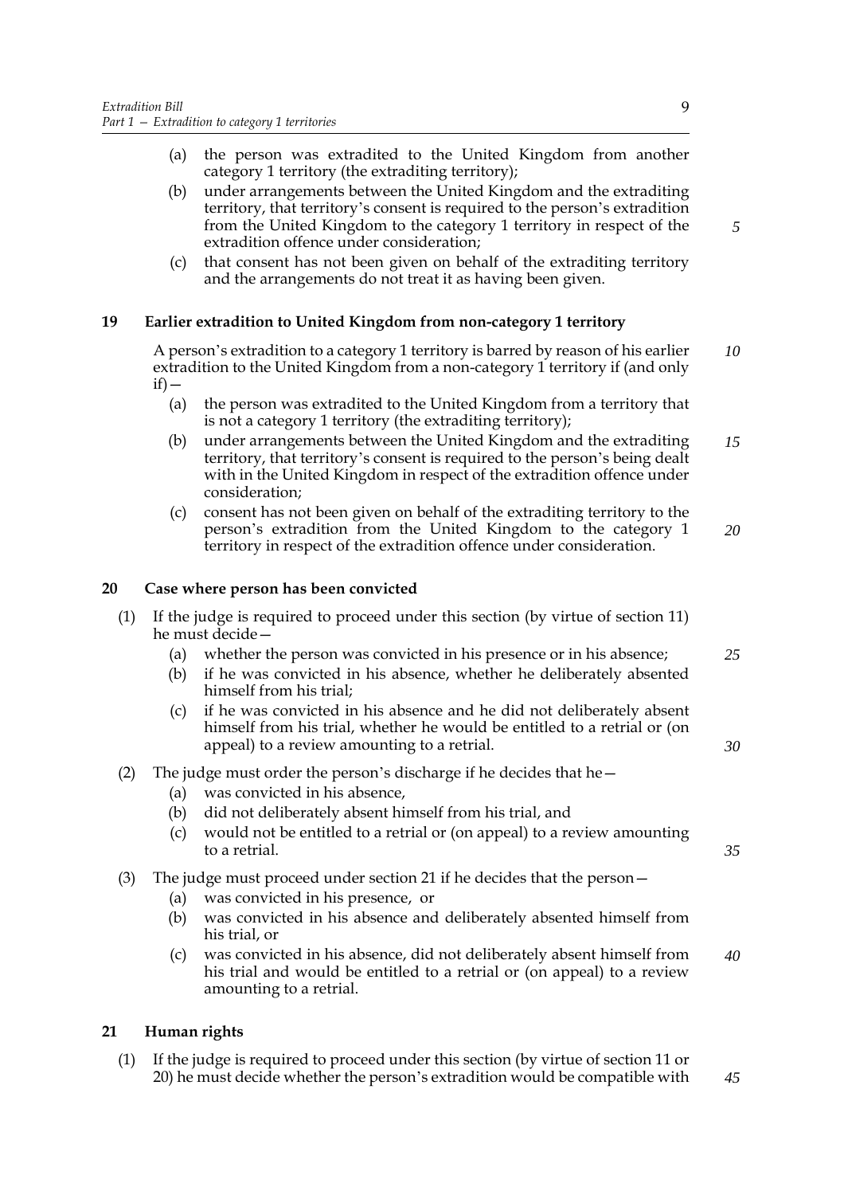(a) the person was extradited to the United Kingdom from another category 1 territory (the extraditing territory);

(b) under arrangements between the United Kingdom and the extraditing territory, that territory's consent is required to the person's extradition from the United Kingdom to the category 1 territory in respect of the extradition offence under consideration;

(c) that consent has not been given on behalf of the extraditing territory and the arrangements do not treat it as having been given.

## 19 Earlier extradition to United Kingdom from non-category 1 territory

A person's extradition to a category 1 territory is barred by reason of his earlier extradition to the United Kingdom from a non-category 1 territory if (and only if)—

(a) the person was extradited to the United Kingdom from a territory that is not a category 1 territory (the extraditing territory);

(b) under arrangements between the United Kingdom and the extraditing territory, that territory's consent is required to the person's being dealt with in the United Kingdom in respect of the extradition offence under consideration;

(c) consent has not been given on behalf of the extraditing territory to the person's extradition from the United Kingdom to the category 1 territory in respect of the extradition offence under consideration.

## 20 Case where person has been convicted

(1) If the judge is required to proceed under this section (by virtue of section 11) he must decide—

(a) whether the person was convicted in his presence or in his absence;

(b) if he was convicted in his absence, whether he deliberately absented himself from his trial;

(c) if he was convicted in his absence and he did not deliberately absent himself from his trial, whether he would be entitled to a retrial or (on appeal) to a review amounting to a retrial.

(2) The judge must order the person's discharge if he decides that he—

(a) was convicted in his absence,

(b) did not deliberately absent himself from his trial, and

(c) would not be entitled to a retrial or (on appeal) to a review amounting to a retrial.

(3) The judge must proceed under section 21 if he decides that the person—

(a) was convicted in his presence, or

(b) was convicted in his absence and deliberately absented himself from his trial, or

(c) was convicted in his absence, did not deliberately absent himself from his trial and would be entitled to a retrial or (on appeal) to a review amounting to a retrial.

## 21 Human rights

(1) If the judge is required to proceed under this section (by virtue of section 11 or 20) he must decide whether the person's extradition would be compatible with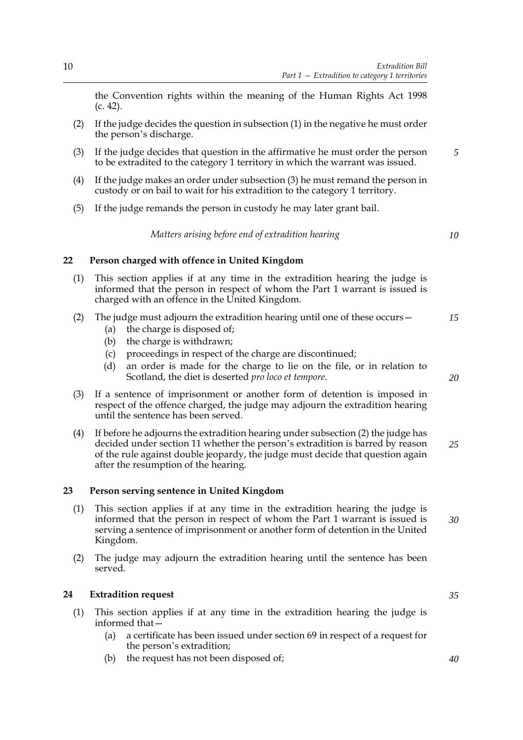the Convention rights within the meaning of the Human Rights Act 1998 (c. 42).

(2) If the judge decides the question in subsection (1) in the negative he must order the person's discharge.

(3) If the judge decides that question in the affirmative he must order the person to be extradited to the category 1 territory in which the warrant was issued.

(4) If the judge makes an order under subsection (3) he must remand the person in custody or on bail to wait for his extradition to the category 1 territory.

(5) If the judge remands the person in custody he may later grant bail.

*Matters arising before end of extradition hearing*

### 22 Person charged with offence in United Kingdom

(1) This section applies if at any time in the extradition hearing the judge is informed that the person in respect of whom the Part 1 warrant is issued is charged with an offence in the United Kingdom.

(2) The judge must adjourn the extradition hearing until one of these occurs—
- (a) the charge is disposed of;
- (b) the charge is withdrawn;
- (c) proceedings in respect of the charge are discontinued;
- (d) an order is made for the charge to lie on the file, or in relation to Scotland, the diet is deserted *pro loco et tempore*.

(3) If a sentence of imprisonment or another form of detention is imposed in respect of the offence charged, the judge may adjourn the extradition hearing until the sentence has been served.

(4) If before he adjourns the extradition hearing under subsection (2) the judge has decided under section 11 whether the person's extradition is barred by reason of the rule against double jeopardy, the judge must decide that question again after the resumption of the hearing.

### 23 Person serving sentence in United Kingdom

(1) This section applies if at any time in the extradition hearing the judge is informed that the person in respect of whom the Part 1 warrant is issued is serving a sentence of imprisonment or another form of detention in the United Kingdom.

(2) The judge may adjourn the extradition hearing until the sentence has been served.

### 24 Extradition request

(1) This section applies if at any time in the extradition hearing the judge is informed that—
- (a) a certificate has been issued under section 69 in respect of a request for the person's extradition;
- (b) the request has not been disposed of;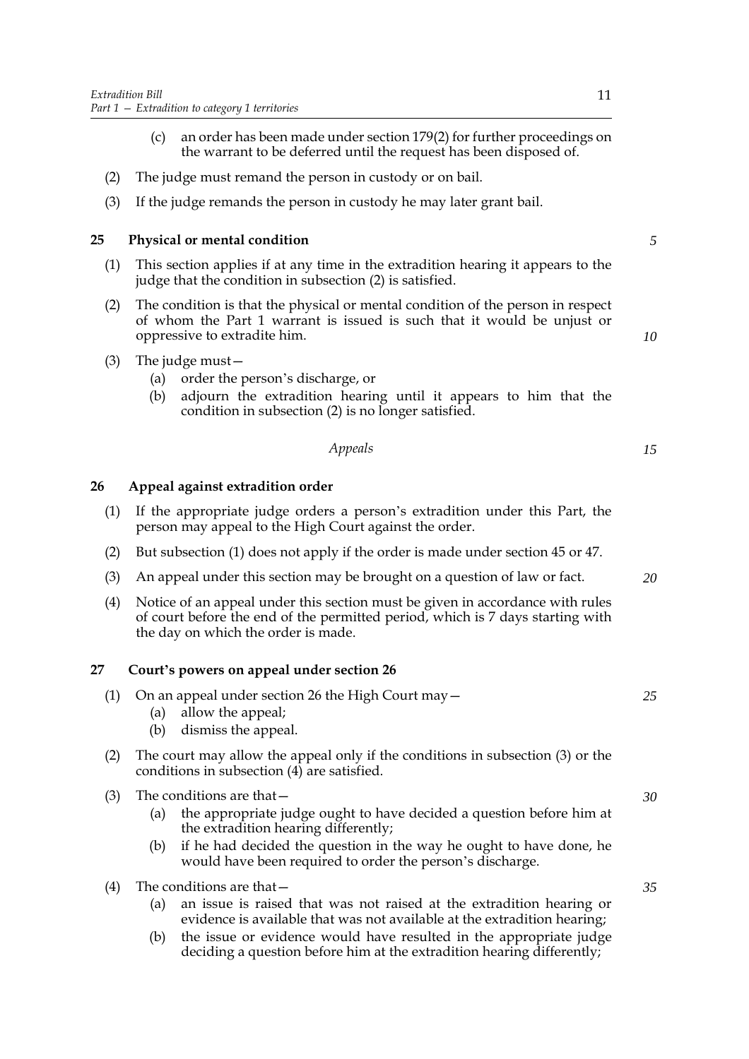(c) an order has been made under section 179(2) for further proceedings on the warrant to be deferred until the request has been disposed of.

(2) The judge must remand the person in custody or on bail.

(3) If the judge remands the person in custody he may later grant bail.

**25 Physical or mental condition**

(1) This section applies if at any time in the extradition hearing it appears to the judge that the condition in subsection (2) is satisfied.

(2) The condition is that the physical or mental condition of the person in respect of whom the Part 1 warrant is issued is such that it would be unjust or oppressive to extradite him.

(3) The judge must—

(a) order the person's discharge, or

(b) adjourn the extradition hearing until it appears to him that the condition in subsection (2) is no longer satisfied.

*Appeals*

**26 Appeal against extradition order**

(1) If the appropriate judge orders a person's extradition under this Part, the person may appeal to the High Court against the order.

(2) But subsection (1) does not apply if the order is made under section 45 or 47.

(3) An appeal under this section may be brought on a question of law or fact.

(4) Notice of an appeal under this section must be given in accordance with rules of court before the end of the permitted period, which is 7 days starting with the day on which the order is made.

**27 Court's powers on appeal under section 26**

(1) On an appeal under section 26 the High Court may—

(a) allow the appeal;

(b) dismiss the appeal.

(2) The court may allow the appeal only if the conditions in subsection (3) or the conditions in subsection (4) are satisfied.

(3) The conditions are that—

(a) the appropriate judge ought to have decided a question before him at the extradition hearing differently;

(b) if he had decided the question in the way he ought to have done, he would have been required to order the person's discharge.

(4) The conditions are that—

(a) an issue is raised that was not raised at the extradition hearing or evidence is available that was not available at the extradition hearing;

(b) the issue or evidence would have resulted in the appropriate judge deciding a question before him at the extradition hearing differently;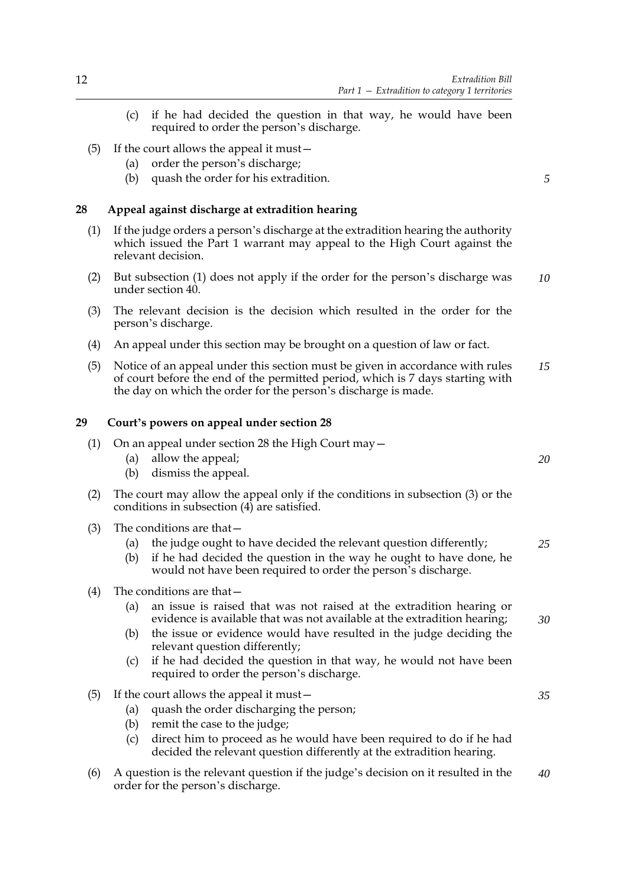(c) if he had decided the question in that way, he would have been required to order the person's discharge.

(5) If the court allows the appeal it must—

(a) order the person's discharge;

(b) quash the order for his extradition.

## 28 Appeal against discharge at extradition hearing

(1) If the judge orders a person's discharge at the extradition hearing the authority which issued the Part 1 warrant may appeal to the High Court against the relevant decision.

(2) But subsection (1) does not apply if the order for the person's discharge was under section 40.

(3) The relevant decision is the decision which resulted in the order for the person's discharge.

(4) An appeal under this section may be brought on a question of law or fact.

(5) Notice of an appeal under this section must be given in accordance with rules of court before the end of the permitted period, which is 7 days starting with the day on which the order for the person's discharge is made.

## 29 Court's powers on appeal under section 28

(1) On an appeal under section 28 the High Court may—

(a) allow the appeal;

(b) dismiss the appeal.

(2) The court may allow the appeal only if the conditions in subsection (3) or the conditions in subsection (4) are satisfied.

(3) The conditions are that—

(a) the judge ought to have decided the relevant question differently;

(b) if he had decided the question in the way he ought to have done, he would not have been required to order the person's discharge.

(4) The conditions are that—

(a) an issue is raised that was not raised at the extradition hearing or evidence is available that was not available at the extradition hearing;

(b) the issue or evidence would have resulted in the judge deciding the relevant question differently;

(c) if he had decided the question in that way, he would not have been required to order the person's discharge.

(5) If the court allows the appeal it must—

(a) quash the order discharging the person;

(b) remit the case to the judge;

(c) direct him to proceed as he would have been required to do if he had decided the relevant question differently at the extradition hearing.

(6) A question is the relevant question if the judge's decision on it resulted in the order for the person's discharge.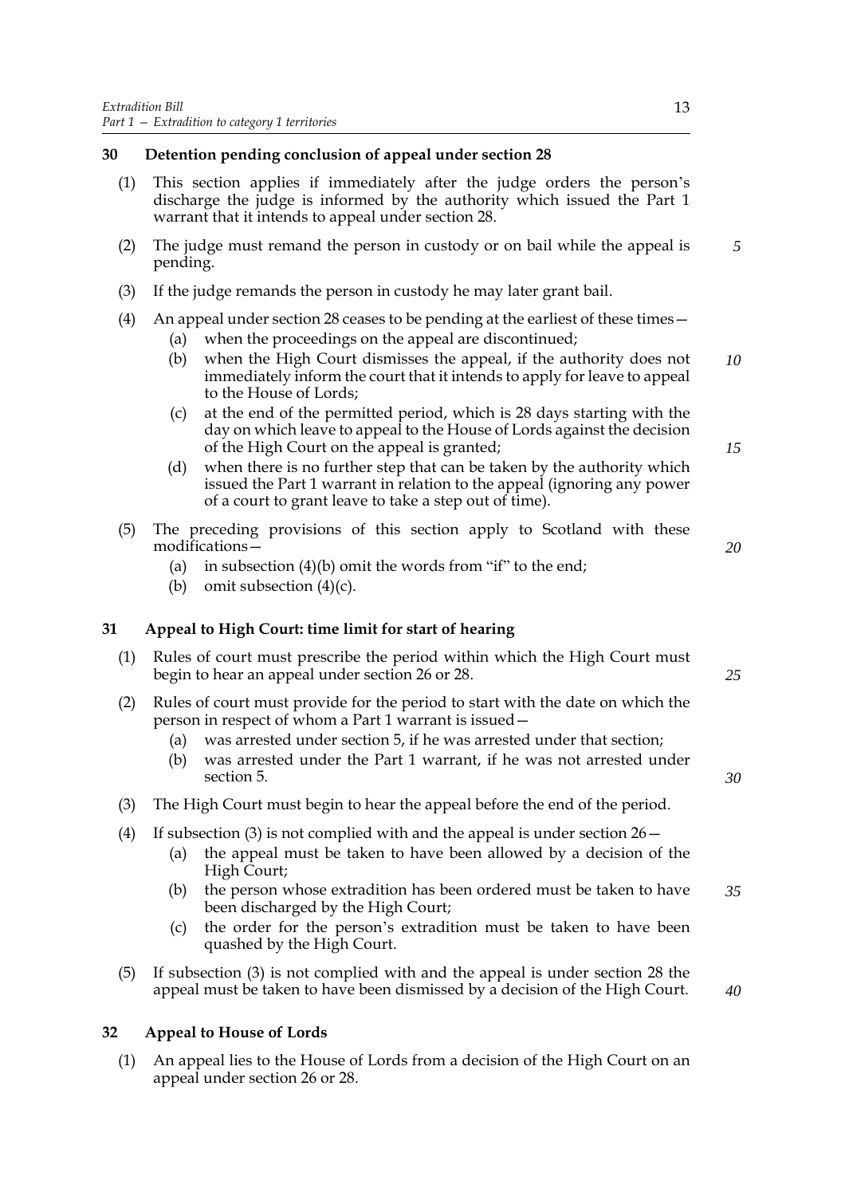## 30 Detention pending conclusion of appeal under section 28

(1) This section applies if immediately after the judge orders the person's discharge the judge is informed by the authority which issued the Part 1 warrant that it intends to appeal under section 28.

(2) The judge must remand the person in custody or on bail while the appeal is pending.

(3) If the judge remands the person in custody he may later grant bail.

(4) An appeal under section 28 ceases to be pending at the earliest of these times—

- (a) when the proceedings on the appeal are discontinued;
- (b) when the High Court dismisses the appeal, if the authority does not immediately inform the court that it intends to apply for leave to appeal to the House of Lords;
- (c) at the end of the permitted period, which is 28 days starting with the day on which leave to appeal to the House of Lords against the decision of the High Court on the appeal is granted;
- (d) when there is no further step that can be taken by the authority which issued the Part 1 warrant in relation to the appeal (ignoring any power of a court to grant leave to take a step out of time).

(5) The preceding provisions of this section apply to Scotland with these modifications—

- (a) in subsection (4)(b) omit the words from "if" to the end;
- (b) omit subsection (4)(c).

## 31 Appeal to High Court: time limit for start of hearing

(1) Rules of court must prescribe the period within which the High Court must begin to hear an appeal under section 26 or 28.

(2) Rules of court must provide for the period to start with the date on which the person in respect of whom a Part 1 warrant is issued—

- (a) was arrested under section 5, if he was arrested under that section;
- (b) was arrested under the Part 1 warrant, if he was not arrested under section 5.

(3) The High Court must begin to hear the appeal before the end of the period.

(4) If subsection (3) is not complied with and the appeal is under section 26—

- (a) the appeal must be taken to have been allowed by a decision of the High Court;
- (b) the person whose extradition has been ordered must be taken to have been discharged by the High Court;
- (c) the order for the person's extradition must be taken to have been quashed by the High Court.

(5) If subsection (3) is not complied with and the appeal is under section 28 the appeal must be taken to have been dismissed by a decision of the High Court.

## 32 Appeal to House of Lords

(1) An appeal lies to the House of Lords from a decision of the High Court on an appeal under section 26 or 28.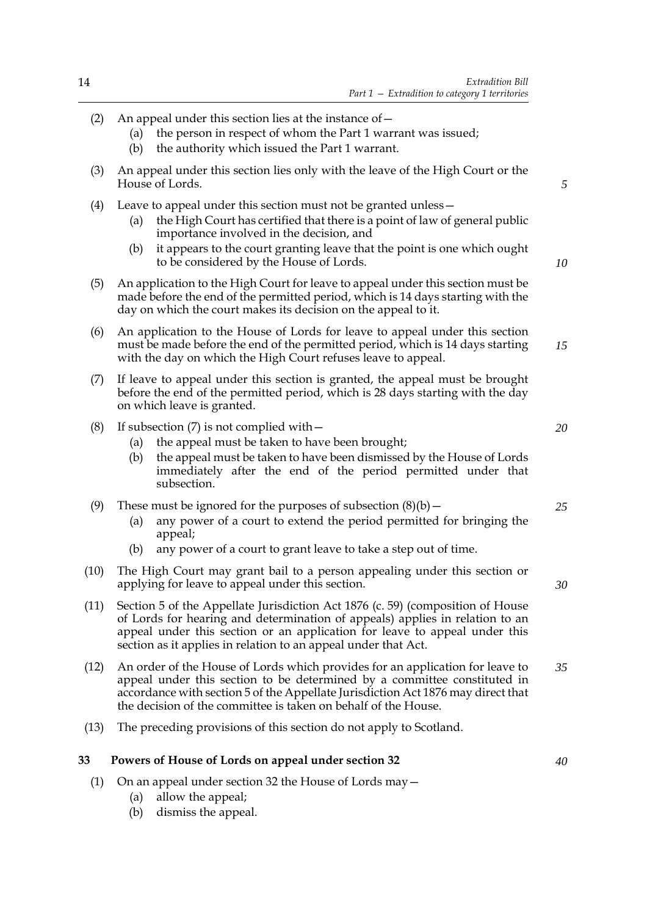(2) An appeal under this section lies at the instance of—

  (a) the person in respect of whom the Part 1 warrant was issued;

  (b) the authority which issued the Part 1 warrant.

(3) An appeal under this section lies only with the leave of the High Court or the House of Lords.

(4) Leave to appeal under this section must not be granted unless—

  (a) the High Court has certified that there is a point of law of general public importance involved in the decision, and

  (b) it appears to the court granting leave that the point is one which ought to be considered by the House of Lords.

(5) An application to the High Court for leave to appeal under this section must be made before the end of the permitted period, which is 14 days starting with the day on which the court makes its decision on the appeal to it.

(6) An application to the House of Lords for leave to appeal under this section must be made before the end of the permitted period, which is 14 days starting with the day on which the High Court refuses leave to appeal.

(7) If leave to appeal under this section is granted, the appeal must be brought before the end of the permitted period, which is 28 days starting with the day on which leave is granted.

(8) If subsection (7) is not complied with—

  (a) the appeal must be taken to have been brought;

  (b) the appeal must be taken to have been dismissed by the House of Lords immediately after the end of the period permitted under that subsection.

(9) These must be ignored for the purposes of subsection (8)(b)—

  (a) any power of a court to extend the period permitted for bringing the appeal;

  (b) any power of a court to grant leave to take a step out of time.

(10) The High Court may grant bail to a person appealing under this section or applying for leave to appeal under this section.

(11) Section 5 of the Appellate Jurisdiction Act 1876 (c. 59) (composition of House of Lords for hearing and determination of appeals) applies in relation to an appeal under this section or an application for leave to appeal under this section as it applies in relation to an appeal under that Act.

(12) An order of the House of Lords which provides for an application for leave to appeal under this section to be determined by a committee constituted in accordance with section 5 of the Appellate Jurisdiction Act 1876 may direct that the decision of the committee is taken on behalf of the House.

(13) The preceding provisions of this section do not apply to Scotland.

## 33 Powers of House of Lords on appeal under section 32

(1) On an appeal under section 32 the House of Lords may—

  (a) allow the appeal;

  (b) dismiss the appeal.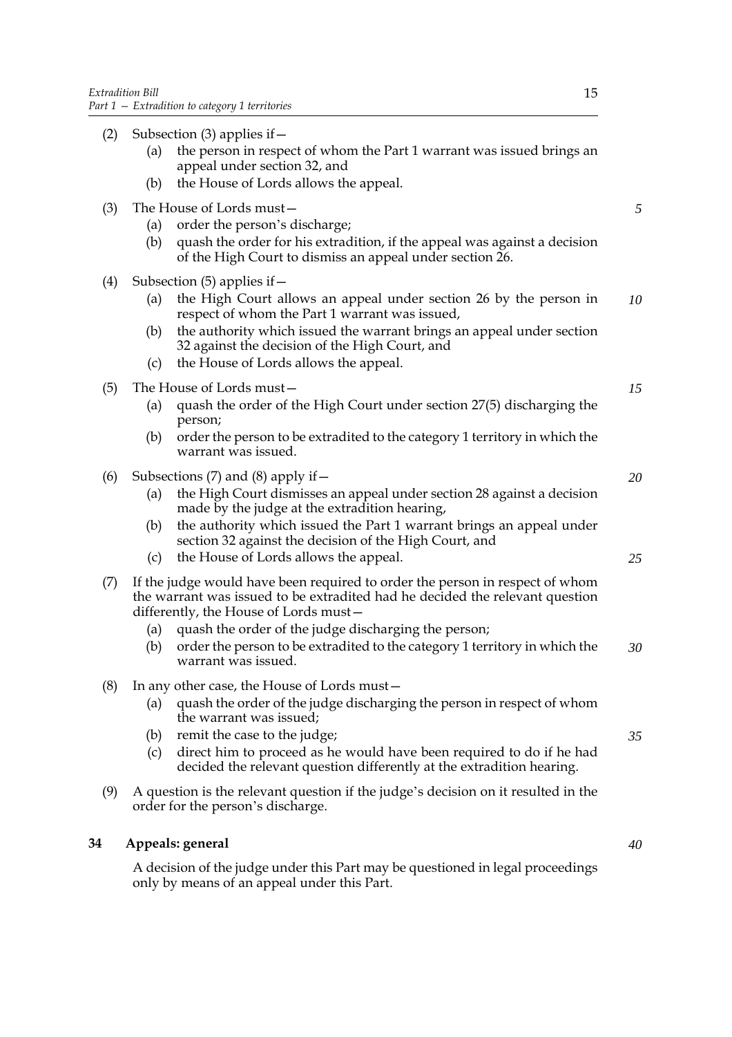(2) Subsection (3) applies if—

  (a) the person in respect of whom the Part 1 warrant was issued brings an appeal under section 32, and

  (b) the House of Lords allows the appeal.

(3) The House of Lords must—

  (a) order the person's discharge;

  (b) quash the order for his extradition, if the appeal was against a decision of the High Court to dismiss an appeal under section 26.

(4) Subsection (5) applies if—

  (a) the High Court allows an appeal under section 26 by the person in respect of whom the Part 1 warrant was issued,

  (b) the authority which issued the warrant brings an appeal under section 32 against the decision of the High Court, and

  (c) the House of Lords allows the appeal.

(5) The House of Lords must—

  (a) quash the order of the High Court under section 27(5) discharging the person;

  (b) order the person to be extradited to the category 1 territory in which the warrant was issued.

(6) Subsections (7) and (8) apply if—

  (a) the High Court dismisses an appeal under section 28 against a decision made by the judge at the extradition hearing,

  (b) the authority which issued the Part 1 warrant brings an appeal under section 32 against the decision of the High Court, and

  (c) the House of Lords allows the appeal.

(7) If the judge would have been required to order the person in respect of whom the warrant was issued to be extradited had he decided the relevant question differently, the House of Lords must—

  (a) quash the order of the judge discharging the person;

  (b) order the person to be extradited to the category 1 territory in which the warrant was issued.

(8) In any other case, the House of Lords must—

  (a) quash the order of the judge discharging the person in respect of whom the warrant was issued;

  (b) remit the case to the judge;

  (c) direct him to proceed as he would have been required to do if he had decided the relevant question differently at the extradition hearing.

(9) A question is the relevant question if the judge's decision on it resulted in the order for the person's discharge.

## 34 Appeals: general

A decision of the judge under this Part may be questioned in legal proceedings only by means of an appeal under this Part.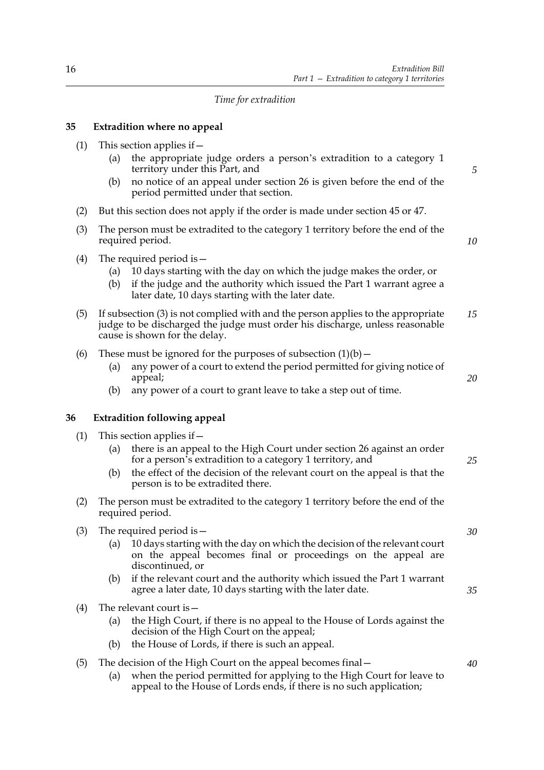*Time for extradition*

## 35 Extradition where no appeal

(1) This section applies if—

- (a) the appropriate judge orders a person's extradition to a category 1 territory under this Part, and
- (b) no notice of an appeal under section 26 is given before the end of the period permitted under that section.

(2) But this section does not apply if the order is made under section 45 or 47.

(3) The person must be extradited to the category 1 territory before the end of the required period.

(4) The required period is—

- (a) 10 days starting with the day on which the judge makes the order, or
- (b) if the judge and the authority which issued the Part 1 warrant agree a later date, 10 days starting with the later date.

(5) If subsection (3) is not complied with and the person applies to the appropriate judge to be discharged the judge must order his discharge, unless reasonable cause is shown for the delay.

(6) These must be ignored for the purposes of subsection (1)(b)—

- (a) any power of a court to extend the period permitted for giving notice of appeal;
- (b) any power of a court to grant leave to take a step out of time.

## 36 Extradition following appeal

(1) This section applies if—

- (a) there is an appeal to the High Court under section 26 against an order for a person's extradition to a category 1 territory, and
- (b) the effect of the decision of the relevant court on the appeal is that the person is to be extradited there.

(2) The person must be extradited to the category 1 territory before the end of the required period.

(3) The required period is—

- (a) 10 days starting with the day on which the decision of the relevant court on the appeal becomes final or proceedings on the appeal are discontinued, or
- (b) if the relevant court and the authority which issued the Part 1 warrant agree a later date, 10 days starting with the later date.

(4) The relevant court is—

- (a) the High Court, if there is no appeal to the House of Lords against the decision of the High Court on the appeal;
- (b) the House of Lords, if there is such an appeal.

(5) The decision of the High Court on the appeal becomes final—

- (a) when the period permitted for applying to the High Court for leave to appeal to the House of Lords ends, if there is no such application;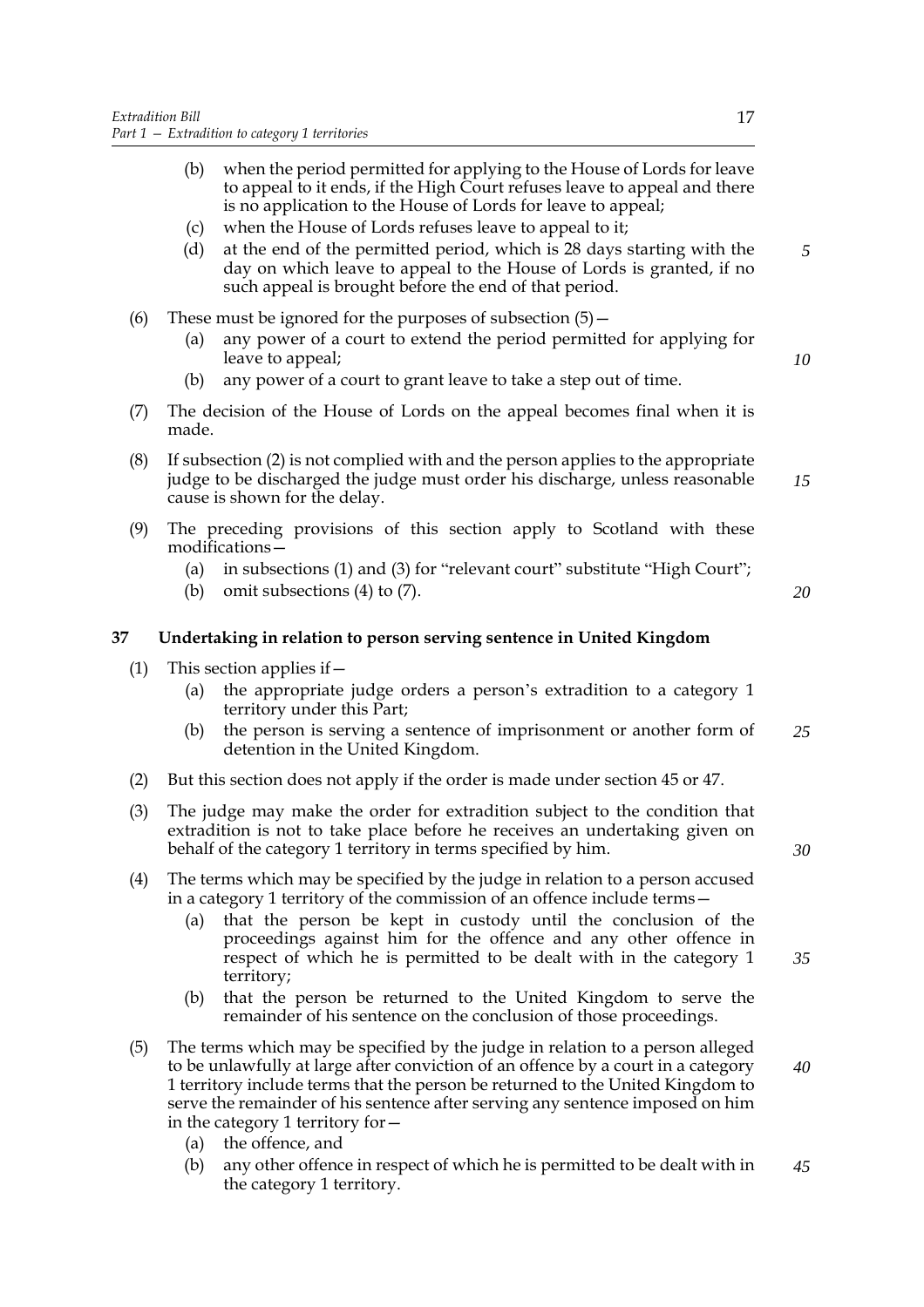(b) when the period permitted for applying to the House of Lords for leave to appeal to it ends, if the High Court refuses leave to appeal and there is no application to the House of Lords for leave to appeal;

(c) when the House of Lords refuses leave to appeal to it;

(d) at the end of the permitted period, which is 28 days starting with the day on which leave to appeal to the House of Lords is granted, if no such appeal is brought before the end of that period.

(6) These must be ignored for the purposes of subsection (5)—

(a) any power of a court to extend the period permitted for applying for leave to appeal;

(b) any power of a court to grant leave to take a step out of time.

(7) The decision of the House of Lords on the appeal becomes final when it is made.

(8) If subsection (2) is not complied with and the person applies to the appropriate judge to be discharged the judge must order his discharge, unless reasonable cause is shown for the delay.

(9) The preceding provisions of this section apply to Scotland with these modifications—

(a) in subsections (1) and (3) for "relevant court" substitute "High Court";

(b) omit subsections (4) to (7).

**37 Undertaking in relation to person serving sentence in United Kingdom**

(1) This section applies if—

(a) the appropriate judge orders a person's extradition to a category 1 territory under this Part;

(b) the person is serving a sentence of imprisonment or another form of detention in the United Kingdom.

(2) But this section does not apply if the order is made under section 45 or 47.

(3) The judge may make the order for extradition subject to the condition that extradition is not to take place before he receives an undertaking given on behalf of the category 1 territory in terms specified by him.

(4) The terms which may be specified by the judge in relation to a person accused in a category 1 territory of the commission of an offence include terms—

(a) that the person be kept in custody until the conclusion of the proceedings against him for the offence and any other offence in respect of which he is permitted to be dealt with in the category 1 territory;

(b) that the person be returned to the United Kingdom to serve the remainder of his sentence on the conclusion of those proceedings.

(5) The terms which may be specified by the judge in relation to a person alleged to be unlawfully at large after conviction of an offence by a court in a category 1 territory include terms that the person be returned to the United Kingdom to serve the remainder of his sentence after serving any sentence imposed on him in the category 1 territory for—

(a) the offence, and

(b) any other offence in respect of which he is permitted to be dealt with in the category 1 territory.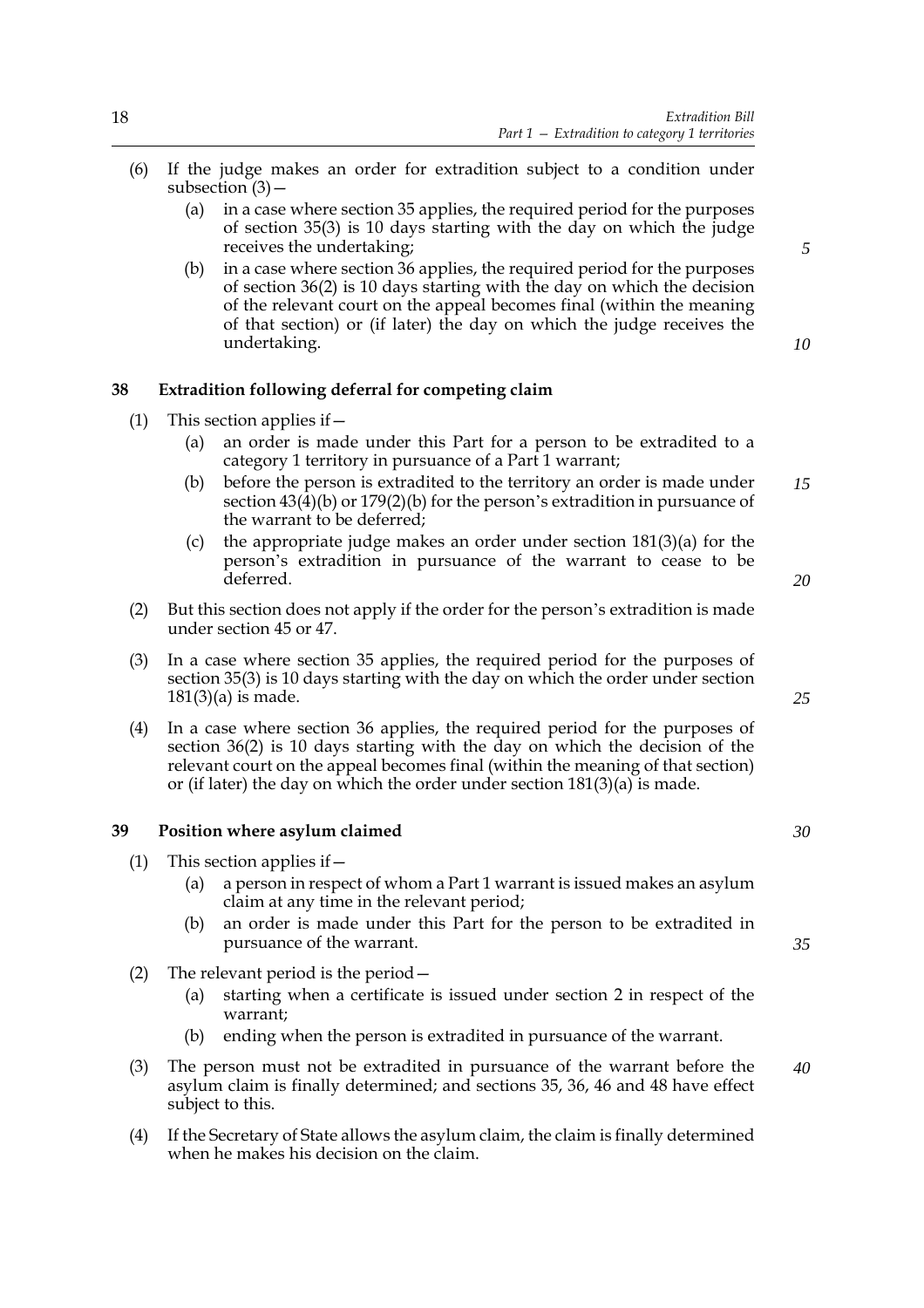(6) If the judge makes an order for extradition subject to a condition under subsection (3)—

   (a) in a case where section 35 applies, the required period for the purposes of section 35(3) is 10 days starting with the day on which the judge receives the undertaking;

   (b) in a case where section 36 applies, the required period for the purposes of section 36(2) is 10 days starting with the day on which the decision of the relevant court on the appeal becomes final (within the meaning of that section) or (if later) the day on which the judge receives the undertaking.

### 38 Extradition following deferral for competing claim

(1) This section applies if—

   (a) an order is made under this Part for a person to be extradited to a category 1 territory in pursuance of a Part 1 warrant;

   (b) before the person is extradited to the territory an order is made under section 43(4)(b) or 179(2)(b) for the person's extradition in pursuance of the warrant to be deferred;

   (c) the appropriate judge makes an order under section 181(3)(a) for the person's extradition in pursuance of the warrant to cease to be deferred.

(2) But this section does not apply if the order for the person's extradition is made under section 45 or 47.

(3) In a case where section 35 applies, the required period for the purposes of section 35(3) is 10 days starting with the day on which the order under section 181(3)(a) is made.

(4) In a case where section 36 applies, the required period for the purposes of section 36(2) is 10 days starting with the day on which the decision of the relevant court on the appeal becomes final (within the meaning of that section) or (if later) the day on which the order under section 181(3)(a) is made.

### 39 Position where asylum claimed

(1) This section applies if—

   (a) a person in respect of whom a Part 1 warrant is issued makes an asylum claim at any time in the relevant period;

   (b) an order is made under this Part for the person to be extradited in pursuance of the warrant.

(2) The relevant period is the period—

   (a) starting when a certificate is issued under section 2 in respect of the warrant;

   (b) ending when the person is extradited in pursuance of the warrant.

(3) The person must not be extradited in pursuance of the warrant before the asylum claim is finally determined; and sections 35, 36, 46 and 48 have effect subject to this.

(4) If the Secretary of State allows the asylum claim, the claim is finally determined when he makes his decision on the claim.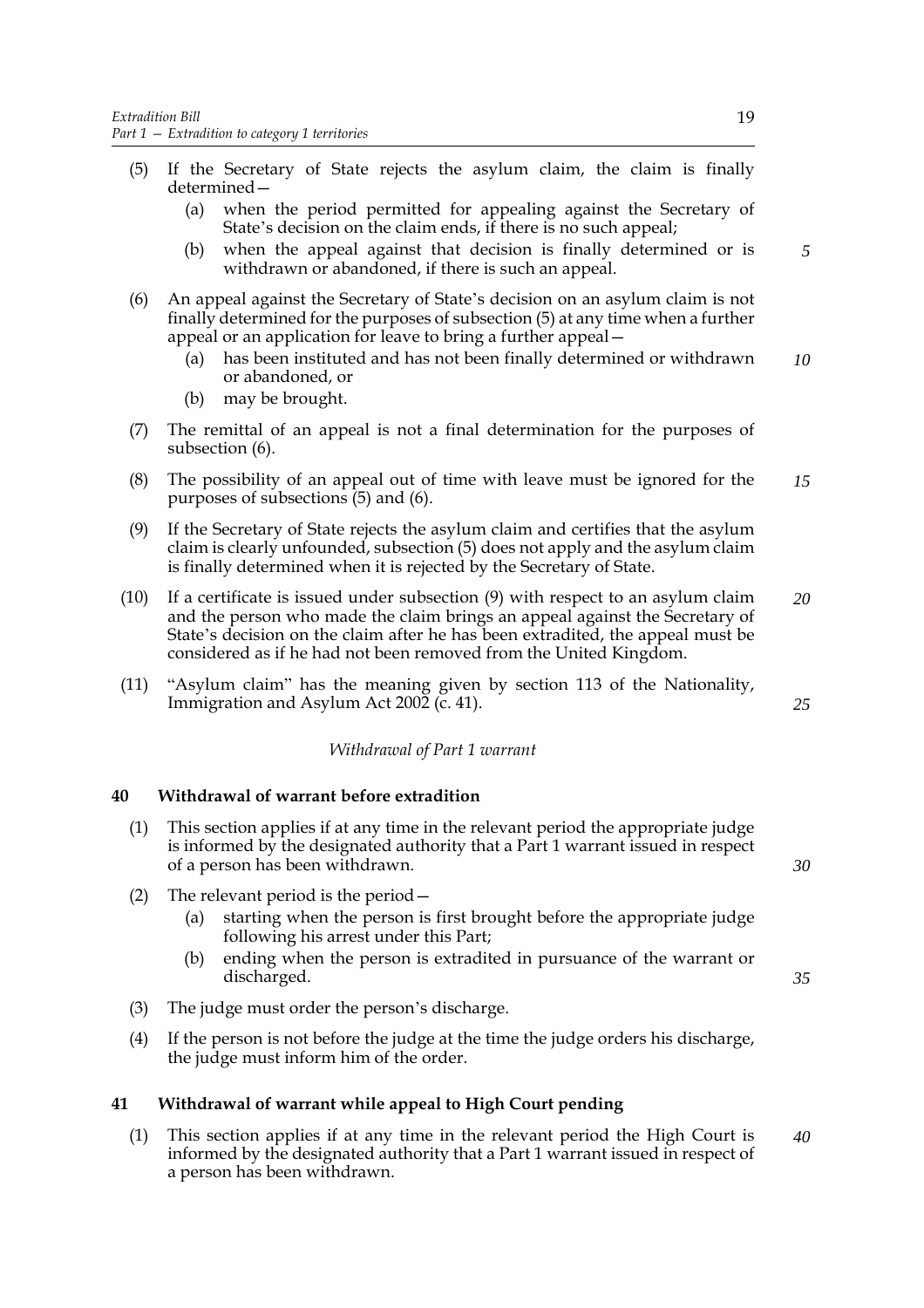(5) If the Secretary of State rejects the asylum claim, the claim is finally determined—

   (a) when the period permitted for appealing against the Secretary of State's decision on the claim ends, if there is no such appeal;

   (b) when the appeal against that decision is finally determined or is withdrawn or abandoned, if there is such an appeal.

(6) An appeal against the Secretary of State's decision on an asylum claim is not finally determined for the purposes of subsection (5) at any time when a further appeal or an application for leave to bring a further appeal—

   (a) has been instituted and has not been finally determined or withdrawn or abandoned, or

   (b) may be brought.

(7) The remittal of an appeal is not a final determination for the purposes of subsection (6).

(8) The possibility of an appeal out of time with leave must be ignored for the purposes of subsections (5) and (6).

(9) If the Secretary of State rejects the asylum claim and certifies that the asylum claim is clearly unfounded, subsection (5) does not apply and the asylum claim is finally determined when it is rejected by the Secretary of State.

(10) If a certificate is issued under subsection (9) with respect to an asylum claim and the person who made the claim brings an appeal against the Secretary of State's decision on the claim after he has been extradited, the appeal must be considered as if he had not been removed from the United Kingdom.

(11) "Asylum claim" has the meaning given by section 113 of the Nationality, Immigration and Asylum Act 2002 (c. 41).

*Withdrawal of Part 1 warrant*

**40 Withdrawal of warrant before extradition**

(1) This section applies if at any time in the relevant period the appropriate judge is informed by the designated authority that a Part 1 warrant issued in respect of a person has been withdrawn.

(2) The relevant period is the period—

   (a) starting when the person is first brought before the appropriate judge following his arrest under this Part;

   (b) ending when the person is extradited in pursuance of the warrant or discharged.

(3) The judge must order the person's discharge.

(4) If the person is not before the judge at the time the judge orders his discharge, the judge must inform him of the order.

**41 Withdrawal of warrant while appeal to High Court pending**

(1) This section applies if at any time in the relevant period the High Court is informed by the designated authority that a Part 1 warrant issued in respect of a person has been withdrawn.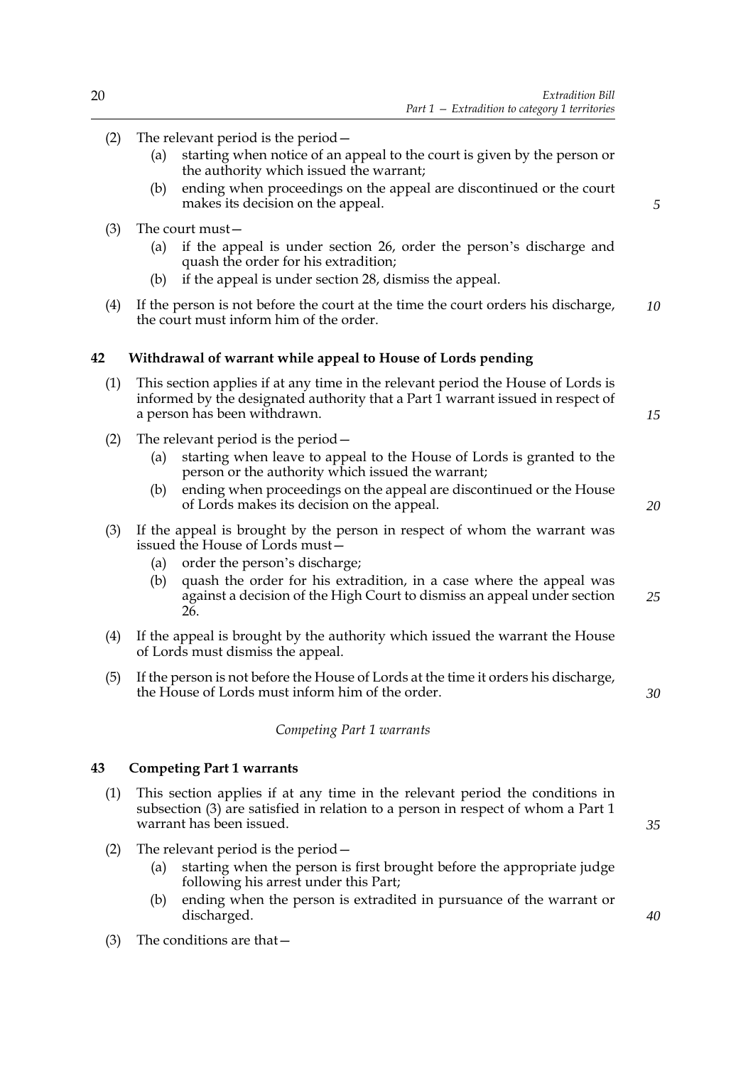(2) The relevant period is the period—

(a) starting when notice of an appeal to the court is given by the person or the authority which issued the warrant;

(b) ending when proceedings on the appeal are discontinued or the court makes its decision on the appeal.

(3) The court must—

(a) if the appeal is under section 26, order the person's discharge and quash the order for his extradition;

(b) if the appeal is under section 28, dismiss the appeal.

(4) If the person is not before the court at the time the court orders his discharge, the court must inform him of the order.

## 42 Withdrawal of warrant while appeal to House of Lords pending

(1) This section applies if at any time in the relevant period the House of Lords is informed by the designated authority that a Part 1 warrant issued in respect of a person has been withdrawn.

(2) The relevant period is the period—

(a) starting when leave to appeal to the House of Lords is granted to the person or the authority which issued the warrant;

(b) ending when proceedings on the appeal are discontinued or the House of Lords makes its decision on the appeal.

(3) If the appeal is brought by the person in respect of whom the warrant was issued the House of Lords must—

(a) order the person's discharge;

(b) quash the order for his extradition, in a case where the appeal was against a decision of the High Court to dismiss an appeal under section 26.

(4) If the appeal is brought by the authority which issued the warrant the House of Lords must dismiss the appeal.

(5) If the person is not before the House of Lords at the time it orders his discharge, the House of Lords must inform him of the order.

*Competing Part 1 warrants*

## 43 Competing Part 1 warrants

(1) This section applies if at any time in the relevant period the conditions in subsection (3) are satisfied in relation to a person in respect of whom a Part 1 warrant has been issued.

(2) The relevant period is the period—

(a) starting when the person is first brought before the appropriate judge following his arrest under this Part;

(b) ending when the person is extradited in pursuance of the warrant or discharged.

(3) The conditions are that—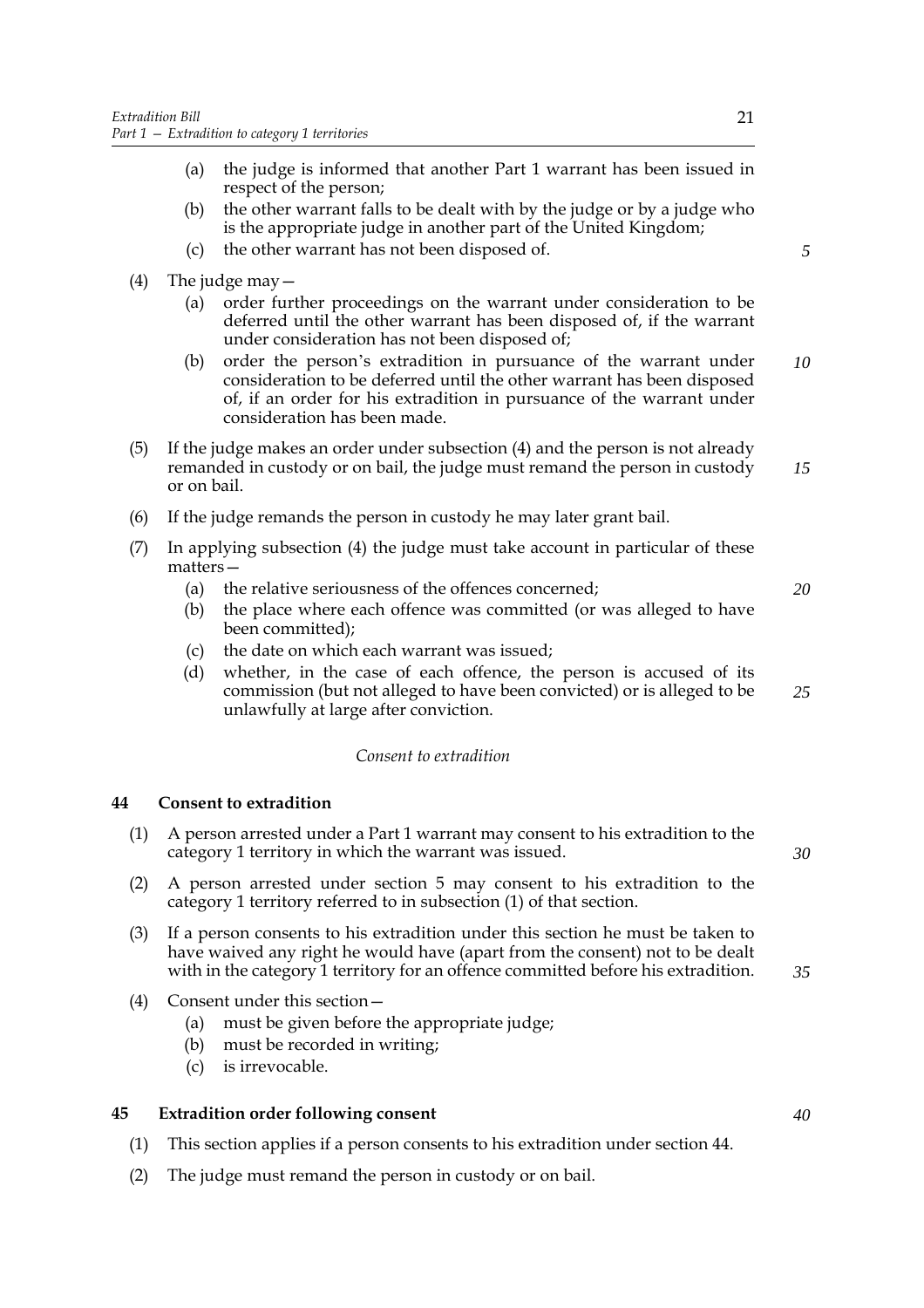(a) the judge is informed that another Part 1 warrant has been issued in respect of the person;

(b) the other warrant falls to be dealt with by the judge or by a judge who is the appropriate judge in another part of the United Kingdom;

(c) the other warrant has not been disposed of.

(4) The judge may—

(a) order further proceedings on the warrant under consideration to be deferred until the other warrant has been disposed of, if the warrant under consideration has not been disposed of;

(b) order the person's extradition in pursuance of the warrant under consideration to be deferred until the other warrant has been disposed of, if an order for his extradition in pursuance of the warrant under consideration has been made.

(5) If the judge makes an order under subsection (4) and the person is not already remanded in custody or on bail, the judge must remand the person in custody or on bail.

(6) If the judge remands the person in custody he may later grant bail.

(7) In applying subsection (4) the judge must take account in particular of these matters—

(a) the relative seriousness of the offences concerned;

(b) the place where each offence was committed (or was alleged to have been committed);

(c) the date on which each warrant was issued;

(d) whether, in the case of each offence, the person is accused of its commission (but not alleged to have been convicted) or is alleged to be unlawfully at large after conviction.

*Consent to extradition*

**44 Consent to extradition**

(1) A person arrested under a Part 1 warrant may consent to his extradition to the category 1 territory in which the warrant was issued.

(2) A person arrested under section 5 may consent to his extradition to the category 1 territory referred to in subsection (1) of that section.

(3) If a person consents to his extradition under this section he must be taken to have waived any right he would have (apart from the consent) not to be dealt with in the category 1 territory for an offence committed before his extradition.

(4) Consent under this section—

(a) must be given before the appropriate judge;

(b) must be recorded in writing;

(c) is irrevocable.

**45 Extradition order following consent**

(1) This section applies if a person consents to his extradition under section 44.

(2) The judge must remand the person in custody or on bail.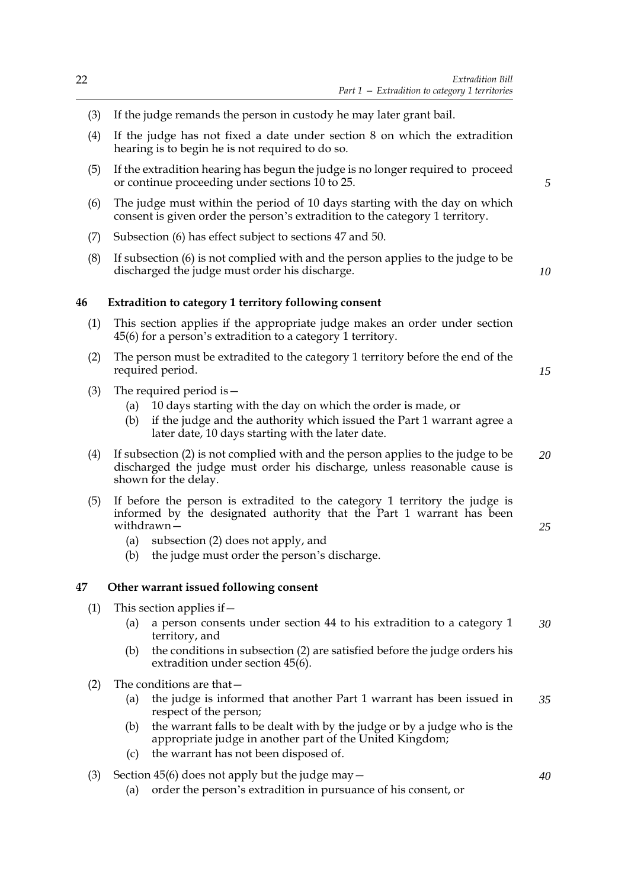(3) If the judge remands the person in custody he may later grant bail.

(4) If the judge has not fixed a date under section 8 on which the extradition hearing is to begin he is not required to do so.

(5) If the extradition hearing has begun the judge is no longer required to proceed or continue proceeding under sections 10 to 25.

(6) The judge must within the period of 10 days starting with the day on which consent is given order the person's extradition to the category 1 territory.

(7) Subsection (6) has effect subject to sections 47 and 50.

(8) If subsection (6) is not complied with and the person applies to the judge to be discharged the judge must order his discharge.

### 46 Extradition to category 1 territory following consent

(1) This section applies if the appropriate judge makes an order under section 45(6) for a person's extradition to a category 1 territory.

(2) The person must be extradited to the category 1 territory before the end of the required period.

(3) The required period is—
   - (a) 10 days starting with the day on which the order is made, or
   - (b) if the judge and the authority which issued the Part 1 warrant agree a later date, 10 days starting with the later date.

(4) If subsection (2) is not complied with and the person applies to the judge to be discharged the judge must order his discharge, unless reasonable cause is shown for the delay.

(5) If before the person is extradited to the category 1 territory the judge is informed by the designated authority that the Part 1 warrant has been withdrawn—
   - (a) subsection (2) does not apply, and
   - (b) the judge must order the person's discharge.

### 47 Other warrant issued following consent

(1) This section applies if—
   - (a) a person consents under section 44 to his extradition to a category 1 territory, and
   - (b) the conditions in subsection (2) are satisfied before the judge orders his extradition under section 45(6).

(2) The conditions are that—
   - (a) the judge is informed that another Part 1 warrant has been issued in respect of the person;
   - (b) the warrant falls to be dealt with by the judge or by a judge who is the appropriate judge in another part of the United Kingdom;
   - (c) the warrant has not been disposed of.

(3) Section 45(6) does not apply but the judge may—
   - (a) order the person's extradition in pursuance of his consent, or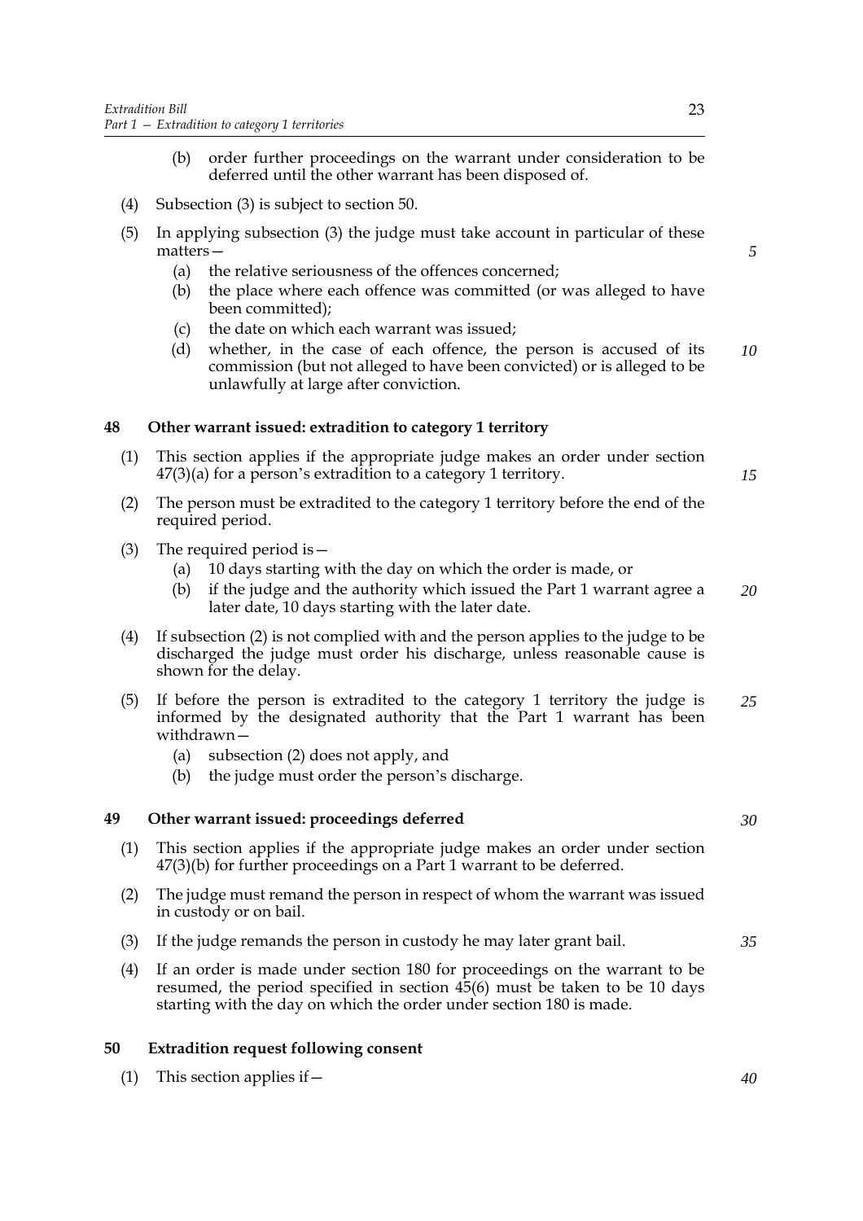(b) order further proceedings on the warrant under consideration to be deferred until the other warrant has been disposed of.

(4) Subsection (3) is subject to section 50.

(5) In applying subsection (3) the judge must take account in particular of these matters—

(a) the relative seriousness of the offences concerned;

(b) the place where each offence was committed (or was alleged to have been committed);

(c) the date on which each warrant was issued;

(d) whether, in the case of each offence, the person is accused of its commission (but not alleged to have been convicted) or is alleged to be unlawfully at large after conviction.

## 48 Other warrant issued: extradition to category 1 territory

(1) This section applies if the appropriate judge makes an order under section 47(3)(a) for a person's extradition to a category 1 territory.

(2) The person must be extradited to the category 1 territory before the end of the required period.

(3) The required period is—

(a) 10 days starting with the day on which the order is made, or

(b) if the judge and the authority which issued the Part 1 warrant agree a later date, 10 days starting with the later date.

(4) If subsection (2) is not complied with and the person applies to the judge to be discharged the judge must order his discharge, unless reasonable cause is shown for the delay.

(5) If before the person is extradited to the category 1 territory the judge is informed by the designated authority that the Part 1 warrant has been withdrawn—

(a) subsection (2) does not apply, and

(b) the judge must order the person's discharge.

## 49 Other warrant issued: proceedings deferred

(1) This section applies if the appropriate judge makes an order under section 47(3)(b) for further proceedings on a Part 1 warrant to be deferred.

(2) The judge must remand the person in respect of whom the warrant was issued in custody or on bail.

(3) If the judge remands the person in custody he may later grant bail.

(4) If an order is made under section 180 for proceedings on the warrant to be resumed, the period specified in section 45(6) must be taken to be 10 days starting with the day on which the order under section 180 is made.

## 50 Extradition request following consent

(1) This section applies if—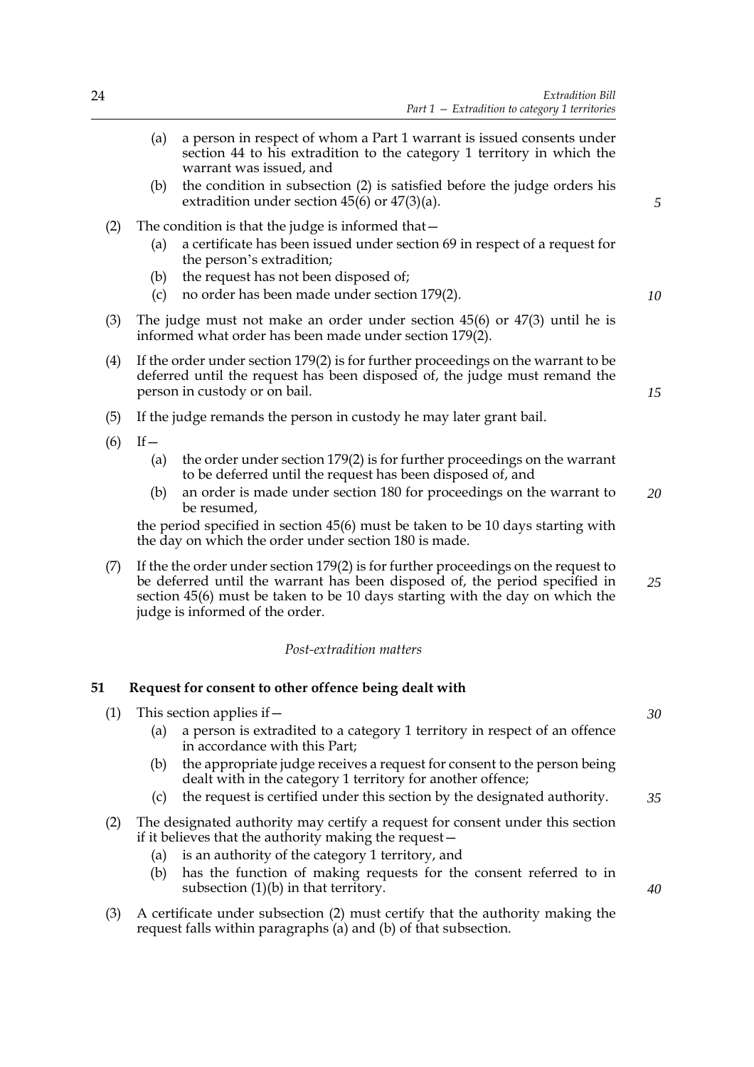(a) a person in respect of whom a Part 1 warrant is issued consents under section 44 to his extradition to the category 1 territory in which the warrant was issued, and

(b) the condition in subsection (2) is satisfied before the judge orders his extradition under section 45(6) or 47(3)(a).

(2) The condition is that the judge is informed that—

(a) a certificate has been issued under section 69 in respect of a request for the person's extradition;

(b) the request has not been disposed of;

(c) no order has been made under section 179(2).

(3) The judge must not make an order under section 45(6) or 47(3) until he is informed what order has been made under section 179(2).

(4) If the order under section 179(2) is for further proceedings on the warrant to be deferred until the request has been disposed of, the judge must remand the person in custody or on bail.

(5) If the judge remands the person in custody he may later grant bail.

(6) If—

(a) the order under section 179(2) is for further proceedings on the warrant to be deferred until the request has been disposed of, and

(b) an order is made under section 180 for proceedings on the warrant to be resumed,

the period specified in section 45(6) must be taken to be 10 days starting with the day on which the order under section 180 is made.

(7) If the the order under section 179(2) is for further proceedings on the request to be deferred until the warrant has been disposed of, the period specified in section 45(6) must be taken to be 10 days starting with the day on which the judge is informed of the order.

*Post-extradition matters*

## 51 Request for consent to other offence being dealt with

(1) This section applies if—

(a) a person is extradited to a category 1 territory in respect of an offence in accordance with this Part;

(b) the appropriate judge receives a request for consent to the person being dealt with in the category 1 territory for another offence;

(c) the request is certified under this section by the designated authority.

(2) The designated authority may certify a request for consent under this section if it believes that the authority making the request—

(a) is an authority of the category 1 territory, and

(b) has the function of making requests for the consent referred to in subsection (1)(b) in that territory.

(3) A certificate under subsection (2) must certify that the authority making the request falls within paragraphs (a) and (b) of that subsection.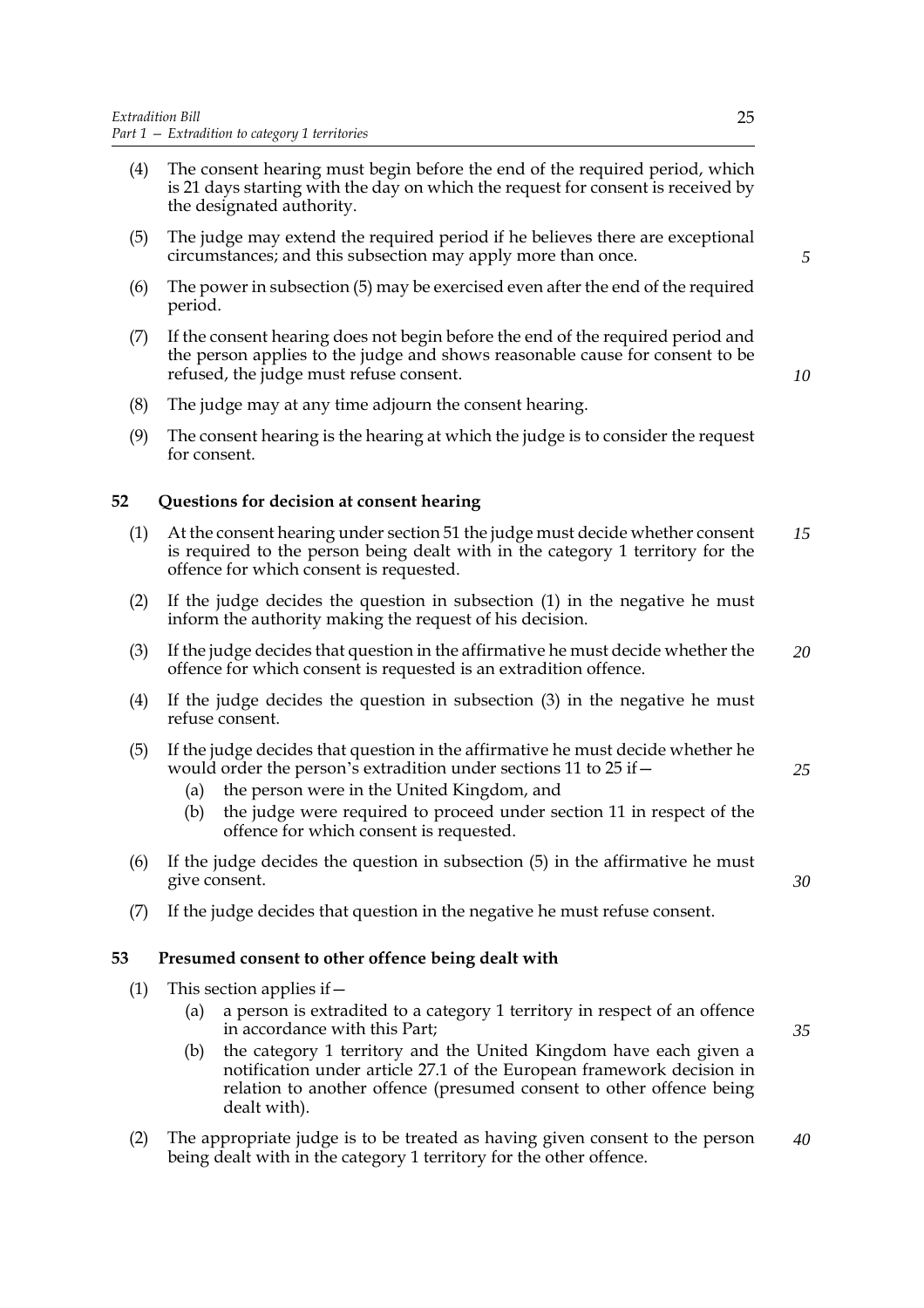(4) The consent hearing must begin before the end of the required period, which is 21 days starting with the day on which the request for consent is received by the designated authority.

(5) The judge may extend the required period if he believes there are exceptional circumstances; and this subsection may apply more than once.

(6) The power in subsection (5) may be exercised even after the end of the required period.

(7) If the consent hearing does not begin before the end of the required period and the person applies to the judge and shows reasonable cause for consent to be refused, the judge must refuse consent.

(8) The judge may at any time adjourn the consent hearing.

(9) The consent hearing is the hearing at which the judge is to consider the request for consent.

### 52 Questions for decision at consent hearing

(1) At the consent hearing under section 51 the judge must decide whether consent is required to the person being dealt with in the category 1 territory for the offence for which consent is requested.

(2) If the judge decides the question in subsection (1) in the negative he must inform the authority making the request of his decision.

(3) If the judge decides that question in the affirmative he must decide whether the offence for which consent is requested is an extradition offence.

(4) If the judge decides the question in subsection (3) in the negative he must refuse consent.

(5) If the judge decides that question in the affirmative he must decide whether he would order the person's extradition under sections 11 to 25 if—
   (a) the person were in the United Kingdom, and
   (b) the judge were required to proceed under section 11 in respect of the offence for which consent is requested.

(6) If the judge decides the question in subsection (5) in the affirmative he must give consent.

(7) If the judge decides that question in the negative he must refuse consent.

### 53 Presumed consent to other offence being dealt with

(1) This section applies if—
   (a) a person is extradited to a category 1 territory in respect of an offence in accordance with this Part;
   (b) the category 1 territory and the United Kingdom have each given a notification under article 27.1 of the European framework decision in relation to another offence (presumed consent to other offence being dealt with).

(2) The appropriate judge is to be treated as having given consent to the person being dealt with in the category 1 territory for the other offence.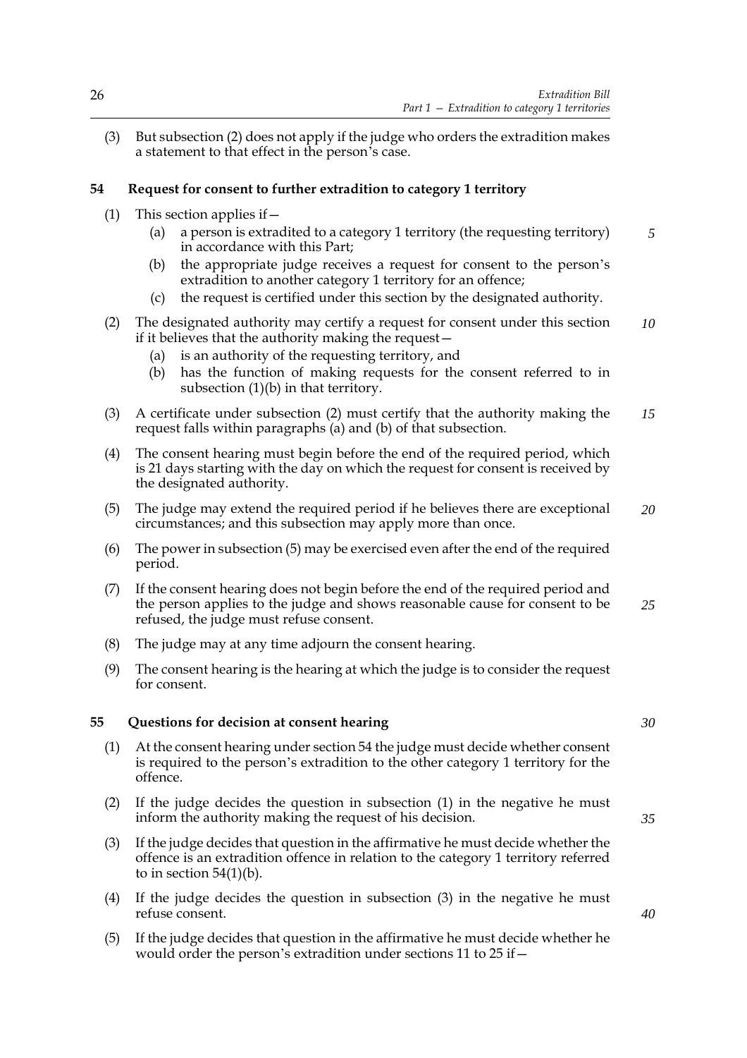(3) But subsection (2) does not apply if the judge who orders the extradition makes a statement to that effect in the person's case.

## 54 Request for consent to further extradition to category 1 territory

(1) This section applies if—

   (a) a person is extradited to a category 1 territory (the requesting territory) in accordance with this Part;

   (b) the appropriate judge receives a request for consent to the person's extradition to another category 1 territory for an offence;

   (c) the request is certified under this section by the designated authority.

(2) The designated authority may certify a request for consent under this section if it believes that the authority making the request—

   (a) is an authority of the requesting territory, and

   (b) has the function of making requests for the consent referred to in subsection (1)(b) in that territory.

(3) A certificate under subsection (2) must certify that the authority making the request falls within paragraphs (a) and (b) of that subsection.

(4) The consent hearing must begin before the end of the required period, which is 21 days starting with the day on which the request for consent is received by the designated authority.

(5) The judge may extend the required period if he believes there are exceptional circumstances; and this subsection may apply more than once.

(6) The power in subsection (5) may be exercised even after the end of the required period.

(7) If the consent hearing does not begin before the end of the required period and the person applies to the judge and shows reasonable cause for consent to be refused, the judge must refuse consent.

(8) The judge may at any time adjourn the consent hearing.

(9) The consent hearing is the hearing at which the judge is to consider the request for consent.

## 55 Questions for decision at consent hearing

(1) At the consent hearing under section 54 the judge must decide whether consent is required to the person's extradition to the other category 1 territory for the offence.

(2) If the judge decides the question in subsection (1) in the negative he must inform the authority making the request of his decision.

(3) If the judge decides that question in the affirmative he must decide whether the offence is an extradition offence in relation to the category 1 territory referred to in section 54(1)(b).

(4) If the judge decides the question in subsection (3) in the negative he must refuse consent.

(5) If the judge decides that question in the affirmative he must decide whether he would order the person's extradition under sections 11 to 25 if—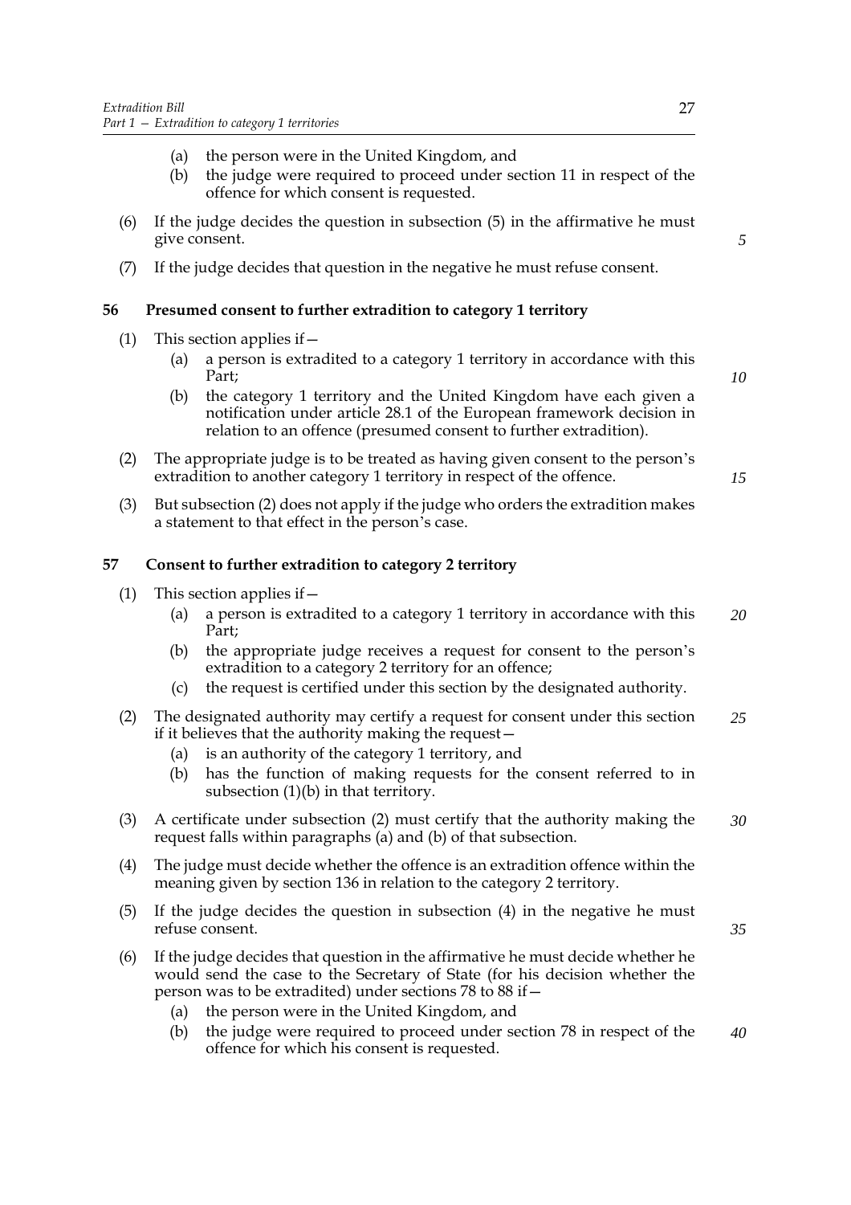(a) the person were in the United Kingdom, and

(b) the judge were required to proceed under section 11 in respect of the offence for which consent is requested.

(6) If the judge decides the question in subsection (5) in the affirmative he must give consent.

(7) If the judge decides that question in the negative he must refuse consent.

### 56 Presumed consent to further extradition to category 1 territory

(1) This section applies if—

(a) a person is extradited to a category 1 territory in accordance with this Part;

(b) the category 1 territory and the United Kingdom have each given a notification under article 28.1 of the European framework decision in relation to an offence (presumed consent to further extradition).

(2) The appropriate judge is to be treated as having given consent to the person's extradition to another category 1 territory in respect of the offence.

(3) But subsection (2) does not apply if the judge who orders the extradition makes a statement to that effect in the person's case.

### 57 Consent to further extradition to category 2 territory

(1) This section applies if—

(a) a person is extradited to a category 1 territory in accordance with this Part;

(b) the appropriate judge receives a request for consent to the person's extradition to a category 2 territory for an offence;

(c) the request is certified under this section by the designated authority.

(2) The designated authority may certify a request for consent under this section if it believes that the authority making the request—

(a) is an authority of the category 1 territory, and

(b) has the function of making requests for the consent referred to in subsection (1)(b) in that territory.

(3) A certificate under subsection (2) must certify that the authority making the request falls within paragraphs (a) and (b) of that subsection.

(4) The judge must decide whether the offence is an extradition offence within the meaning given by section 136 in relation to the category 2 territory.

(5) If the judge decides the question in subsection (4) in the negative he must refuse consent.

(6) If the judge decides that question in the affirmative he must decide whether he would send the case to the Secretary of State (for his decision whether the person was to be extradited) under sections 78 to 88 if—

(a) the person were in the United Kingdom, and

(b) the judge were required to proceed under section 78 in respect of the offence for which his consent is requested.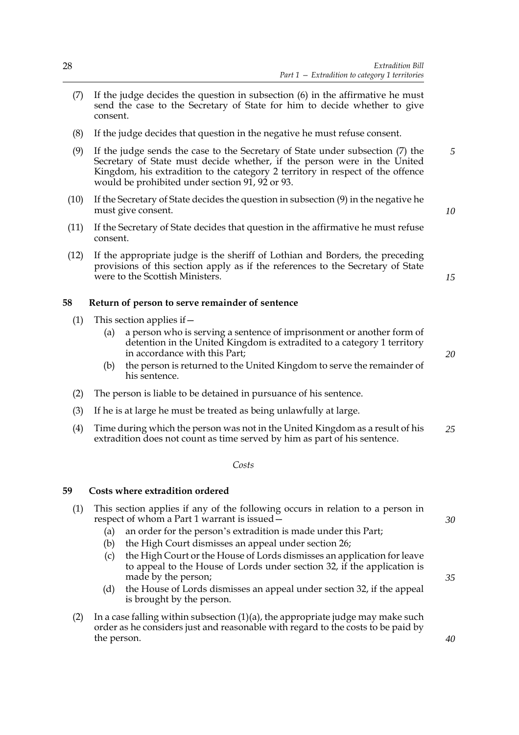(7) If the judge decides the question in subsection (6) in the affirmative he must send the case to the Secretary of State for him to decide whether to give consent.

(8) If the judge decides that question in the negative he must refuse consent.

(9) If the judge sends the case to the Secretary of State under subsection (7) the Secretary of State must decide whether, if the person were in the United Kingdom, his extradition to the category 2 territory in respect of the offence would be prohibited under section 91, 92 or 93.

(10) If the Secretary of State decides the question in subsection (9) in the negative he must give consent.

(11) If the Secretary of State decides that question in the affirmative he must refuse consent.

(12) If the appropriate judge is the sheriff of Lothian and Borders, the preceding provisions of this section apply as if the references to the Secretary of State were to the Scottish Ministers.

### 58 Return of person to serve remainder of sentence

(1) This section applies if—
  - (a) a person who is serving a sentence of imprisonment or another form of detention in the United Kingdom is extradited to a category 1 territory in accordance with this Part;
  - (b) the person is returned to the United Kingdom to serve the remainder of his sentence.

(2) The person is liable to be detained in pursuance of his sentence.

(3) If he is at large he must be treated as being unlawfully at large.

(4) Time during which the person was not in the United Kingdom as a result of his extradition does not count as time served by him as part of his sentence.

*Costs*

### 59 Costs where extradition ordered

(1) This section applies if any of the following occurs in relation to a person in respect of whom a Part 1 warrant is issued—
  - (a) an order for the person's extradition is made under this Part;
  - (b) the High Court dismisses an appeal under section 26;
  - (c) the High Court or the House of Lords dismisses an application for leave to appeal to the House of Lords under section 32, if the application is made by the person;
  - (d) the House of Lords dismisses an appeal under section 32, if the appeal is brought by the person.

(2) In a case falling within subsection (1)(a), the appropriate judge may make such order as he considers just and reasonable with regard to the costs to be paid by the person.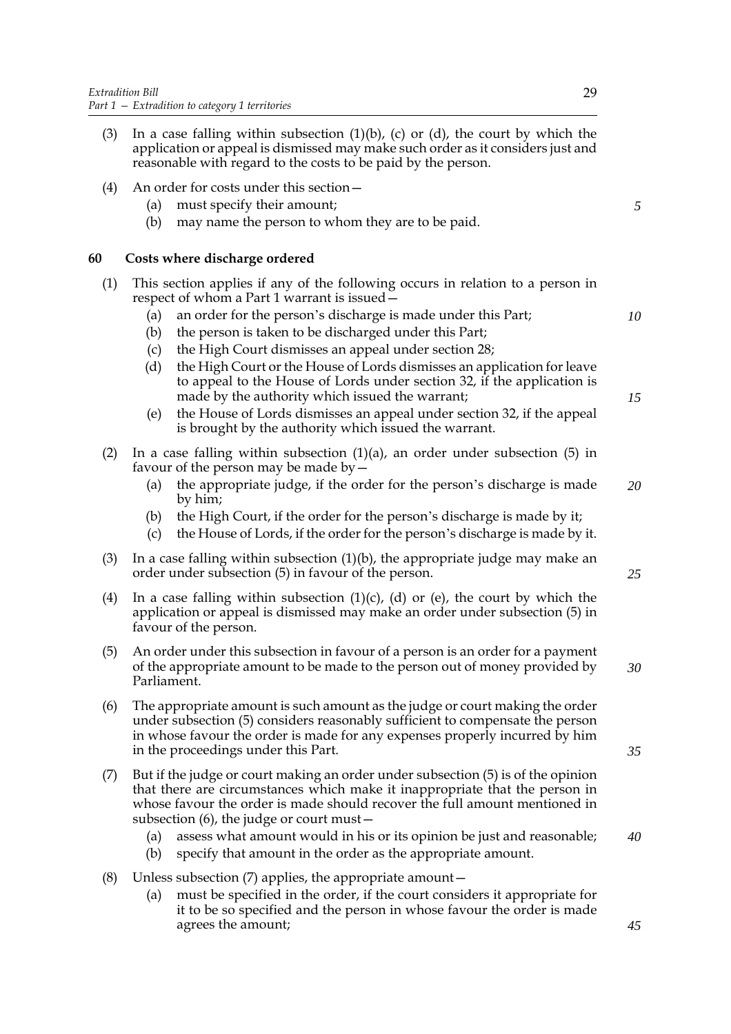(3) In a case falling within subsection (1)(b), (c) or (d), the court by which the application or appeal is dismissed may make such order as it considers just and reasonable with regard to the costs to be paid by the person.

(4) An order for costs under this section—

(a) must specify their amount;

(b) may name the person to whom they are to be paid.

## 60 Costs where discharge ordered

(1) This section applies if any of the following occurs in relation to a person in respect of whom a Part 1 warrant is issued—

(a) an order for the person's discharge is made under this Part;

(b) the person is taken to be discharged under this Part;

(c) the High Court dismisses an appeal under section 28;

(d) the High Court or the House of Lords dismisses an application for leave to appeal to the House of Lords under section 32, if the application is made by the authority which issued the warrant;

(e) the House of Lords dismisses an appeal under section 32, if the appeal is brought by the authority which issued the warrant.

(2) In a case falling within subsection (1)(a), an order under subsection (5) in favour of the person may be made by—

(a) the appropriate judge, if the order for the person's discharge is made by him;

(b) the High Court, if the order for the person's discharge is made by it;

(c) the House of Lords, if the order for the person's discharge is made by it.

(3) In a case falling within subsection (1)(b), the appropriate judge may make an order under subsection (5) in favour of the person.

(4) In a case falling within subsection (1)(c), (d) or (e), the court by which the application or appeal is dismissed may make an order under subsection (5) in favour of the person.

(5) An order under this subsection in favour of a person is an order for a payment of the appropriate amount to be made to the person out of money provided by Parliament.

(6) The appropriate amount is such amount as the judge or court making the order under subsection (5) considers reasonably sufficient to compensate the person in whose favour the order is made for any expenses properly incurred by him in the proceedings under this Part.

(7) But if the judge or court making an order under subsection (5) is of the opinion that there are circumstances which make it inappropriate that the person in whose favour the order is made should recover the full amount mentioned in subsection (6), the judge or court must—

(a) assess what amount would in his or its opinion be just and reasonable;

(b) specify that amount in the order as the appropriate amount.

(8) Unless subsection (7) applies, the appropriate amount—

(a) must be specified in the order, if the court considers it appropriate for it to be so specified and the person in whose favour the order is made agrees the amount;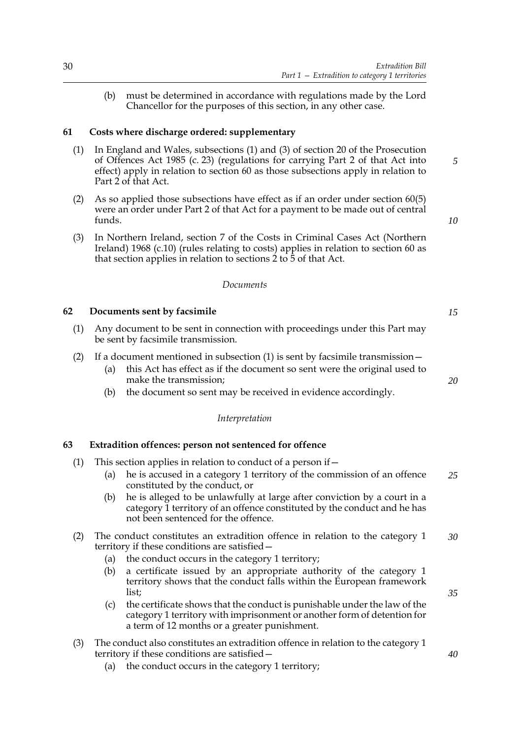(b) must be determined in accordance with regulations made by the Lord Chancellor for the purposes of this section, in any other case.

### 61 Costs where discharge ordered: supplementary

(1) In England and Wales, subsections (1) and (3) of section 20 of the Prosecution of Offences Act 1985 (c. 23) (regulations for carrying Part 2 of that Act into effect) apply in relation to section 60 as those subsections apply in relation to Part 2 of that Act.

(2) As so applied those subsections have effect as if an order under section 60(5) were an order under Part 2 of that Act for a payment to be made out of central funds.

(3) In Northern Ireland, section 7 of the Costs in Criminal Cases Act (Northern Ireland) 1968 (c.10) (rules relating to costs) applies in relation to section 60 as that section applies in relation to sections 2 to 5 of that Act.

*Documents*

### 62 Documents sent by facsimile

(1) Any document to be sent in connection with proceedings under this Part may be sent by facsimile transmission.

(2) If a document mentioned in subsection (1) is sent by facsimile transmission—
   (a) this Act has effect as if the document so sent were the original used to make the transmission;
   (b) the document so sent may be received in evidence accordingly.

*Interpretation*

### 63 Extradition offences: person not sentenced for offence

(1) This section applies in relation to conduct of a person if—
   (a) he is accused in a category 1 territory of the commission of an offence constituted by the conduct, or
   (b) he is alleged to be unlawfully at large after conviction by a court in a category 1 territory of an offence constituted by the conduct and he has not been sentenced for the offence.

(2) The conduct constitutes an extradition offence in relation to the category 1 territory if these conditions are satisfied—
   (a) the conduct occurs in the category 1 territory;
   (b) a certificate issued by an appropriate authority of the category 1 territory shows that the conduct falls within the European framework list;
   (c) the certificate shows that the conduct is punishable under the law of the category 1 territory with imprisonment or another form of detention for a term of 12 months or a greater punishment.

(3) The conduct also constitutes an extradition offence in relation to the category 1 territory if these conditions are satisfied—
   (a) the conduct occurs in the category 1 territory;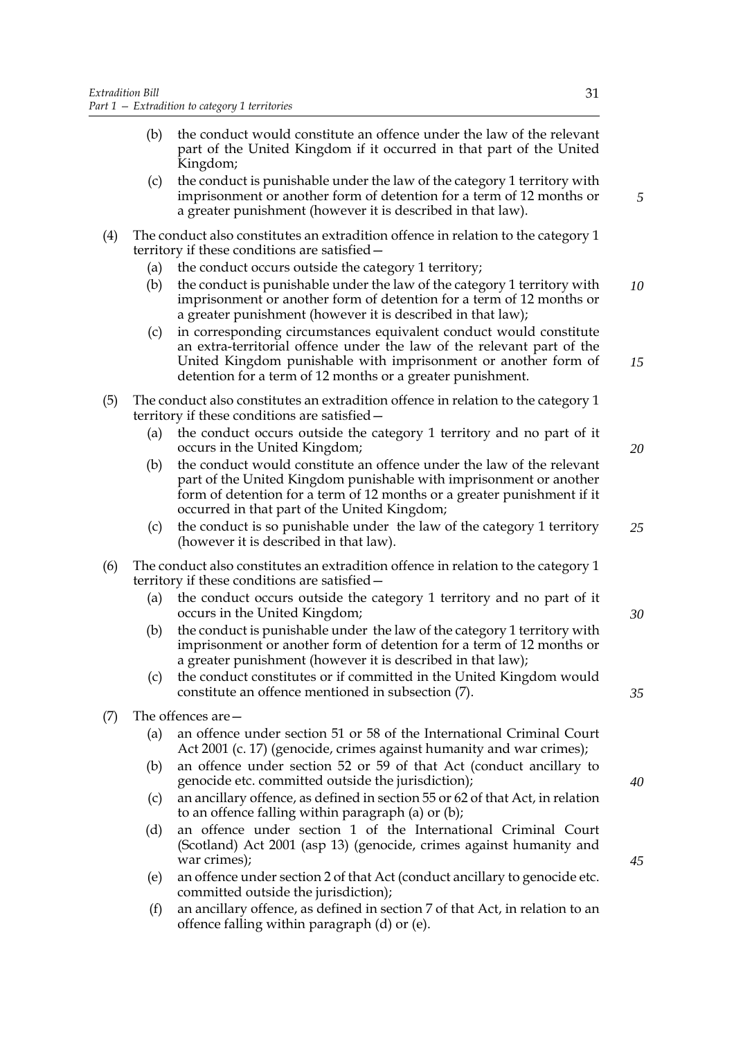(b) the conduct would constitute an offence under the law of the relevant part of the United Kingdom if it occurred in that part of the United Kingdom;

(c) the conduct is punishable under the law of the category 1 territory with imprisonment or another form of detention for a term of 12 months or a greater punishment (however it is described in that law).

(4) The conduct also constitutes an extradition offence in relation to the category 1 territory if these conditions are satisfied—

(a) the conduct occurs outside the category 1 territory;

(b) the conduct is punishable under the law of the category 1 territory with imprisonment or another form of detention for a term of 12 months or a greater punishment (however it is described in that law);

(c) in corresponding circumstances equivalent conduct would constitute an extra-territorial offence under the law of the relevant part of the United Kingdom punishable with imprisonment or another form of detention for a term of 12 months or a greater punishment.

(5) The conduct also constitutes an extradition offence in relation to the category 1 territory if these conditions are satisfied—

(a) the conduct occurs outside the category 1 territory and no part of it occurs in the United Kingdom;

(b) the conduct would constitute an offence under the law of the relevant part of the United Kingdom punishable with imprisonment or another form of detention for a term of 12 months or a greater punishment if it occurred in that part of the United Kingdom;

(c) the conduct is so punishable under the law of the category 1 territory (however it is described in that law).

(6) The conduct also constitutes an extradition offence in relation to the category 1 territory if these conditions are satisfied—

(a) the conduct occurs outside the category 1 territory and no part of it occurs in the United Kingdom;

(b) the conduct is punishable under the law of the category 1 territory with imprisonment or another form of detention for a term of 12 months or a greater punishment (however it is described in that law);

(c) the conduct constitutes or if committed in the United Kingdom would constitute an offence mentioned in subsection (7).

(7) The offences are—

(a) an offence under section 51 or 58 of the International Criminal Court Act 2001 (c. 17) (genocide, crimes against humanity and war crimes);

(b) an offence under section 52 or 59 of that Act (conduct ancillary to genocide etc. committed outside the jurisdiction);

(c) an ancillary offence, as defined in section 55 or 62 of that Act, in relation to an offence falling within paragraph (a) or (b);

(d) an offence under section 1 of the International Criminal Court (Scotland) Act 2001 (asp 13) (genocide, crimes against humanity and war crimes);

(e) an offence under section 2 of that Act (conduct ancillary to genocide etc. committed outside the jurisdiction);

(f) an ancillary offence, as defined in section 7 of that Act, in relation to an offence falling within paragraph (d) or (e).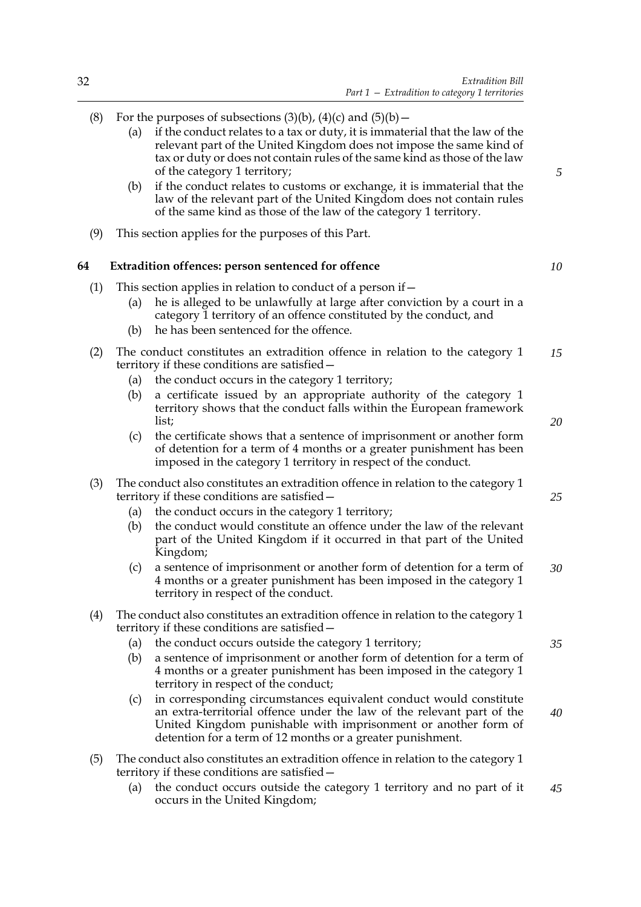(8) For the purposes of subsections (3)(b), (4)(c) and (5)(b)—

   (a) if the conduct relates to a tax or duty, it is immaterial that the law of the relevant part of the United Kingdom does not impose the same kind of tax or duty or does not contain rules of the same kind as those of the law of the category 1 territory;

   (b) if the conduct relates to customs or exchange, it is immaterial that the law of the relevant part of the United Kingdom does not contain rules of the same kind as those of the law of the category 1 territory.

(9) This section applies for the purposes of this Part.

## 64 Extradition offences: person sentenced for offence

(1) This section applies in relation to conduct of a person if—

   (a) he is alleged to be unlawfully at large after conviction by a court in a category 1 territory of an offence constituted by the conduct, and

   (b) he has been sentenced for the offence.

(2) The conduct constitutes an extradition offence in relation to the category 1 territory if these conditions are satisfied—

   (a) the conduct occurs in the category 1 territory;

   (b) a certificate issued by an appropriate authority of the category 1 territory shows that the conduct falls within the European framework list;

   (c) the certificate shows that a sentence of imprisonment or another form of detention for a term of 4 months or a greater punishment has been imposed in the category 1 territory in respect of the conduct.

(3) The conduct also constitutes an extradition offence in relation to the category 1 territory if these conditions are satisfied—

   (a) the conduct occurs in the category 1 territory;

   (b) the conduct would constitute an offence under the law of the relevant part of the United Kingdom if it occurred in that part of the United Kingdom;

   (c) a sentence of imprisonment or another form of detention for a term of 4 months or a greater punishment has been imposed in the category 1 territory in respect of the conduct.

(4) The conduct also constitutes an extradition offence in relation to the category 1 territory if these conditions are satisfied—

   (a) the conduct occurs outside the category 1 territory;

   (b) a sentence of imprisonment or another form of detention for a term of 4 months or a greater punishment has been imposed in the category 1 territory in respect of the conduct;

   (c) in corresponding circumstances equivalent conduct would constitute an extra-territorial offence under the law of the relevant part of the United Kingdom punishable with imprisonment or another form of detention for a term of 12 months or a greater punishment.

(5) The conduct also constitutes an extradition offence in relation to the category 1 territory if these conditions are satisfied—

   (a) the conduct occurs outside the category 1 territory and no part of it occurs in the United Kingdom;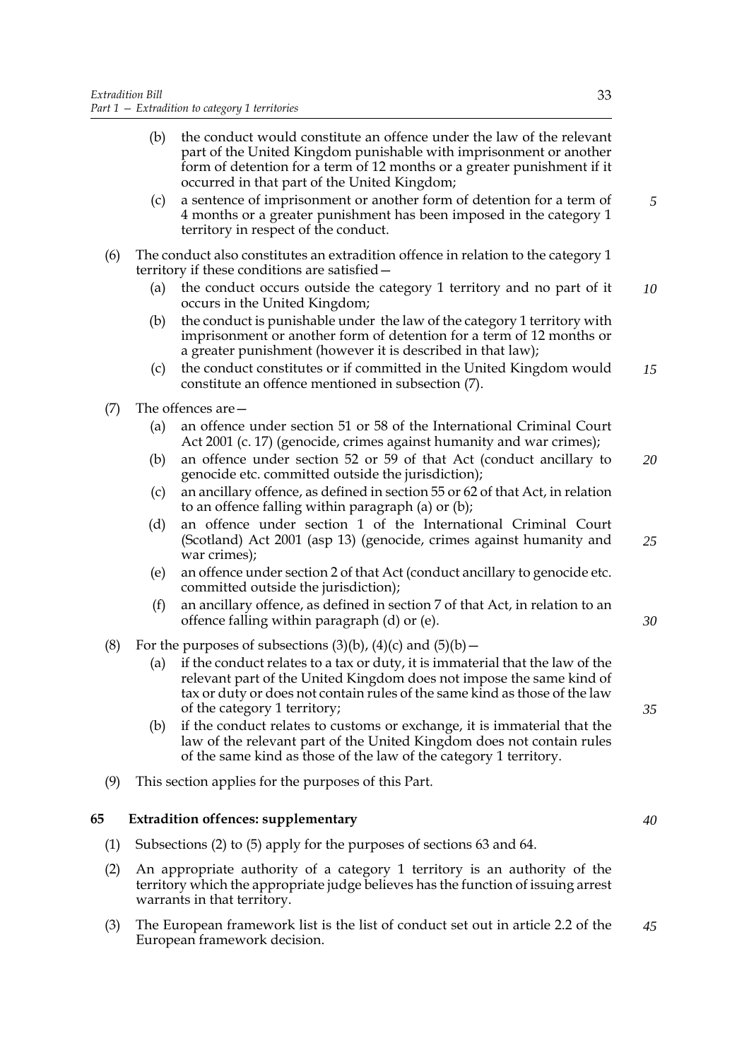(b) the conduct would constitute an offence under the law of the relevant part of the United Kingdom punishable with imprisonment or another form of detention for a term of 12 months or a greater punishment if it occurred in that part of the United Kingdom;

(c) a sentence of imprisonment or another form of detention for a term of 4 months or a greater punishment has been imposed in the category 1 territory in respect of the conduct.

(6) The conduct also constitutes an extradition offence in relation to the category 1 territory if these conditions are satisfied—

(a) the conduct occurs outside the category 1 territory and no part of it occurs in the United Kingdom;

(b) the conduct is punishable under the law of the category 1 territory with imprisonment or another form of detention for a term of 12 months or a greater punishment (however it is described in that law);

(c) the conduct constitutes or if committed in the United Kingdom would constitute an offence mentioned in subsection (7).

(7) The offences are—

(a) an offence under section 51 or 58 of the International Criminal Court Act 2001 (c. 17) (genocide, crimes against humanity and war crimes);

(b) an offence under section 52 or 59 of that Act (conduct ancillary to genocide etc. committed outside the jurisdiction);

(c) an ancillary offence, as defined in section 55 or 62 of that Act, in relation to an offence falling within paragraph (a) or (b);

(d) an offence under section 1 of the International Criminal Court (Scotland) Act 2001 (asp 13) (genocide, crimes against humanity and war crimes);

(e) an offence under section 2 of that Act (conduct ancillary to genocide etc. committed outside the jurisdiction);

(f) an ancillary offence, as defined in section 7 of that Act, in relation to an offence falling within paragraph (d) or (e).

(8) For the purposes of subsections (3)(b), (4)(c) and (5)(b)—

(a) if the conduct relates to a tax or duty, it is immaterial that the law of the relevant part of the United Kingdom does not impose the same kind of tax or duty or does not contain rules of the same kind as those of the law of the category 1 territory;

(b) if the conduct relates to customs or exchange, it is immaterial that the law of the relevant part of the United Kingdom does not contain rules of the same kind as those of the law of the category 1 territory.

(9) This section applies for the purposes of this Part.

## 65 Extradition offences: supplementary

(1) Subsections (2) to (5) apply for the purposes of sections 63 and 64.

(2) An appropriate authority of a category 1 territory is an authority of the territory which the appropriate judge believes has the function of issuing arrest warrants in that territory.

(3) The European framework list is the list of conduct set out in article 2.2 of the European framework decision.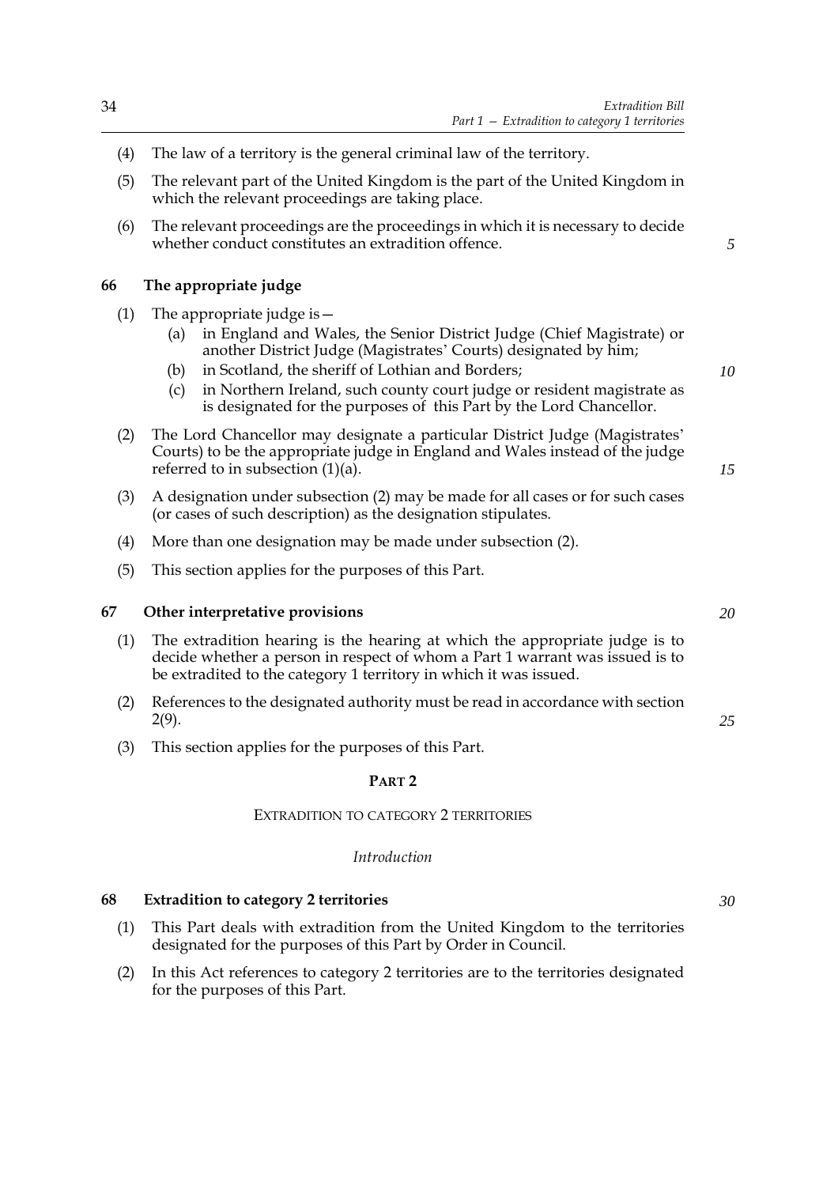(4) The law of a territory is the general criminal law of the territory.

(5) The relevant part of the United Kingdom is the part of the United Kingdom in which the relevant proceedings are taking place.

(6) The relevant proceedings are the proceedings in which it is necessary to decide whether conduct constitutes an extradition offence.

### 66 The appropriate judge

(1) The appropriate judge is—

- (a) in England and Wales, the Senior District Judge (Chief Magistrate) or another District Judge (Magistrates' Courts) designated by him;
- (b) in Scotland, the sheriff of Lothian and Borders;
- (c) in Northern Ireland, such county court judge or resident magistrate as is designated for the purposes of this Part by the Lord Chancellor.

(2) The Lord Chancellor may designate a particular District Judge (Magistrates' Courts) to be the appropriate judge in England and Wales instead of the judge referred to in subsection (1)(a).

(3) A designation under subsection (2) may be made for all cases or for such cases (or cases of such description) as the designation stipulates.

(4) More than one designation may be made under subsection (2).

(5) This section applies for the purposes of this Part.

### 67 Other interpretative provisions

(1) The extradition hearing is the hearing at which the appropriate judge is to decide whether a person in respect of whom a Part 1 warrant was issued is to be extradited to the category 1 territory in which it was issued.

(2) References to the designated authority must be read in accordance with section 2(9).

(3) This section applies for the purposes of this Part.

## PART 2

## EXTRADITION TO CATEGORY 2 TERRITORIES

*Introduction*

### 68 Extradition to category 2 territories

(1) This Part deals with extradition from the United Kingdom to the territories designated for the purposes of this Part by Order in Council.

(2) In this Act references to category 2 territories are to the territories designated for the purposes of this Part.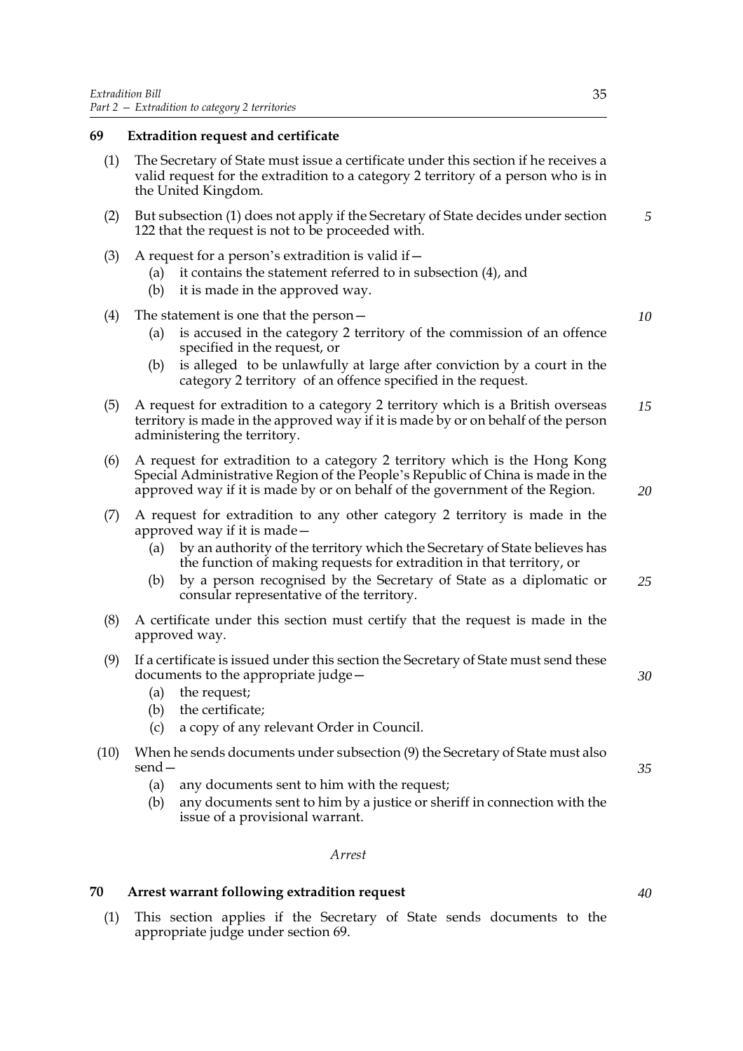## 69 Extradition request and certificate

(1) The Secretary of State must issue a certificate under this section if he receives a valid request for the extradition to a category 2 territory of a person who is in the United Kingdom.

(2) But subsection (1) does not apply if the Secretary of State decides under section 122 that the request is not to be proceeded with.

(3) A request for a person's extradition is valid if—
  - (a) it contains the statement referred to in subsection (4), and
  - (b) it is made in the approved way.

(4) The statement is one that the person—
  - (a) is accused in the category 2 territory of the commission of an offence specified in the request, or
  - (b) is alleged to be unlawfully at large after conviction by a court in the category 2 territory of an offence specified in the request.

(5) A request for extradition to a category 2 territory which is a British overseas territory is made in the approved way if it is made by or on behalf of the person administering the territory.

(6) A request for extradition to a category 2 territory which is the Hong Kong Special Administrative Region of the People's Republic of China is made in the approved way if it is made by or on behalf of the government of the Region.

(7) A request for extradition to any other category 2 territory is made in the approved way if it is made—
  - (a) by an authority of the territory which the Secretary of State believes has the function of making requests for extradition in that territory, or
  - (b) by a person recognised by the Secretary of State as a diplomatic or consular representative of the territory.

(8) A certificate under this section must certify that the request is made in the approved way.

(9) If a certificate is issued under this section the Secretary of State must send these documents to the appropriate judge—
  - (a) the request;
  - (b) the certificate;
  - (c) a copy of any relevant Order in Council.

(10) When he sends documents under subsection (9) the Secretary of State must also send—
  - (a) any documents sent to him with the request;
  - (b) any documents sent to him by a justice or sheriff in connection with the issue of a provisional warrant.

*Arrest*

## 70 Arrest warrant following extradition request

(1) This section applies if the Secretary of State sends documents to the appropriate judge under section 69.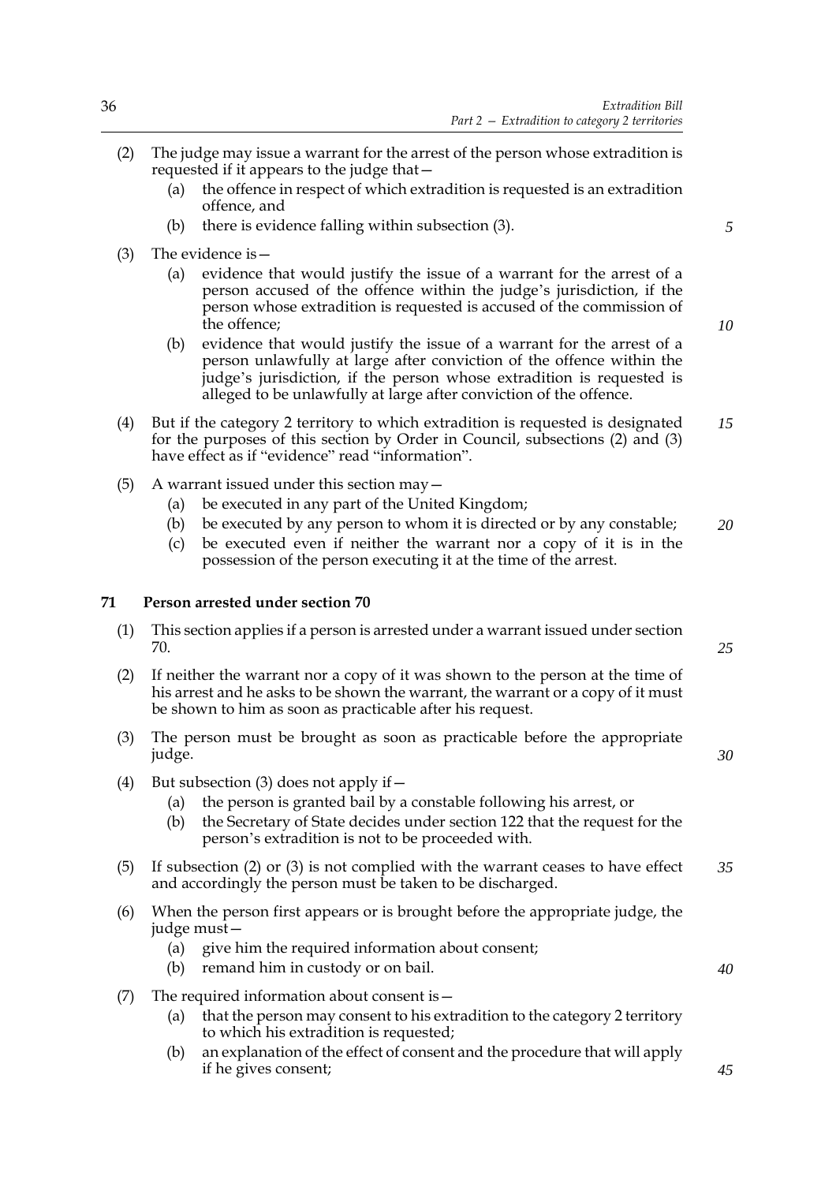(2) The judge may issue a warrant for the arrest of the person whose extradition is requested if it appears to the judge that—

  (a) the offence in respect of which extradition is requested is an extradition offence, and

  (b) there is evidence falling within subsection (3).

(3) The evidence is—

  (a) evidence that would justify the issue of a warrant for the arrest of a person accused of the offence within the judge's jurisdiction, if the person whose extradition is requested is accused of the commission of the offence;

  (b) evidence that would justify the issue of a warrant for the arrest of a person unlawfully at large after conviction of the offence within the judge's jurisdiction, if the person whose extradition is requested is alleged to be unlawfully at large after conviction of the offence.

(4) But if the category 2 territory to which extradition is requested is designated for the purposes of this section by Order in Council, subsections (2) and (3) have effect as if "evidence" read "information".

(5) A warrant issued under this section may—

  (a) be executed in any part of the United Kingdom;

  (b) be executed by any person to whom it is directed or by any constable;

  (c) be executed even if neither the warrant nor a copy of it is in the possession of the person executing it at the time of the arrest.

### 71 Person arrested under section 70

(1) This section applies if a person is arrested under a warrant issued under section 70.

(2) If neither the warrant nor a copy of it was shown to the person at the time of his arrest and he asks to be shown the warrant, the warrant or a copy of it must be shown to him as soon as practicable after his request.

(3) The person must be brought as soon as practicable before the appropriate judge.

(4) But subsection (3) does not apply if—

  (a) the person is granted bail by a constable following his arrest, or

  (b) the Secretary of State decides under section 122 that the request for the person's extradition is not to be proceeded with.

(5) If subsection (2) or (3) is not complied with the warrant ceases to have effect and accordingly the person must be taken to be discharged.

(6) When the person first appears or is brought before the appropriate judge, the judge must—

  (a) give him the required information about consent;

  (b) remand him in custody or on bail.

(7) The required information about consent is—

  (a) that the person may consent to his extradition to the category 2 territory to which his extradition is requested;

  (b) an explanation of the effect of consent and the procedure that will apply if he gives consent;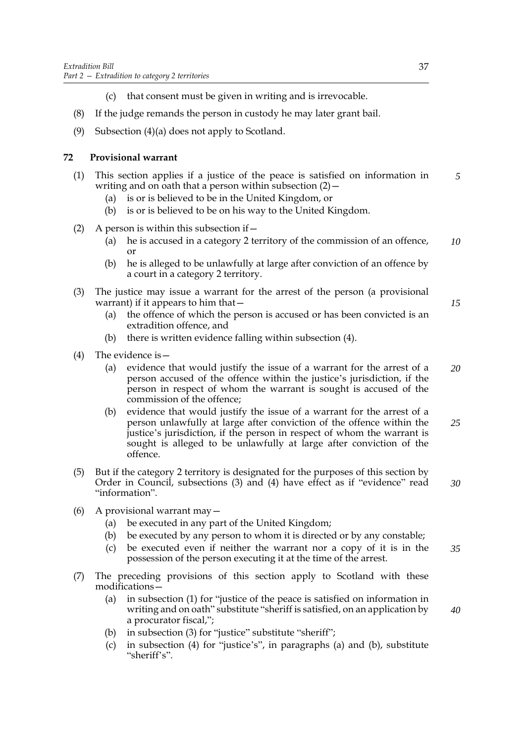(c) that consent must be given in writing and is irrevocable.

(8) If the judge remands the person in custody he may later grant bail.

(9) Subsection (4)(a) does not apply to Scotland.

## 72 Provisional warrant

(1) This section applies if a justice of the peace is satisfied on information in writing and on oath that a person within subsection (2)—

- (a) is or is believed to be in the United Kingdom, or
- (b) is or is believed to be on his way to the United Kingdom.

(2) A person is within this subsection if—

- (a) he is accused in a category 2 territory of the commission of an offence, or
- (b) he is alleged to be unlawfully at large after conviction of an offence by a court in a category 2 territory.

(3) The justice may issue a warrant for the arrest of the person (a provisional warrant) if it appears to him that—

- (a) the offence of which the person is accused or has been convicted is an extradition offence, and
- (b) there is written evidence falling within subsection (4).

(4) The evidence is—

- (a) evidence that would justify the issue of a warrant for the arrest of a person accused of the offence within the justice's jurisdiction, if the person in respect of whom the warrant is sought is accused of the commission of the offence;
- (b) evidence that would justify the issue of a warrant for the arrest of a person unlawfully at large after conviction of the offence within the justice's jurisdiction, if the person in respect of whom the warrant is sought is alleged to be unlawfully at large after conviction of the offence.

(5) But if the category 2 territory is designated for the purposes of this section by Order in Council, subsections (3) and (4) have effect as if "evidence" read "information".

(6) A provisional warrant may—

- (a) be executed in any part of the United Kingdom;
- (b) be executed by any person to whom it is directed or by any constable;
- (c) be executed even if neither the warrant nor a copy of it is in the possession of the person executing it at the time of the arrest.

(7) The preceding provisions of this section apply to Scotland with these modifications—

- (a) in subsection (1) for "justice of the peace is satisfied on information in writing and on oath" substitute "sheriff is satisfied, on an application by a procurator fiscal,";
- (b) in subsection (3) for "justice" substitute "sheriff";
- (c) in subsection (4) for "justice's", in paragraphs (a) and (b), substitute "sheriff's".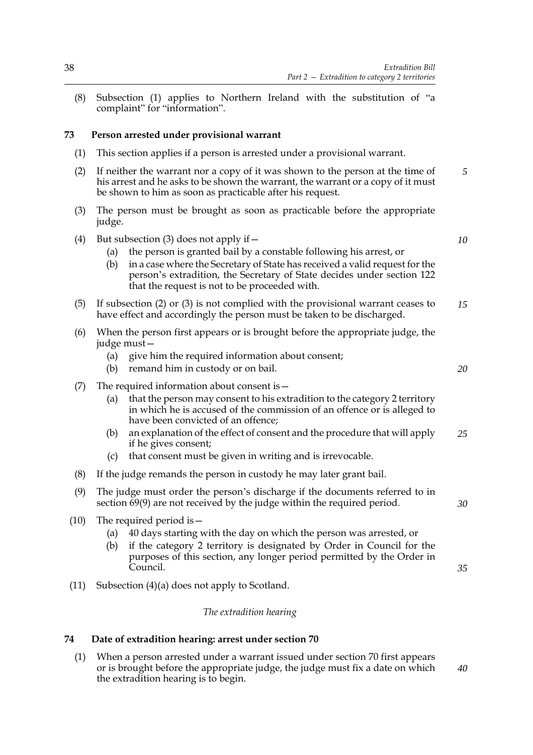(8) Subsection (1) applies to Northern Ireland with the substitution of "a complaint" for "information".

## 73 Person arrested under provisional warrant

(1) This section applies if a person is arrested under a provisional warrant.

(2) If neither the warrant nor a copy of it was shown to the person at the time of his arrest and he asks to be shown the warrant, the warrant or a copy of it must be shown to him as soon as practicable after his request.

(3) The person must be brought as soon as practicable before the appropriate judge.

(4) But subsection (3) does not apply if—

- (a) the person is granted bail by a constable following his arrest, or
- (b) in a case where the Secretary of State has received a valid request for the person's extradition, the Secretary of State decides under section 122 that the request is not to be proceeded with.

(5) If subsection (2) or (3) is not complied with the provisional warrant ceases to have effect and accordingly the person must be taken to be discharged.

(6) When the person first appears or is brought before the appropriate judge, the judge must—

- (a) give him the required information about consent;
- (b) remand him in custody or on bail.

(7) The required information about consent is—

- (a) that the person may consent to his extradition to the category 2 territory in which he is accused of the commission of an offence or is alleged to have been convicted of an offence;
- (b) an explanation of the effect of consent and the procedure that will apply if he gives consent;
- (c) that consent must be given in writing and is irrevocable.

(8) If the judge remands the person in custody he may later grant bail.

(9) The judge must order the person's discharge if the documents referred to in section 69(9) are not received by the judge within the required period.

(10) The required period is—

- (a) 40 days starting with the day on which the person was arrested, or
- (b) if the category 2 territory is designated by Order in Council for the purposes of this section, any longer period permitted by the Order in Council.

(11) Subsection (4)(a) does not apply to Scotland.

*The extradition hearing*

## 74 Date of extradition hearing: arrest under section 70

(1) When a person arrested under a warrant issued under section 70 first appears or is brought before the appropriate judge, the judge must fix a date on which the extradition hearing is to begin.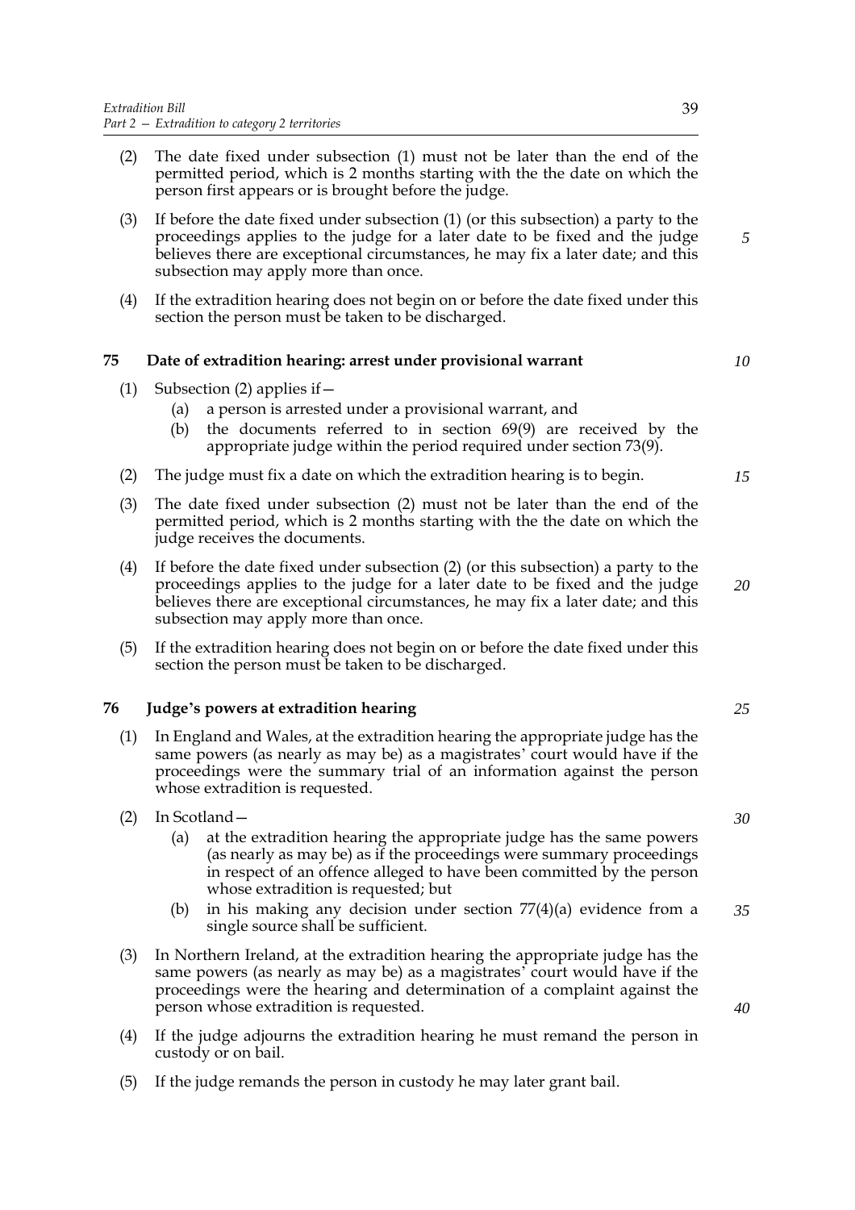(2) The date fixed under subsection (1) must not be later than the end of the permitted period, which is 2 months starting with the the date on which the person first appears or is brought before the judge.

(3) If before the date fixed under subsection (1) (or this subsection) a party to the proceedings applies to the judge for a later date to be fixed and the judge believes there are exceptional circumstances, he may fix a later date; and this subsection may apply more than once.

(4) If the extradition hearing does not begin on or before the date fixed under this section the person must be taken to be discharged.

### 75 Date of extradition hearing: arrest under provisional warrant

(1) Subsection (2) applies if—

  (a) a person is arrested under a provisional warrant, and

  (b) the documents referred to in section 69(9) are received by the appropriate judge within the period required under section 73(9).

(2) The judge must fix a date on which the extradition hearing is to begin.

(3) The date fixed under subsection (2) must not be later than the end of the permitted period, which is 2 months starting with the the date on which the judge receives the documents.

(4) If before the date fixed under subsection (2) (or this subsection) a party to the proceedings applies to the judge for a later date to be fixed and the judge believes there are exceptional circumstances, he may fix a later date; and this subsection may apply more than once.

(5) If the extradition hearing does not begin on or before the date fixed under this section the person must be taken to be discharged.

### 76 Judge's powers at extradition hearing

(1) In England and Wales, at the extradition hearing the appropriate judge has the same powers (as nearly as may be) as a magistrates' court would have if the proceedings were the summary trial of an information against the person whose extradition is requested.

(2) In Scotland—

  (a) at the extradition hearing the appropriate judge has the same powers (as nearly as may be) as if the proceedings were summary proceedings in respect of an offence alleged to have been committed by the person whose extradition is requested; but

  (b) in his making any decision under section 77(4)(a) evidence from a single source shall be sufficient.

(3) In Northern Ireland, at the extradition hearing the appropriate judge has the same powers (as nearly as may be) as a magistrates' court would have if the proceedings were the hearing and determination of a complaint against the person whose extradition is requested.

(4) If the judge adjourns the extradition hearing he must remand the person in custody or on bail.

(5) If the judge remands the person in custody he may later grant bail.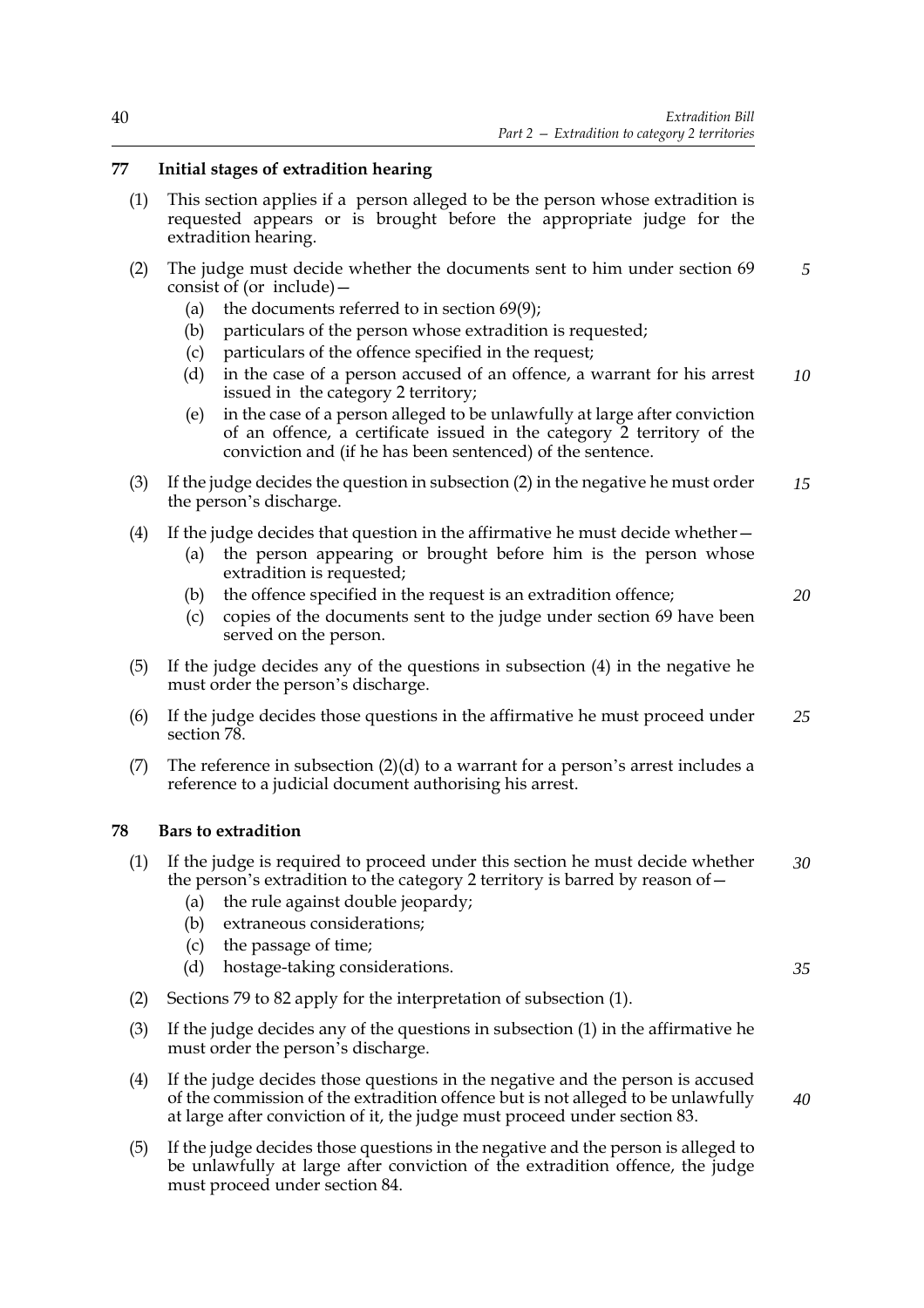## 77 Initial stages of extradition hearing

(1) This section applies if a person alleged to be the person whose extradition is requested appears or is brought before the appropriate judge for the extradition hearing.

(2) The judge must decide whether the documents sent to him under section 69 consist of (or include)—

- (a) the documents referred to in section 69(9);
- (b) particulars of the person whose extradition is requested;
- (c) particulars of the offence specified in the request;
- (d) in the case of a person accused of an offence, a warrant for his arrest issued in the category 2 territory;
- (e) in the case of a person alleged to be unlawfully at large after conviction of an offence, a certificate issued in the category 2 territory of the conviction and (if he has been sentenced) of the sentence.

(3) If the judge decides the question in subsection (2) in the negative he must order the person's discharge.

(4) If the judge decides that question in the affirmative he must decide whether—

- (a) the person appearing or brought before him is the person whose extradition is requested;
- (b) the offence specified in the request is an extradition offence;
- (c) copies of the documents sent to the judge under section 69 have been served on the person.

(5) If the judge decides any of the questions in subsection (4) in the negative he must order the person's discharge.

(6) If the judge decides those questions in the affirmative he must proceed under section 78.

(7) The reference in subsection (2)(d) to a warrant for a person's arrest includes a reference to a judicial document authorising his arrest.

## 78 Bars to extradition

(1) If the judge is required to proceed under this section he must decide whether the person's extradition to the category 2 territory is barred by reason of—

- (a) the rule against double jeopardy;
- (b) extraneous considerations;
- (c) the passage of time;
- (d) hostage-taking considerations.

(2) Sections 79 to 82 apply for the interpretation of subsection (1).

(3) If the judge decides any of the questions in subsection (1) in the affirmative he must order the person's discharge.

(4) If the judge decides those questions in the negative and the person is accused of the commission of the extradition offence but is not alleged to be unlawfully at large after conviction of it, the judge must proceed under section 83.

(5) If the judge decides those questions in the negative and the person is alleged to be unlawfully at large after conviction of the extradition offence, the judge must proceed under section 84.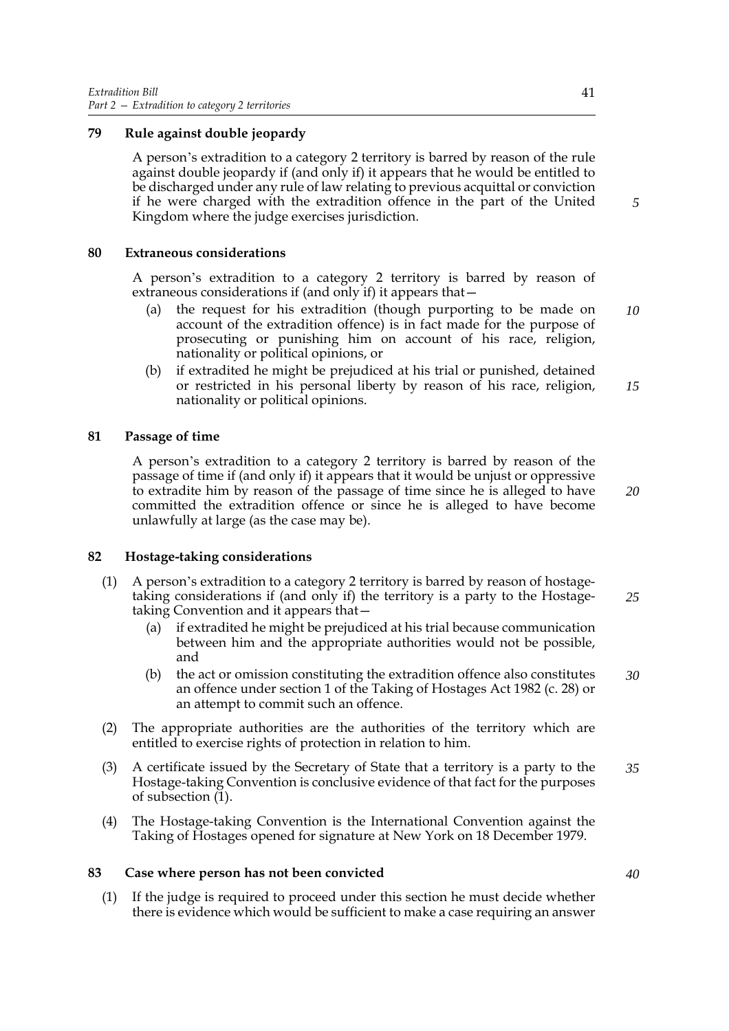## 79 Rule against double jeopardy

A person's extradition to a category 2 territory is barred by reason of the rule against double jeopardy if (and only if) it appears that he would be entitled to be discharged under any rule of law relating to previous acquittal or conviction if he were charged with the extradition offence in the part of the United Kingdom where the judge exercises jurisdiction.

## 80 Extraneous considerations

A person's extradition to a category 2 territory is barred by reason of extraneous considerations if (and only if) it appears that—

(a) the request for his extradition (though purporting to be made on account of the extradition offence) is in fact made for the purpose of prosecuting or punishing him on account of his race, religion, nationality or political opinions, or

(b) if extradited he might be prejudiced at his trial or punished, detained or restricted in his personal liberty by reason of his race, religion, nationality or political opinions.

## 81 Passage of time

A person's extradition to a category 2 territory is barred by reason of the passage of time if (and only if) it appears that it would be unjust or oppressive to extradite him by reason of the passage of time since he is alleged to have committed the extradition offence or since he is alleged to have become unlawfully at large (as the case may be).

## 82 Hostage-taking considerations

(1) A person's extradition to a category 2 territory is barred by reason of hostage-taking considerations if (and only if) the territory is a party to the Hostage-taking Convention and it appears that—

(a) if extradited he might be prejudiced at his trial because communication between him and the appropriate authorities would not be possible, and

(b) the act or omission constituting the extradition offence also constitutes an offence under section 1 of the Taking of Hostages Act 1982 (c. 28) or an attempt to commit such an offence.

(2) The appropriate authorities are the authorities of the territory which are entitled to exercise rights of protection in relation to him.

(3) A certificate issued by the Secretary of State that a territory is a party to the Hostage-taking Convention is conclusive evidence of that fact for the purposes of subsection (1).

(4) The Hostage-taking Convention is the International Convention against the Taking of Hostages opened for signature at New York on 18 December 1979.

## 83 Case where person has not been convicted

(1) If the judge is required to proceed under this section he must decide whether there is evidence which would be sufficient to make a case requiring an answer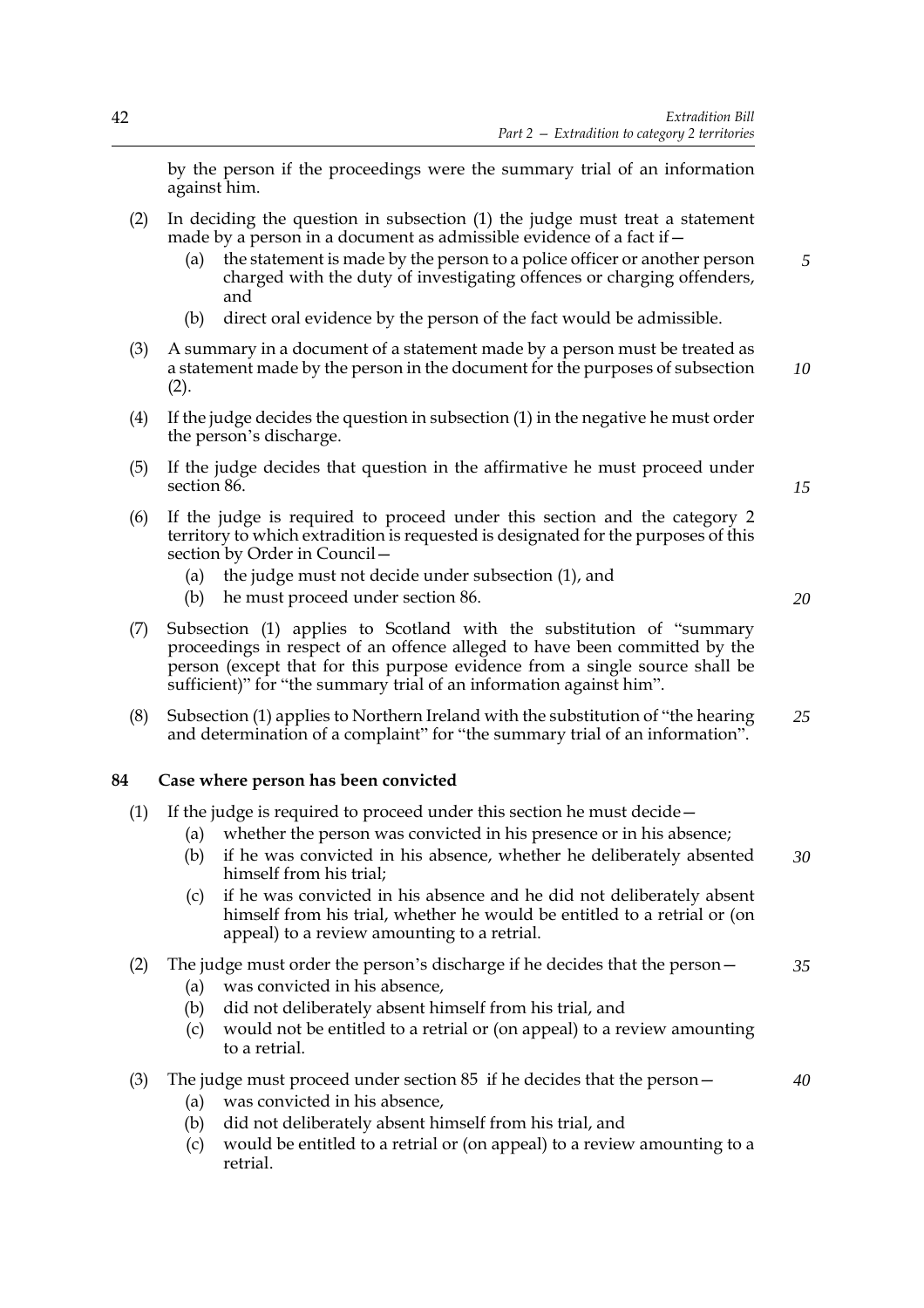by the person if the proceedings were the summary trial of an information against him.

(2) In deciding the question in subsection (1) the judge must treat a statement made by a person in a document as admissible evidence of a fact if—

(a) the statement is made by the person to a police officer or another person charged with the duty of investigating offences or charging offenders, and

(b) direct oral evidence by the person of the fact would be admissible.

(3) A summary in a document of a statement made by a person must be treated as a statement made by the person in the document for the purposes of subsection (2).

(4) If the judge decides the question in subsection (1) in the negative he must order the person's discharge.

(5) If the judge decides that question in the affirmative he must proceed under section 86.

(6) If the judge is required to proceed under this section and the category 2 territory to which extradition is requested is designated for the purposes of this section by Order in Council—

(a) the judge must not decide under subsection (1), and

(b) he must proceed under section 86.

(7) Subsection (1) applies to Scotland with the substitution of "summary proceedings in respect of an offence alleged to have been committed by the person (except that for this purpose evidence from a single source shall be sufficient)" for "the summary trial of an information against him".

(8) Subsection (1) applies to Northern Ireland with the substitution of "the hearing and determination of a complaint" for "the summary trial of an information".

## 84 Case where person has been convicted

(1) If the judge is required to proceed under this section he must decide—

(a) whether the person was convicted in his presence or in his absence;

(b) if he was convicted in his absence, whether he deliberately absented himself from his trial;

(c) if he was convicted in his absence and he did not deliberately absent himself from his trial, whether he would be entitled to a retrial or (on appeal) to a review amounting to a retrial.

(2) The judge must order the person's discharge if he decides that the person—

(a) was convicted in his absence,

(b) did not deliberately absent himself from his trial, and

(c) would not be entitled to a retrial or (on appeal) to a review amounting to a retrial.

(3) The judge must proceed under section 85 if he decides that the person—

(a) was convicted in his absence,

(b) did not deliberately absent himself from his trial, and

(c) would be entitled to a retrial or (on appeal) to a review amounting to a retrial.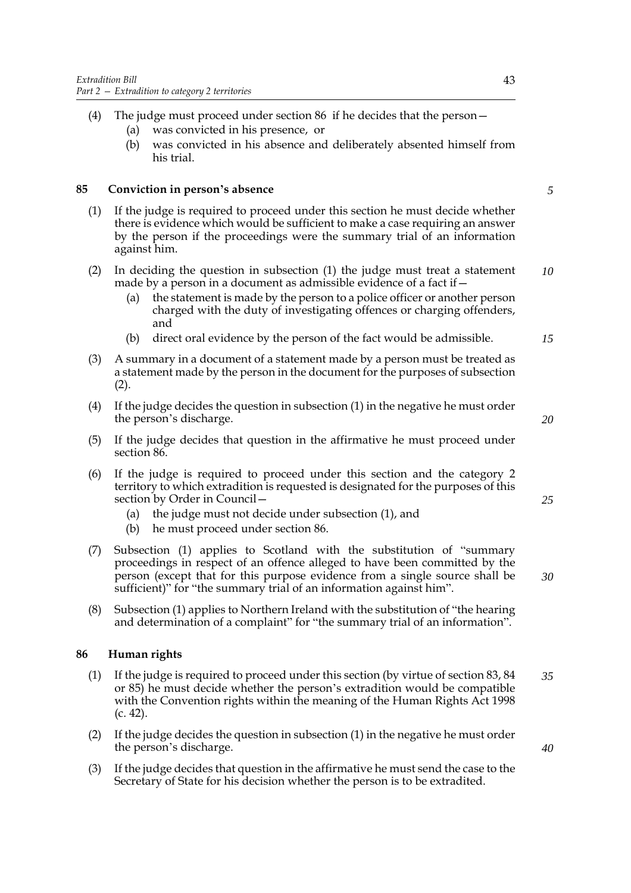(4) The judge must proceed under section 86 if he decides that the person—

   (a) was convicted in his presence, or

   (b) was convicted in his absence and deliberately absented himself from his trial.

## 85 Conviction in person's absence

(1) If the judge is required to proceed under this section he must decide whether there is evidence which would be sufficient to make a case requiring an answer by the person if the proceedings were the summary trial of an information against him.

(2) In deciding the question in subsection (1) the judge must treat a statement made by a person in a document as admissible evidence of a fact if—

   (a) the statement is made by the person to a police officer or another person charged with the duty of investigating offences or charging offenders, and

   (b) direct oral evidence by the person of the fact would be admissible.

(3) A summary in a document of a statement made by a person must be treated as a statement made by the person in the document for the purposes of subsection (2).

(4) If the judge decides the question in subsection (1) in the negative he must order the person's discharge.

(5) If the judge decides that question in the affirmative he must proceed under section 86.

(6) If the judge is required to proceed under this section and the category 2 territory to which extradition is requested is designated for the purposes of this section by Order in Council—

   (a) the judge must not decide under subsection (1), and

   (b) he must proceed under section 86.

(7) Subsection (1) applies to Scotland with the substitution of "summary proceedings in respect of an offence alleged to have been committed by the person (except that for this purpose evidence from a single source shall be sufficient)" for "the summary trial of an information against him".

(8) Subsection (1) applies to Northern Ireland with the substitution of "the hearing and determination of a complaint" for "the summary trial of an information".

## 86 Human rights

(1) If the judge is required to proceed under this section (by virtue of section 83, 84 or 85) he must decide whether the person's extradition would be compatible with the Convention rights within the meaning of the Human Rights Act 1998 (c. 42).

(2) If the judge decides the question in subsection (1) in the negative he must order the person's discharge.

(3) If the judge decides that question in the affirmative he must send the case to the Secretary of State for his decision whether the person is to be extradited.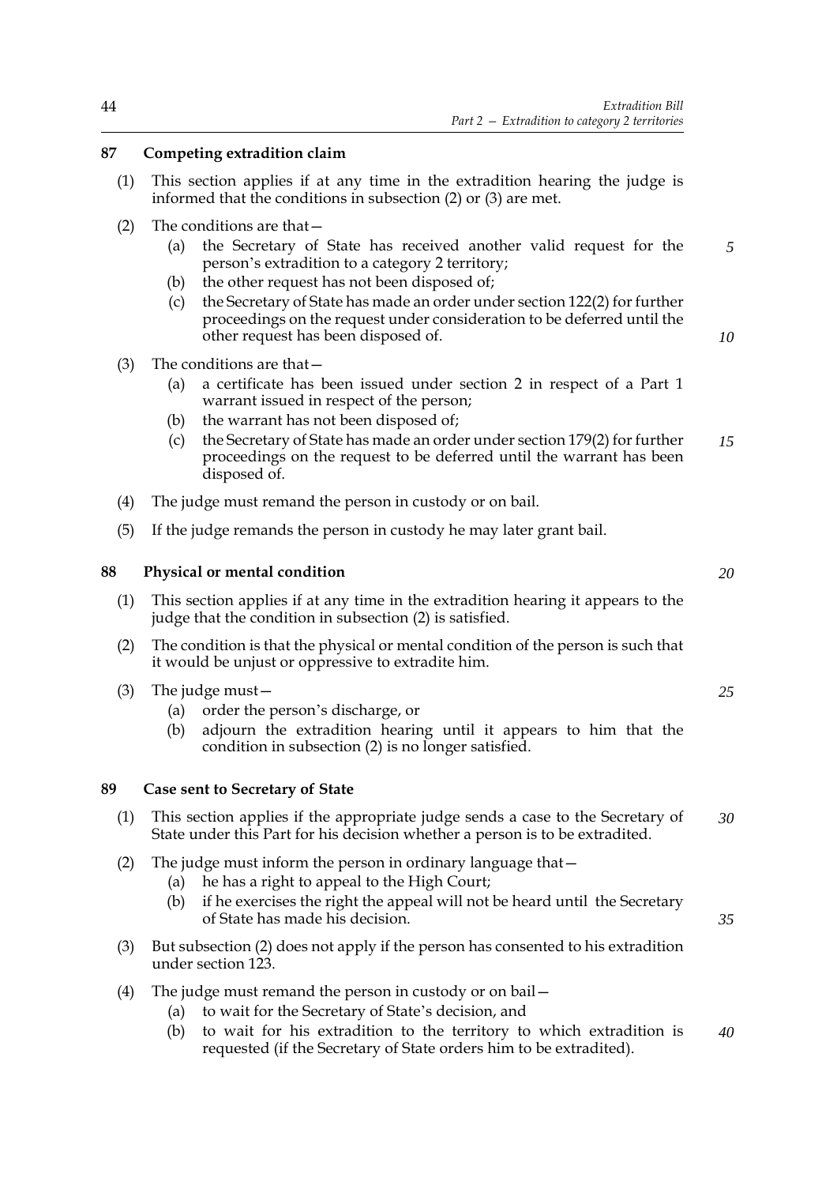## 87 Competing extradition claim

(1) This section applies if at any time in the extradition hearing the judge is informed that the conditions in subsection (2) or (3) are met.

(2) The conditions are that—

- (a) the Secretary of State has received another valid request for the person's extradition to a category 2 territory;
- (b) the other request has not been disposed of;
- (c) the Secretary of State has made an order under section 122(2) for further proceedings on the request under consideration to be deferred until the other request has been disposed of.

(3) The conditions are that—

- (a) a certificate has been issued under section 2 in respect of a Part 1 warrant issued in respect of the person;
- (b) the warrant has not been disposed of;
- (c) the Secretary of State has made an order under section 179(2) for further proceedings on the request to be deferred until the warrant has been disposed of.

(4) The judge must remand the person in custody or on bail.

(5) If the judge remands the person in custody he may later grant bail.

## 88 Physical or mental condition

(1) This section applies if at any time in the extradition hearing it appears to the judge that the condition in subsection (2) is satisfied.

(2) The condition is that the physical or mental condition of the person is such that it would be unjust or oppressive to extradite him.

(3) The judge must—

- (a) order the person's discharge, or
- (b) adjourn the extradition hearing until it appears to him that the condition in subsection (2) is no longer satisfied.

## 89 Case sent to Secretary of State

(1) This section applies if the appropriate judge sends a case to the Secretary of State under this Part for his decision whether a person is to be extradited.

(2) The judge must inform the person in ordinary language that—

- (a) he has a right to appeal to the High Court;
- (b) if he exercises the right the appeal will not be heard until the Secretary of State has made his decision.

(3) But subsection (2) does not apply if the person has consented to his extradition under section 123.

(4) The judge must remand the person in custody or on bail—

- (a) to wait for the Secretary of State's decision, and
- (b) to wait for his extradition to the territory to which extradition is requested (if the Secretary of State orders him to be extradited).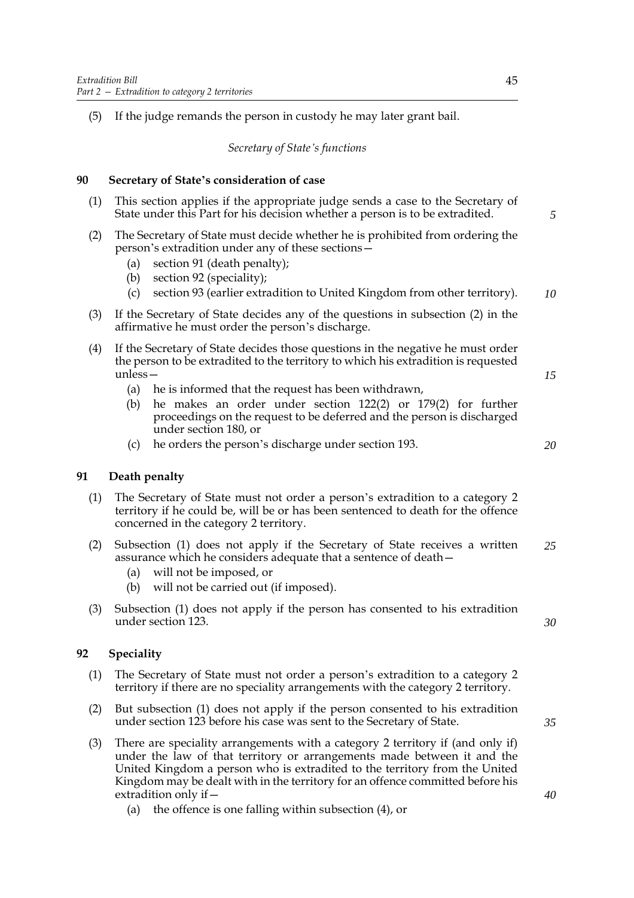(5) If the judge remands the person in custody he may later grant bail.

*Secretary of State's functions*

### 90 Secretary of State's consideration of case

(1) This section applies if the appropriate judge sends a case to the Secretary of State under this Part for his decision whether a person is to be extradited.

(2) The Secretary of State must decide whether he is prohibited from ordering the person's extradition under any of these sections—

- (a) section 91 (death penalty);
- (b) section 92 (speciality);
- (c) section 93 (earlier extradition to United Kingdom from other territory).

(3) If the Secretary of State decides any of the questions in subsection (2) in the affirmative he must order the person's discharge.

(4) If the Secretary of State decides those questions in the negative he must order the person to be extradited to the territory to which his extradition is requested unless—

- (a) he is informed that the request has been withdrawn,
- (b) he makes an order under section 122(2) or 179(2) for further proceedings on the request to be deferred and the person is discharged under section 180, or
- (c) he orders the person's discharge under section 193.

### 91 Death penalty

(1) The Secretary of State must not order a person's extradition to a category 2 territory if he could be, will be or has been sentenced to death for the offence concerned in the category 2 territory.

(2) Subsection (1) does not apply if the Secretary of State receives a written assurance which he considers adequate that a sentence of death—

- (a) will not be imposed, or
- (b) will not be carried out (if imposed).

(3) Subsection (1) does not apply if the person has consented to his extradition under section 123.

### 92 Speciality

(1) The Secretary of State must not order a person's extradition to a category 2 territory if there are no speciality arrangements with the category 2 territory.

(2) But subsection (1) does not apply if the person consented to his extradition under section 123 before his case was sent to the Secretary of State.

(3) There are speciality arrangements with a category 2 territory if (and only if) under the law of that territory or arrangements made between it and the United Kingdom a person who is extradited to the territory from the United Kingdom may be dealt with in the territory for an offence committed before his extradition only if—

- (a) the offence is one falling within subsection (4), or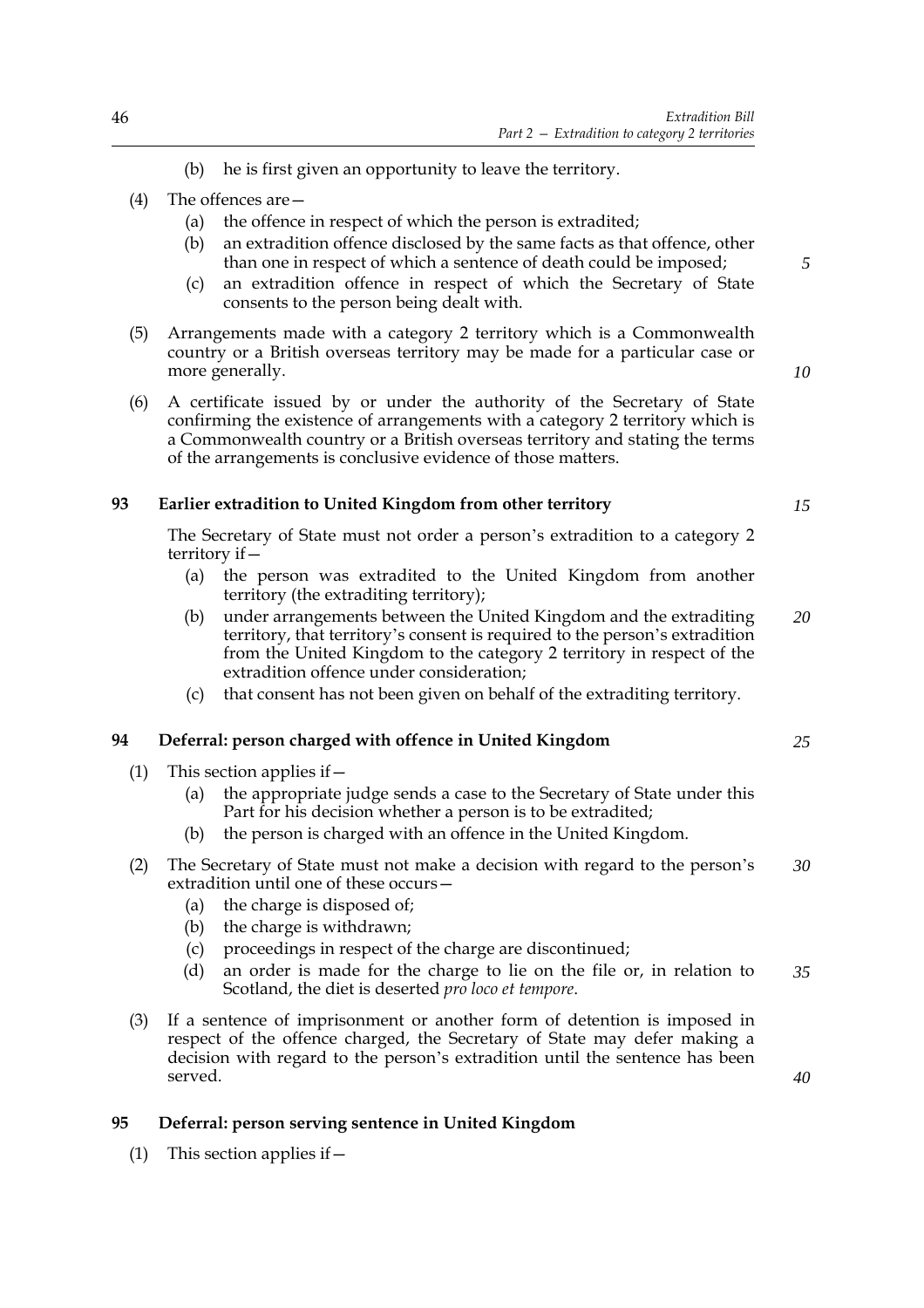(b) he is first given an opportunity to leave the territory.

(4) The offences are—

(a) the offence in respect of which the person is extradited;

(b) an extradition offence disclosed by the same facts as that offence, other than one in respect of which a sentence of death could be imposed;

(c) an extradition offence in respect of which the Secretary of State consents to the person being dealt with.

(5) Arrangements made with a category 2 territory which is a Commonwealth country or a British overseas territory may be made for a particular case or more generally.

(6) A certificate issued by or under the authority of the Secretary of State confirming the existence of arrangements with a category 2 territory which is a Commonwealth country or a British overseas territory and stating the terms of the arrangements is conclusive evidence of those matters.

### 93 Earlier extradition to United Kingdom from other territory

The Secretary of State must not order a person's extradition to a category 2 territory if—

(a) the person was extradited to the United Kingdom from another territory (the extraditing territory);

(b) under arrangements between the United Kingdom and the extraditing territory, that territory's consent is required to the person's extradition from the United Kingdom to the category 2 territory in respect of the extradition offence under consideration;

(c) that consent has not been given on behalf of the extraditing territory.

### 94 Deferral: person charged with offence in United Kingdom

(1) This section applies if—

(a) the appropriate judge sends a case to the Secretary of State under this Part for his decision whether a person is to be extradited;

(b) the person is charged with an offence in the United Kingdom.

(2) The Secretary of State must not make a decision with regard to the person's extradition until one of these occurs—

(a) the charge is disposed of;

(b) the charge is withdrawn;

(c) proceedings in respect of the charge are discontinued;

(d) an order is made for the charge to lie on the file or, in relation to Scotland, the diet is deserted *pro loco et tempore*.

(3) If a sentence of imprisonment or another form of detention is imposed in respect of the offence charged, the Secretary of State may defer making a decision with regard to the person's extradition until the sentence has been served.

### 95 Deferral: person serving sentence in United Kingdom

(1) This section applies if—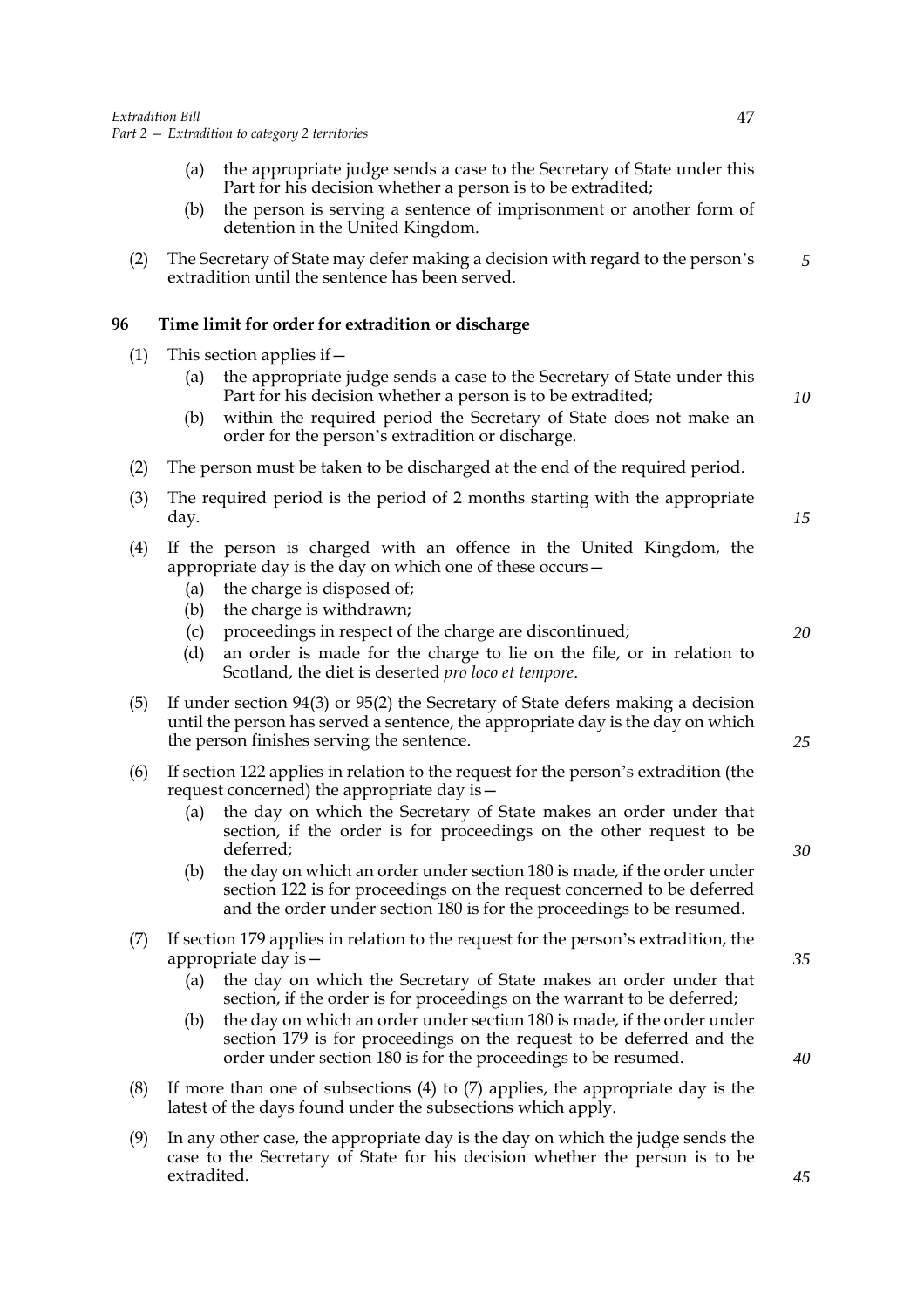(a) the appropriate judge sends a case to the Secretary of State under this Part for his decision whether a person is to be extradited;

(b) the person is serving a sentence of imprisonment or another form of detention in the United Kingdom.

(2) The Secretary of State may defer making a decision with regard to the person's extradition until the sentence has been served.

**96 Time limit for order for extradition or discharge**

(1) This section applies if—

(a) the appropriate judge sends a case to the Secretary of State under this Part for his decision whether a person is to be extradited;

(b) within the required period the Secretary of State does not make an order for the person's extradition or discharge.

(2) The person must be taken to be discharged at the end of the required period.

(3) The required period is the period of 2 months starting with the appropriate day.

(4) If the person is charged with an offence in the United Kingdom, the appropriate day is the day on which one of these occurs—

(a) the charge is disposed of;

(b) the charge is withdrawn;

(c) proceedings in respect of the charge are discontinued;

(d) an order is made for the charge to lie on the file, or in relation to Scotland, the diet is deserted *pro loco et tempore*.

(5) If under section 94(3) or 95(2) the Secretary of State defers making a decision until the person has served a sentence, the appropriate day is the day on which the person finishes serving the sentence.

(6) If section 122 applies in relation to the request for the person's extradition (the request concerned) the appropriate day is—

(a) the day on which the Secretary of State makes an order under that section, if the order is for proceedings on the other request to be deferred;

(b) the day on which an order under section 180 is made, if the order under section 122 is for proceedings on the request concerned to be deferred and the order under section 180 is for the proceedings to be resumed.

(7) If section 179 applies in relation to the request for the person's extradition, the appropriate day is—

(a) the day on which the Secretary of State makes an order under that section, if the order is for proceedings on the warrant to be deferred;

(b) the day on which an order under section 180 is made, if the order under section 179 is for proceedings on the request to be deferred and the order under section 180 is for the proceedings to be resumed.

(8) If more than one of subsections (4) to (7) applies, the appropriate day is the latest of the days found under the subsections which apply.

(9) In any other case, the appropriate day is the day on which the judge sends the case to the Secretary of State for his decision whether the person is to be extradited.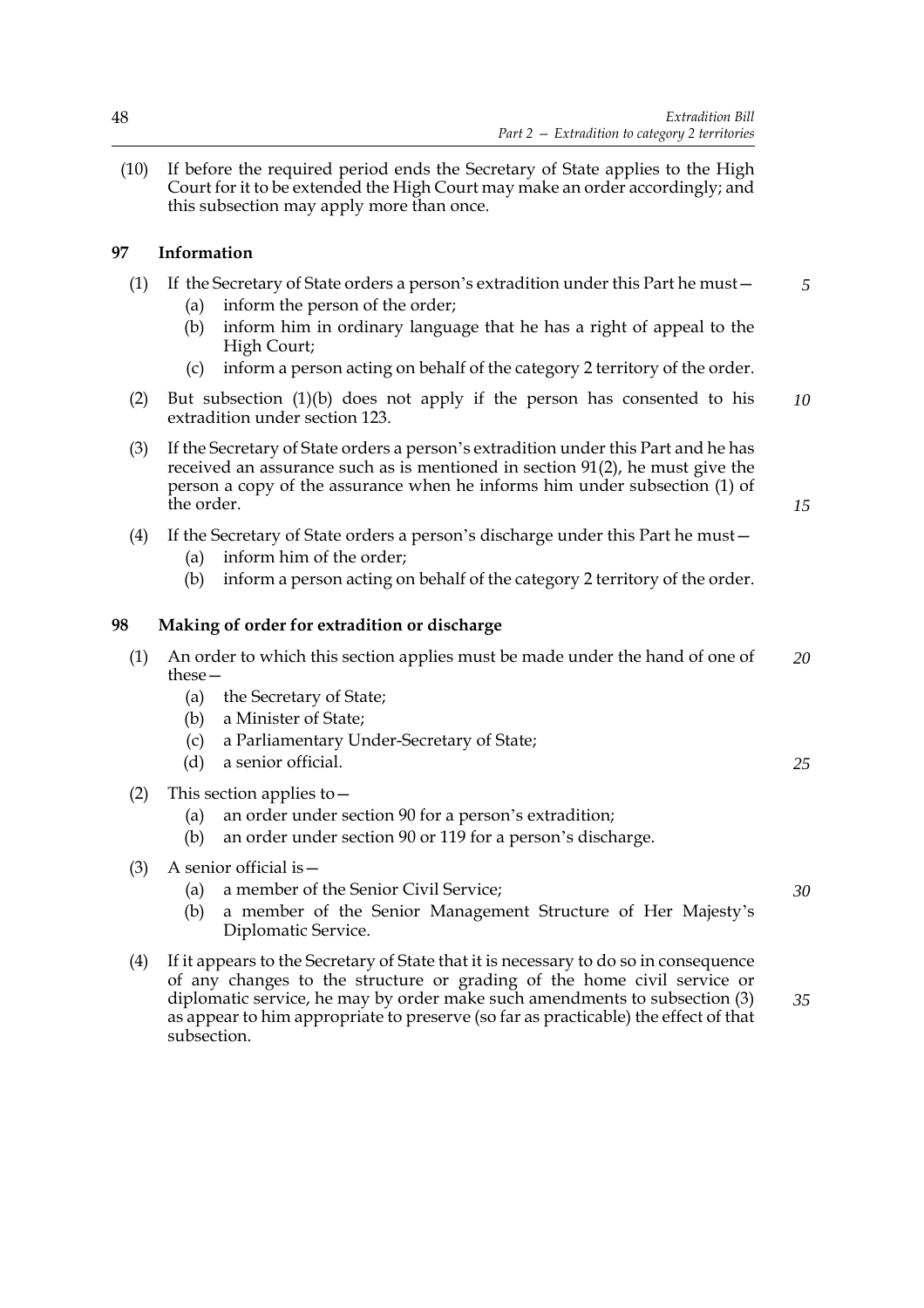(10) If before the required period ends the Secretary of State applies to the High Court for it to be extended the High Court may make an order accordingly; and this subsection may apply more than once.

**97 Information**

(1) If the Secretary of State orders a person's extradition under this Part he must—

- (a) inform the person of the order;
- (b) inform him in ordinary language that he has a right of appeal to the High Court;
- (c) inform a person acting on behalf of the category 2 territory of the order.

(2) But subsection (1)(b) does not apply if the person has consented to his extradition under section 123.

(3) If the Secretary of State orders a person's extradition under this Part and he has received an assurance such as is mentioned in section 91(2), he must give the person a copy of the assurance when he informs him under subsection (1) of the order.

(4) If the Secretary of State orders a person's discharge under this Part he must—

- (a) inform him of the order;
- (b) inform a person acting on behalf of the category 2 territory of the order.

**98 Making of order for extradition or discharge**

(1) An order to which this section applies must be made under the hand of one of these—

- (a) the Secretary of State;
- (b) a Minister of State;
- (c) a Parliamentary Under-Secretary of State;
- (d) a senior official.

(2) This section applies to—

- (a) an order under section 90 for a person's extradition;
- (b) an order under section 90 or 119 for a person's discharge.

(3) A senior official is—

- (a) a member of the Senior Civil Service;
- (b) a member of the Senior Management Structure of Her Majesty's Diplomatic Service.

(4) If it appears to the Secretary of State that it is necessary to do so in consequence of any changes to the structure or grading of the home civil service or diplomatic service, he may by order make such amendments to subsection (3) as appear to him appropriate to preserve (so far as practicable) the effect of that subsection.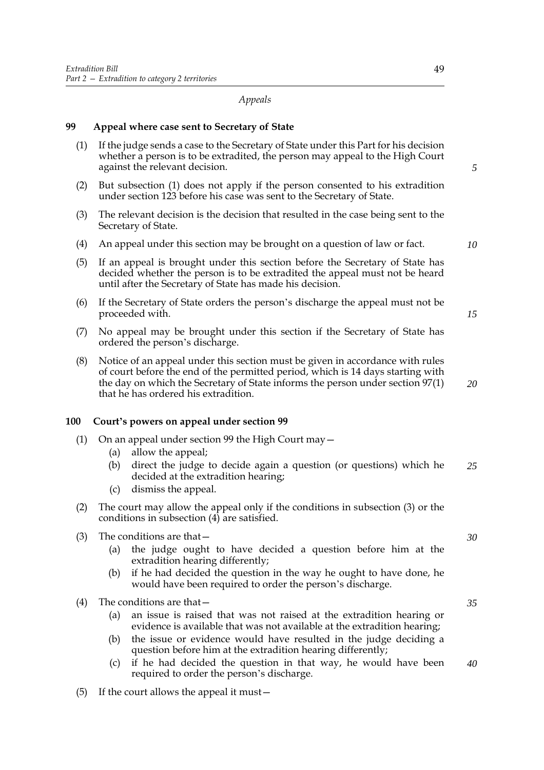*Appeals*

### 99 Appeal where case sent to Secretary of State

(1) If the judge sends a case to the Secretary of State under this Part for his decision whether a person is to be extradited, the person may appeal to the High Court against the relevant decision.

(2) But subsection (1) does not apply if the person consented to his extradition under section 123 before his case was sent to the Secretary of State.

(3) The relevant decision is the decision that resulted in the case being sent to the Secretary of State.

(4) An appeal under this section may be brought on a question of law or fact.

(5) If an appeal is brought under this section before the Secretary of State has decided whether the person is to be extradited the appeal must not be heard until after the Secretary of State has made his decision.

(6) If the Secretary of State orders the person's discharge the appeal must not be proceeded with.

(7) No appeal may be brought under this section if the Secretary of State has ordered the person's discharge.

(8) Notice of an appeal under this section must be given in accordance with rules of court before the end of the permitted period, which is 14 days starting with the day on which the Secretary of State informs the person under section 97(1) that he has ordered his extradition.

### 100 Court's powers on appeal under section 99

(1) On an appeal under section 99 the High Court may—
   (a) allow the appeal;
   (b) direct the judge to decide again a question (or questions) which he decided at the extradition hearing;
   (c) dismiss the appeal.

(2) The court may allow the appeal only if the conditions in subsection (3) or the conditions in subsection (4) are satisfied.

(3) The conditions are that—
   (a) the judge ought to have decided a question before him at the extradition hearing differently;
   (b) if he had decided the question in the way he ought to have done, he would have been required to order the person's discharge.

(4) The conditions are that—
   (a) an issue is raised that was not raised at the extradition hearing or evidence is available that was not available at the extradition hearing;
   (b) the issue or evidence would have resulted in the judge deciding a question before him at the extradition hearing differently;
   (c) if he had decided the question in that way, he would have been required to order the person's discharge.

(5) If the court allows the appeal it must—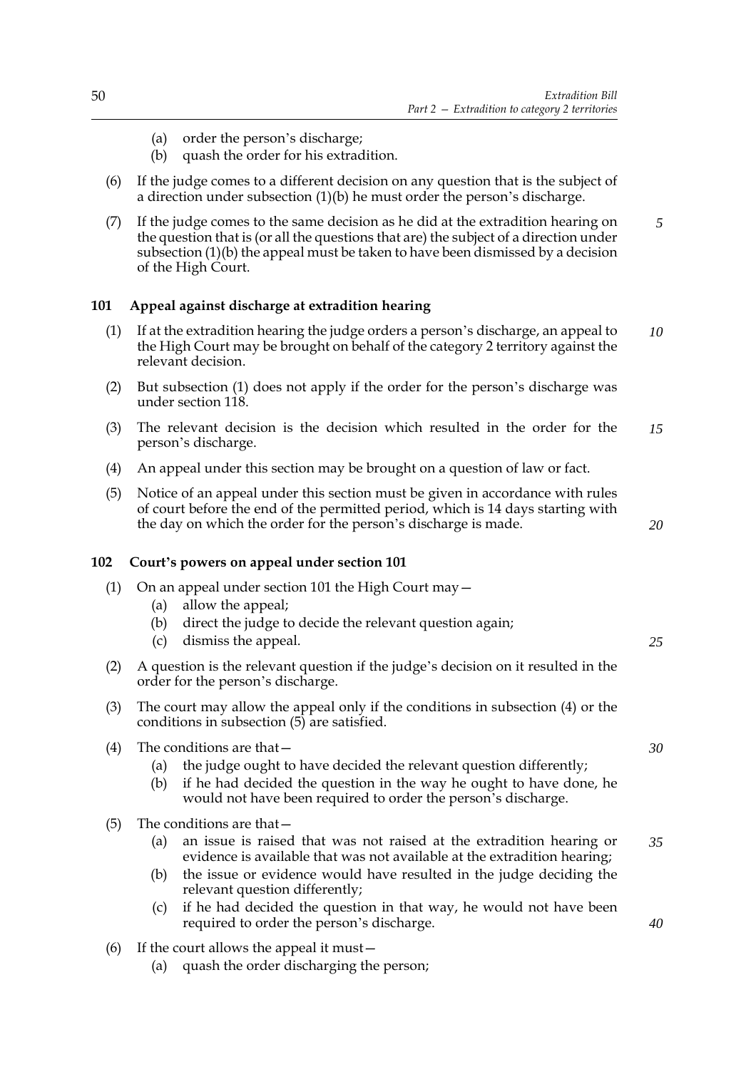(a) order the person's discharge;
(b) quash the order for his extradition.

(6) If the judge comes to a different decision on any question that is the subject of a direction under subsection (1)(b) he must order the person's discharge.

(7) If the judge comes to the same decision as he did at the extradition hearing on the question that is (or all the questions that are) the subject of a direction under subsection (1)(b) the appeal must be taken to have been dismissed by a decision of the High Court.

### 101 Appeal against discharge at extradition hearing

(1) If at the extradition hearing the judge orders a person's discharge, an appeal to the High Court may be brought on behalf of the category 2 territory against the relevant decision.

(2) But subsection (1) does not apply if the order for the person's discharge was under section 118.

(3) The relevant decision is the decision which resulted in the order for the person's discharge.

(4) An appeal under this section may be brought on a question of law or fact.

(5) Notice of an appeal under this section must be given in accordance with rules of court before the end of the permitted period, which is 14 days starting with the day on which the order for the person's discharge is made.

### 102 Court's powers on appeal under section 101

(1) On an appeal under section 101 the High Court may—
  (a) allow the appeal;
  (b) direct the judge to decide the relevant question again;
  (c) dismiss the appeal.

(2) A question is the relevant question if the judge's decision on it resulted in the order for the person's discharge.

(3) The court may allow the appeal only if the conditions in subsection (4) or the conditions in subsection (5) are satisfied.

(4) The conditions are that—
  (a) the judge ought to have decided the relevant question differently;
  (b) if he had decided the question in the way he ought to have done, he would not have been required to order the person's discharge.

(5) The conditions are that—
  (a) an issue is raised that was not raised at the extradition hearing or evidence is available that was not available at the extradition hearing;
  (b) the issue or evidence would have resulted in the judge deciding the relevant question differently;
  (c) if he had decided the question in that way, he would not have been required to order the person's discharge.

(6) If the court allows the appeal it must—
  (a) quash the order discharging the person;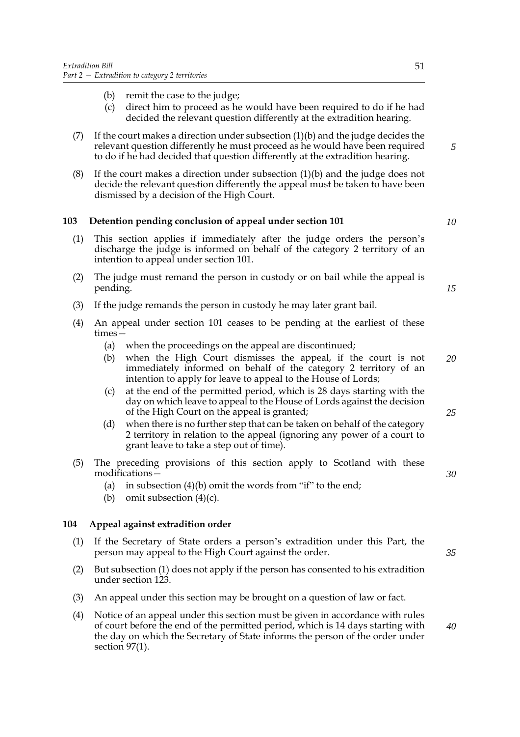(b) remit the case to the judge;

(c) direct him to proceed as he would have been required to do if he had decided the relevant question differently at the extradition hearing.

(7) If the court makes a direction under subsection (1)(b) and the judge decides the relevant question differently he must proceed as he would have been required to do if he had decided that question differently at the extradition hearing.

(8) If the court makes a direction under subsection (1)(b) and the judge does not decide the relevant question differently the appeal must be taken to have been dismissed by a decision of the High Court.

### 103 Detention pending conclusion of appeal under section 101

(1) This section applies if immediately after the judge orders the person's discharge the judge is informed on behalf of the category 2 territory of an intention to appeal under section 101.

(2) The judge must remand the person in custody or on bail while the appeal is pending.

(3) If the judge remands the person in custody he may later grant bail.

(4) An appeal under section 101 ceases to be pending at the earliest of these times—

(a) when the proceedings on the appeal are discontinued;

(b) when the High Court dismisses the appeal, if the court is not immediately informed on behalf of the category 2 territory of an intention to apply for leave to appeal to the House of Lords;

(c) at the end of the permitted period, which is 28 days starting with the day on which leave to appeal to the House of Lords against the decision of the High Court on the appeal is granted;

(d) when there is no further step that can be taken on behalf of the category 2 territory in relation to the appeal (ignoring any power of a court to grant leave to take a step out of time).

(5) The preceding provisions of this section apply to Scotland with these modifications—

(a) in subsection (4)(b) omit the words from "if" to the end;

(b) omit subsection (4)(c).

### 104 Appeal against extradition order

(1) If the Secretary of State orders a person's extradition under this Part, the person may appeal to the High Court against the order.

(2) But subsection (1) does not apply if the person has consented to his extradition under section 123.

(3) An appeal under this section may be brought on a question of law or fact.

(4) Notice of an appeal under this section must be given in accordance with rules of court before the end of the permitted period, which is 14 days starting with the day on which the Secretary of State informs the person of the order under section 97(1).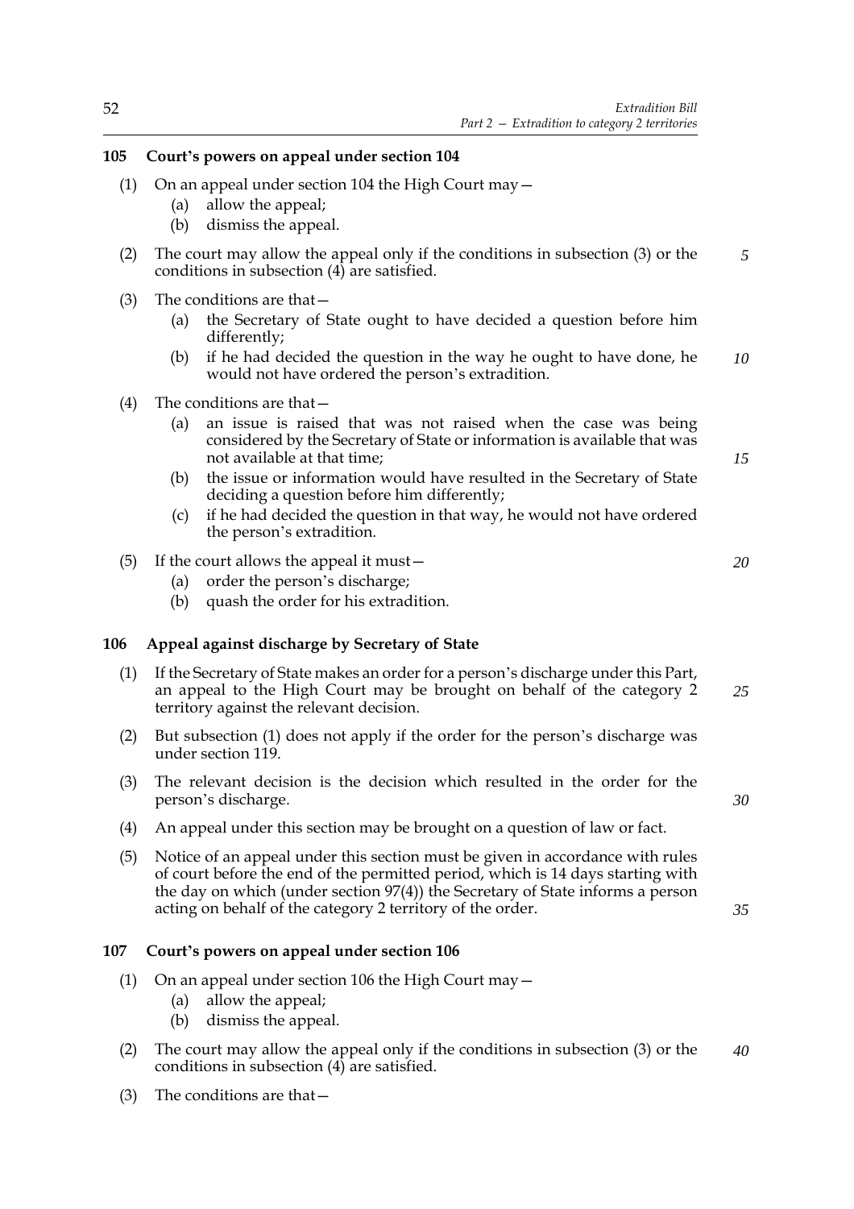### 105 Court's powers on appeal under section 104

(1) On an appeal under section 104 the High Court may—

  (a) allow the appeal;

  (b) dismiss the appeal.

(2) The court may allow the appeal only if the conditions in subsection (3) or the conditions in subsection (4) are satisfied.

(3) The conditions are that—

  (a) the Secretary of State ought to have decided a question before him differently;

  (b) if he had decided the question in the way he ought to have done, he would not have ordered the person's extradition.

(4) The conditions are that—

  (a) an issue is raised that was not raised when the case was being considered by the Secretary of State or information is available that was not available at that time;

  (b) the issue or information would have resulted in the Secretary of State deciding a question before him differently;

  (c) if he had decided the question in that way, he would not have ordered the person's extradition.

(5) If the court allows the appeal it must—

  (a) order the person's discharge;

  (b) quash the order for his extradition.

### 106 Appeal against discharge by Secretary of State

(1) If the Secretary of State makes an order for a person's discharge under this Part, an appeal to the High Court may be brought on behalf of the category 2 territory against the relevant decision.

(2) But subsection (1) does not apply if the order for the person's discharge was under section 119.

(3) The relevant decision is the decision which resulted in the order for the person's discharge.

(4) An appeal under this section may be brought on a question of law or fact.

(5) Notice of an appeal under this section must be given in accordance with rules of court before the end of the permitted period, which is 14 days starting with the day on which (under section 97(4)) the Secretary of State informs a person acting on behalf of the category 2 territory of the order.

### 107 Court's powers on appeal under section 106

(1) On an appeal under section 106 the High Court may—

  (a) allow the appeal;

  (b) dismiss the appeal.

(2) The court may allow the appeal only if the conditions in subsection (3) or the conditions in subsection (4) are satisfied.

(3) The conditions are that—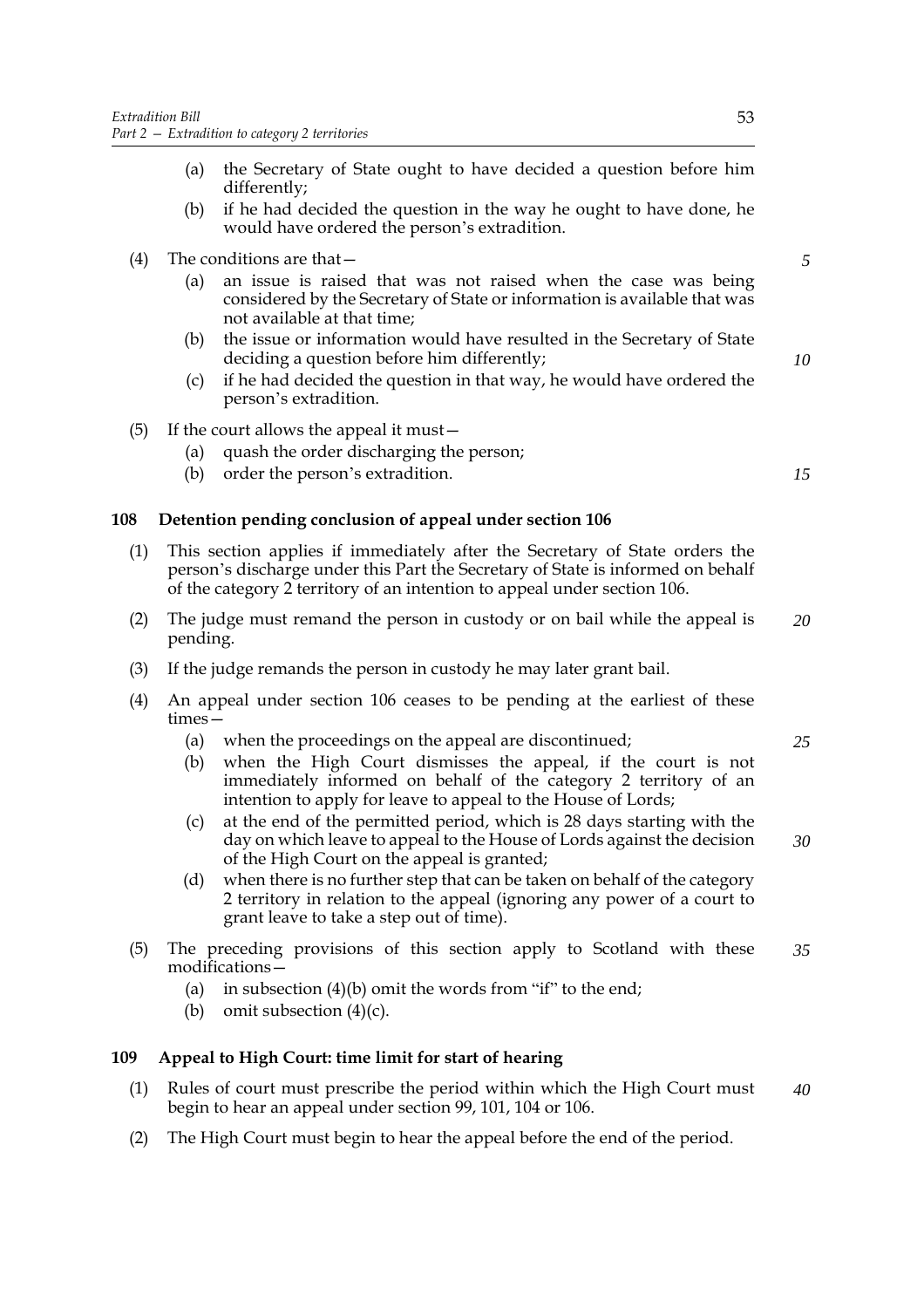(a) the Secretary of State ought to have decided a question before him differently;

(b) if he had decided the question in the way he ought to have done, he would have ordered the person's extradition.

(4) The conditions are that—

(a) an issue is raised that was not raised when the case was being considered by the Secretary of State or information is available that was not available at that time;

(b) the issue or information would have resulted in the Secretary of State deciding a question before him differently;

(c) if he had decided the question in that way, he would have ordered the person's extradition.

(5) If the court allows the appeal it must—

(a) quash the order discharging the person;

(b) order the person's extradition.

### 108 Detention pending conclusion of appeal under section 106

(1) This section applies if immediately after the Secretary of State orders the person's discharge under this Part the Secretary of State is informed on behalf of the category 2 territory of an intention to appeal under section 106.

(2) The judge must remand the person in custody or on bail while the appeal is pending.

(3) If the judge remands the person in custody he may later grant bail.

(4) An appeal under section 106 ceases to be pending at the earliest of these times—

(a) when the proceedings on the appeal are discontinued;

(b) when the High Court dismisses the appeal, if the court is not immediately informed on behalf of the category 2 territory of an intention to apply for leave to appeal to the House of Lords;

(c) at the end of the permitted period, which is 28 days starting with the day on which leave to appeal to the House of Lords against the decision of the High Court on the appeal is granted;

(d) when there is no further step that can be taken on behalf of the category 2 territory in relation to the appeal (ignoring any power of a court to grant leave to take a step out of time).

(5) The preceding provisions of this section apply to Scotland with these modifications—

(a) in subsection (4)(b) omit the words from "if" to the end;

(b) omit subsection (4)(c).

### 109 Appeal to High Court: time limit for start of hearing

(1) Rules of court must prescribe the period within which the High Court must begin to hear an appeal under section 99, 101, 104 or 106.

(2) The High Court must begin to hear the appeal before the end of the period.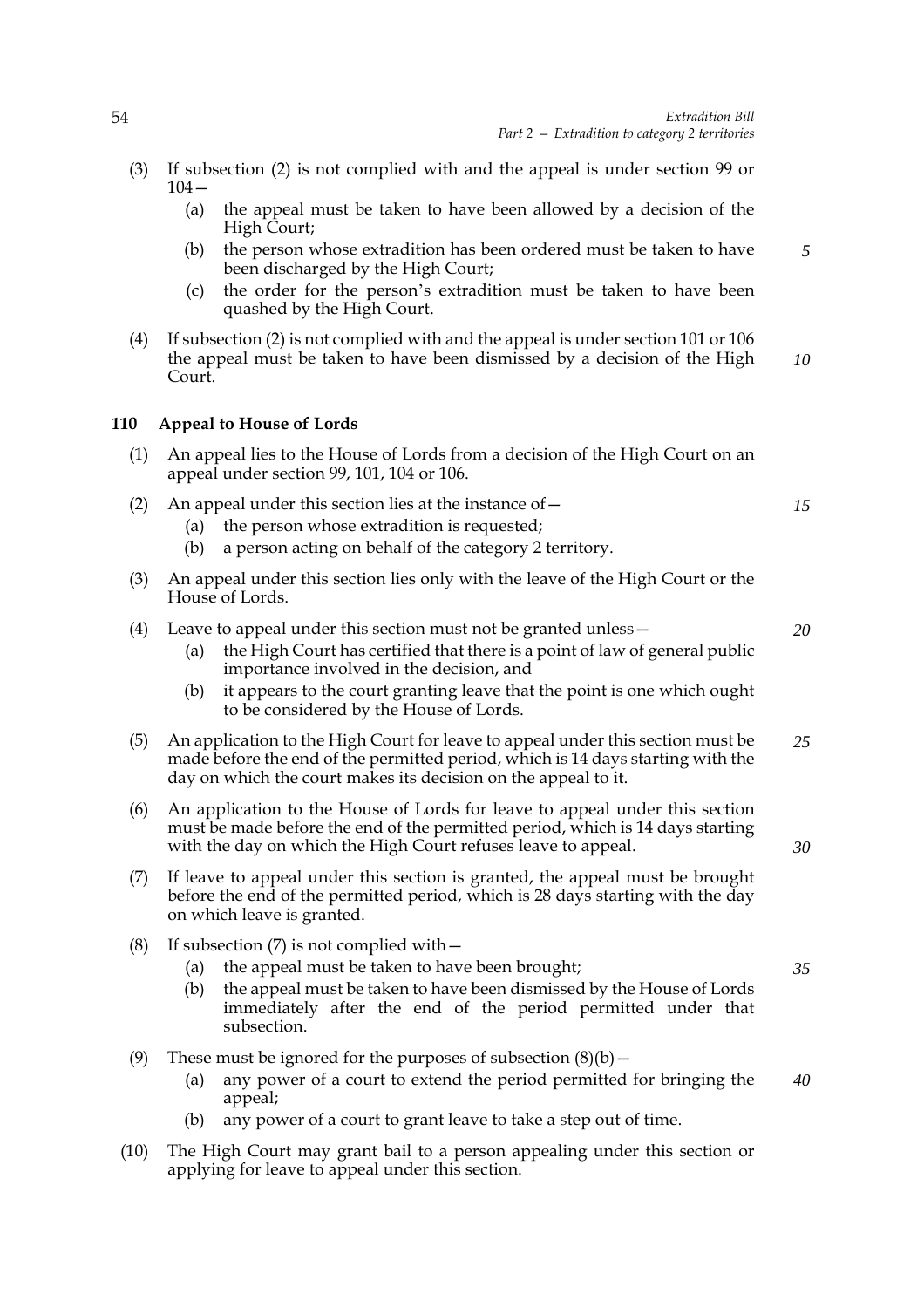(3) If subsection (2) is not complied with and the appeal is under section 99 or 104—

   (a) the appeal must be taken to have been allowed by a decision of the High Court;

   (b) the person whose extradition has been ordered must be taken to have been discharged by the High Court;

   (c) the order for the person's extradition must be taken to have been quashed by the High Court.

(4) If subsection (2) is not complied with and the appeal is under section 101 or 106 the appeal must be taken to have been dismissed by a decision of the High Court.

## 110 Appeal to House of Lords

(1) An appeal lies to the House of Lords from a decision of the High Court on an appeal under section 99, 101, 104 or 106.

(2) An appeal under this section lies at the instance of—

   (a) the person whose extradition is requested;

   (b) a person acting on behalf of the category 2 territory.

(3) An appeal under this section lies only with the leave of the High Court or the House of Lords.

(4) Leave to appeal under this section must not be granted unless—

   (a) the High Court has certified that there is a point of law of general public importance involved in the decision, and

   (b) it appears to the court granting leave that the point is one which ought to be considered by the House of Lords.

(5) An application to the High Court for leave to appeal under this section must be made before the end of the permitted period, which is 14 days starting with the day on which the court makes its decision on the appeal to it.

(6) An application to the House of Lords for leave to appeal under this section must be made before the end of the permitted period, which is 14 days starting with the day on which the High Court refuses leave to appeal.

(7) If leave to appeal under this section is granted, the appeal must be brought before the end of the permitted period, which is 28 days starting with the day on which leave is granted.

(8) If subsection (7) is not complied with—

   (a) the appeal must be taken to have been brought;

   (b) the appeal must be taken to have been dismissed by the House of Lords immediately after the end of the period permitted under that subsection.

(9) These must be ignored for the purposes of subsection (8)(b)—

   (a) any power of a court to extend the period permitted for bringing the appeal;

   (b) any power of a court to grant leave to take a step out of time.

(10) The High Court may grant bail to a person appealing under this section or applying for leave to appeal under this section.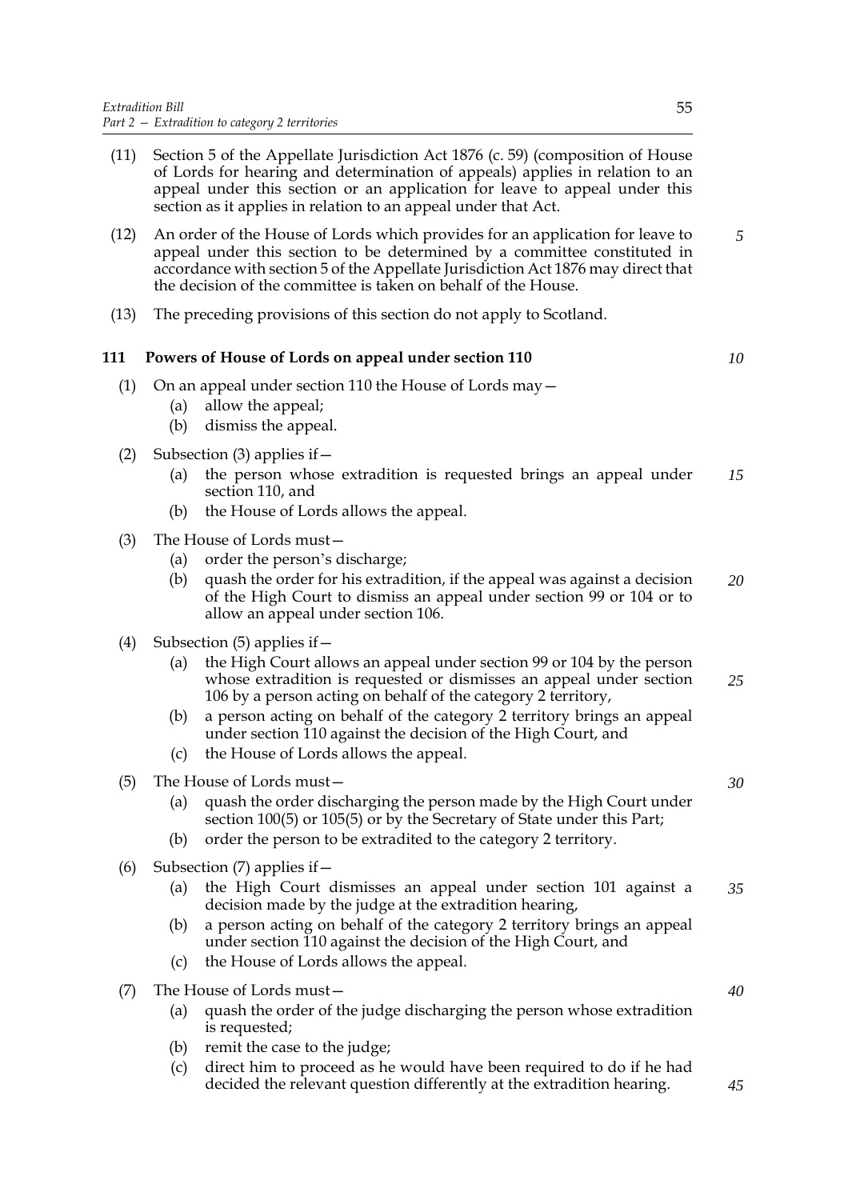(11) Section 5 of the Appellate Jurisdiction Act 1876 (c. 59) (composition of House of Lords for hearing and determination of appeals) applies in relation to an appeal under this section or an application for leave to appeal under this section as it applies in relation to an appeal under that Act.

(12) An order of the House of Lords which provides for an application for leave to appeal under this section to be determined by a committee constituted in accordance with section 5 of the Appellate Jurisdiction Act 1876 may direct that the decision of the committee is taken on behalf of the House.

(13) The preceding provisions of this section do not apply to Scotland.

## 111 Powers of House of Lords on appeal under section 110

(1) On an appeal under section 110 the House of Lords may—
  (a) allow the appeal;
  (b) dismiss the appeal.

(2) Subsection (3) applies if—
  (a) the person whose extradition is requested brings an appeal under section 110, and
  (b) the House of Lords allows the appeal.

(3) The House of Lords must—
  (a) order the person's discharge;
  (b) quash the order for his extradition, if the appeal was against a decision of the High Court to dismiss an appeal under section 99 or 104 or to allow an appeal under section 106.

(4) Subsection (5) applies if—
  (a) the High Court allows an appeal under section 99 or 104 by the person whose extradition is requested or dismisses an appeal under section 106 by a person acting on behalf of the category 2 territory,
  (b) a person acting on behalf of the category 2 territory brings an appeal under section 110 against the decision of the High Court, and
  (c) the House of Lords allows the appeal.

(5) The House of Lords must—
  (a) quash the order discharging the person made by the High Court under section 100(5) or 105(5) or by the Secretary of State under this Part;
  (b) order the person to be extradited to the category 2 territory.

(6) Subsection (7) applies if—
  (a) the High Court dismisses an appeal under section 101 against a decision made by the judge at the extradition hearing,
  (b) a person acting on behalf of the category 2 territory brings an appeal under section 110 against the decision of the High Court, and
  (c) the House of Lords allows the appeal.

(7) The House of Lords must—
  (a) quash the order of the judge discharging the person whose extradition is requested;
  (b) remit the case to the judge;
  (c) direct him to proceed as he would have been required to do if he had decided the relevant question differently at the extradition hearing.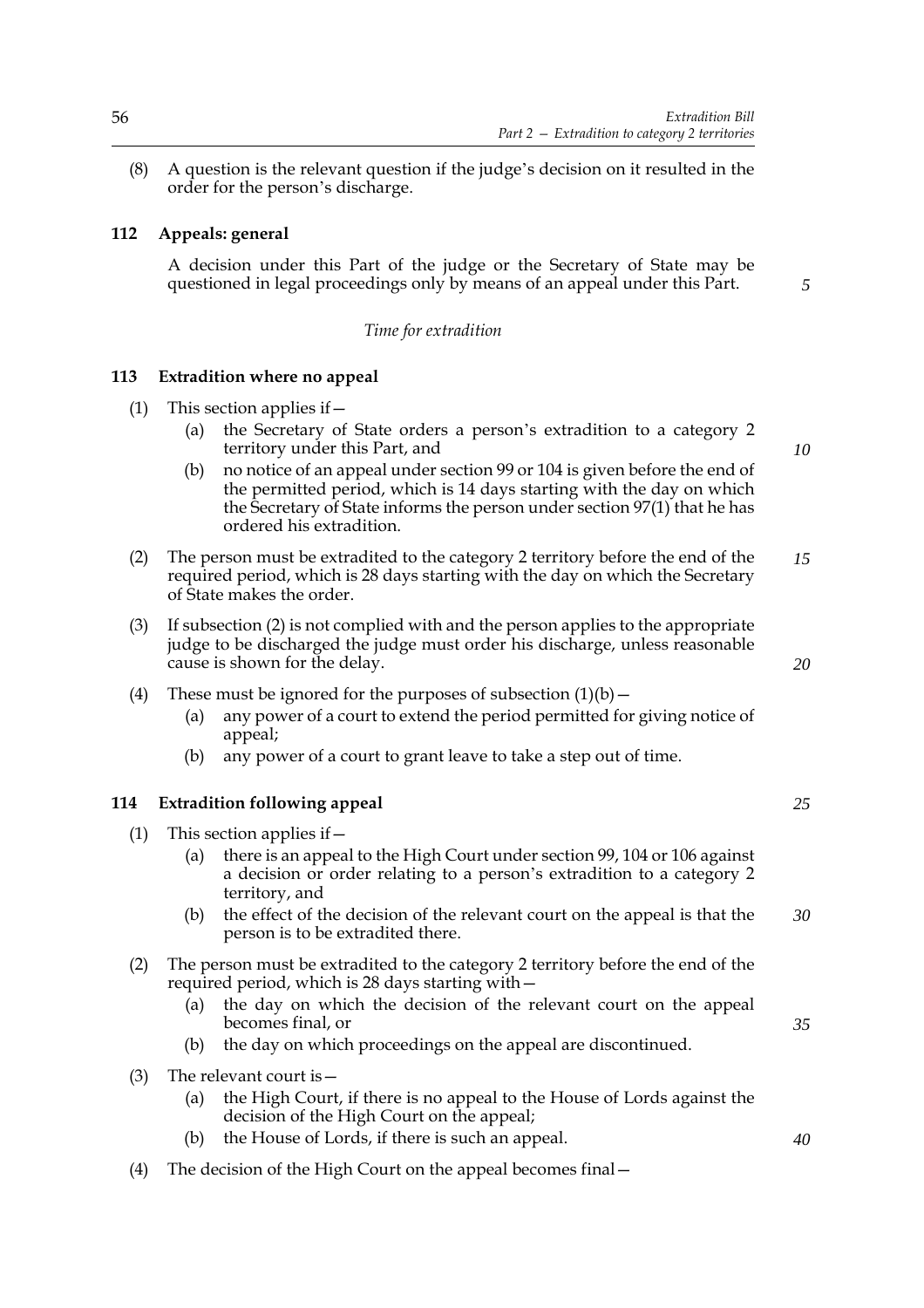(8) A question is the relevant question if the judge's decision on it resulted in the order for the person's discharge.

### 112 Appeals: general

A decision under this Part of the judge or the Secretary of State may be questioned in legal proceedings only by means of an appeal under this Part.

*Time for extradition*

### 113 Extradition where no appeal

(1) This section applies if—

(a) the Secretary of State orders a person's extradition to a category 2 territory under this Part, and

(b) no notice of an appeal under section 99 or 104 is given before the end of the permitted period, which is 14 days starting with the day on which the Secretary of State informs the person under section 97(1) that he has ordered his extradition.

(2) The person must be extradited to the category 2 territory before the end of the required period, which is 28 days starting with the day on which the Secretary of State makes the order.

(3) If subsection (2) is not complied with and the person applies to the appropriate judge to be discharged the judge must order his discharge, unless reasonable cause is shown for the delay.

(4) These must be ignored for the purposes of subsection (1)(b)—

(a) any power of a court to extend the period permitted for giving notice of appeal;

(b) any power of a court to grant leave to take a step out of time.

### 114 Extradition following appeal

(1) This section applies if—

(a) there is an appeal to the High Court under section 99, 104 or 106 against a decision or order relating to a person's extradition to a category 2 territory, and

(b) the effect of the decision of the relevant court on the appeal is that the person is to be extradited there.

(2) The person must be extradited to the category 2 territory before the end of the required period, which is 28 days starting with—

(a) the day on which the decision of the relevant court on the appeal becomes final, or

(b) the day on which proceedings on the appeal are discontinued.

(3) The relevant court is—

(a) the High Court, if there is no appeal to the House of Lords against the decision of the High Court on the appeal;

(b) the House of Lords, if there is such an appeal.

(4) The decision of the High Court on the appeal becomes final—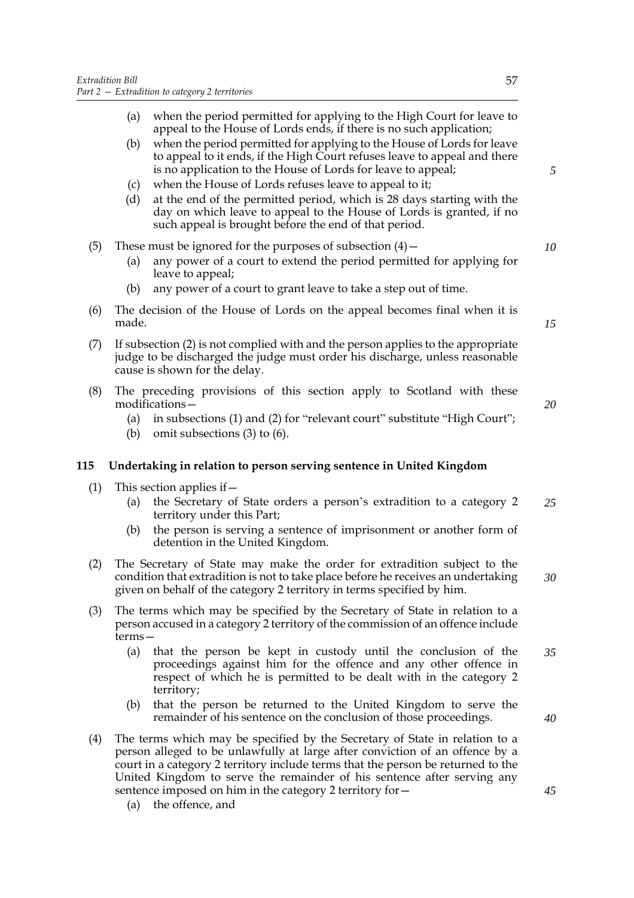(a) when the period permitted for applying to the High Court for leave to appeal to the House of Lords ends, if there is no such application;

(b) when the period permitted for applying to the House of Lords for leave to appeal to it ends, if the High Court refuses leave to appeal and there is no application to the House of Lords for leave to appeal;

(c) when the House of Lords refuses leave to appeal to it;

(d) at the end of the permitted period, which is 28 days starting with the day on which leave to appeal to the House of Lords is granted, if no such appeal is brought before the end of that period.

(5) These must be ignored for the purposes of subsection (4)—

(a) any power of a court to extend the period permitted for applying for leave to appeal;

(b) any power of a court to grant leave to take a step out of time.

(6) The decision of the House of Lords on the appeal becomes final when it is made.

(7) If subsection (2) is not complied with and the person applies to the appropriate judge to be discharged the judge must order his discharge, unless reasonable cause is shown for the delay.

(8) The preceding provisions of this section apply to Scotland with these modifications—

(a) in subsections (1) and (2) for "relevant court" substitute "High Court";

(b) omit subsections (3) to (6).

## 115 Undertaking in relation to person serving sentence in United Kingdom

(1) This section applies if—

(a) the Secretary of State orders a person's extradition to a category 2 territory under this Part;

(b) the person is serving a sentence of imprisonment or another form of detention in the United Kingdom.

(2) The Secretary of State may make the order for extradition subject to the condition that extradition is not to take place before he receives an undertaking given on behalf of the category 2 territory in terms specified by him.

(3) The terms which may be specified by the Secretary of State in relation to a person accused in a category 2 territory of the commission of an offence include terms—

(a) that the person be kept in custody until the conclusion of the proceedings against him for the offence and any other offence in respect of which he is permitted to be dealt with in the category 2 territory;

(b) that the person be returned to the United Kingdom to serve the remainder of his sentence on the conclusion of those proceedings.

(4) The terms which may be specified by the Secretary of State in relation to a person alleged to be unlawfully at large after conviction of an offence by a court in a category 2 territory include terms that the person be returned to the United Kingdom to serve the remainder of his sentence after serving any sentence imposed on him in the category 2 territory for—

(a) the offence, and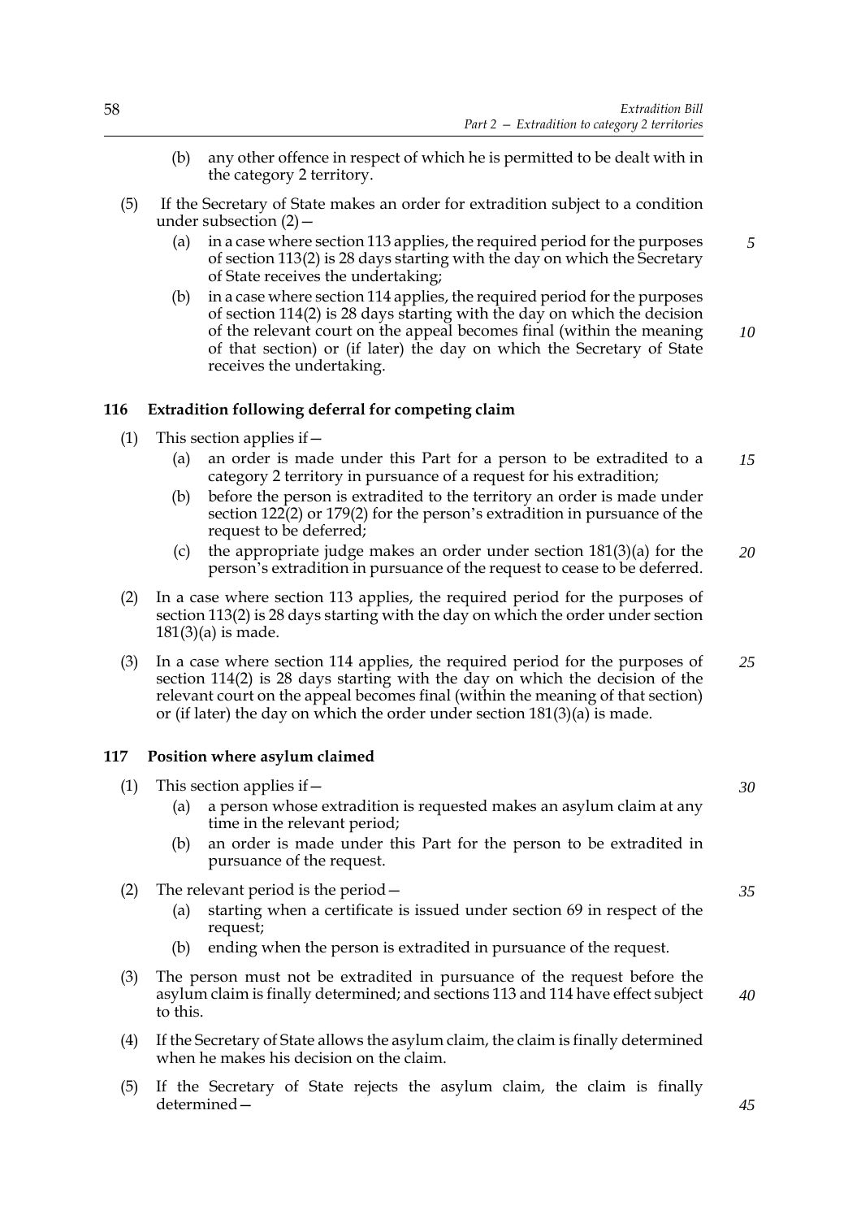(b) any other offence in respect of which he is permitted to be dealt with in the category 2 territory.

(5) If the Secretary of State makes an order for extradition subject to a condition under subsection (2)—

(a) in a case where section 113 applies, the required period for the purposes of section 113(2) is 28 days starting with the day on which the Secretary of State receives the undertaking;

(b) in a case where section 114 applies, the required period for the purposes of section 114(2) is 28 days starting with the day on which the decision of the relevant court on the appeal becomes final (within the meaning of that section) or (if later) the day on which the Secretary of State receives the undertaking.

### 116 Extradition following deferral for competing claim

(1) This section applies if—

(a) an order is made under this Part for a person to be extradited to a category 2 territory in pursuance of a request for his extradition;

(b) before the person is extradited to the territory an order is made under section 122(2) or 179(2) for the person's extradition in pursuance of the request to be deferred;

(c) the appropriate judge makes an order under section 181(3)(a) for the person's extradition in pursuance of the request to cease to be deferred.

(2) In a case where section 113 applies, the required period for the purposes of section 113(2) is 28 days starting with the day on which the order under section 181(3)(a) is made.

(3) In a case where section 114 applies, the required period for the purposes of section 114(2) is 28 days starting with the day on which the decision of the relevant court on the appeal becomes final (within the meaning of that section) or (if later) the day on which the order under section 181(3)(a) is made.

### 117 Position where asylum claimed

(1) This section applies if—

(a) a person whose extradition is requested makes an asylum claim at any time in the relevant period;

(b) an order is made under this Part for the person to be extradited in pursuance of the request.

(2) The relevant period is the period—

(a) starting when a certificate is issued under section 69 in respect of the request;

(b) ending when the person is extradited in pursuance of the request.

(3) The person must not be extradited in pursuance of the request before the asylum claim is finally determined; and sections 113 and 114 have effect subject to this.

(4) If the Secretary of State allows the asylum claim, the claim is finally determined when he makes his decision on the claim.

(5) If the Secretary of State rejects the asylum claim, the claim is finally determined—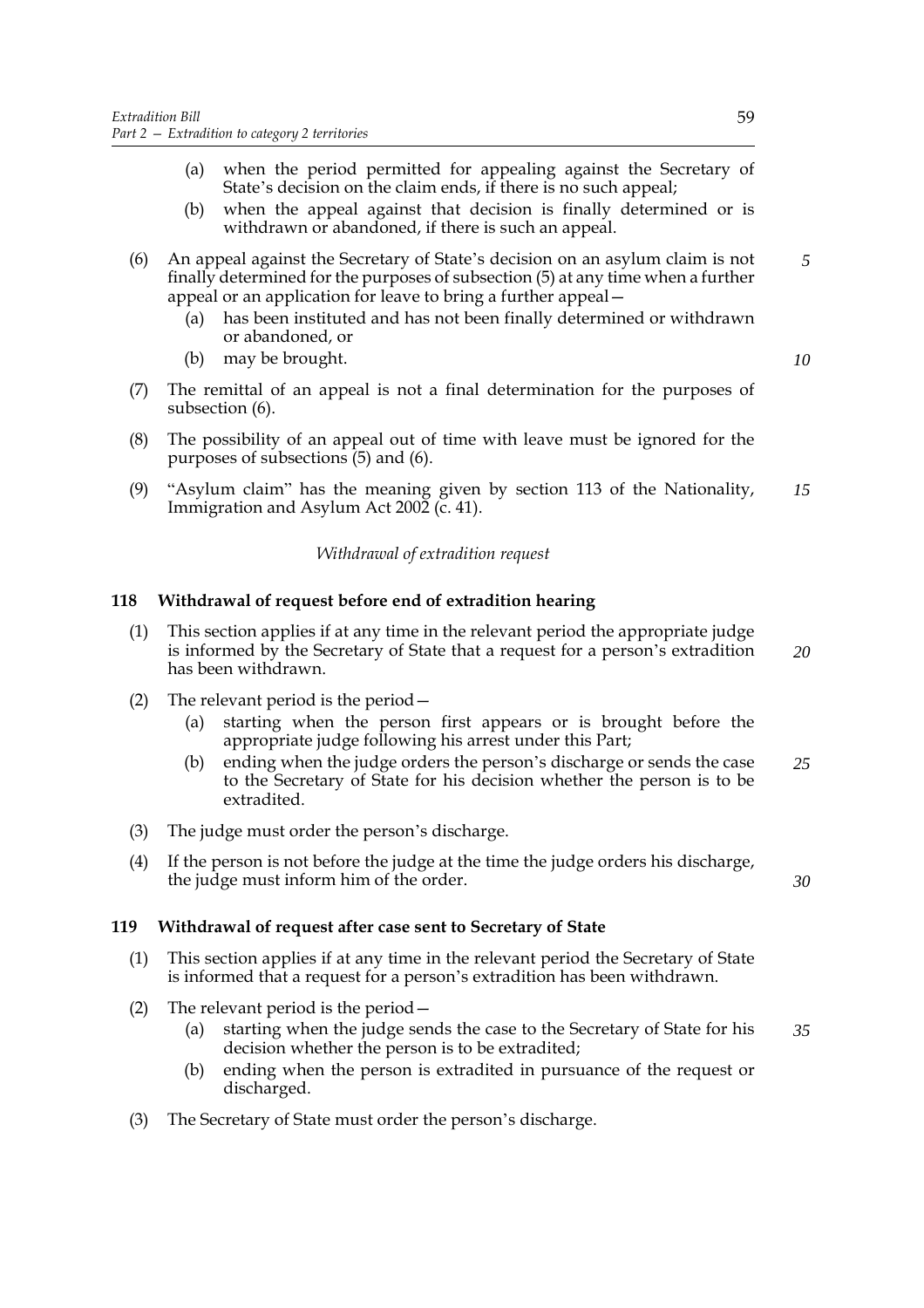(a) when the period permitted for appealing against the Secretary of State's decision on the claim ends, if there is no such appeal;

(b) when the appeal against that decision is finally determined or is withdrawn or abandoned, if there is such an appeal.

(6) An appeal against the Secretary of State's decision on an asylum claim is not finally determined for the purposes of subsection (5) at any time when a further appeal or an application for leave to bring a further appeal—

(a) has been instituted and has not been finally determined or withdrawn or abandoned, or

(b) may be brought.

(7) The remittal of an appeal is not a final determination for the purposes of subsection (6).

(8) The possibility of an appeal out of time with leave must be ignored for the purposes of subsections (5) and (6).

(9) "Asylum claim" has the meaning given by section 113 of the Nationality, Immigration and Asylum Act 2002 (c. 41).

*Withdrawal of extradition request*

### 118 Withdrawal of request before end of extradition hearing

(1) This section applies if at any time in the relevant period the appropriate judge is informed by the Secretary of State that a request for a person's extradition has been withdrawn.

(2) The relevant period is the period—

(a) starting when the person first appears or is brought before the appropriate judge following his arrest under this Part;

(b) ending when the judge orders the person's discharge or sends the case to the Secretary of State for his decision whether the person is to be extradited.

(3) The judge must order the person's discharge.

(4) If the person is not before the judge at the time the judge orders his discharge, the judge must inform him of the order.

### 119 Withdrawal of request after case sent to Secretary of State

(1) This section applies if at any time in the relevant period the Secretary of State is informed that a request for a person's extradition has been withdrawn.

(2) The relevant period is the period—

(a) starting when the judge sends the case to the Secretary of State for his decision whether the person is to be extradited;

(b) ending when the person is extradited in pursuance of the request or discharged.

(3) The Secretary of State must order the person's discharge.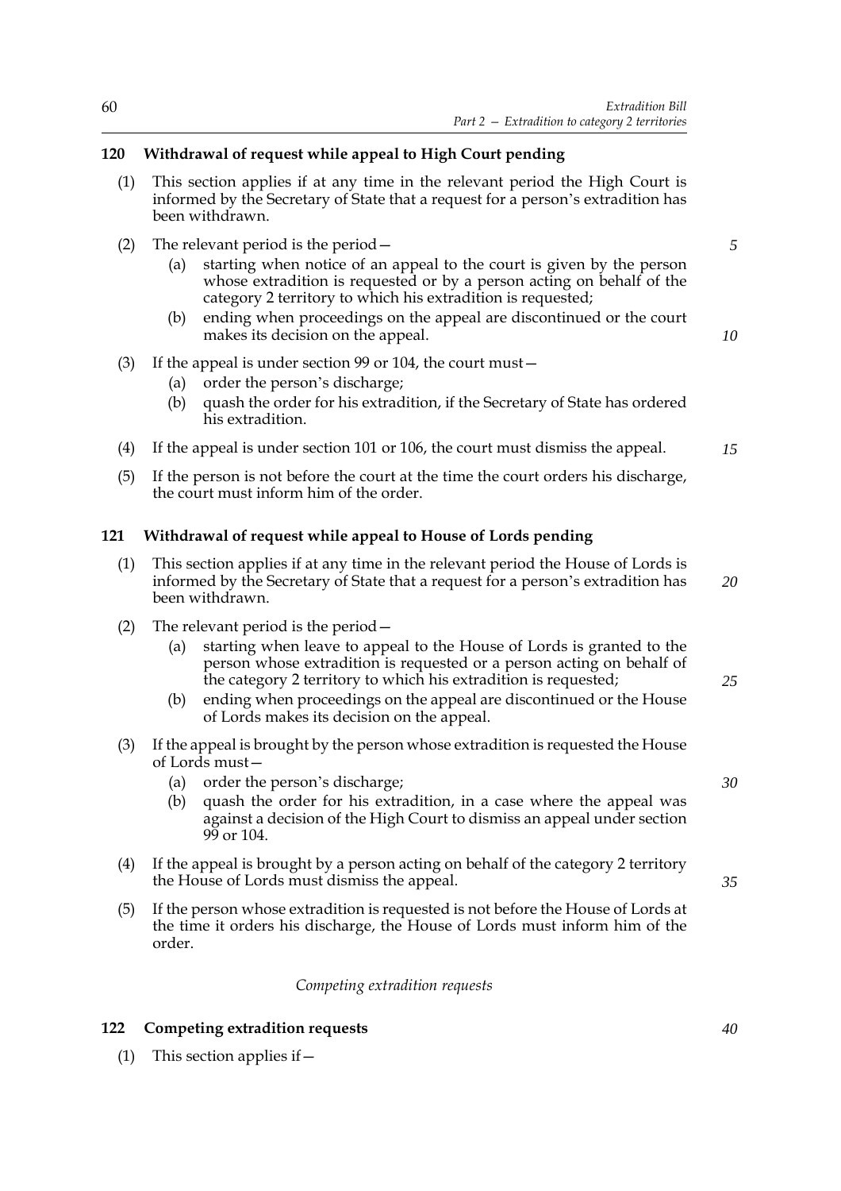## 120 Withdrawal of request while appeal to High Court pending

(1) This section applies if at any time in the relevant period the High Court is informed by the Secretary of State that a request for a person's extradition has been withdrawn.

(2) The relevant period is the period—

- (a) starting when notice of an appeal to the court is given by the person whose extradition is requested or by a person acting on behalf of the category 2 territory to which his extradition is requested;
- (b) ending when proceedings on the appeal are discontinued or the court makes its decision on the appeal.

(3) If the appeal is under section 99 or 104, the court must—

- (a) order the person's discharge;
- (b) quash the order for his extradition, if the Secretary of State has ordered his extradition.

(4) If the appeal is under section 101 or 106, the court must dismiss the appeal.

(5) If the person is not before the court at the time the court orders his discharge, the court must inform him of the order.

## 121 Withdrawal of request while appeal to House of Lords pending

(1) This section applies if at any time in the relevant period the House of Lords is informed by the Secretary of State that a request for a person's extradition has been withdrawn.

(2) The relevant period is the period—

- (a) starting when leave to appeal to the House of Lords is granted to the person whose extradition is requested or a person acting on behalf of the category 2 territory to which his extradition is requested;
- (b) ending when proceedings on the appeal are discontinued or the House of Lords makes its decision on the appeal.

(3) If the appeal is brought by the person whose extradition is requested the House of Lords must—

- (a) order the person's discharge;
- (b) quash the order for his extradition, in a case where the appeal was against a decision of the High Court to dismiss an appeal under section 99 or 104.

(4) If the appeal is brought by a person acting on behalf of the category 2 territory the House of Lords must dismiss the appeal.

(5) If the person whose extradition is requested is not before the House of Lords at the time it orders his discharge, the House of Lords must inform him of the order.

*Competing extradition requests*

## 122 Competing extradition requests

(1) This section applies if—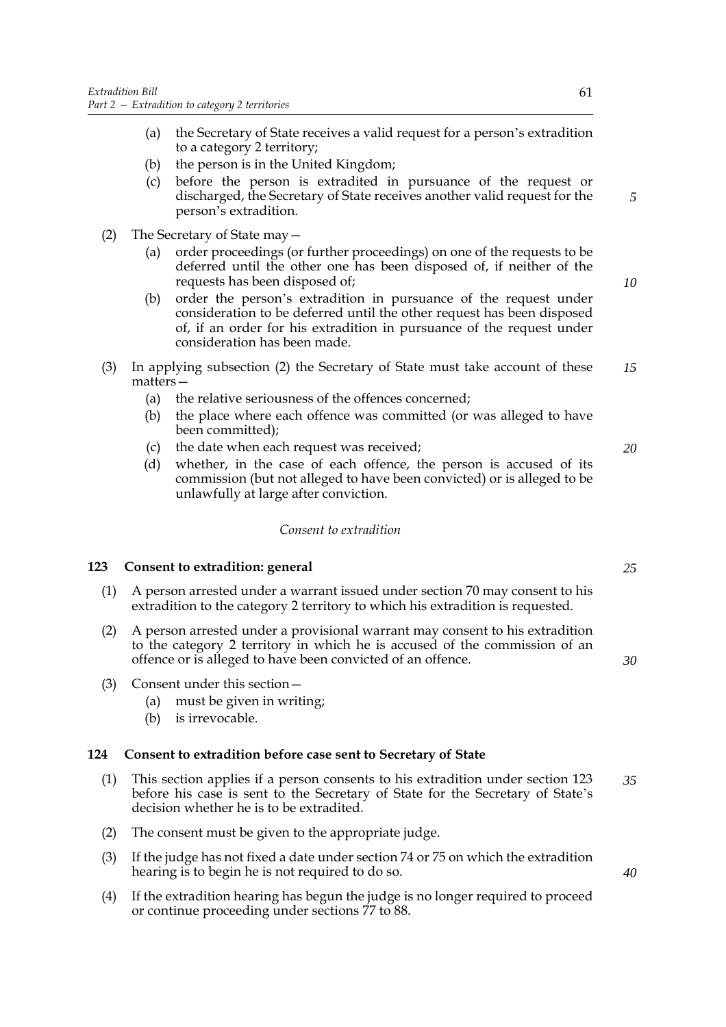(a) the Secretary of State receives a valid request for a person's extradition to a category 2 territory;

(b) the person is in the United Kingdom;

(c) before the person is extradited in pursuance of the request or discharged, the Secretary of State receives another valid request for the person's extradition.

(2) The Secretary of State may—

(a) order proceedings (or further proceedings) on one of the requests to be deferred until the other one has been disposed of, if neither of the requests has been disposed of;

(b) order the person's extradition in pursuance of the request under consideration to be deferred until the other request has been disposed of, if an order for his extradition in pursuance of the request under consideration has been made.

(3) In applying subsection (2) the Secretary of State must take account of these matters—

(a) the relative seriousness of the offences concerned;

(b) the place where each offence was committed (or was alleged to have been committed);

(c) the date when each request was received;

(d) whether, in the case of each offence, the person is accused of its commission (but not alleged to have been convicted) or is alleged to be unlawfully at large after conviction.

*Consent to extradition*

### 123 Consent to extradition: general

(1) A person arrested under a warrant issued under section 70 may consent to his extradition to the category 2 territory to which his extradition is requested.

(2) A person arrested under a provisional warrant may consent to his extradition to the category 2 territory in which he is accused of the commission of an offence or is alleged to have been convicted of an offence.

(3) Consent under this section—

(a) must be given in writing;

(b) is irrevocable.

### 124 Consent to extradition before case sent to Secretary of State

(1) This section applies if a person consents to his extradition under section 123 before his case is sent to the Secretary of State for the Secretary of State's decision whether he is to be extradited.

(2) The consent must be given to the appropriate judge.

(3) If the judge has not fixed a date under section 74 or 75 on which the extradition hearing is to begin he is not required to do so.

(4) If the extradition hearing has begun the judge is no longer required to proceed or continue proceeding under sections 77 to 88.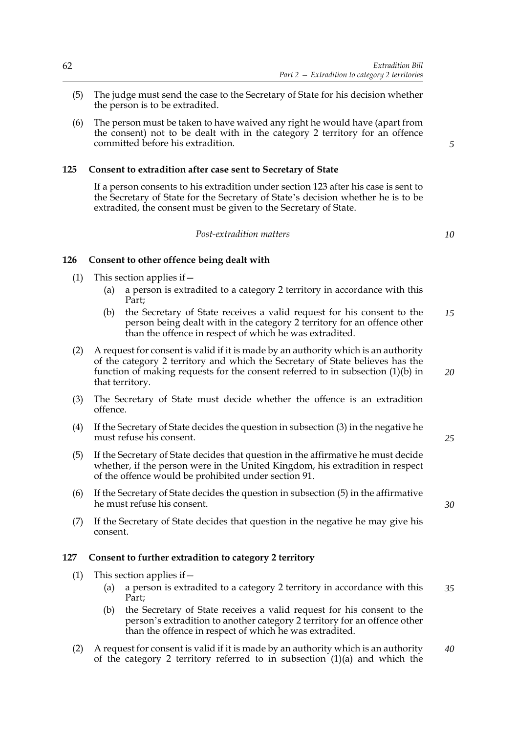(5) The judge must send the case to the Secretary of State for his decision whether the person is to be extradited.

(6) The person must be taken to have waived any right he would have (apart from the consent) not to be dealt with in the category 2 territory for an offence committed before his extradition.

### 125 Consent to extradition after case sent to Secretary of State

If a person consents to his extradition under section 123 after his case is sent to the Secretary of State for the Secretary of State's decision whether he is to be extradited, the consent must be given to the Secretary of State.

*Post-extradition matters*

### 126 Consent to other offence being dealt with

(1) This section applies if—

(a) a person is extradited to a category 2 territory in accordance with this Part;

(b) the Secretary of State receives a valid request for his consent to the person being dealt with in the category 2 territory for an offence other than the offence in respect of which he was extradited.

(2) A request for consent is valid if it is made by an authority which is an authority of the category 2 territory and which the Secretary of State believes has the function of making requests for the consent referred to in subsection (1)(b) in that territory.

(3) The Secretary of State must decide whether the offence is an extradition offence.

(4) If the Secretary of State decides the question in subsection (3) in the negative he must refuse his consent.

(5) If the Secretary of State decides that question in the affirmative he must decide whether, if the person were in the United Kingdom, his extradition in respect of the offence would be prohibited under section 91.

(6) If the Secretary of State decides the question in subsection (5) in the affirmative he must refuse his consent.

(7) If the Secretary of State decides that question in the negative he may give his consent.

### 127 Consent to further extradition to category 2 territory

(1) This section applies if—

(a) a person is extradited to a category 2 territory in accordance with this Part;

(b) the Secretary of State receives a valid request for his consent to the person's extradition to another category 2 territory for an offence other than the offence in respect of which he was extradited.

(2) A request for consent is valid if it is made by an authority which is an authority of the category 2 territory referred to in subsection (1)(a) and which the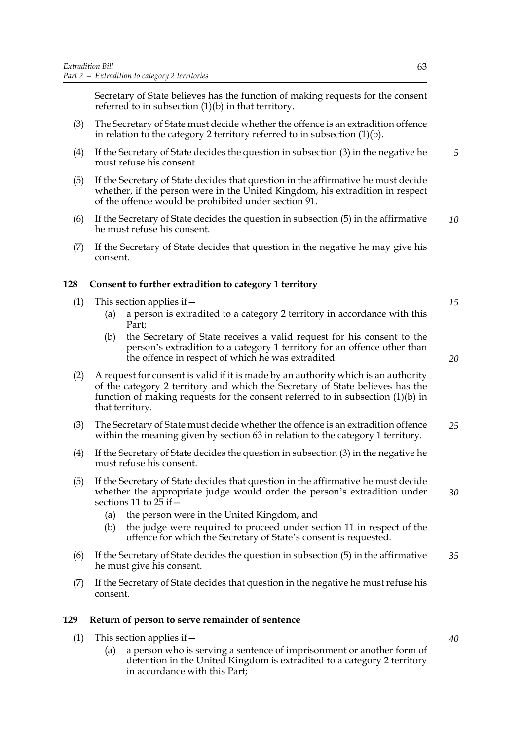Secretary of State believes has the function of making requests for the consent referred to in subsection (1)(b) in that territory.

(3) The Secretary of State must decide whether the offence is an extradition offence in relation to the category 2 territory referred to in subsection (1)(b).

(4) If the Secretary of State decides the question in subsection (3) in the negative he must refuse his consent.

(5) If the Secretary of State decides that question in the affirmative he must decide whether, if the person were in the United Kingdom, his extradition in respect of the offence would be prohibited under section 91.

(6) If the Secretary of State decides the question in subsection (5) in the affirmative he must refuse his consent.

(7) If the Secretary of State decides that question in the negative he may give his consent.

### 128 Consent to further extradition to category 1 territory

(1) This section applies if—

- (a) a person is extradited to a category 2 territory in accordance with this Part;
- (b) the Secretary of State receives a valid request for his consent to the person's extradition to a category 1 territory for an offence other than the offence in respect of which he was extradited.

(2) A request for consent is valid if it is made by an authority which is an authority of the category 2 territory and which the Secretary of State believes has the function of making requests for the consent referred to in subsection (1)(b) in that territory.

(3) The Secretary of State must decide whether the offence is an extradition offence within the meaning given by section 63 in relation to the category 1 territory.

(4) If the Secretary of State decides the question in subsection (3) in the negative he must refuse his consent.

(5) If the Secretary of State decides that question in the affirmative he must decide whether the appropriate judge would order the person's extradition under sections 11 to 25 if—

- (a) the person were in the United Kingdom, and
- (b) the judge were required to proceed under section 11 in respect of the offence for which the Secretary of State's consent is requested.

(6) If the Secretary of State decides the question in subsection (5) in the affirmative he must give his consent.

(7) If the Secretary of State decides that question in the negative he must refuse his consent.

### 129 Return of person to serve remainder of sentence

(1) This section applies if—

- (a) a person who is serving a sentence of imprisonment or another form of detention in the United Kingdom is extradited to a category 2 territory in accordance with this Part;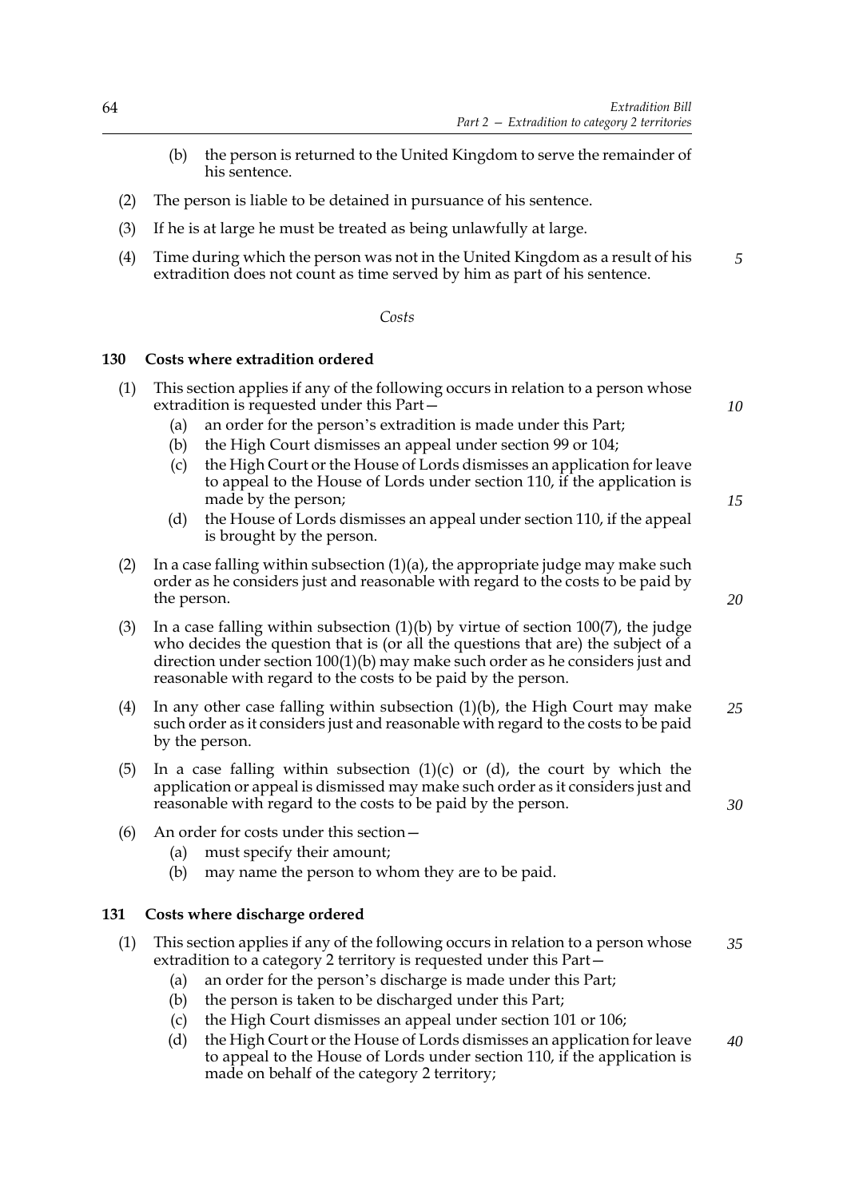(b) the person is returned to the United Kingdom to serve the remainder of his sentence.

(2) The person is liable to be detained in pursuance of his sentence.

(3) If he is at large he must be treated as being unlawfully at large.

(4) Time during which the person was not in the United Kingdom as a result of his extradition does not count as time served by him as part of his sentence.

*Costs*

### 130 Costs where extradition ordered

(1) This section applies if any of the following occurs in relation to a person whose extradition is requested under this Part—

(a) an order for the person's extradition is made under this Part;

(b) the High Court dismisses an appeal under section 99 or 104;

(c) the High Court or the House of Lords dismisses an application for leave to appeal to the House of Lords under section 110, if the application is made by the person;

(d) the House of Lords dismisses an appeal under section 110, if the appeal is brought by the person.

(2) In a case falling within subsection (1)(a), the appropriate judge may make such order as he considers just and reasonable with regard to the costs to be paid by the person.

(3) In a case falling within subsection (1)(b) by virtue of section 100(7), the judge who decides the question that is (or all the questions that are) the subject of a direction under section 100(1)(b) may make such order as he considers just and reasonable with regard to the costs to be paid by the person.

(4) In any other case falling within subsection (1)(b), the High Court may make such order as it considers just and reasonable with regard to the costs to be paid by the person.

(5) In a case falling within subsection (1)(c) or (d), the court by which the application or appeal is dismissed may make such order as it considers just and reasonable with regard to the costs to be paid by the person.

(6) An order for costs under this section—

(a) must specify their amount;

(b) may name the person to whom they are to be paid.

### 131 Costs where discharge ordered

(1) This section applies if any of the following occurs in relation to a person whose extradition to a category 2 territory is requested under this Part—

(a) an order for the person's discharge is made under this Part;

(b) the person is taken to be discharged under this Part;

(c) the High Court dismisses an appeal under section 101 or 106;

(d) the High Court or the House of Lords dismisses an application for leave to appeal to the House of Lords under section 110, if the application is made on behalf of the category 2 territory;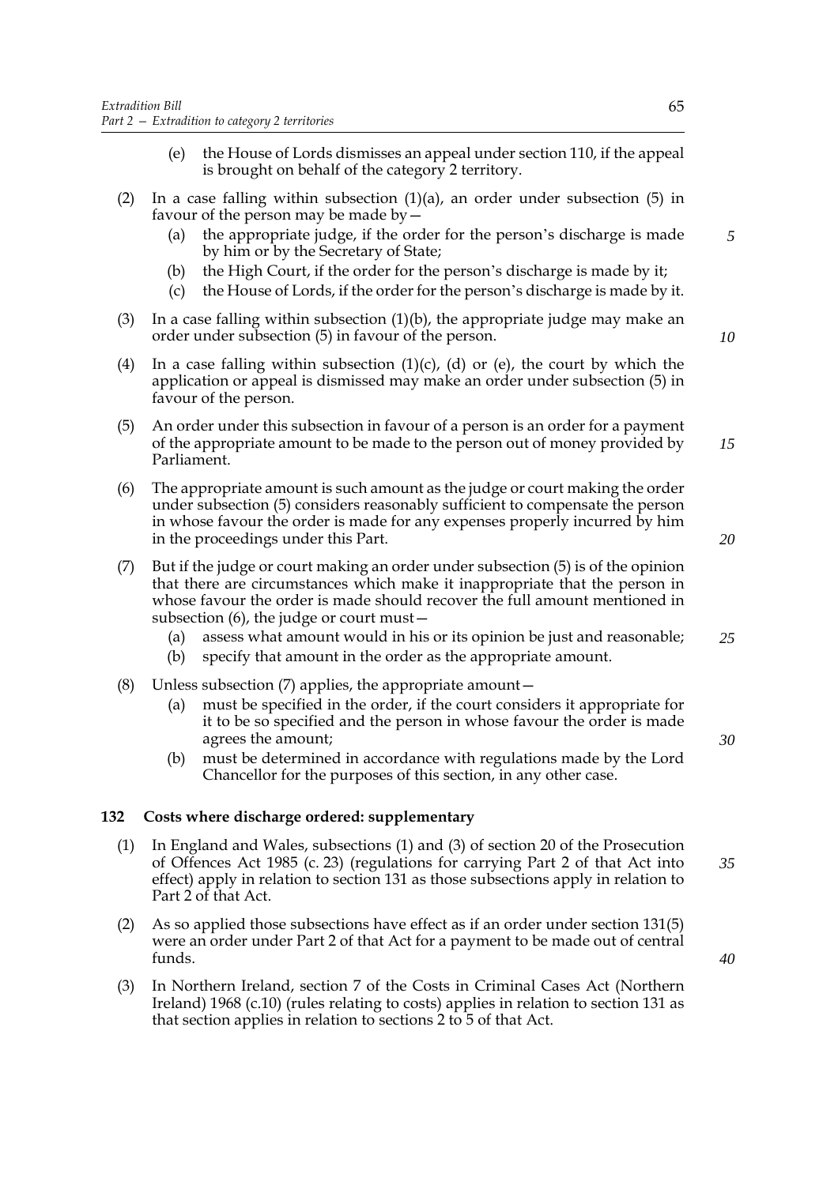(e) the House of Lords dismisses an appeal under section 110, if the appeal is brought on behalf of the category 2 territory.

(2) In a case falling within subsection (1)(a), an order under subsection (5) in favour of the person may be made by—

(a) the appropriate judge, if the order for the person's discharge is made by him or by the Secretary of State;

(b) the High Court, if the order for the person's discharge is made by it;

(c) the House of Lords, if the order for the person's discharge is made by it.

(3) In a case falling within subsection (1)(b), the appropriate judge may make an order under subsection (5) in favour of the person.

(4) In a case falling within subsection (1)(c), (d) or (e), the court by which the application or appeal is dismissed may make an order under subsection (5) in favour of the person.

(5) An order under this subsection in favour of a person is an order for a payment of the appropriate amount to be made to the person out of money provided by Parliament.

(6) The appropriate amount is such amount as the judge or court making the order under subsection (5) considers reasonably sufficient to compensate the person in whose favour the order is made for any expenses properly incurred by him in the proceedings under this Part.

(7) But if the judge or court making an order under subsection (5) is of the opinion that there are circumstances which make it inappropriate that the person in whose favour the order is made should recover the full amount mentioned in subsection (6), the judge or court must—

(a) assess what amount would in his or its opinion be just and reasonable;

(b) specify that amount in the order as the appropriate amount.

(8) Unless subsection (7) applies, the appropriate amount—

(a) must be specified in the order, if the court considers it appropriate for it to be so specified and the person in whose favour the order is made agrees the amount;

(b) must be determined in accordance with regulations made by the Lord Chancellor for the purposes of this section, in any other case.

## 132 Costs where discharge ordered: supplementary

(1) In England and Wales, subsections (1) and (3) of section 20 of the Prosecution of Offences Act 1985 (c. 23) (regulations for carrying Part 2 of that Act into effect) apply in relation to section 131 as those subsections apply in relation to Part 2 of that Act.

(2) As so applied those subsections have effect as if an order under section 131(5) were an order under Part 2 of that Act for a payment to be made out of central funds.

(3) In Northern Ireland, section 7 of the Costs in Criminal Cases Act (Northern Ireland) 1968 (c.10) (rules relating to costs) applies in relation to section 131 as that section applies in relation to sections 2 to 5 of that Act.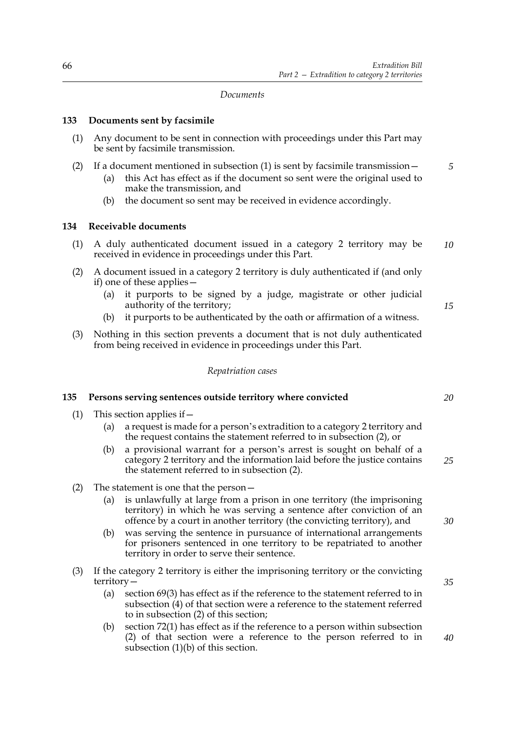*Documents*

### 133 Documents sent by facsimile

(1) Any document to be sent in connection with proceedings under this Part may be sent by facsimile transmission.

(2) If a document mentioned in subsection (1) is sent by facsimile transmission—

(a) this Act has effect as if the document so sent were the original used to make the transmission, and

(b) the document so sent may be received in evidence accordingly.

### 134 Receivable documents

(1) A duly authenticated document issued in a category 2 territory may be received in evidence in proceedings under this Part.

(2) A document issued in a category 2 territory is duly authenticated if (and only if) one of these applies—

(a) it purports to be signed by a judge, magistrate or other judicial authority of the territory;

(b) it purports to be authenticated by the oath or affirmation of a witness.

(3) Nothing in this section prevents a document that is not duly authenticated from being received in evidence in proceedings under this Part.

*Repatriation cases*

### 135 Persons serving sentences outside territory where convicted

(1) This section applies if—

(a) a request is made for a person's extradition to a category 2 territory and the request contains the statement referred to in subsection (2), or

(b) a provisional warrant for a person's arrest is sought on behalf of a category 2 territory and the information laid before the justice contains the statement referred to in subsection (2).

(2) The statement is one that the person—

(a) is unlawfully at large from a prison in one territory (the imprisoning territory) in which he was serving a sentence after conviction of an offence by a court in another territory (the convicting territory), and

(b) was serving the sentence in pursuance of international arrangements for prisoners sentenced in one territory to be repatriated to another territory in order to serve their sentence.

(3) If the category 2 territory is either the imprisoning territory or the convicting territory—

(a) section 69(3) has effect as if the reference to the statement referred to in subsection (4) of that section were a reference to the statement referred to in subsection (2) of this section;

(b) section 72(1) has effect as if the reference to a person within subsection (2) of that section were a reference to the person referred to in subsection (1)(b) of this section.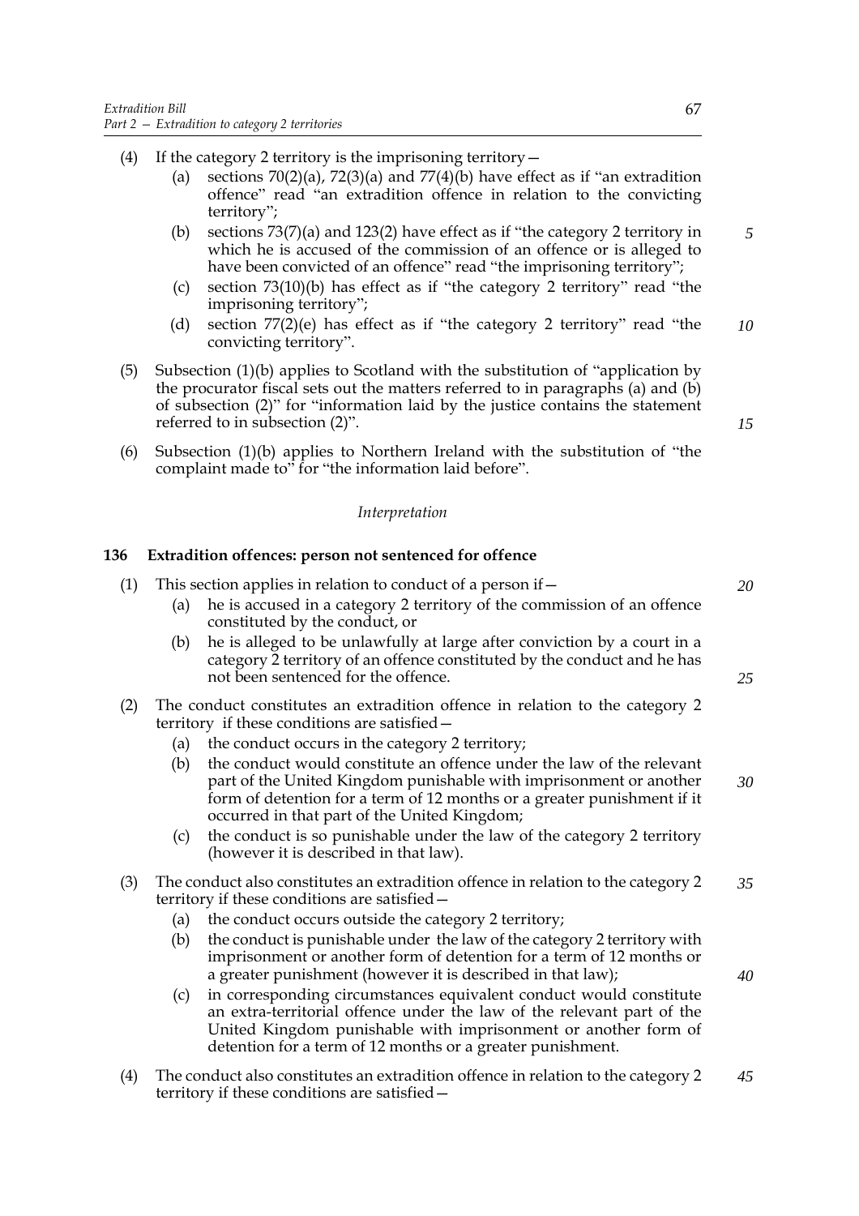(4) If the category 2 territory is the imprisoning territory—

   (a) sections 70(2)(a), 72(3)(a) and 77(4)(b) have effect as if "an extradition offence" read "an extradition offence in relation to the convicting territory";

   (b) sections 73(7)(a) and 123(2) have effect as if "the category 2 territory in which he is accused of the commission of an offence or is alleged to have been convicted of an offence" read "the imprisoning territory";

   (c) section 73(10)(b) has effect as if "the category 2 territory" read "the imprisoning territory";

   (d) section 77(2)(e) has effect as if "the category 2 territory" read "the convicting territory".

(5) Subsection (1)(b) applies to Scotland with the substitution of "application by the procurator fiscal sets out the matters referred to in paragraphs (a) and (b) of subsection (2)" for "information laid by the justice contains the statement referred to in subsection (2)".

(6) Subsection (1)(b) applies to Northern Ireland with the substitution of "the complaint made to" for "the information laid before".

*Interpretation*

### 136 Extradition offences: person not sentenced for offence

(1) This section applies in relation to conduct of a person if—

   (a) he is accused in a category 2 territory of the commission of an offence constituted by the conduct, or

   (b) he is alleged to be unlawfully at large after conviction by a court in a category 2 territory of an offence constituted by the conduct and he has not been sentenced for the offence.

(2) The conduct constitutes an extradition offence in relation to the category 2 territory if these conditions are satisfied—

   (a) the conduct occurs in the category 2 territory;

   (b) the conduct would constitute an offence under the law of the relevant part of the United Kingdom punishable with imprisonment or another form of detention for a term of 12 months or a greater punishment if it occurred in that part of the United Kingdom;

   (c) the conduct is so punishable under the law of the category 2 territory (however it is described in that law).

(3) The conduct also constitutes an extradition offence in relation to the category 2 territory if these conditions are satisfied—

   (a) the conduct occurs outside the category 2 territory;

   (b) the conduct is punishable under the law of the category 2 territory with imprisonment or another form of detention for a term of 12 months or a greater punishment (however it is described in that law);

   (c) in corresponding circumstances equivalent conduct would constitute an extra-territorial offence under the law of the relevant part of the United Kingdom punishable with imprisonment or another form of detention for a term of 12 months or a greater punishment.

(4) The conduct also constitutes an extradition offence in relation to the category 2 territory if these conditions are satisfied—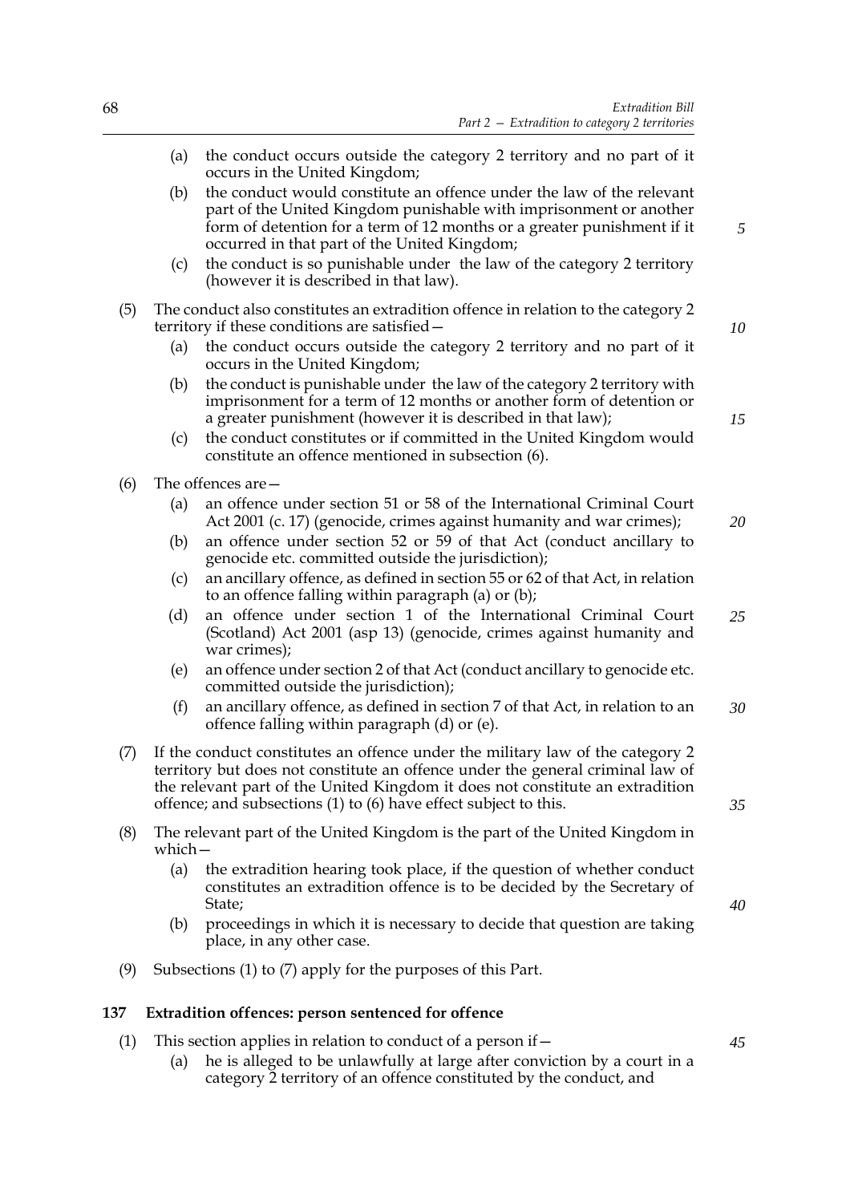(a) the conduct occurs outside the category 2 territory and no part of it occurs in the United Kingdom;

(b) the conduct would constitute an offence under the law of the relevant part of the United Kingdom punishable with imprisonment or another form of detention for a term of 12 months or a greater punishment if it occurred in that part of the United Kingdom;

(c) the conduct is so punishable under the law of the category 2 territory (however it is described in that law).

(5) The conduct also constitutes an extradition offence in relation to the category 2 territory if these conditions are satisfied—

(a) the conduct occurs outside the category 2 territory and no part of it occurs in the United Kingdom;

(b) the conduct is punishable under the law of the category 2 territory with imprisonment for a term of 12 months or another form of detention or a greater punishment (however it is described in that law);

(c) the conduct constitutes or if committed in the United Kingdom would constitute an offence mentioned in subsection (6).

(6) The offences are—

(a) an offence under section 51 or 58 of the International Criminal Court Act 2001 (c. 17) (genocide, crimes against humanity and war crimes);

(b) an offence under section 52 or 59 of that Act (conduct ancillary to genocide etc. committed outside the jurisdiction);

(c) an ancillary offence, as defined in section 55 or 62 of that Act, in relation to an offence falling within paragraph (a) or (b);

(d) an offence under section 1 of the International Criminal Court (Scotland) Act 2001 (asp 13) (genocide, crimes against humanity and war crimes);

(e) an offence under section 2 of that Act (conduct ancillary to genocide etc. committed outside the jurisdiction);

(f) an ancillary offence, as defined in section 7 of that Act, in relation to an offence falling within paragraph (d) or (e).

(7) If the conduct constitutes an offence under the military law of the category 2 territory but does not constitute an offence under the general criminal law of the relevant part of the United Kingdom it does not constitute an extradition offence; and subsections (1) to (6) have effect subject to this.

(8) The relevant part of the United Kingdom is the part of the United Kingdom in which—

(a) the extradition hearing took place, if the question of whether conduct constitutes an extradition offence is to be decided by the Secretary of State;

(b) proceedings in which it is necessary to decide that question are taking place, in any other case.

(9) Subsections (1) to (7) apply for the purposes of this Part.

**137 Extradition offences: person sentenced for offence**

(1) This section applies in relation to conduct of a person if—

(a) he is alleged to be unlawfully at large after conviction by a court in a category 2 territory of an offence constituted by the conduct, and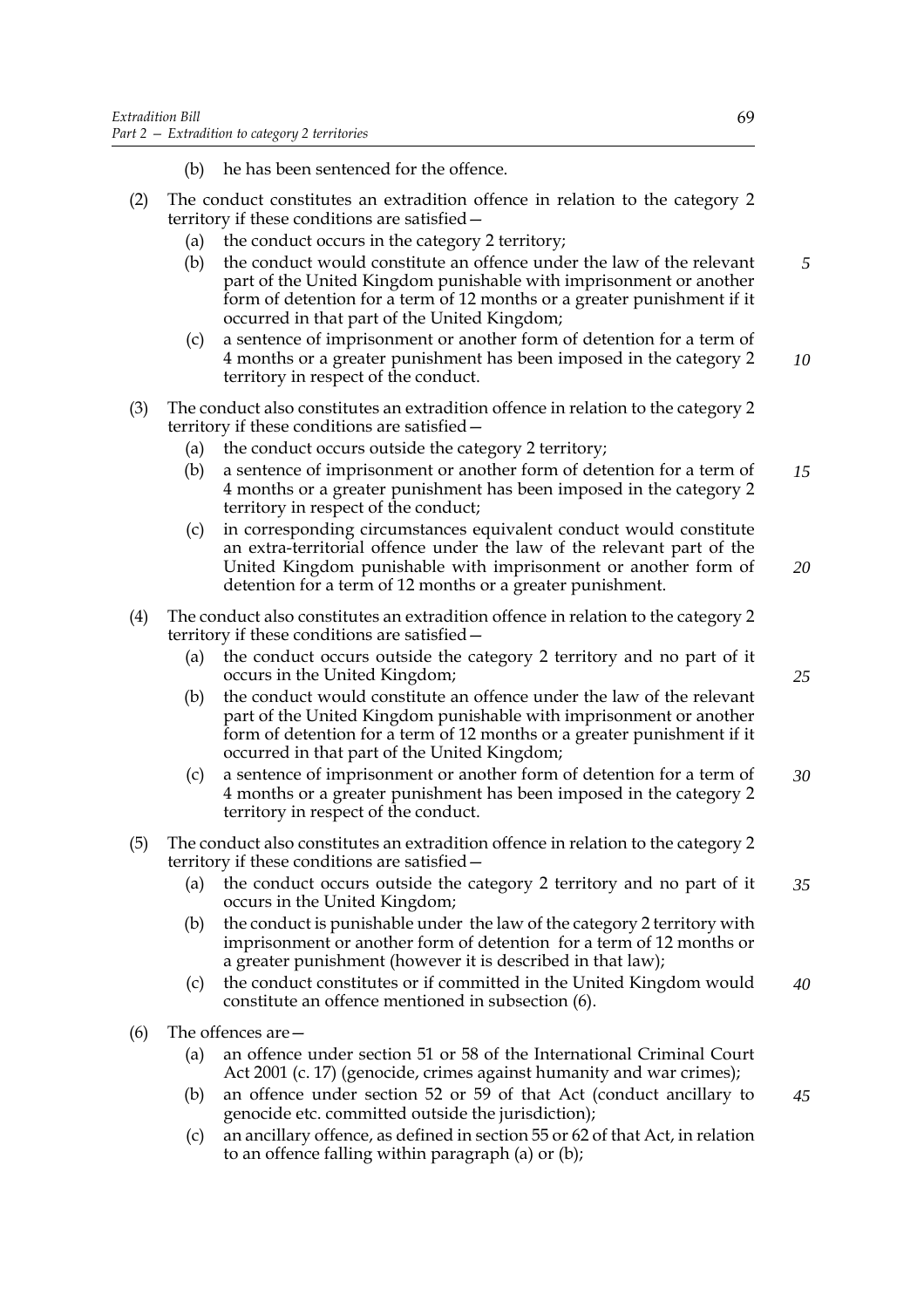(b) he has been sentenced for the offence.

(2) The conduct constitutes an extradition offence in relation to the category 2 territory if these conditions are satisfied—

(a) the conduct occurs in the category 2 territory;

(b) the conduct would constitute an offence under the law of the relevant part of the United Kingdom punishable with imprisonment or another form of detention for a term of 12 months or a greater punishment if it occurred in that part of the United Kingdom;

(c) a sentence of imprisonment or another form of detention for a term of 4 months or a greater punishment has been imposed in the category 2 territory in respect of the conduct.

(3) The conduct also constitutes an extradition offence in relation to the category 2 territory if these conditions are satisfied—

(a) the conduct occurs outside the category 2 territory;

(b) a sentence of imprisonment or another form of detention for a term of 4 months or a greater punishment has been imposed in the category 2 territory in respect of the conduct;

(c) in corresponding circumstances equivalent conduct would constitute an extra-territorial offence under the law of the relevant part of the United Kingdom punishable with imprisonment or another form of detention for a term of 12 months or a greater punishment.

(4) The conduct also constitutes an extradition offence in relation to the category 2 territory if these conditions are satisfied—

(a) the conduct occurs outside the category 2 territory and no part of it occurs in the United Kingdom;

(b) the conduct would constitute an offence under the law of the relevant part of the United Kingdom punishable with imprisonment or another form of detention for a term of 12 months or a greater punishment if it occurred in that part of the United Kingdom;

(c) a sentence of imprisonment or another form of detention for a term of 4 months or a greater punishment has been imposed in the category 2 territory in respect of the conduct.

(5) The conduct also constitutes an extradition offence in relation to the category 2 territory if these conditions are satisfied—

(a) the conduct occurs outside the category 2 territory and no part of it occurs in the United Kingdom;

(b) the conduct is punishable under the law of the category 2 territory with imprisonment or another form of detention for a term of 12 months or a greater punishment (however it is described in that law);

(c) the conduct constitutes or if committed in the United Kingdom would constitute an offence mentioned in subsection (6).

(6) The offences are—

(a) an offence under section 51 or 58 of the International Criminal Court Act 2001 (c. 17) (genocide, crimes against humanity and war crimes);

(b) an offence under section 52 or 59 of that Act (conduct ancillary to genocide etc. committed outside the jurisdiction);

(c) an ancillary offence, as defined in section 55 or 62 of that Act, in relation to an offence falling within paragraph (a) or (b);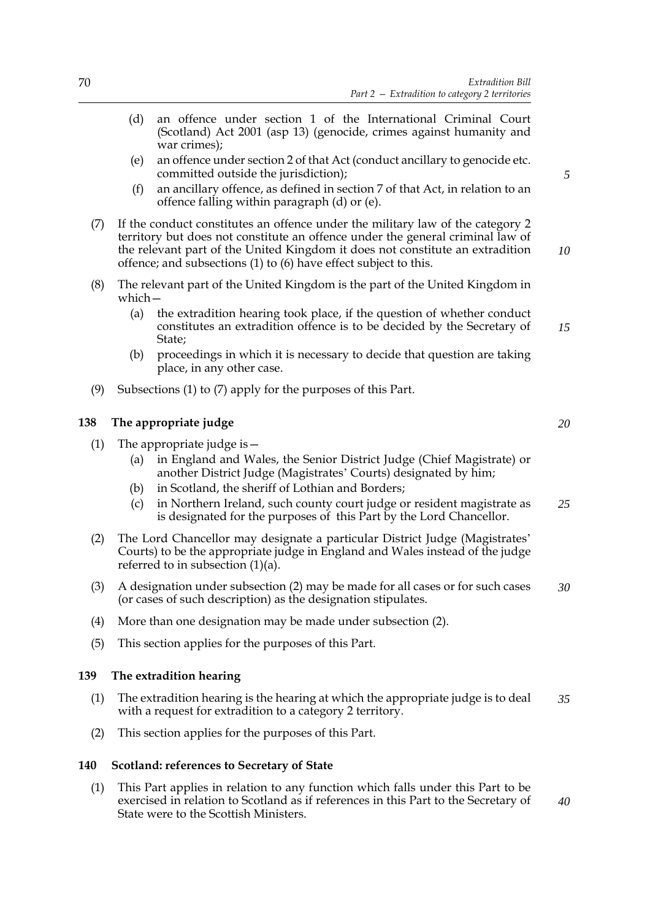(d) an offence under section 1 of the International Criminal Court (Scotland) Act 2001 (asp 13) (genocide, crimes against humanity and war crimes);

(e) an offence under section 2 of that Act (conduct ancillary to genocide etc. committed outside the jurisdiction);

(f) an ancillary offence, as defined in section 7 of that Act, in relation to an offence falling within paragraph (d) or (e).

(7) If the conduct constitutes an offence under the military law of the category 2 territory but does not constitute an offence under the general criminal law of the relevant part of the United Kingdom it does not constitute an extradition offence; and subsections (1) to (6) have effect subject to this.

(8) The relevant part of the United Kingdom is the part of the United Kingdom in which—

(a) the extradition hearing took place, if the question of whether conduct constitutes an extradition offence is to be decided by the Secretary of State;

(b) proceedings in which it is necessary to decide that question are taking place, in any other case.

(9) Subsections (1) to (7) apply for the purposes of this Part.

## 138 The appropriate judge

(1) The appropriate judge is—

(a) in England and Wales, the Senior District Judge (Chief Magistrate) or another District Judge (Magistrates' Courts) designated by him;

(b) in Scotland, the sheriff of Lothian and Borders;

(c) in Northern Ireland, such county court judge or resident magistrate as is designated for the purposes of this Part by the Lord Chancellor.

(2) The Lord Chancellor may designate a particular District Judge (Magistrates' Courts) to be the appropriate judge in England and Wales instead of the judge referred to in subsection (1)(a).

(3) A designation under subsection (2) may be made for all cases or for such cases (or cases of such description) as the designation stipulates.

(4) More than one designation may be made under subsection (2).

(5) This section applies for the purposes of this Part.

## 139 The extradition hearing

(1) The extradition hearing is the hearing at which the appropriate judge is to deal with a request for extradition to a category 2 territory.

(2) This section applies for the purposes of this Part.

## 140 Scotland: references to Secretary of State

(1) This Part applies in relation to any function which falls under this Part to be exercised in relation to Scotland as if references in this Part to the Secretary of State were to the Scottish Ministers.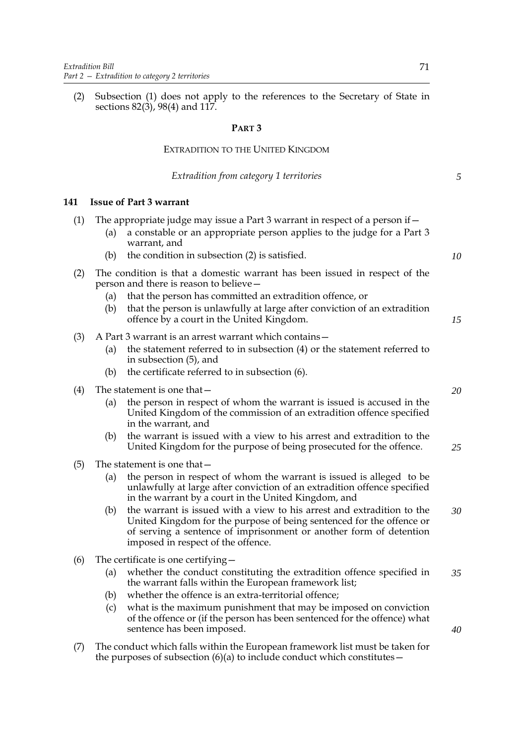(2) Subsection (1) does not apply to the references to the Secretary of State in sections 82(3), 98(4) and 117.

## PART 3

## EXTRADITION TO THE UNITED KINGDOM

*Extradition from category 1 territories*

### 141 Issue of Part 3 warrant

(1) The appropriate judge may issue a Part 3 warrant in respect of a person if—

- (a) a constable or an appropriate person applies to the judge for a Part 3 warrant, and
- (b) the condition in subsection (2) is satisfied.

(2) The condition is that a domestic warrant has been issued in respect of the person and there is reason to believe—

- (a) that the person has committed an extradition offence, or
- (b) that the person is unlawfully at large after conviction of an extradition offence by a court in the United Kingdom.

(3) A Part 3 warrant is an arrest warrant which contains—

- (a) the statement referred to in subsection (4) or the statement referred to in subsection (5), and
- (b) the certificate referred to in subsection (6).

(4) The statement is one that—

- (a) the person in respect of whom the warrant is issued is accused in the United Kingdom of the commission of an extradition offence specified in the warrant, and
- (b) the warrant is issued with a view to his arrest and extradition to the United Kingdom for the purpose of being prosecuted for the offence.

(5) The statement is one that—

- (a) the person in respect of whom the warrant is issued is alleged to be unlawfully at large after conviction of an extradition offence specified in the warrant by a court in the United Kingdom, and
- (b) the warrant is issued with a view to his arrest and extradition to the United Kingdom for the purpose of being sentenced for the offence or of serving a sentence of imprisonment or another form of detention imposed in respect of the offence.

(6) The certificate is one certifying—

- (a) whether the conduct constituting the extradition offence specified in the warrant falls within the European framework list;
- (b) whether the offence is an extra-territorial offence;
- (c) what is the maximum punishment that may be imposed on conviction of the offence or (if the person has been sentenced for the offence) what sentence has been imposed.

(7) The conduct which falls within the European framework list must be taken for the purposes of subsection (6)(a) to include conduct which constitutes—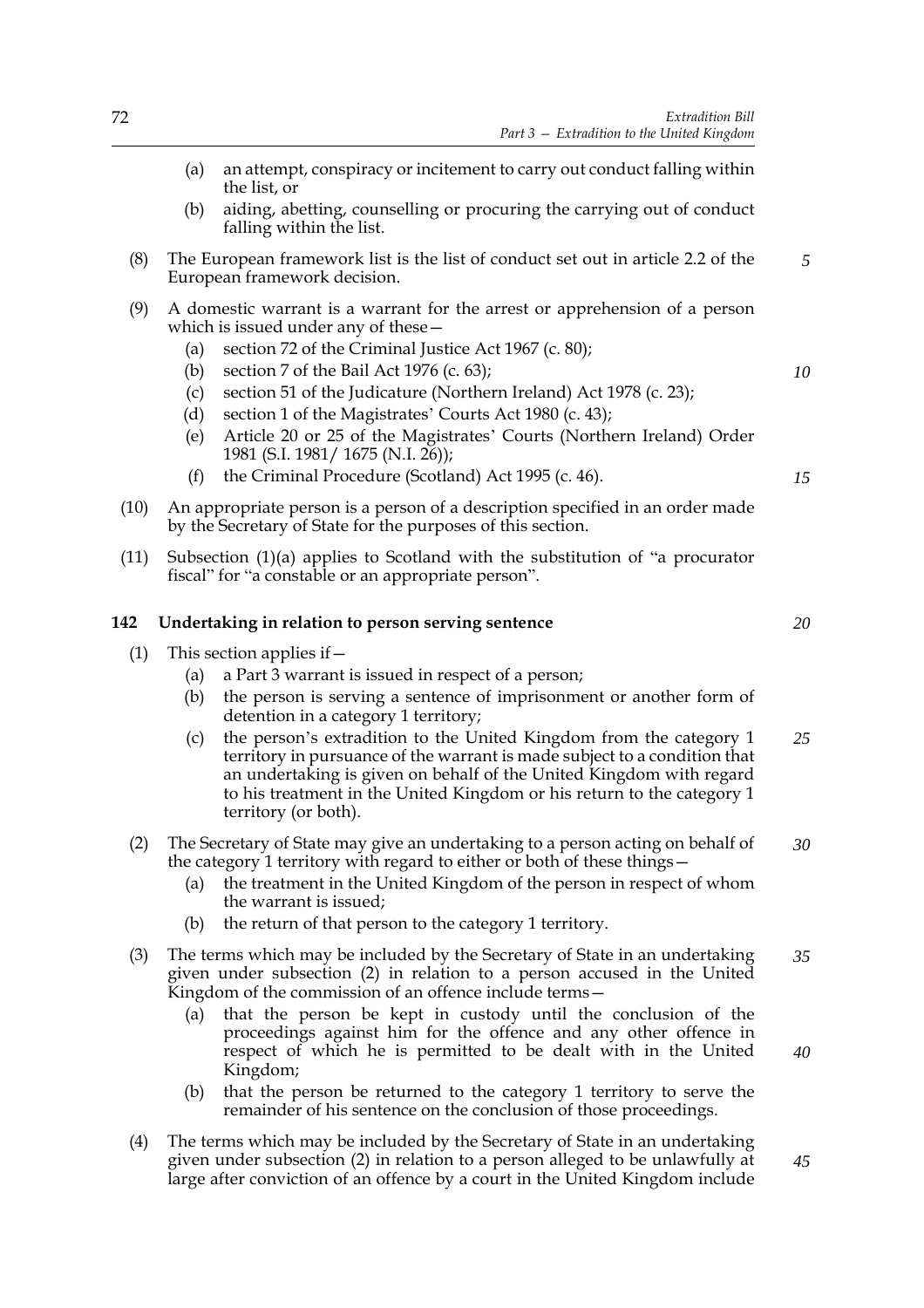(a) an attempt, conspiracy or incitement to carry out conduct falling within the list, or

(b) aiding, abetting, counselling or procuring the carrying out of conduct falling within the list.

(8) The European framework list is the list of conduct set out in article 2.2 of the European framework decision.

(9) A domestic warrant is a warrant for the arrest or apprehension of a person which is issued under any of these—

(a) section 72 of the Criminal Justice Act 1967 (c. 80);

(b) section 7 of the Bail Act 1976 (c. 63);

(c) section 51 of the Judicature (Northern Ireland) Act 1978 (c. 23);

(d) section 1 of the Magistrates' Courts Act 1980 (c. 43);

(e) Article 20 or 25 of the Magistrates' Courts (Northern Ireland) Order 1981 (S.I. 1981/ 1675 (N.I. 26));

(f) the Criminal Procedure (Scotland) Act 1995 (c. 46).

(10) An appropriate person is a person of a description specified in an order made by the Secretary of State for the purposes of this section.

(11) Subsection (1)(a) applies to Scotland with the substitution of "a procurator fiscal" for "a constable or an appropriate person".

**142 Undertaking in relation to person serving sentence**

(1) This section applies if—

(a) a Part 3 warrant is issued in respect of a person;

(b) the person is serving a sentence of imprisonment or another form of detention in a category 1 territory;

(c) the person's extradition to the United Kingdom from the category 1 territory in pursuance of the warrant is made subject to a condition that an undertaking is given on behalf of the United Kingdom with regard to his treatment in the United Kingdom or his return to the category 1 territory (or both).

(2) The Secretary of State may give an undertaking to a person acting on behalf of the category 1 territory with regard to either or both of these things—

(a) the treatment in the United Kingdom of the person in respect of whom the warrant is issued;

(b) the return of that person to the category 1 territory.

(3) The terms which may be included by the Secretary of State in an undertaking given under subsection (2) in relation to a person accused in the United Kingdom of the commission of an offence include terms—

(a) that the person be kept in custody until the conclusion of the proceedings against him for the offence and any other offence in respect of which he is permitted to be dealt with in the United Kingdom;

(b) that the person be returned to the category 1 territory to serve the remainder of his sentence on the conclusion of those proceedings.

(4) The terms which may be included by the Secretary of State in an undertaking given under subsection (2) in relation to a person alleged to be unlawfully at large after conviction of an offence by a court in the United Kingdom include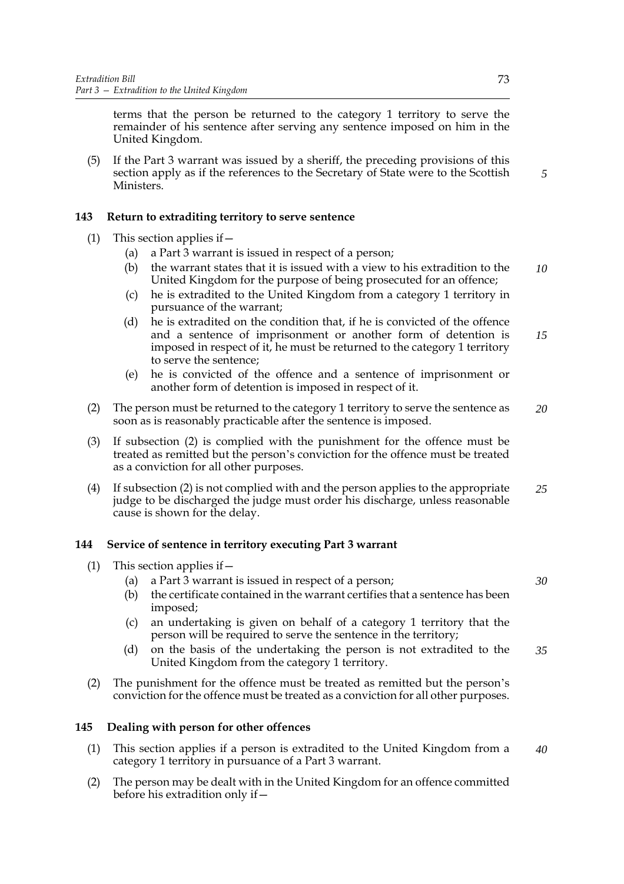terms that the person be returned to the category 1 territory to serve the remainder of his sentence after serving any sentence imposed on him in the United Kingdom.

(5) If the Part 3 warrant was issued by a sheriff, the preceding provisions of this section apply as if the references to the Secretary of State were to the Scottish Ministers.

### 143 Return to extraditing territory to serve sentence

(1) This section applies if—

- (a) a Part 3 warrant is issued in respect of a person;
- (b) the warrant states that it is issued with a view to his extradition to the United Kingdom for the purpose of being prosecuted for an offence;
- (c) he is extradited to the United Kingdom from a category 1 territory in pursuance of the warrant;
- (d) he is extradited on the condition that, if he is convicted of the offence and a sentence of imprisonment or another form of detention is imposed in respect of it, he must be returned to the category 1 territory to serve the sentence;
- (e) he is convicted of the offence and a sentence of imprisonment or another form of detention is imposed in respect of it.

(2) The person must be returned to the category 1 territory to serve the sentence as soon as is reasonably practicable after the sentence is imposed.

(3) If subsection (2) is complied with the punishment for the offence must be treated as remitted but the person's conviction for the offence must be treated as a conviction for all other purposes.

(4) If subsection (2) is not complied with and the person applies to the appropriate judge to be discharged the judge must order his discharge, unless reasonable cause is shown for the delay.

### 144 Service of sentence in territory executing Part 3 warrant

(1) This section applies if—

- (a) a Part 3 warrant is issued in respect of a person;
- (b) the certificate contained in the warrant certifies that a sentence has been imposed;
- (c) an undertaking is given on behalf of a category 1 territory that the person will be required to serve the sentence in the territory;
- (d) on the basis of the undertaking the person is not extradited to the United Kingdom from the category 1 territory.

(2) The punishment for the offence must be treated as remitted but the person's conviction for the offence must be treated as a conviction for all other purposes.

### 145 Dealing with person for other offences

(1) This section applies if a person is extradited to the United Kingdom from a category 1 territory in pursuance of a Part 3 warrant.

(2) The person may be dealt with in the United Kingdom for an offence committed before his extradition only if—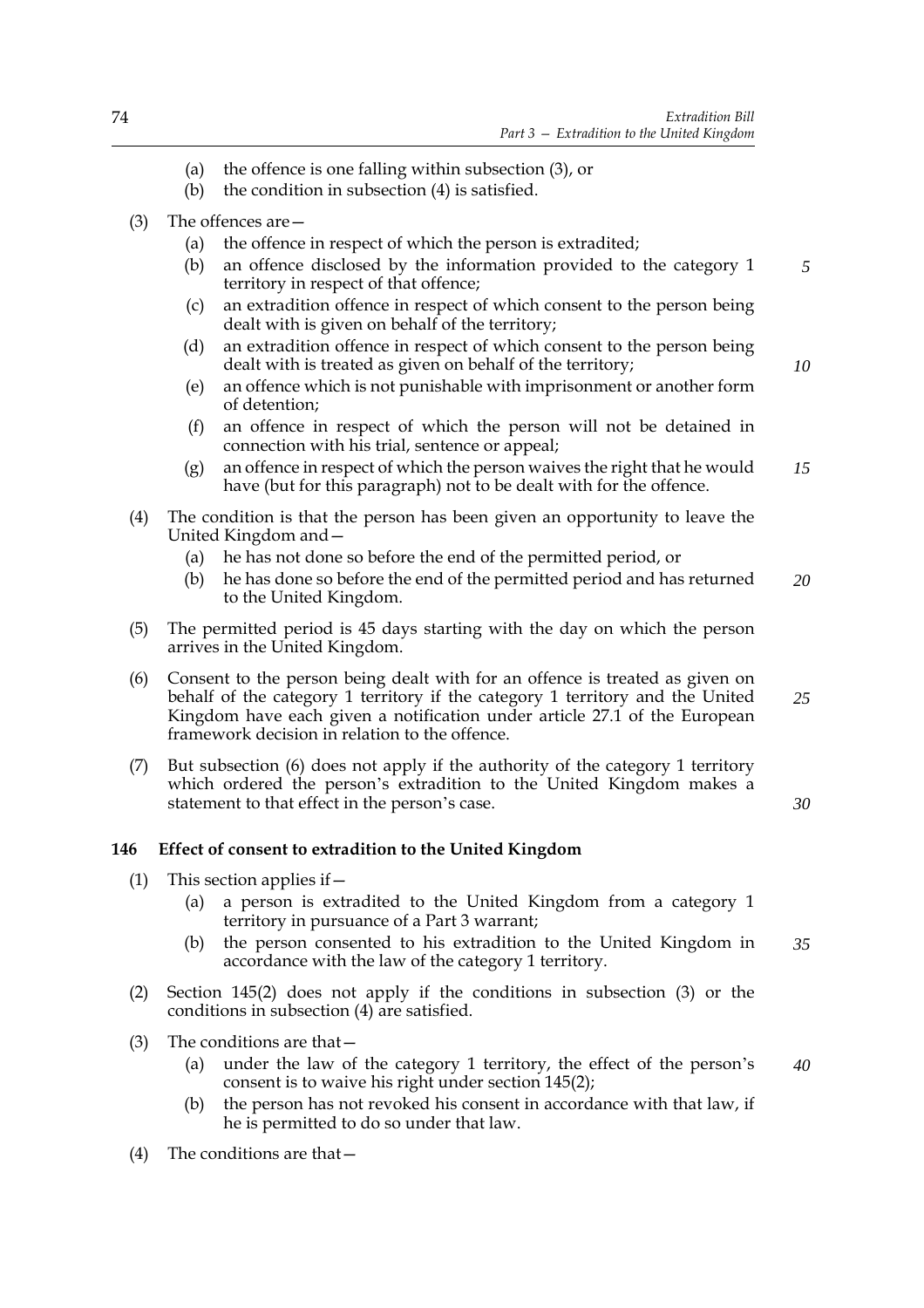(a) the offence is one falling within subsection (3), or

(b) the condition in subsection (4) is satisfied.

(3) The offences are—

(a) the offence in respect of which the person is extradited;

(b) an offence disclosed by the information provided to the category 1 territory in respect of that offence;

(c) an extradition offence in respect of which consent to the person being dealt with is given on behalf of the territory;

(d) an extradition offence in respect of which consent to the person being dealt with is treated as given on behalf of the territory;

(e) an offence which is not punishable with imprisonment or another form of detention;

(f) an offence in respect of which the person will not be detained in connection with his trial, sentence or appeal;

(g) an offence in respect of which the person waives the right that he would have (but for this paragraph) not to be dealt with for the offence.

(4) The condition is that the person has been given an opportunity to leave the United Kingdom and—

(a) he has not done so before the end of the permitted period, or

(b) he has done so before the end of the permitted period and has returned to the United Kingdom.

(5) The permitted period is 45 days starting with the day on which the person arrives in the United Kingdom.

(6) Consent to the person being dealt with for an offence is treated as given on behalf of the category 1 territory if the category 1 territory and the United Kingdom have each given a notification under article 27.1 of the European framework decision in relation to the offence.

(7) But subsection (6) does not apply if the authority of the category 1 territory which ordered the person's extradition to the United Kingdom makes a statement to that effect in the person's case.

### 146 Effect of consent to extradition to the United Kingdom

(1) This section applies if—

(a) a person is extradited to the United Kingdom from a category 1 territory in pursuance of a Part 3 warrant;

(b) the person consented to his extradition to the United Kingdom in accordance with the law of the category 1 territory.

(2) Section 145(2) does not apply if the conditions in subsection (3) or the conditions in subsection (4) are satisfied.

(3) The conditions are that—

(a) under the law of the category 1 territory, the effect of the person's consent is to waive his right under section 145(2);

(b) the person has not revoked his consent in accordance with that law, if he is permitted to do so under that law.

(4) The conditions are that—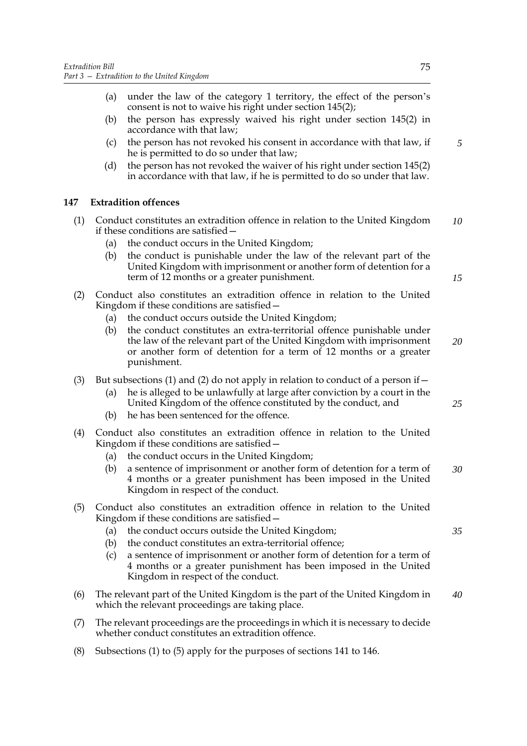(a) under the law of the category 1 territory, the effect of the person's consent is not to waive his right under section 145(2);

(b) the person has expressly waived his right under section 145(2) in accordance with that law;

(c) the person has not revoked his consent in accordance with that law, if he is permitted to do so under that law;

(d) the person has not revoked the waiver of his right under section 145(2) in accordance with that law, if he is permitted to do so under that law.

### 147 Extradition offences

(1) Conduct constitutes an extradition offence in relation to the United Kingdom if these conditions are satisfied—

(a) the conduct occurs in the United Kingdom;

(b) the conduct is punishable under the law of the relevant part of the United Kingdom with imprisonment or another form of detention for a term of 12 months or a greater punishment.

(2) Conduct also constitutes an extradition offence in relation to the United Kingdom if these conditions are satisfied—

(a) the conduct occurs outside the United Kingdom;

(b) the conduct constitutes an extra-territorial offence punishable under the law of the relevant part of the United Kingdom with imprisonment or another form of detention for a term of 12 months or a greater punishment.

(3) But subsections (1) and (2) do not apply in relation to conduct of a person if—

(a) he is alleged to be unlawfully at large after conviction by a court in the United Kingdom of the offence constituted by the conduct, and

(b) he has been sentenced for the offence.

(4) Conduct also constitutes an extradition offence in relation to the United Kingdom if these conditions are satisfied—

(a) the conduct occurs in the United Kingdom;

(b) a sentence of imprisonment or another form of detention for a term of 4 months or a greater punishment has been imposed in the United Kingdom in respect of the conduct.

(5) Conduct also constitutes an extradition offence in relation to the United Kingdom if these conditions are satisfied—

(a) the conduct occurs outside the United Kingdom;

(b) the conduct constitutes an extra-territorial offence;

(c) a sentence of imprisonment or another form of detention for a term of 4 months or a greater punishment has been imposed in the United Kingdom in respect of the conduct.

(6) The relevant part of the United Kingdom is the part of the United Kingdom in which the relevant proceedings are taking place.

(7) The relevant proceedings are the proceedings in which it is necessary to decide whether conduct constitutes an extradition offence.

(8) Subsections (1) to (5) apply for the purposes of sections 141 to 146.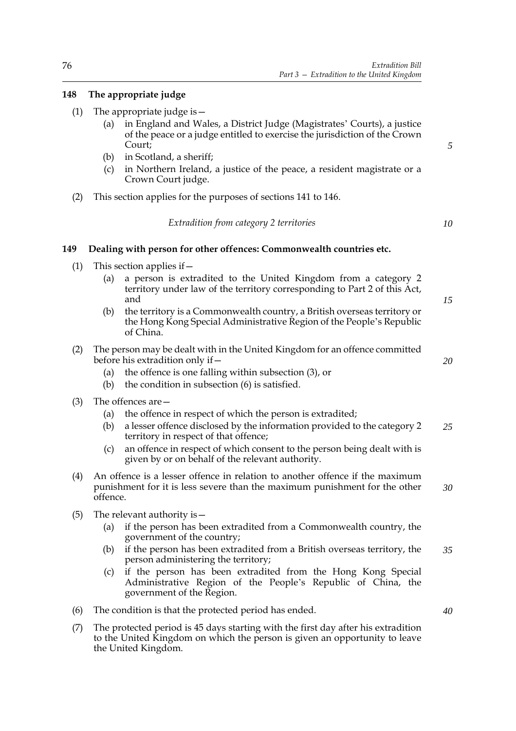## 148 The appropriate judge

(1) The appropriate judge is—

(a) in England and Wales, a District Judge (Magistrates' Courts), a justice of the peace or a judge entitled to exercise the jurisdiction of the Crown Court;

(b) in Scotland, a sheriff;

(c) in Northern Ireland, a justice of the peace, a resident magistrate or a Crown Court judge.

(2) This section applies for the purposes of sections 141 to 146.

*Extradition from category 2 territories*

## 149 Dealing with person for other offences: Commonwealth countries etc.

(1) This section applies if—

(a) a person is extradited to the United Kingdom from a category 2 territory under law of the territory corresponding to Part 2 of this Act, and

(b) the territory is a Commonwealth country, a British overseas territory or the Hong Kong Special Administrative Region of the People's Republic of China.

(2) The person may be dealt with in the United Kingdom for an offence committed before his extradition only if—

(a) the offence is one falling within subsection (3), or

(b) the condition in subsection (6) is satisfied.

(3) The offences are—

(a) the offence in respect of which the person is extradited;

(b) a lesser offence disclosed by the information provided to the category 2 territory in respect of that offence;

(c) an offence in respect of which consent to the person being dealt with is given by or on behalf of the relevant authority.

(4) An offence is a lesser offence in relation to another offence if the maximum punishment for it is less severe than the maximum punishment for the other offence.

(5) The relevant authority is—

(a) if the person has been extradited from a Commonwealth country, the government of the country;

(b) if the person has been extradited from a British overseas territory, the person administering the territory;

(c) if the person has been extradited from the Hong Kong Special Administrative Region of the People's Republic of China, the government of the Region.

(6) The condition is that the protected period has ended.

(7) The protected period is 45 days starting with the first day after his extradition to the United Kingdom on which the person is given an opportunity to leave the United Kingdom.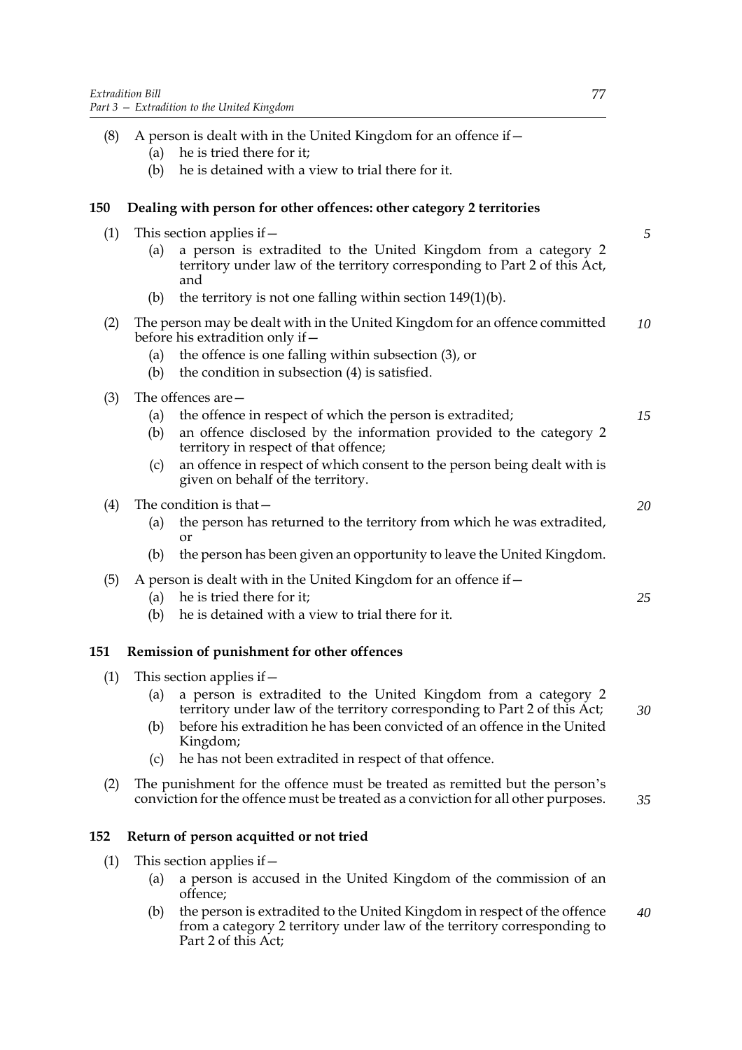(8) A person is dealt with in the United Kingdom for an offence if—

(a) he is tried there for it;

(b) he is detained with a view to trial there for it.

## 150 Dealing with person for other offences: other category 2 territories

(1) This section applies if—

(a) a person is extradited to the United Kingdom from a category 2 territory under law of the territory corresponding to Part 2 of this Act, and

(b) the territory is not one falling within section 149(1)(b).

(2) The person may be dealt with in the United Kingdom for an offence committed before his extradition only if—

(a) the offence is one falling within subsection (3), or

(b) the condition in subsection (4) is satisfied.

(3) The offences are—

(a) the offence in respect of which the person is extradited;

(b) an offence disclosed by the information provided to the category 2 territory in respect of that offence;

(c) an offence in respect of which consent to the person being dealt with is given on behalf of the territory.

(4) The condition is that—

(a) the person has returned to the territory from which he was extradited, or

(b) the person has been given an opportunity to leave the United Kingdom.

(5) A person is dealt with in the United Kingdom for an offence if—

(a) he is tried there for it;

(b) he is detained with a view to trial there for it.

## 151 Remission of punishment for other offences

(1) This section applies if—

(a) a person is extradited to the United Kingdom from a category 2 territory under law of the territory corresponding to Part 2 of this Act;

(b) before his extradition he has been convicted of an offence in the United Kingdom;

(c) he has not been extradited in respect of that offence.

(2) The punishment for the offence must be treated as remitted but the person's conviction for the offence must be treated as a conviction for all other purposes.

## 152 Return of person acquitted or not tried

(1) This section applies if—

(a) a person is accused in the United Kingdom of the commission of an offence;

(b) the person is extradited to the United Kingdom in respect of the offence from a category 2 territory under law of the territory corresponding to Part 2 of this Act;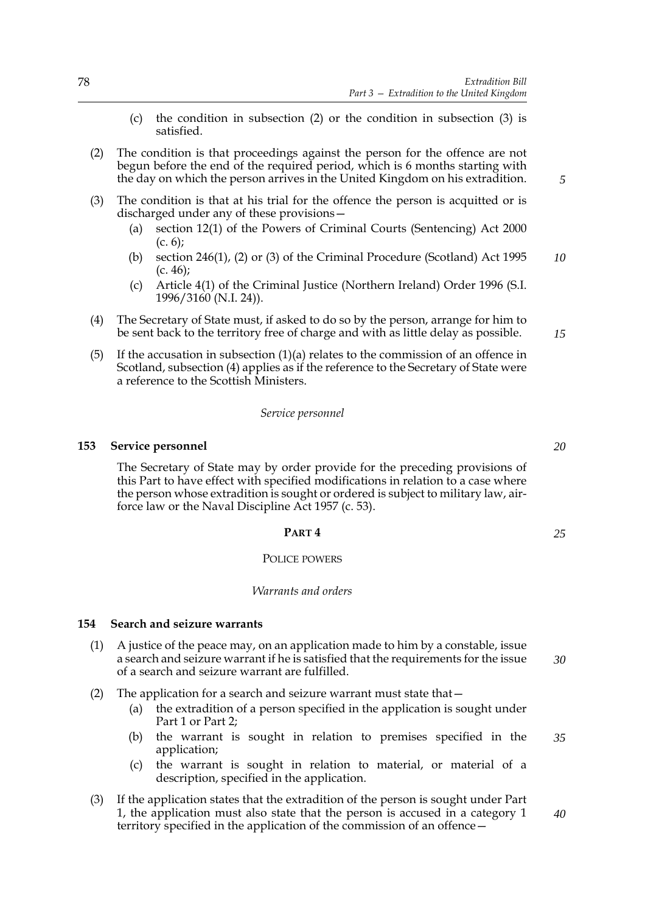(c) the condition in subsection (2) or the condition in subsection (3) is satisfied.

(2) The condition is that proceedings against the person for the offence are not begun before the end of the required period, which is 6 months starting with the day on which the person arrives in the United Kingdom on his extradition.

(3) The condition is that at his trial for the offence the person is acquitted or is discharged under any of these provisions—

- (a) section 12(1) of the Powers of Criminal Courts (Sentencing) Act 2000 (c. 6);
- (b) section 246(1), (2) or (3) of the Criminal Procedure (Scotland) Act 1995 (c. 46);
- (c) Article 4(1) of the Criminal Justice (Northern Ireland) Order 1996 (S.I. 1996/3160 (N.I. 24)).

(4) The Secretary of State must, if asked to do so by the person, arrange for him to be sent back to the territory free of charge and with as little delay as possible.

(5) If the accusation in subsection (1)(a) relates to the commission of an offence in Scotland, subsection (4) applies as if the reference to the Secretary of State were a reference to the Scottish Ministers.

*Service personnel*

### 153 Service personnel

The Secretary of State may by order provide for the preceding provisions of this Part to have effect with specified modifications in relation to a case where the person whose extradition is sought or ordered is subject to military law, air-force law or the Naval Discipline Act 1957 (c. 53).

## PART 4

POLICE POWERS

*Warrants and orders*

### 154 Search and seizure warrants

(1) A justice of the peace may, on an application made to him by a constable, issue a search and seizure warrant if he is satisfied that the requirements for the issue of a search and seizure warrant are fulfilled.

(2) The application for a search and seizure warrant must state that—

- (a) the extradition of a person specified in the application is sought under Part 1 or Part 2;
- (b) the warrant is sought in relation to premises specified in the application;
- (c) the warrant is sought in relation to material, or material of a description, specified in the application.

(3) If the application states that the extradition of the person is sought under Part 1, the application must also state that the person is accused in a category 1 territory specified in the application of the commission of an offence—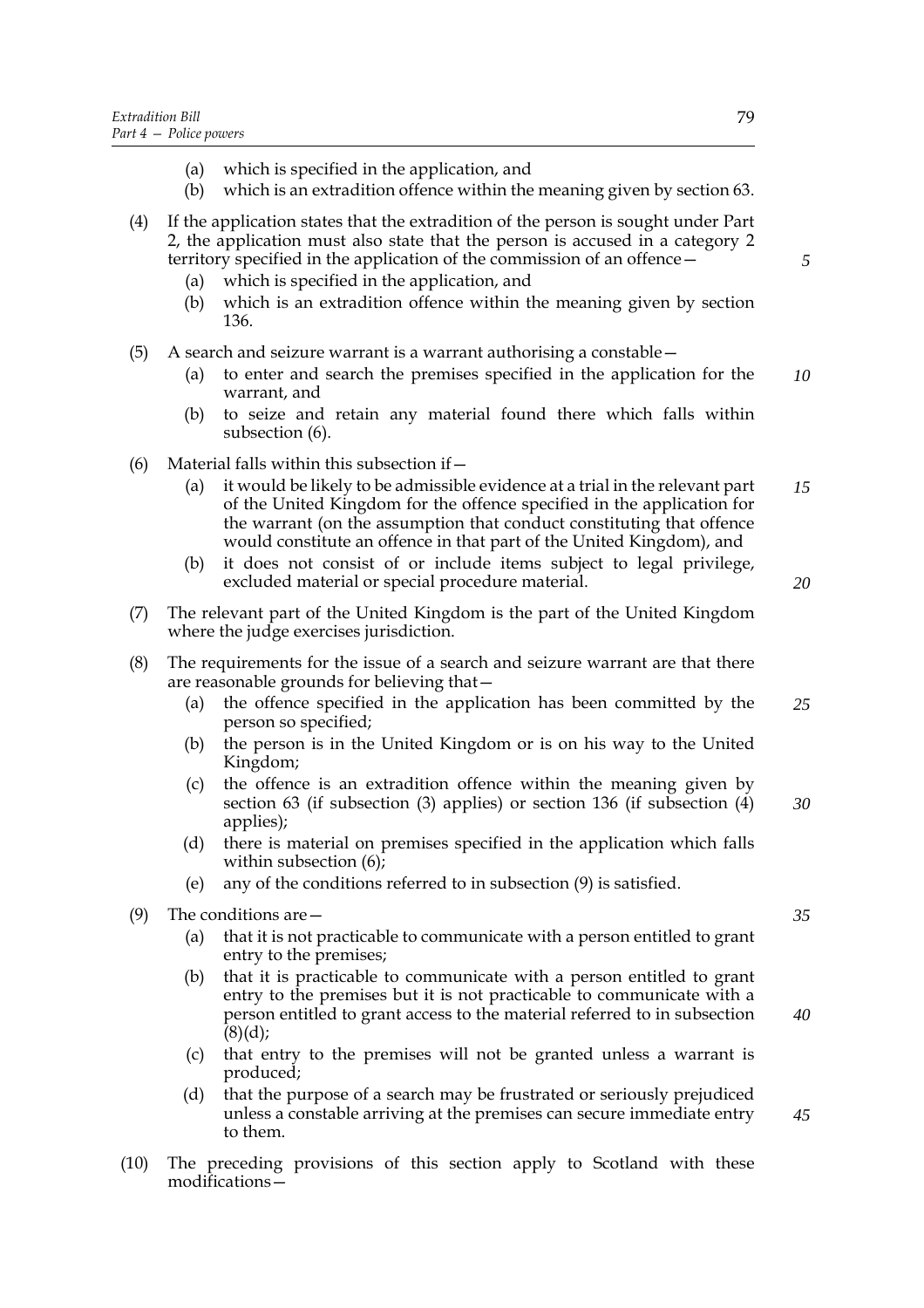(a) which is specified in the application, and

(b) which is an extradition offence within the meaning given by section 63.

(4) If the application states that the extradition of the person is sought under Part 2, the application must also state that the person is accused in a category 2 territory specified in the application of the commission of an offence—

(a) which is specified in the application, and

(b) which is an extradition offence within the meaning given by section 136.

(5) A search and seizure warrant is a warrant authorising a constable—

(a) to enter and search the premises specified in the application for the warrant, and

(b) to seize and retain any material found there which falls within subsection (6).

(6) Material falls within this subsection if—

(a) it would be likely to be admissible evidence at a trial in the relevant part of the United Kingdom for the offence specified in the application for the warrant (on the assumption that conduct constituting that offence would constitute an offence in that part of the United Kingdom), and

(b) it does not consist of or include items subject to legal privilege, excluded material or special procedure material.

(7) The relevant part of the United Kingdom is the part of the United Kingdom where the judge exercises jurisdiction.

(8) The requirements for the issue of a search and seizure warrant are that there are reasonable grounds for believing that—

(a) the offence specified in the application has been committed by the person so specified;

(b) the person is in the United Kingdom or is on his way to the United Kingdom;

(c) the offence is an extradition offence within the meaning given by section 63 (if subsection (3) applies) or section 136 (if subsection (4) applies);

(d) there is material on premises specified in the application which falls within subsection (6);

(e) any of the conditions referred to in subsection (9) is satisfied.

(9) The conditions are—

(a) that it is not practicable to communicate with a person entitled to grant entry to the premises;

(b) that it is practicable to communicate with a person entitled to grant entry to the premises but it is not practicable to communicate with a person entitled to grant access to the material referred to in subsection (8)(d);

(c) that entry to the premises will not be granted unless a warrant is produced;

(d) that the purpose of a search may be frustrated or seriously prejudiced unless a constable arriving at the premises can secure immediate entry to them.

(10) The preceding provisions of this section apply to Scotland with these modifications—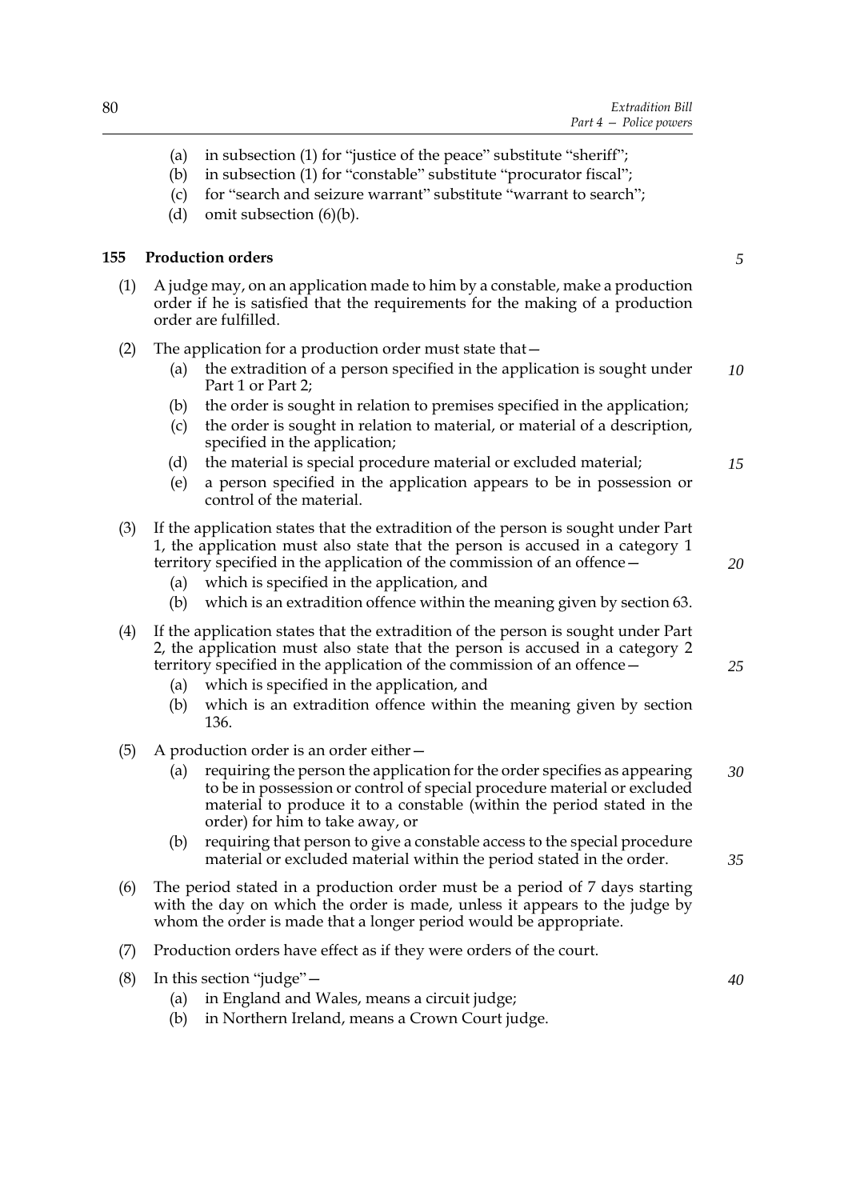(a) in subsection (1) for "justice of the peace" substitute "sheriff";

(b) in subsection (1) for "constable" substitute "procurator fiscal";

(c) for "search and seizure warrant" substitute "warrant to search";

(d) omit subsection (6)(b).

**155 Production orders**

(1) A judge may, on an application made to him by a constable, make a production order if he is satisfied that the requirements for the making of a production order are fulfilled.

(2) The application for a production order must state that—

(a) the extradition of a person specified in the application is sought under Part 1 or Part 2;

(b) the order is sought in relation to premises specified in the application;

(c) the order is sought in relation to material, or material of a description, specified in the application;

(d) the material is special procedure material or excluded material;

(e) a person specified in the application appears to be in possession or control of the material.

(3) If the application states that the extradition of the person is sought under Part 1, the application must also state that the person is accused in a category 1 territory specified in the application of the commission of an offence—

(a) which is specified in the application, and

(b) which is an extradition offence within the meaning given by section 63.

(4) If the application states that the extradition of the person is sought under Part 2, the application must also state that the person is accused in a category 2 territory specified in the application of the commission of an offence—

(a) which is specified in the application, and

(b) which is an extradition offence within the meaning given by section 136.

(5) A production order is an order either—

(a) requiring the person the application for the order specifies as appearing to be in possession or control of special procedure material or excluded material to produce it to a constable (within the period stated in the order) for him to take away, or

(b) requiring that person to give a constable access to the special procedure material or excluded material within the period stated in the order.

(6) The period stated in a production order must be a period of 7 days starting with the day on which the order is made, unless it appears to the judge by whom the order is made that a longer period would be appropriate.

(7) Production orders have effect as if they were orders of the court.

(8) In this section "judge"—

(a) in England and Wales, means a circuit judge;

(b) in Northern Ireland, means a Crown Court judge.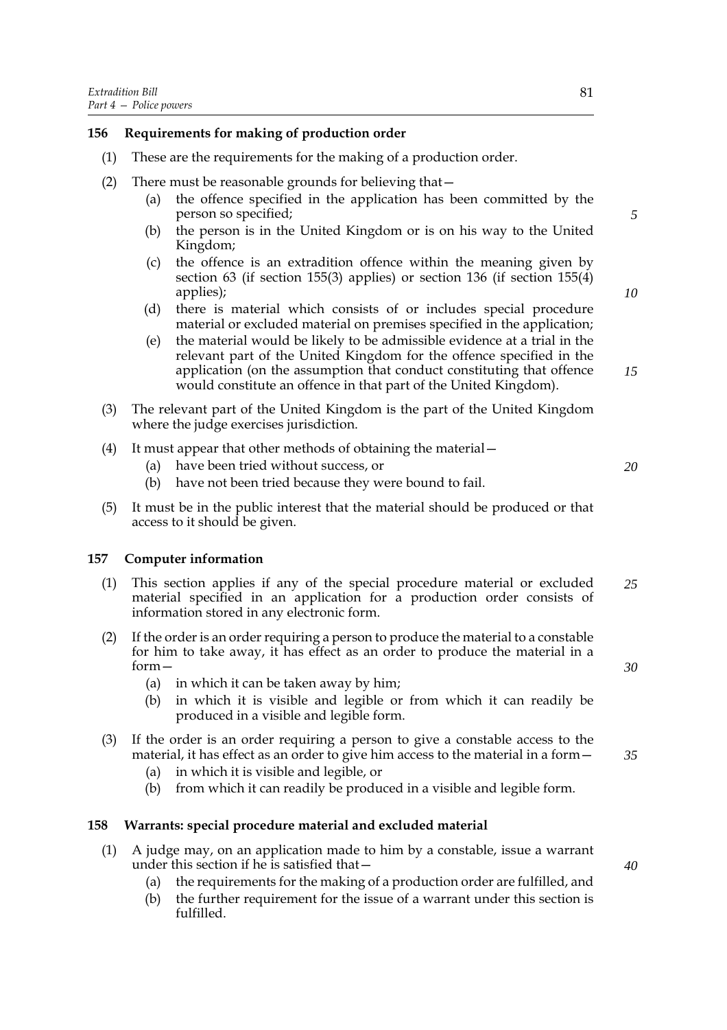**156 Requirements for making of production order**

(1) These are the requirements for the making of a production order.

(2) There must be reasonable grounds for believing that—

  (a) the offence specified in the application has been committed by the person so specified;

  (b) the person is in the United Kingdom or is on his way to the United Kingdom;

  (c) the offence is an extradition offence within the meaning given by section 63 (if section 155(3) applies) or section 136 (if section 155(4) applies);

  (d) there is material which consists of or includes special procedure material or excluded material on premises specified in the application;

  (e) the material would be likely to be admissible evidence at a trial in the relevant part of the United Kingdom for the offence specified in the application (on the assumption that conduct constituting that offence would constitute an offence in that part of the United Kingdom).

(3) The relevant part of the United Kingdom is the part of the United Kingdom where the judge exercises jurisdiction.

(4) It must appear that other methods of obtaining the material—

  (a) have been tried without success, or

  (b) have not been tried because they were bound to fail.

(5) It must be in the public interest that the material should be produced or that access to it should be given.

**157 Computer information**

(1) This section applies if any of the special procedure material or excluded material specified in an application for a production order consists of information stored in any electronic form.

(2) If the order is an order requiring a person to produce the material to a constable for him to take away, it has effect as an order to produce the material in a form—

  (a) in which it can be taken away by him;

  (b) in which it is visible and legible or from which it can readily be produced in a visible and legible form.

(3) If the order is an order requiring a person to give a constable access to the material, it has effect as an order to give him access to the material in a form—

  (a) in which it is visible and legible, or

  (b) from which it can readily be produced in a visible and legible form.

**158 Warrants: special procedure material and excluded material**

(1) A judge may, on an application made to him by a constable, issue a warrant under this section if he is satisfied that—

  (a) the requirements for the making of a production order are fulfilled, and

  (b) the further requirement for the issue of a warrant under this section is fulfilled.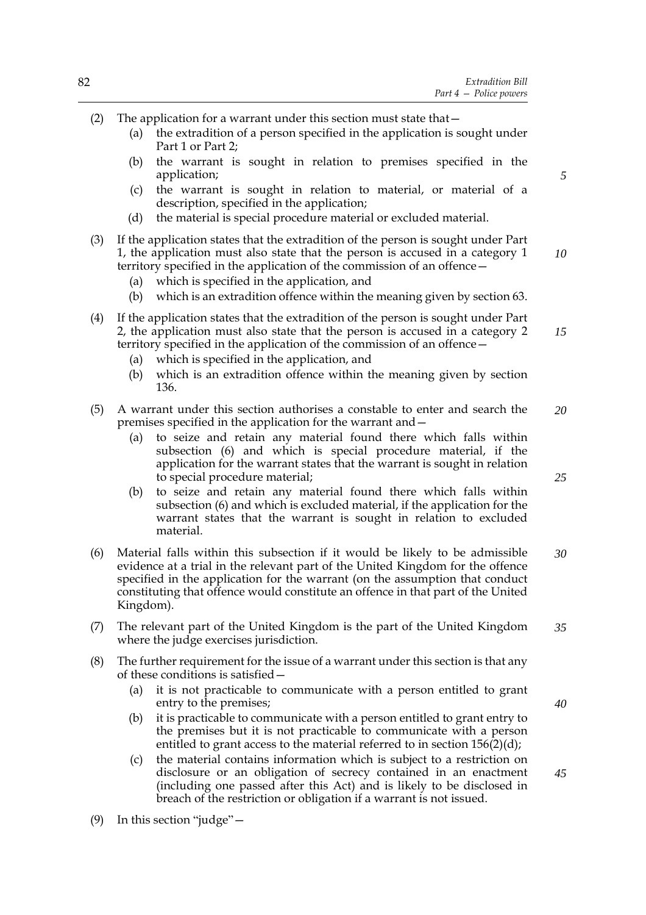(2) The application for a warrant under this section must state that—

  (a) the extradition of a person specified in the application is sought under Part 1 or Part 2;

  (b) the warrant is sought in relation to premises specified in the application;

  (c) the warrant is sought in relation to material, or material of a description, specified in the application;

  (d) the material is special procedure material or excluded material.

(3) If the application states that the extradition of the person is sought under Part 1, the application must also state that the person is accused in a category 1 territory specified in the application of the commission of an offence—

  (a) which is specified in the application, and

  (b) which is an extradition offence within the meaning given by section 63.

(4) If the application states that the extradition of the person is sought under Part 2, the application must also state that the person is accused in a category 2 territory specified in the application of the commission of an offence—

  (a) which is specified in the application, and

  (b) which is an extradition offence within the meaning given by section 136.

(5) A warrant under this section authorises a constable to enter and search the premises specified in the application for the warrant and—

  (a) to seize and retain any material found there which falls within subsection (6) and which is special procedure material, if the application for the warrant states that the warrant is sought in relation to special procedure material;

  (b) to seize and retain any material found there which falls within subsection (6) and which is excluded material, if the application for the warrant states that the warrant is sought in relation to excluded material.

(6) Material falls within this subsection if it would be likely to be admissible evidence at a trial in the relevant part of the United Kingdom for the offence specified in the application for the warrant (on the assumption that conduct constituting that offence would constitute an offence in that part of the United Kingdom).

(7) The relevant part of the United Kingdom is the part of the United Kingdom where the judge exercises jurisdiction.

(8) The further requirement for the issue of a warrant under this section is that any of these conditions is satisfied—

  (a) it is not practicable to communicate with a person entitled to grant entry to the premises;

  (b) it is practicable to communicate with a person entitled to grant entry to the premises but it is not practicable to communicate with a person entitled to grant access to the material referred to in section 156(2)(d);

  (c) the material contains information which is subject to a restriction on disclosure or an obligation of secrecy contained in an enactment (including one passed after this Act) and is likely to be disclosed in breach of the restriction or obligation if a warrant is not issued.

(9) In this section "judge"—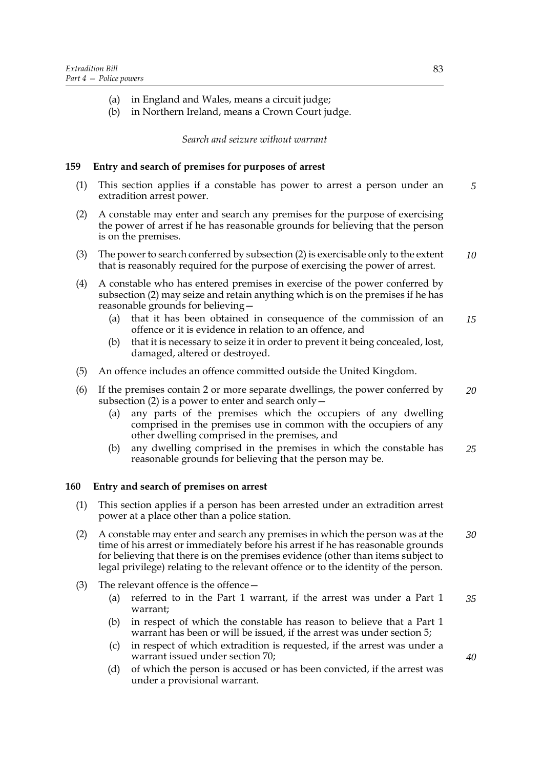(a) in England and Wales, means a circuit judge;

(b) in Northern Ireland, means a Crown Court judge.

*Search and seizure without warrant*

### 159 Entry and search of premises for purposes of arrest

(1) This section applies if a constable has power to arrest a person under an extradition arrest power.

(2) A constable may enter and search any premises for the purpose of exercising the power of arrest if he has reasonable grounds for believing that the person is on the premises.

(3) The power to search conferred by subsection (2) is exercisable only to the extent that is reasonably required for the purpose of exercising the power of arrest.

(4) A constable who has entered premises in exercise of the power conferred by subsection (2) may seize and retain anything which is on the premises if he has reasonable grounds for believing—

(a) that it has been obtained in consequence of the commission of an offence or it is evidence in relation to an offence, and

(b) that it is necessary to seize it in order to prevent it being concealed, lost, damaged, altered or destroyed.

(5) An offence includes an offence committed outside the United Kingdom.

(6) If the premises contain 2 or more separate dwellings, the power conferred by subsection (2) is a power to enter and search only—

(a) any parts of the premises which the occupiers of any dwelling comprised in the premises use in common with the occupiers of any other dwelling comprised in the premises, and

(b) any dwelling comprised in the premises in which the constable has reasonable grounds for believing that the person may be.

### 160 Entry and search of premises on arrest

(1) This section applies if a person has been arrested under an extradition arrest power at a place other than a police station.

(2) A constable may enter and search any premises in which the person was at the time of his arrest or immediately before his arrest if he has reasonable grounds for believing that there is on the premises evidence (other than items subject to legal privilege) relating to the relevant offence or to the identity of the person.

(3) The relevant offence is the offence—

(a) referred to in the Part 1 warrant, if the arrest was under a Part 1 warrant;

(b) in respect of which the constable has reason to believe that a Part 1 warrant has been or will be issued, if the arrest was under section 5;

(c) in respect of which extradition is requested, if the arrest was under a warrant issued under section 70;

(d) of which the person is accused or has been convicted, if the arrest was under a provisional warrant.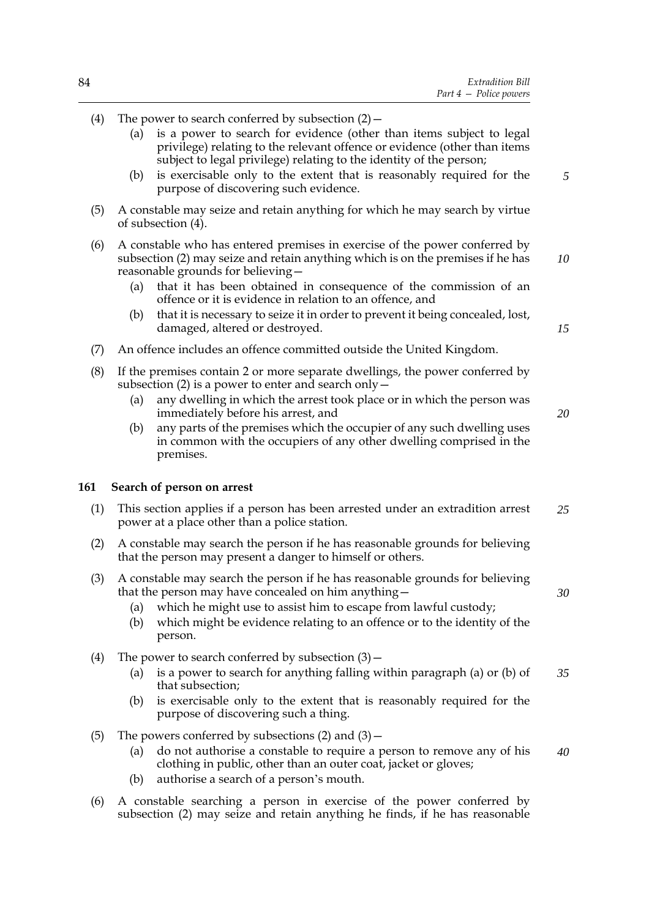(4) The power to search conferred by subsection (2)—

 (a) is a power to search for evidence (other than items subject to legal privilege) relating to the relevant offence or evidence (other than items subject to legal privilege) relating to the identity of the person;

 (b) is exercisable only to the extent that is reasonably required for the purpose of discovering such evidence.

(5) A constable may seize and retain anything for which he may search by virtue of subsection (4).

(6) A constable who has entered premises in exercise of the power conferred by subsection (2) may seize and retain anything which is on the premises if he has reasonable grounds for believing—

 (a) that it has been obtained in consequence of the commission of an offence or it is evidence in relation to an offence, and

 (b) that it is necessary to seize it in order to prevent it being concealed, lost, damaged, altered or destroyed.

(7) An offence includes an offence committed outside the United Kingdom.

(8) If the premises contain 2 or more separate dwellings, the power conferred by subsection (2) is a power to enter and search only—

 (a) any dwelling in which the arrest took place or in which the person was immediately before his arrest, and

 (b) any parts of the premises which the occupier of any such dwelling uses in common with the occupiers of any other dwelling comprised in the premises.

### 161 Search of person on arrest

(1) This section applies if a person has been arrested under an extradition arrest power at a place other than a police station.

(2) A constable may search the person if he has reasonable grounds for believing that the person may present a danger to himself or others.

(3) A constable may search the person if he has reasonable grounds for believing that the person may have concealed on him anything—

 (a) which he might use to assist him to escape from lawful custody;

 (b) which might be evidence relating to an offence or to the identity of the person.

(4) The power to search conferred by subsection (3)—

 (a) is a power to search for anything falling within paragraph (a) or (b) of that subsection;

 (b) is exercisable only to the extent that is reasonably required for the purpose of discovering such a thing.

(5) The powers conferred by subsections (2) and (3)—

 (a) do not authorise a constable to require a person to remove any of his clothing in public, other than an outer coat, jacket or gloves;

 (b) authorise a search of a person's mouth.

(6) A constable searching a person in exercise of the power conferred by subsection (2) may seize and retain anything he finds, if he has reasonable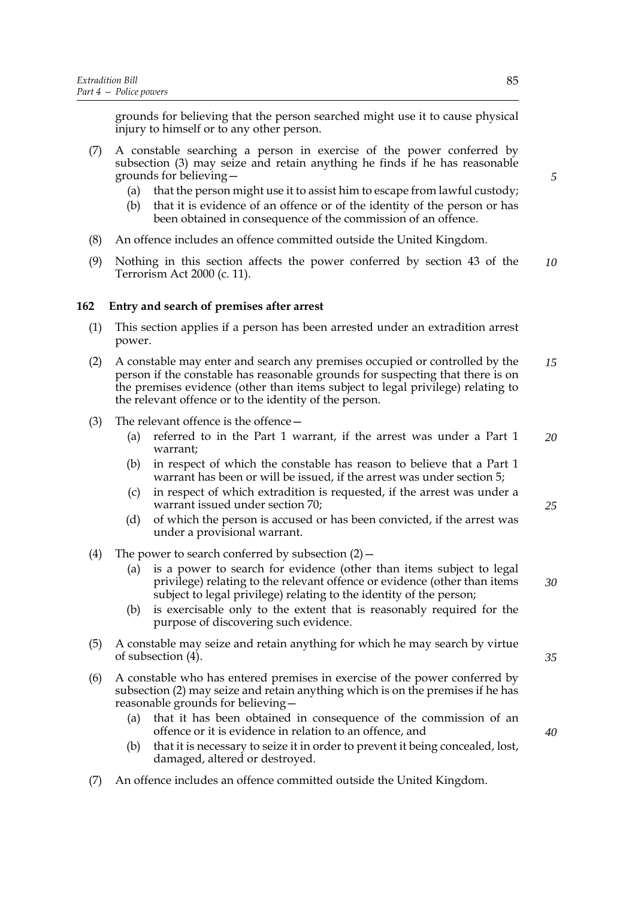grounds for believing that the person searched might use it to cause physical injury to himself or to any other person.

(7) A constable searching a person in exercise of the power conferred by subsection (3) may seize and retain anything he finds if he has reasonable grounds for believing—

  (a) that the person might use it to assist him to escape from lawful custody;

  (b) that it is evidence of an offence or of the identity of the person or has been obtained in consequence of the commission of an offence.

(8) An offence includes an offence committed outside the United Kingdom.

(9) Nothing in this section affects the power conferred by section 43 of the Terrorism Act 2000 (c. 11).

### 162 Entry and search of premises after arrest

(1) This section applies if a person has been arrested under an extradition arrest power.

(2) A constable may enter and search any premises occupied or controlled by the person if the constable has reasonable grounds for suspecting that there is on the premises evidence (other than items subject to legal privilege) relating to the relevant offence or to the identity of the person.

(3) The relevant offence is the offence—

  (a) referred to in the Part 1 warrant, if the arrest was under a Part 1 warrant;

  (b) in respect of which the constable has reason to believe that a Part 1 warrant has been or will be issued, if the arrest was under section 5;

  (c) in respect of which extradition is requested, if the arrest was under a warrant issued under section 70;

  (d) of which the person is accused or has been convicted, if the arrest was under a provisional warrant.

(4) The power to search conferred by subsection (2)—

  (a) is a power to search for evidence (other than items subject to legal privilege) relating to the relevant offence or evidence (other than items subject to legal privilege) relating to the identity of the person;

  (b) is exercisable only to the extent that is reasonably required for the purpose of discovering such evidence.

(5) A constable may seize and retain anything for which he may search by virtue of subsection (4).

(6) A constable who has entered premises in exercise of the power conferred by subsection (2) may seize and retain anything which is on the premises if he has reasonable grounds for believing—

  (a) that it has been obtained in consequence of the commission of an offence or it is evidence in relation to an offence, and

  (b) that it is necessary to seize it in order to prevent it being concealed, lost, damaged, altered or destroyed.

(7) An offence includes an offence committed outside the United Kingdom.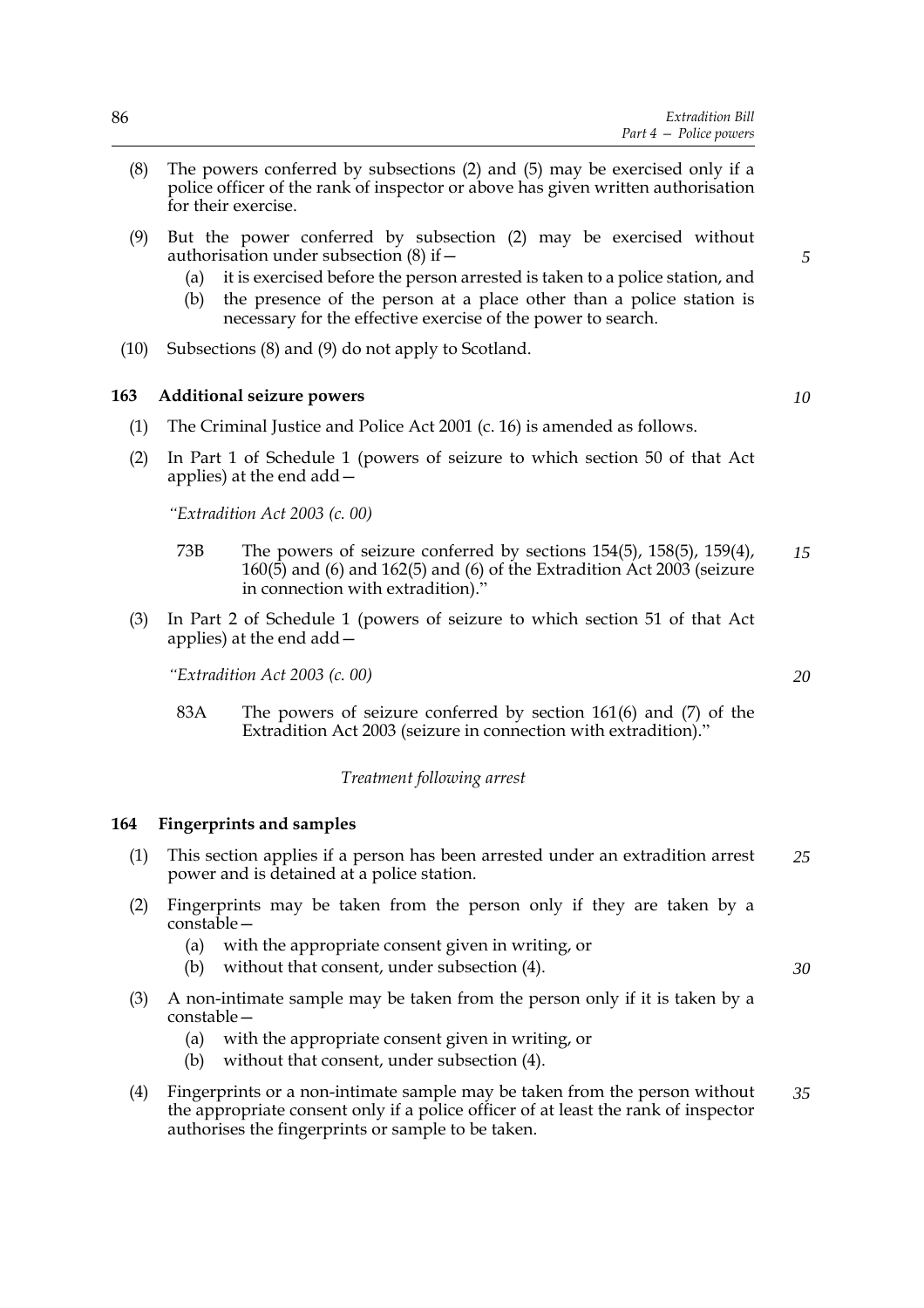(8) The powers conferred by subsections (2) and (5) may be exercised only if a police officer of the rank of inspector or above has given written authorisation for their exercise.

(9) But the power conferred by subsection (2) may be exercised without authorisation under subsection (8) if—

  (a) it is exercised before the person arrested is taken to a police station, and

  (b) the presence of the person at a place other than a police station is necessary for the effective exercise of the power to search.

(10) Subsections (8) and (9) do not apply to Scotland.

### 163 Additional seizure powers

(1) The Criminal Justice and Police Act 2001 (c. 16) is amended as follows.

(2) In Part 1 of Schedule 1 (powers of seizure to which section 50 of that Act applies) at the end add—

*"Extradition Act 2003 (c. 00)*

73B The powers of seizure conferred by sections 154(5), 158(5), 159(4), 160(5) and (6) and 162(5) and (6) of the Extradition Act 2003 (seizure in connection with extradition)."

(3) In Part 2 of Schedule 1 (powers of seizure to which section 51 of that Act applies) at the end add—

*"Extradition Act 2003 (c. 00)*

83A The powers of seizure conferred by section 161(6) and (7) of the Extradition Act 2003 (seizure in connection with extradition)."

*Treatment following arrest*

### 164 Fingerprints and samples

(1) This section applies if a person has been arrested under an extradition arrest power and is detained at a police station.

(2) Fingerprints may be taken from the person only if they are taken by a constable—

  (a) with the appropriate consent given in writing, or

  (b) without that consent, under subsection (4).

(3) A non-intimate sample may be taken from the person only if it is taken by a constable—

  (a) with the appropriate consent given in writing, or

  (b) without that consent, under subsection (4).

(4) Fingerprints or a non-intimate sample may be taken from the person without the appropriate consent only if a police officer of at least the rank of inspector authorises the fingerprints or sample to be taken.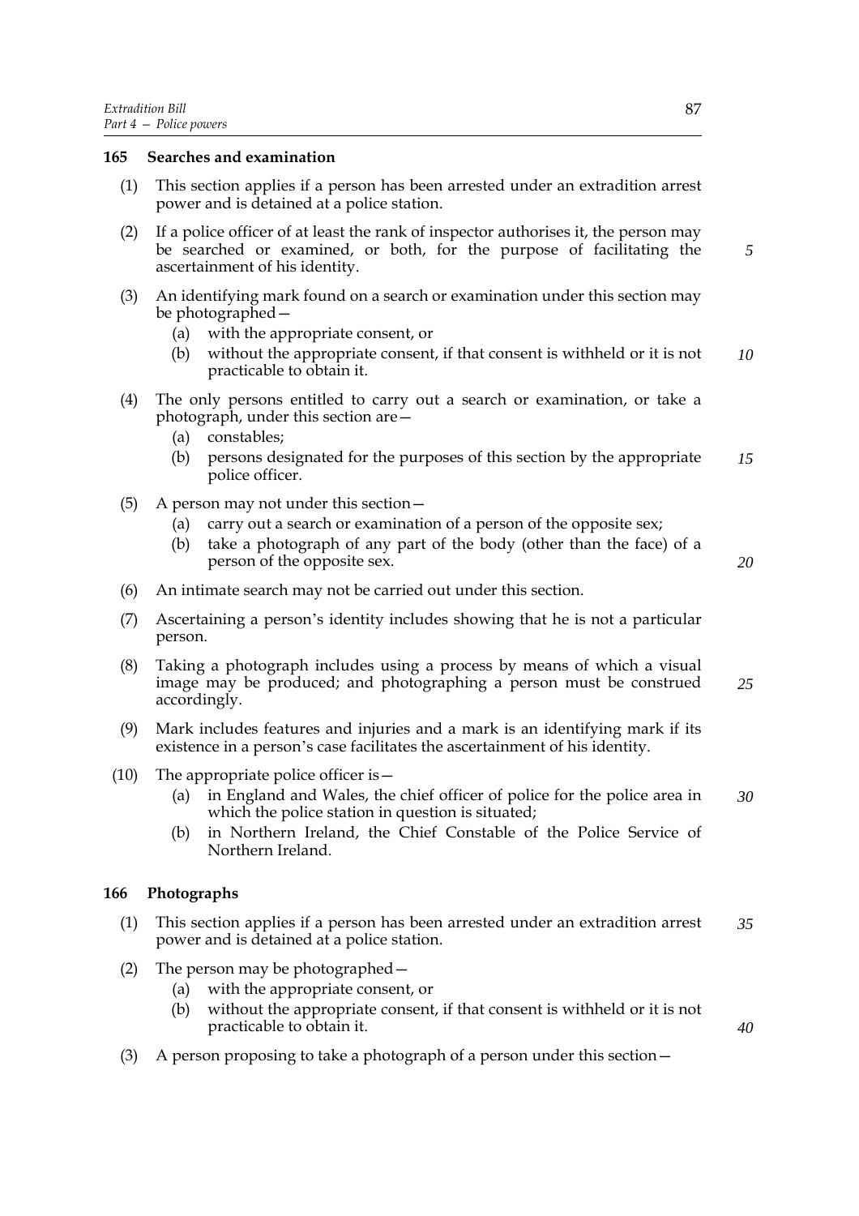### 165 Searches and examination

(1) This section applies if a person has been arrested under an extradition arrest power and is detained at a police station.

(2) If a police officer of at least the rank of inspector authorises it, the person may be searched or examined, or both, for the purpose of facilitating the ascertainment of his identity.

(3) An identifying mark found on a search or examination under this section may be photographed—

- (a) with the appropriate consent, or
- (b) without the appropriate consent, if that consent is withheld or it is not practicable to obtain it.

(4) The only persons entitled to carry out a search or examination, or take a photograph, under this section are—

- (a) constables;
- (b) persons designated for the purposes of this section by the appropriate police officer.

(5) A person may not under this section—

- (a) carry out a search or examination of a person of the opposite sex;
- (b) take a photograph of any part of the body (other than the face) of a person of the opposite sex.

(6) An intimate search may not be carried out under this section.

(7) Ascertaining a person's identity includes showing that he is not a particular person.

(8) Taking a photograph includes using a process by means of which a visual image may be produced; and photographing a person must be construed accordingly.

(9) Mark includes features and injuries and a mark is an identifying mark if its existence in a person's case facilitates the ascertainment of his identity.

(10) The appropriate police officer is—

- (a) in England and Wales, the chief officer of police for the police area in which the police station in question is situated;
- (b) in Northern Ireland, the Chief Constable of the Police Service of Northern Ireland.

### 166 Photographs

(1) This section applies if a person has been arrested under an extradition arrest power and is detained at a police station.

(2) The person may be photographed—

- (a) with the appropriate consent, or
- (b) without the appropriate consent, if that consent is withheld or it is not practicable to obtain it.

(3) A person proposing to take a photograph of a person under this section—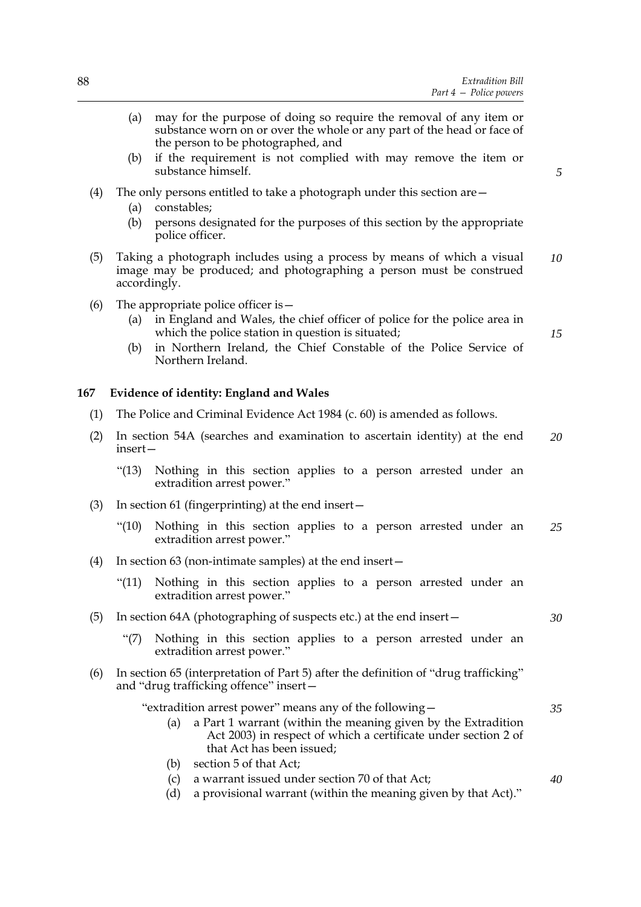(a) may for the purpose of doing so require the removal of any item or substance worn on or over the whole or any part of the head or face of the person to be photographed, and

(b) if the requirement is not complied with may remove the item or substance himself.

(4) The only persons entitled to take a photograph under this section are—

(a) constables;

(b) persons designated for the purposes of this section by the appropriate police officer.

(5) Taking a photograph includes using a process by means of which a visual image may be produced; and photographing a person must be construed accordingly.

(6) The appropriate police officer is—

(a) in England and Wales, the chief officer of police for the police area in which the police station in question is situated;

(b) in Northern Ireland, the Chief Constable of the Police Service of Northern Ireland.

## 167 Evidence of identity: England and Wales

(1) The Police and Criminal Evidence Act 1984 (c. 60) is amended as follows.

(2) In section 54A (searches and examination to ascertain identity) at the end insert—

"(13) Nothing in this section applies to a person arrested under an extradition arrest power."

(3) In section 61 (fingerprinting) at the end insert—

"(10) Nothing in this section applies to a person arrested under an extradition arrest power."

(4) In section 63 (non-intimate samples) at the end insert—

"(11) Nothing in this section applies to a person arrested under an extradition arrest power."

(5) In section 64A (photographing of suspects etc.) at the end insert—

"(7) Nothing in this section applies to a person arrested under an extradition arrest power."

(6) In section 65 (interpretation of Part 5) after the definition of "drug trafficking" and "drug trafficking offence" insert—

"extradition arrest power" means any of the following—

(a) a Part 1 warrant (within the meaning given by the Extradition Act 2003) in respect of which a certificate under section 2 of that Act has been issued;

(b) section 5 of that Act;

(c) a warrant issued under section 70 of that Act;

(d) a provisional warrant (within the meaning given by that Act)."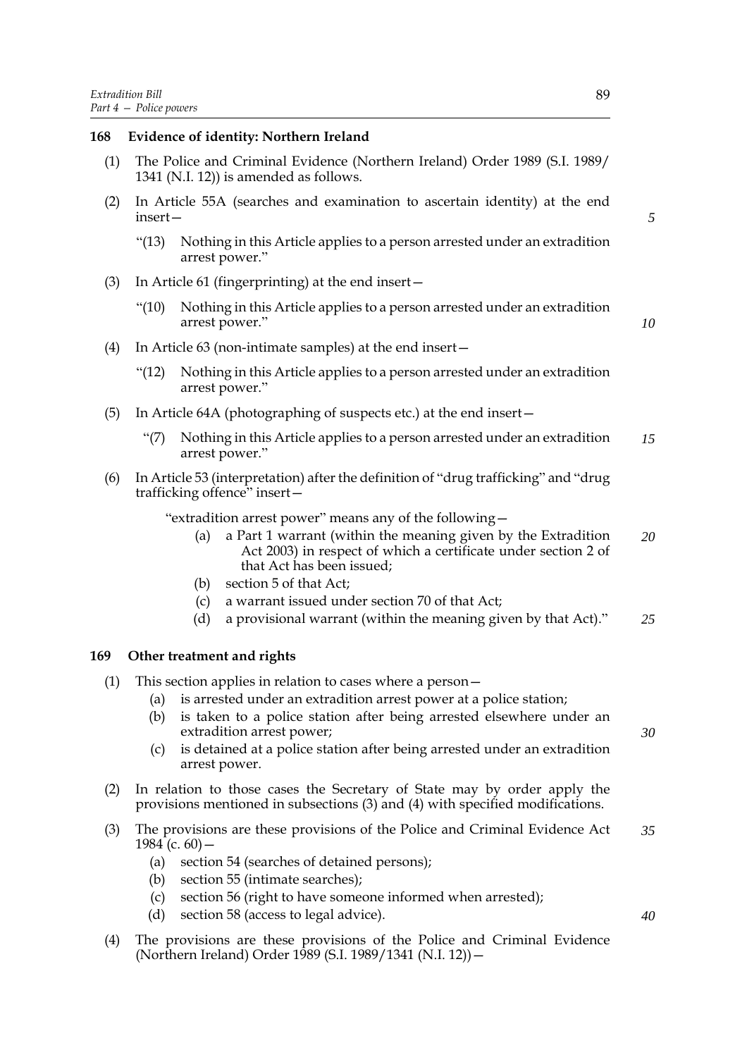### 168 Evidence of identity: Northern Ireland

(1) The Police and Criminal Evidence (Northern Ireland) Order 1989 (S.I. 1989/1341 (N.I. 12)) is amended as follows.

(2) In Article 55A (searches and examination to ascertain identity) at the end insert—

> "(13) Nothing in this Article applies to a person arrested under an extradition arrest power."

(3) In Article 61 (fingerprinting) at the end insert—

> "(10) Nothing in this Article applies to a person arrested under an extradition arrest power."

(4) In Article 63 (non-intimate samples) at the end insert—

> "(12) Nothing in this Article applies to a person arrested under an extradition arrest power."

(5) In Article 64A (photographing of suspects etc.) at the end insert—

> "(7) Nothing in this Article applies to a person arrested under an extradition arrest power."

(6) In Article 53 (interpretation) after the definition of "drug trafficking" and "drug trafficking offence" insert—

> "extradition arrest power" means any of the following—
>
> (a) a Part 1 warrant (within the meaning given by the Extradition Act 2003) in respect of which a certificate under section 2 of that Act has been issued;
>
> (b) section 5 of that Act;
>
> (c) a warrant issued under section 70 of that Act;
>
> (d) a provisional warrant (within the meaning given by that Act)."

### 169 Other treatment and rights

(1) This section applies in relation to cases where a person—

(a) is arrested under an extradition arrest power at a police station;

(b) is taken to a police station after being arrested elsewhere under an extradition arrest power;

(c) is detained at a police station after being arrested under an extradition arrest power.

(2) In relation to those cases the Secretary of State may by order apply the provisions mentioned in subsections (3) and (4) with specified modifications.

(3) The provisions are these provisions of the Police and Criminal Evidence Act 1984 (c. 60)—

(a) section 54 (searches of detained persons);

(b) section 55 (intimate searches);

(c) section 56 (right to have someone informed when arrested);

(d) section 58 (access to legal advice).

(4) The provisions are these provisions of the Police and Criminal Evidence (Northern Ireland) Order 1989 (S.I. 1989/1341 (N.I. 12))—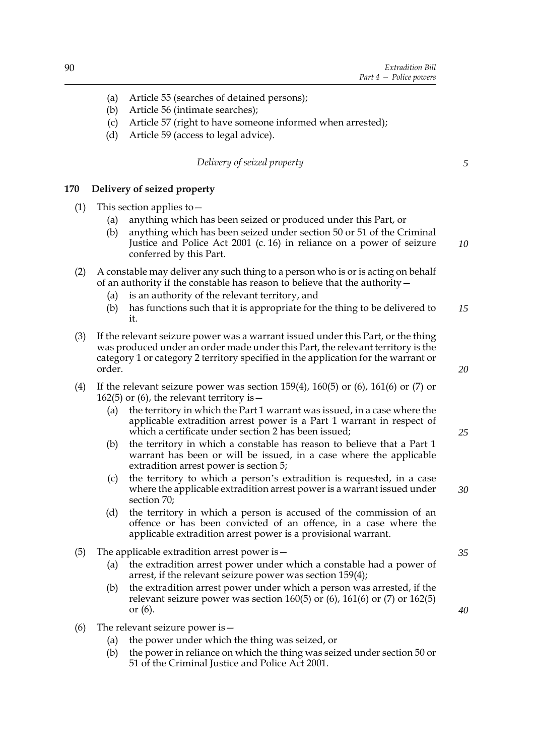(a) Article 55 (searches of detained persons);
(b) Article 56 (intimate searches);
(c) Article 57 (right to have someone informed when arrested);
(d) Article 59 (access to legal advice).

*Delivery of seized property*

### 170 Delivery of seized property

(1) This section applies to—
  (a) anything which has been seized or produced under this Part, or
  (b) anything which has been seized under section 50 or 51 of the Criminal Justice and Police Act 2001 (c. 16) in reliance on a power of seizure conferred by this Part.

(2) A constable may deliver any such thing to a person who is or is acting on behalf of an authority if the constable has reason to believe that the authority—
  (a) is an authority of the relevant territory, and
  (b) has functions such that it is appropriate for the thing to be delivered to it.

(3) If the relevant seizure power was a warrant issued under this Part, or the thing was produced under an order made under this Part, the relevant territory is the category 1 or category 2 territory specified in the application for the warrant or order.

(4) If the relevant seizure power was section 159(4), 160(5) or (6), 161(6) or (7) or 162(5) or (6), the relevant territory is—
  (a) the territory in which the Part 1 warrant was issued, in a case where the applicable extradition arrest power is a Part 1 warrant in respect of which a certificate under section 2 has been issued;
  (b) the territory in which a constable has reason to believe that a Part 1 warrant has been or will be issued, in a case where the applicable extradition arrest power is section 5;
  (c) the territory to which a person's extradition is requested, in a case where the applicable extradition arrest power is a warrant issued under section 70;
  (d) the territory in which a person is accused of the commission of an offence or has been convicted of an offence, in a case where the applicable extradition arrest power is a provisional warrant.

(5) The applicable extradition arrest power is—
  (a) the extradition arrest power under which a constable had a power of arrest, if the relevant seizure power was section 159(4);
  (b) the extradition arrest power under which a person was arrested, if the relevant seizure power was section 160(5) or (6), 161(6) or (7) or 162(5) or (6).

(6) The relevant seizure power is—
  (a) the power under which the thing was seized, or
  (b) the power in reliance on which the thing was seized under section 50 or 51 of the Criminal Justice and Police Act 2001.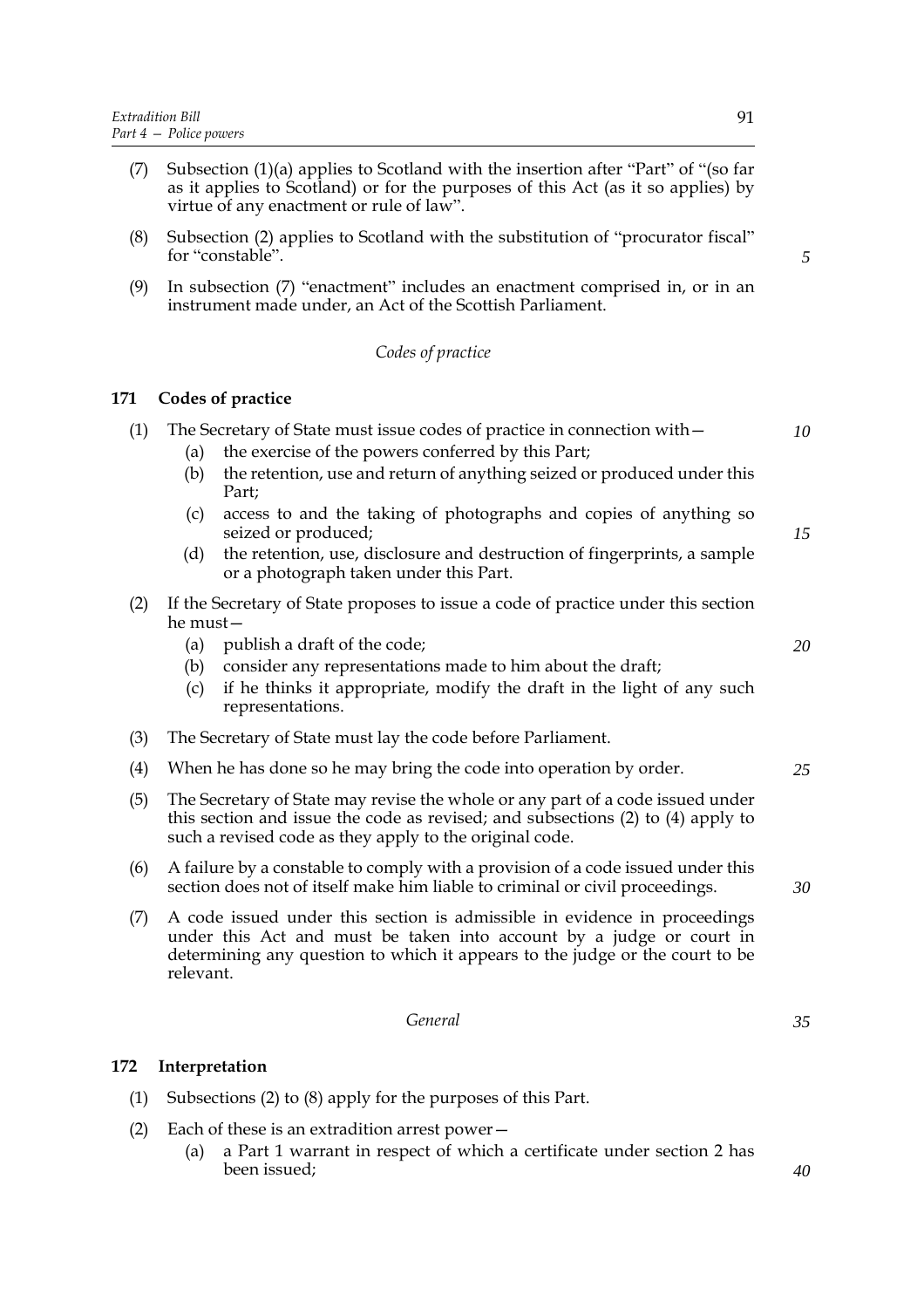(7) Subsection (1)(a) applies to Scotland with the insertion after "Part" of "(so far as it applies to Scotland) or for the purposes of this Act (as it so applies) by virtue of any enactment or rule of law".

(8) Subsection (2) applies to Scotland with the substitution of "procurator fiscal" for "constable".

(9) In subsection (7) "enactment" includes an enactment comprised in, or in an instrument made under, an Act of the Scottish Parliament.

*Codes of practice*

## 171 Codes of practice

(1) The Secretary of State must issue codes of practice in connection with—
   (a) the exercise of the powers conferred by this Part;
   (b) the retention, use and return of anything seized or produced under this Part;
   (c) access to and the taking of photographs and copies of anything so seized or produced;
   (d) the retention, use, disclosure and destruction of fingerprints, a sample or a photograph taken under this Part.

(2) If the Secretary of State proposes to issue a code of practice under this section he must—
   (a) publish a draft of the code;
   (b) consider any representations made to him about the draft;
   (c) if he thinks it appropriate, modify the draft in the light of any such representations.

(3) The Secretary of State must lay the code before Parliament.

(4) When he has done so he may bring the code into operation by order.

(5) The Secretary of State may revise the whole or any part of a code issued under this section and issue the code as revised; and subsections (2) to (4) apply to such a revised code as they apply to the original code.

(6) A failure by a constable to comply with a provision of a code issued under this section does not of itself make him liable to criminal or civil proceedings.

(7) A code issued under this section is admissible in evidence in proceedings under this Act and must be taken into account by a judge or court in determining any question to which it appears to the judge or the court to be relevant.

*General*

## 172 Interpretation

(1) Subsections (2) to (8) apply for the purposes of this Part.

(2) Each of these is an extradition arrest power—
   (a) a Part 1 warrant in respect of which a certificate under section 2 has been issued;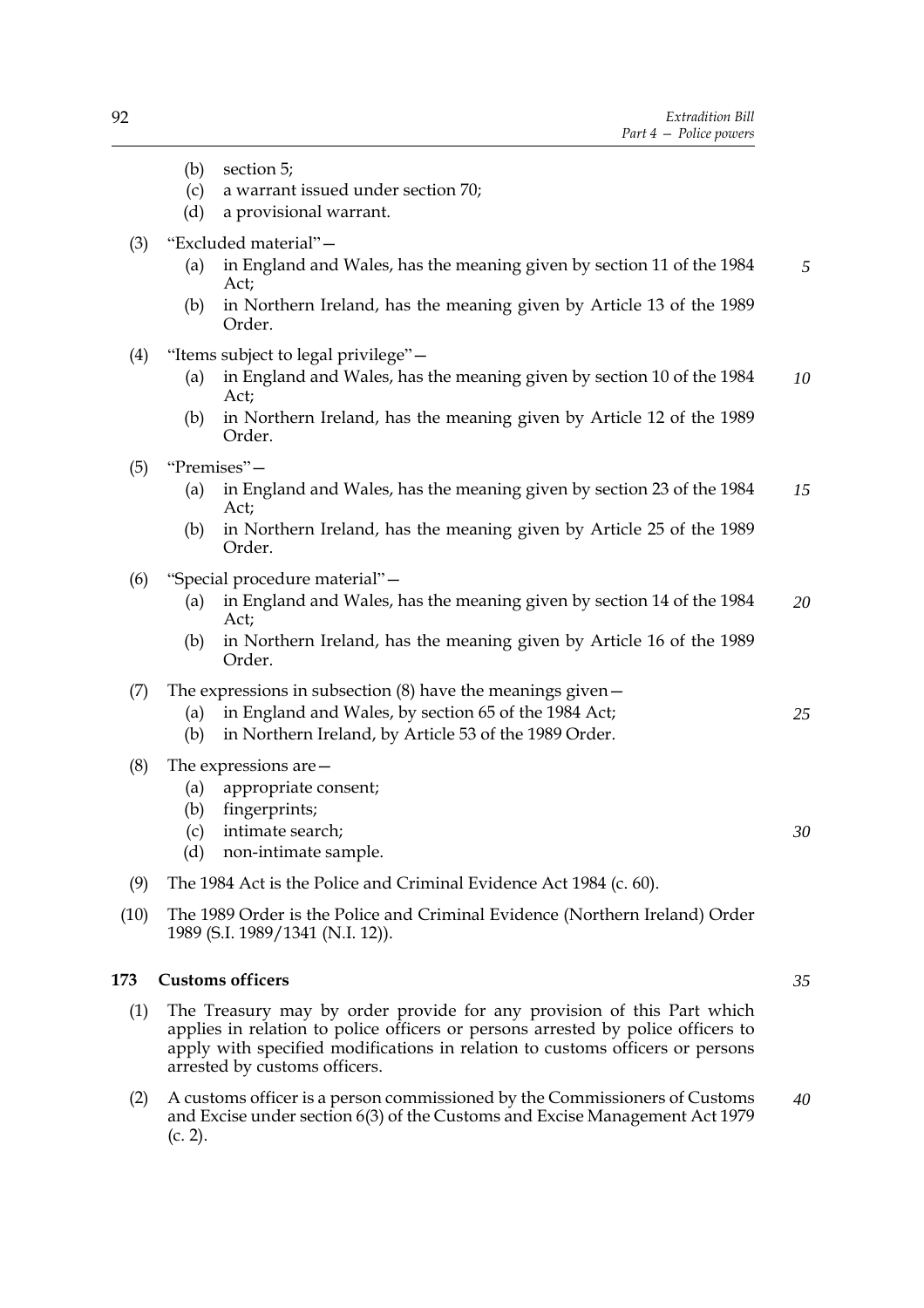(b) section 5;

(c) a warrant issued under section 70;

(d) a provisional warrant.

(3) "Excluded material"—

(a) in England and Wales, has the meaning given by section 11 of the 1984 Act;

(b) in Northern Ireland, has the meaning given by Article 13 of the 1989 Order.

(4) "Items subject to legal privilege"—

(a) in England and Wales, has the meaning given by section 10 of the 1984 Act;

(b) in Northern Ireland, has the meaning given by Article 12 of the 1989 Order.

(5) "Premises"—

(a) in England and Wales, has the meaning given by section 23 of the 1984 Act;

(b) in Northern Ireland, has the meaning given by Article 25 of the 1989 Order.

(6) "Special procedure material"—

(a) in England and Wales, has the meaning given by section 14 of the 1984 Act;

(b) in Northern Ireland, has the meaning given by Article 16 of the 1989 Order.

(7) The expressions in subsection (8) have the meanings given—

(a) in England and Wales, by section 65 of the 1984 Act;

(b) in Northern Ireland, by Article 53 of the 1989 Order.

(8) The expressions are—

(a) appropriate consent;

(b) fingerprints;

(c) intimate search;

(d) non-intimate sample.

(9) The 1984 Act is the Police and Criminal Evidence Act 1984 (c. 60).

(10) The 1989 Order is the Police and Criminal Evidence (Northern Ireland) Order 1989 (S.I. 1989/1341 (N.I. 12)).

**173 Customs officers**

(1) The Treasury may by order provide for any provision of this Part which applies in relation to police officers or persons arrested by police officers to apply with specified modifications in relation to customs officers or persons arrested by customs officers.

(2) A customs officer is a person commissioned by the Commissioners of Customs and Excise under section 6(3) of the Customs and Excise Management Act 1979 (c. 2).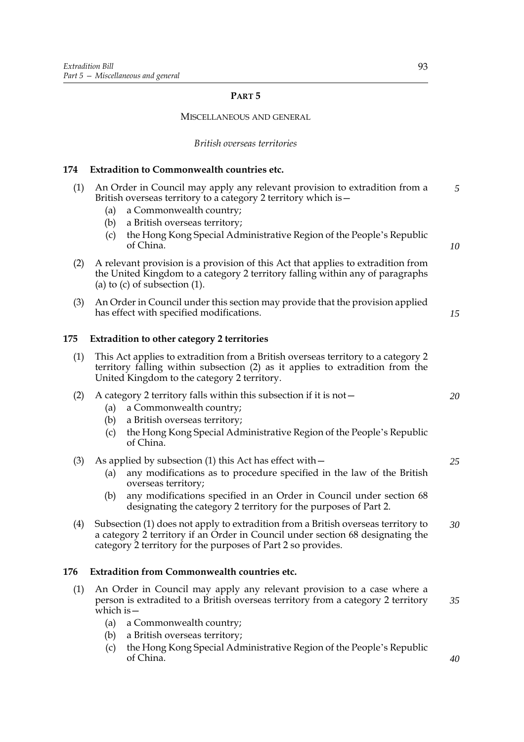## PART 5

### MISCELLANEOUS AND GENERAL

*British overseas territories*

**174 Extradition to Commonwealth countries etc.**

(1) An Order in Council may apply any relevant provision to extradition from a British overseas territory to a category 2 territory which is—

(a) a Commonwealth country;

(b) a British overseas territory;

(c) the Hong Kong Special Administrative Region of the People's Republic of China.

(2) A relevant provision is a provision of this Act that applies to extradition from the United Kingdom to a category 2 territory falling within any of paragraphs (a) to (c) of subsection (1).

(3) An Order in Council under this section may provide that the provision applied has effect with specified modifications.

**175 Extradition to other category 2 territories**

(1) This Act applies to extradition from a British overseas territory to a category 2 territory falling within subsection (2) as it applies to extradition from the United Kingdom to the category 2 territory.

(2) A category 2 territory falls within this subsection if it is not—

(a) a Commonwealth country;

(b) a British overseas territory;

(c) the Hong Kong Special Administrative Region of the People's Republic of China.

(3) As applied by subsection (1) this Act has effect with—

(a) any modifications as to procedure specified in the law of the British overseas territory;

(b) any modifications specified in an Order in Council under section 68 designating the category 2 territory for the purposes of Part 2.

(4) Subsection (1) does not apply to extradition from a British overseas territory to a category 2 territory if an Order in Council under section 68 designating the category 2 territory for the purposes of Part 2 so provides.

**176 Extradition from Commonwealth countries etc.**

(1) An Order in Council may apply any relevant provision to a case where a person is extradited to a British overseas territory from a category 2 territory which is—

(a) a Commonwealth country;

(b) a British overseas territory;

(c) the Hong Kong Special Administrative Region of the People's Republic of China.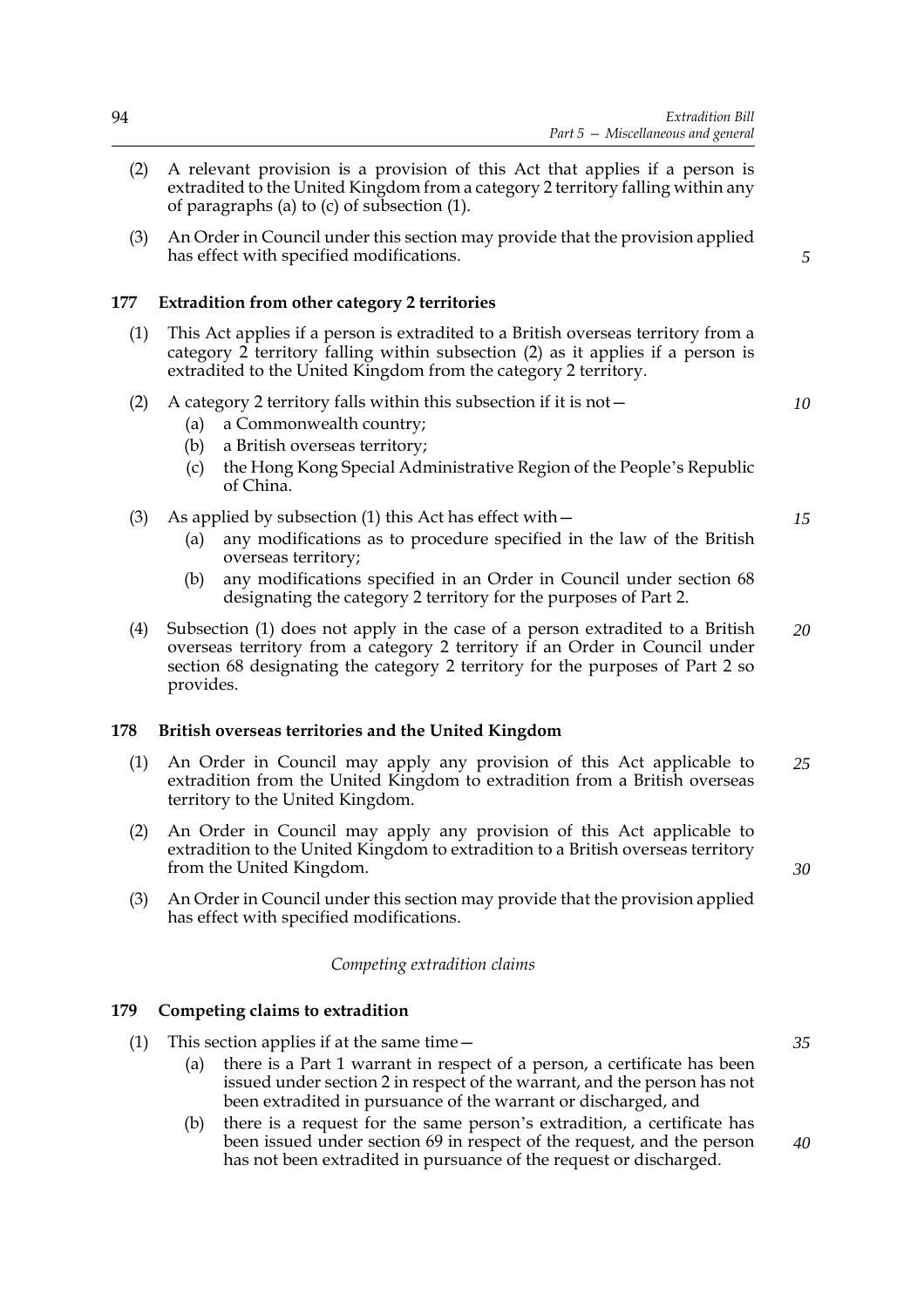(2) A relevant provision is a provision of this Act that applies if a person is extradited to the United Kingdom from a category 2 territory falling within any of paragraphs (a) to (c) of subsection (1).

(3) An Order in Council under this section may provide that the provision applied has effect with specified modifications.

### 177 Extradition from other category 2 territories

(1) This Act applies if a person is extradited to a British overseas territory from a category 2 territory falling within subsection (2) as it applies if a person is extradited to the United Kingdom from the category 2 territory.

(2) A category 2 territory falls within this subsection if it is not—

- (a) a Commonwealth country;
- (b) a British overseas territory;
- (c) the Hong Kong Special Administrative Region of the People's Republic of China.

(3) As applied by subsection (1) this Act has effect with—

- (a) any modifications as to procedure specified in the law of the British overseas territory;
- (b) any modifications specified in an Order in Council under section 68 designating the category 2 territory for the purposes of Part 2.

(4) Subsection (1) does not apply in the case of a person extradited to a British overseas territory from a category 2 territory if an Order in Council under section 68 designating the category 2 territory for the purposes of Part 2 so provides.

### 178 British overseas territories and the United Kingdom

(1) An Order in Council may apply any provision of this Act applicable to extradition from the United Kingdom to extradition from a British overseas territory to the United Kingdom.

(2) An Order in Council may apply any provision of this Act applicable to extradition to the United Kingdom to extradition to a British overseas territory from the United Kingdom.

(3) An Order in Council under this section may provide that the provision applied has effect with specified modifications.

*Competing extradition claims*

### 179 Competing claims to extradition

(1) This section applies if at the same time—

- (a) there is a Part 1 warrant in respect of a person, a certificate has been issued under section 2 in respect of the warrant, and the person has not been extradited in pursuance of the warrant or discharged, and
- (b) there is a request for the same person's extradition, a certificate has been issued under section 69 in respect of the request, and the person has not been extradited in pursuance of the request or discharged.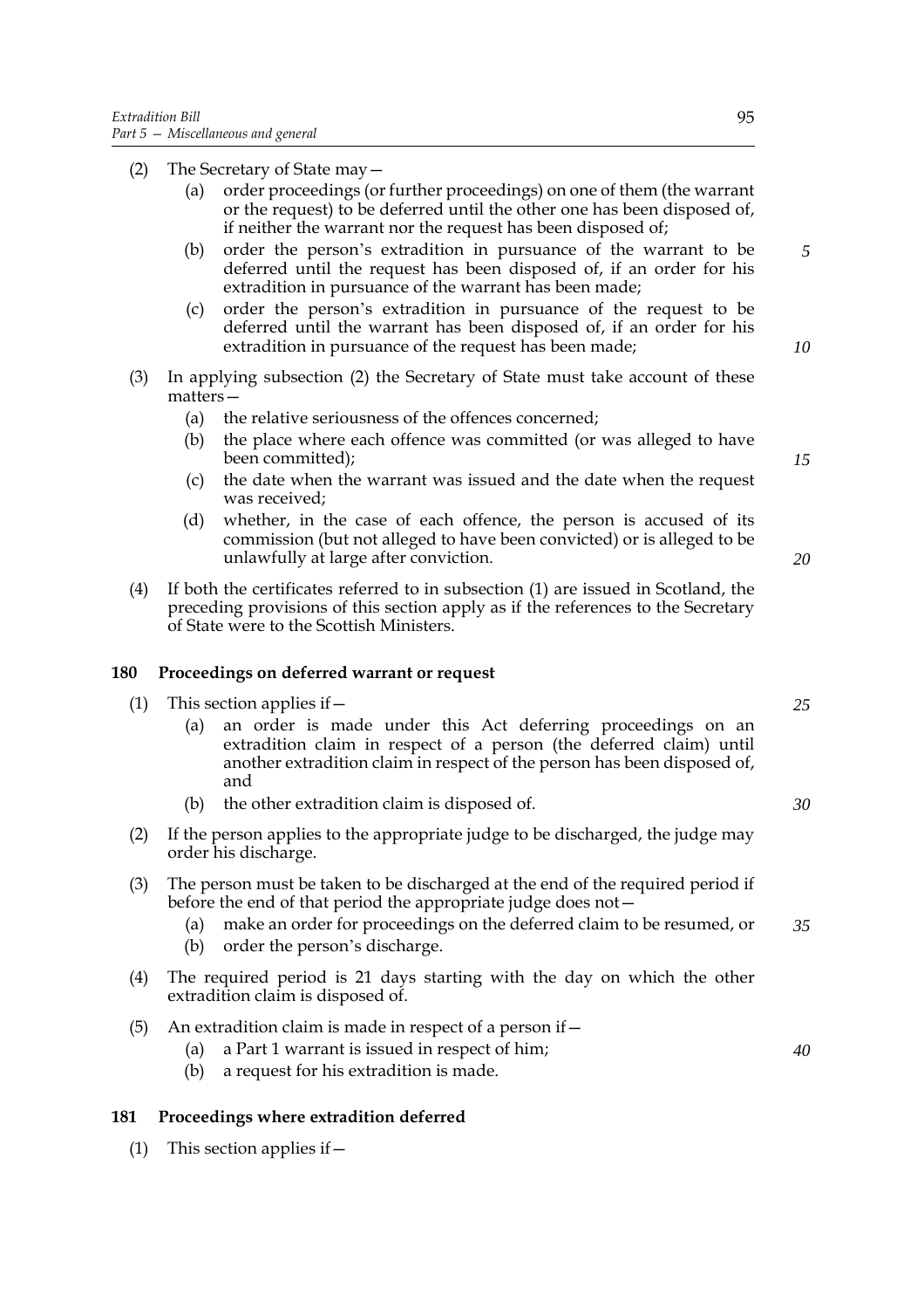(2) The Secretary of State may—

  (a) order proceedings (or further proceedings) on one of them (the warrant or the request) to be deferred until the other one has been disposed of, if neither the warrant nor the request has been disposed of;

  (b) order the person's extradition in pursuance of the warrant to be deferred until the request has been disposed of, if an order for his extradition in pursuance of the warrant has been made;

  (c) order the person's extradition in pursuance of the request to be deferred until the warrant has been disposed of, if an order for his extradition in pursuance of the request has been made;

(3) In applying subsection (2) the Secretary of State must take account of these matters—

  (a) the relative seriousness of the offences concerned;

  (b) the place where each offence was committed (or was alleged to have been committed);

  (c) the date when the warrant was issued and the date when the request was received;

  (d) whether, in the case of each offence, the person is accused of its commission (but not alleged to have been convicted) or is alleged to be unlawfully at large after conviction.

(4) If both the certificates referred to in subsection (1) are issued in Scotland, the preceding provisions of this section apply as if the references to the Secretary of State were to the Scottish Ministers.

## 180 Proceedings on deferred warrant or request

(1) This section applies if—

  (a) an order is made under this Act deferring proceedings on an extradition claim in respect of a person (the deferred claim) until another extradition claim in respect of the person has been disposed of, and

  (b) the other extradition claim is disposed of.

(2) If the person applies to the appropriate judge to be discharged, the judge may order his discharge.

(3) The person must be taken to be discharged at the end of the required period if before the end of that period the appropriate judge does not—

  (a) make an order for proceedings on the deferred claim to be resumed, or

  (b) order the person's discharge.

(4) The required period is 21 days starting with the day on which the other extradition claim is disposed of.

(5) An extradition claim is made in respect of a person if—

  (a) a Part 1 warrant is issued in respect of him;

  (b) a request for his extradition is made.

## 181 Proceedings where extradition deferred

(1) This section applies if—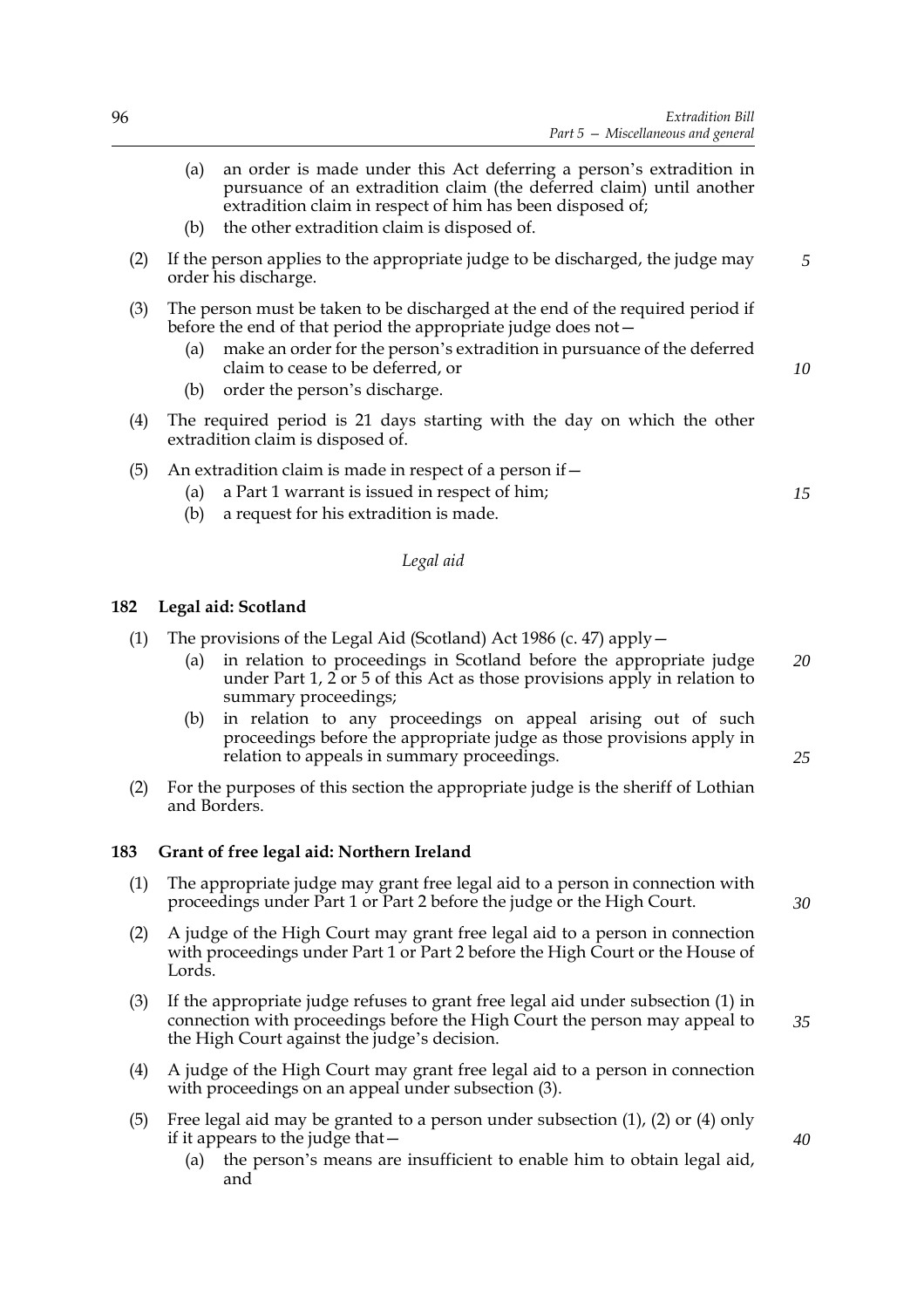(a) an order is made under this Act deferring a person's extradition in pursuance of an extradition claim (the deferred claim) until another extradition claim in respect of him has been disposed of;

(b) the other extradition claim is disposed of.

(2) If the person applies to the appropriate judge to be discharged, the judge may order his discharge.

(3) The person must be taken to be discharged at the end of the required period if before the end of that period the appropriate judge does not—

(a) make an order for the person's extradition in pursuance of the deferred claim to cease to be deferred, or

(b) order the person's discharge.

(4) The required period is 21 days starting with the day on which the other extradition claim is disposed of.

(5) An extradition claim is made in respect of a person if—

(a) a Part 1 warrant is issued in respect of him;

(b) a request for his extradition is made.

*Legal aid*

### 182 Legal aid: Scotland

(1) The provisions of the Legal Aid (Scotland) Act 1986 (c. 47) apply—

(a) in relation to proceedings in Scotland before the appropriate judge under Part 1, 2 or 5 of this Act as those provisions apply in relation to summary proceedings;

(b) in relation to any proceedings on appeal arising out of such proceedings before the appropriate judge as those provisions apply in relation to appeals in summary proceedings.

(2) For the purposes of this section the appropriate judge is the sheriff of Lothian and Borders.

### 183 Grant of free legal aid: Northern Ireland

(1) The appropriate judge may grant free legal aid to a person in connection with proceedings under Part 1 or Part 2 before the judge or the High Court.

(2) A judge of the High Court may grant free legal aid to a person in connection with proceedings under Part 1 or Part 2 before the High Court or the House of Lords.

(3) If the appropriate judge refuses to grant free legal aid under subsection (1) in connection with proceedings before the High Court the person may appeal to the High Court against the judge's decision.

(4) A judge of the High Court may grant free legal aid to a person in connection with proceedings on an appeal under subsection (3).

(5) Free legal aid may be granted to a person under subsection (1), (2) or (4) only if it appears to the judge that—

(a) the person's means are insufficient to enable him to obtain legal aid, and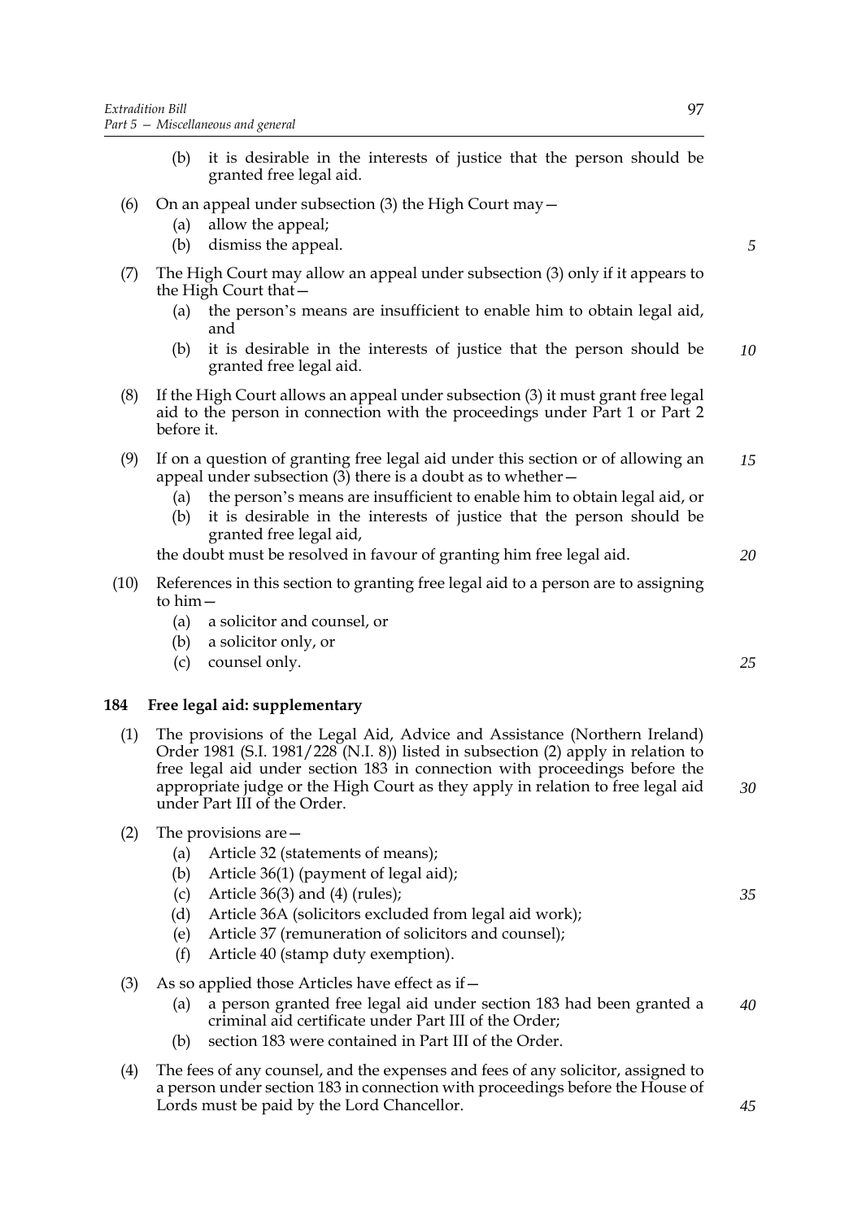(b) it is desirable in the interests of justice that the person should be granted free legal aid.

(6) On an appeal under subsection (3) the High Court may—

(a) allow the appeal;

(b) dismiss the appeal.

(7) The High Court may allow an appeal under subsection (3) only if it appears to the High Court that—

(a) the person's means are insufficient to enable him to obtain legal aid, and

(b) it is desirable in the interests of justice that the person should be granted free legal aid.

(8) If the High Court allows an appeal under subsection (3) it must grant free legal aid to the person in connection with the proceedings under Part 1 or Part 2 before it.

(9) If on a question of granting free legal aid under this section or of allowing an appeal under subsection (3) there is a doubt as to whether—

(a) the person's means are insufficient to enable him to obtain legal aid, or

(b) it is desirable in the interests of justice that the person should be granted free legal aid,

the doubt must be resolved in favour of granting him free legal aid.

(10) References in this section to granting free legal aid to a person are to assigning to him—

(a) a solicitor and counsel, or

(b) a solicitor only, or

(c) counsel only.

### 184 Free legal aid: supplementary

(1) The provisions of the Legal Aid, Advice and Assistance (Northern Ireland) Order 1981 (S.I. 1981/228 (N.I. 8)) listed in subsection (2) apply in relation to free legal aid under section 183 in connection with proceedings before the appropriate judge or the High Court as they apply in relation to free legal aid under Part III of the Order.

(2) The provisions are—

(a) Article 32 (statements of means);

(b) Article 36(1) (payment of legal aid);

(c) Article 36(3) and (4) (rules);

(d) Article 36A (solicitors excluded from legal aid work);

(e) Article 37 (remuneration of solicitors and counsel);

(f) Article 40 (stamp duty exemption).

(3) As so applied those Articles have effect as if—

(a) a person granted free legal aid under section 183 had been granted a criminal aid certificate under Part III of the Order;

(b) section 183 were contained in Part III of the Order.

(4) The fees of any counsel, and the expenses and fees of any solicitor, assigned to a person under section 183 in connection with proceedings before the House of Lords must be paid by the Lord Chancellor.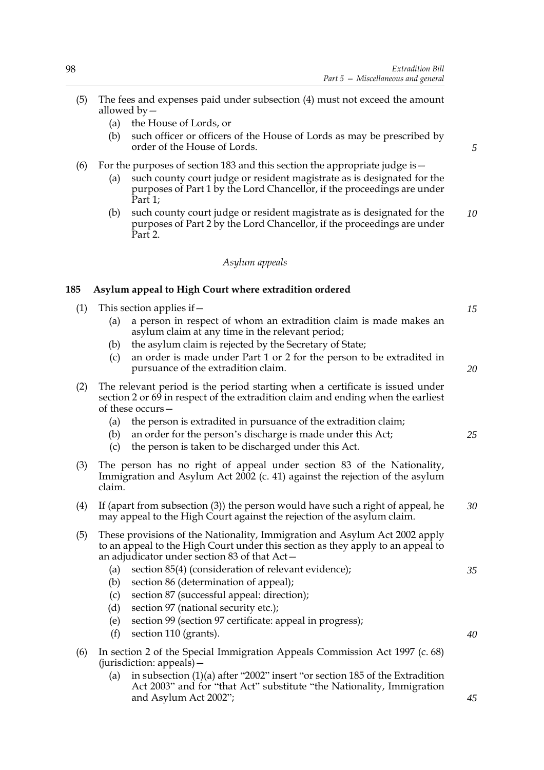(5) The fees and expenses paid under subsection (4) must not exceed the amount allowed by—

   (a) the House of Lords, or

   (b) such officer or officers of the House of Lords as may be prescribed by order of the House of Lords.

(6) For the purposes of section 183 and this section the appropriate judge is—

   (a) such county court judge or resident magistrate as is designated for the purposes of Part 1 by the Lord Chancellor, if the proceedings are under Part 1;

   (b) such county court judge or resident magistrate as is designated for the purposes of Part 2 by the Lord Chancellor, if the proceedings are under Part 2.

*Asylum appeals*

### 185 Asylum appeal to High Court where extradition ordered

(1) This section applies if—

   (a) a person in respect of whom an extradition claim is made makes an asylum claim at any time in the relevant period;

   (b) the asylum claim is rejected by the Secretary of State;

   (c) an order is made under Part 1 or 2 for the person to be extradited in pursuance of the extradition claim.

(2) The relevant period is the period starting when a certificate is issued under section 2 or 69 in respect of the extradition claim and ending when the earliest of these occurs—

   (a) the person is extradited in pursuance of the extradition claim;

   (b) an order for the person's discharge is made under this Act;

   (c) the person is taken to be discharged under this Act.

(3) The person has no right of appeal under section 83 of the Nationality, Immigration and Asylum Act 2002 (c. 41) against the rejection of the asylum claim.

(4) If (apart from subsection (3)) the person would have such a right of appeal, he may appeal to the High Court against the rejection of the asylum claim.

(5) These provisions of the Nationality, Immigration and Asylum Act 2002 apply to an appeal to the High Court under this section as they apply to an appeal to an adjudicator under section 83 of that Act—

   (a) section 85(4) (consideration of relevant evidence);

   (b) section 86 (determination of appeal);

   (c) section 87 (successful appeal: direction);

   (d) section 97 (national security etc.);

   (e) section 99 (section 97 certificate: appeal in progress);

   (f) section 110 (grants).

(6) In section 2 of the Special Immigration Appeals Commission Act 1997 (c. 68) (jurisdiction: appeals)—

   (a) in subsection (1)(a) after "2002" insert "or section 185 of the Extradition Act 2003" and for "that Act" substitute "the Nationality, Immigration and Asylum Act 2002";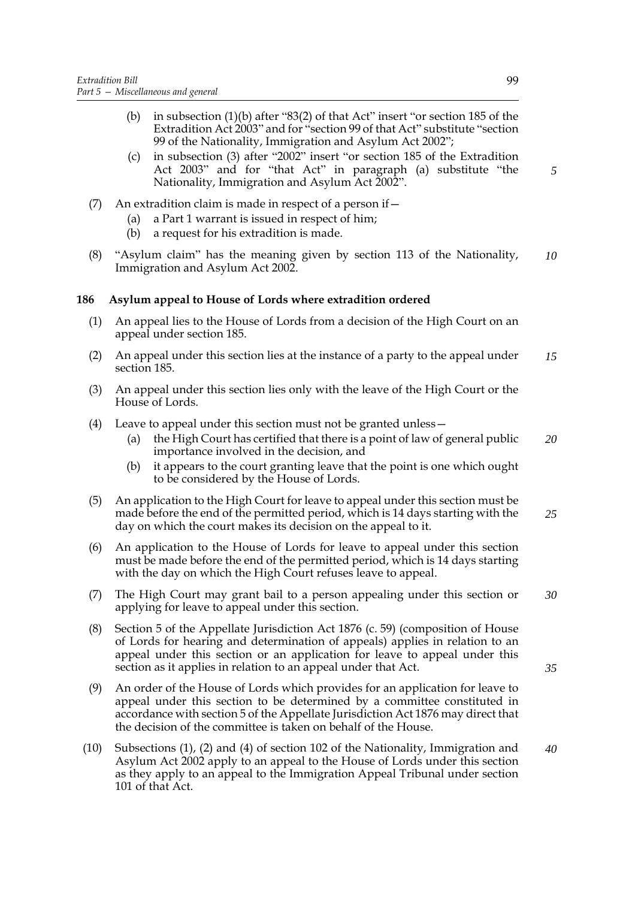(b) in subsection (1)(b) after "83(2) of that Act" insert "or section 185 of the Extradition Act 2003" and for "section 99 of that Act" substitute "section 99 of the Nationality, Immigration and Asylum Act 2002";

(c) in subsection (3) after "2002" insert "or section 185 of the Extradition Act 2003" and for "that Act" in paragraph (a) substitute "the Nationality, Immigration and Asylum Act 2002".

(7) An extradition claim is made in respect of a person if—

(a) a Part 1 warrant is issued in respect of him;

(b) a request for his extradition is made.

(8) "Asylum claim" has the meaning given by section 113 of the Nationality, Immigration and Asylum Act 2002.

**186 Asylum appeal to House of Lords where extradition ordered**

(1) An appeal lies to the House of Lords from a decision of the High Court on an appeal under section 185.

(2) An appeal under this section lies at the instance of a party to the appeal under section 185.

(3) An appeal under this section lies only with the leave of the High Court or the House of Lords.

(4) Leave to appeal under this section must not be granted unless—

(a) the High Court has certified that there is a point of law of general public importance involved in the decision, and

(b) it appears to the court granting leave that the point is one which ought to be considered by the House of Lords.

(5) An application to the High Court for leave to appeal under this section must be made before the end of the permitted period, which is 14 days starting with the day on which the court makes its decision on the appeal to it.

(6) An application to the House of Lords for leave to appeal under this section must be made before the end of the permitted period, which is 14 days starting with the day on which the High Court refuses leave to appeal.

(7) The High Court may grant bail to a person appealing under this section or applying for leave to appeal under this section.

(8) Section 5 of the Appellate Jurisdiction Act 1876 (c. 59) (composition of House of Lords for hearing and determination of appeals) applies in relation to an appeal under this section or an application for leave to appeal under this section as it applies in relation to an appeal under that Act.

(9) An order of the House of Lords which provides for an application for leave to appeal under this section to be determined by a committee constituted in accordance with section 5 of the Appellate Jurisdiction Act 1876 may direct that the decision of the committee is taken on behalf of the House.

(10) Subsections (1), (2) and (4) of section 102 of the Nationality, Immigration and Asylum Act 2002 apply to an appeal to the House of Lords under this section as they apply to an appeal to the Immigration Appeal Tribunal under section 101 of that Act.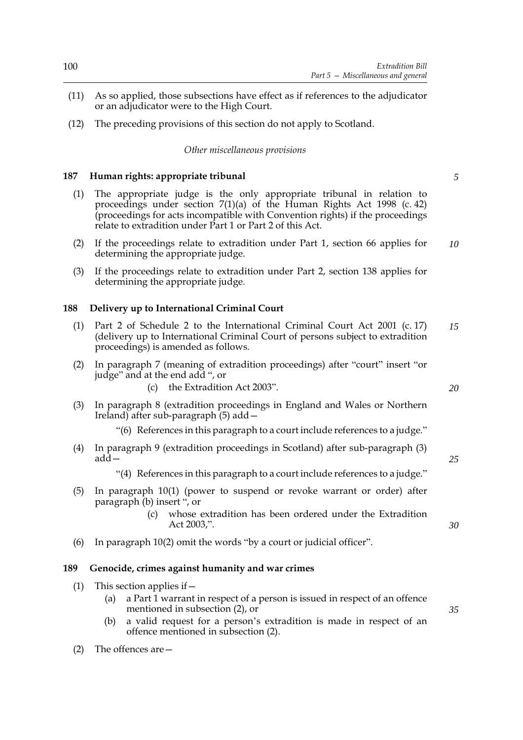(11) As so applied, those subsections have effect as if references to the adjudicator or an adjudicator were to the High Court.

(12) The preceding provisions of this section do not apply to Scotland.

*Other miscellaneous provisions*

### 187 Human rights: appropriate tribunal

(1) The appropriate judge is the only appropriate tribunal in relation to proceedings under section 7(1)(a) of the Human Rights Act 1998 (c. 42) (proceedings for acts incompatible with Convention rights) if the proceedings relate to extradition under Part 1 or Part 2 of this Act.

(2) If the proceedings relate to extradition under Part 1, section 66 applies for determining the appropriate judge.

(3) If the proceedings relate to extradition under Part 2, section 138 applies for determining the appropriate judge.

### 188 Delivery up to International Criminal Court

(1) Part 2 of Schedule 2 to the International Criminal Court Act 2001 (c. 17) (delivery up to International Criminal Court of persons subject to extradition proceedings) is amended as follows.

(2) In paragraph 7 (meaning of extradition proceedings) after "court" insert "or judge" and at the end add ", or

> (c) the Extradition Act 2003".

(3) In paragraph 8 (extradition proceedings in England and Wales or Northern Ireland) after sub-paragraph (5) add—

> "(6) References in this paragraph to a court include references to a judge."

(4) In paragraph 9 (extradition proceedings in Scotland) after sub-paragraph (3) add—

> "(4) References in this paragraph to a court include references to a judge."

(5) In paragraph 10(1) (power to suspend or revoke warrant or order) after paragraph (b) insert ", or

> (c) whose extradition has been ordered under the Extradition Act 2003,".

(6) In paragraph 10(2) omit the words "by a court or judicial officer".

### 189 Genocide, crimes against humanity and war crimes

(1) This section applies if—

> (a) a Part 1 warrant in respect of a person is issued in respect of an offence mentioned in subsection (2), or
>
> (b) a valid request for a person's extradition is made in respect of an offence mentioned in subsection (2).

(2) The offences are—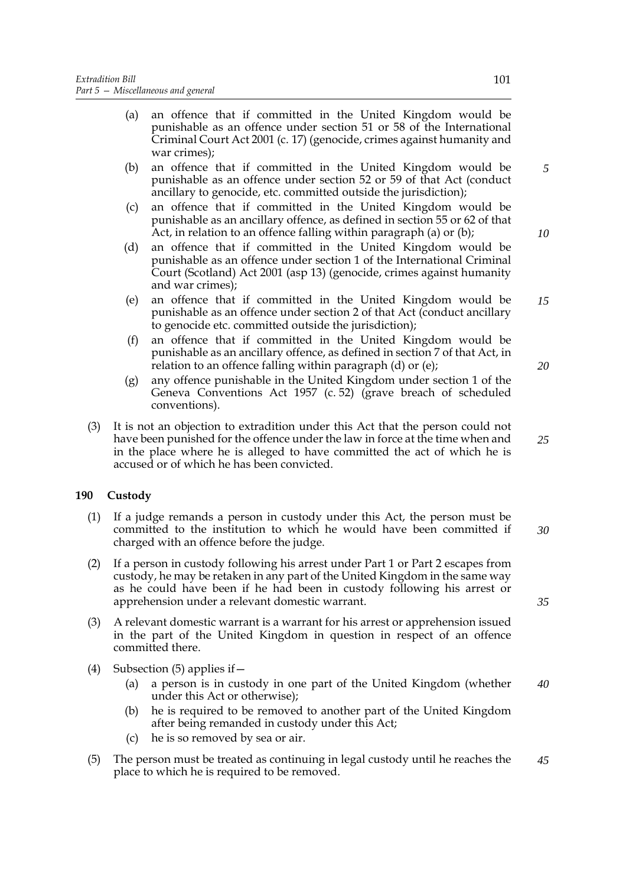(a) an offence that if committed in the United Kingdom would be punishable as an offence under section 51 or 58 of the International Criminal Court Act 2001 (c. 17) (genocide, crimes against humanity and war crimes);

(b) an offence that if committed in the United Kingdom would be punishable as an offence under section 52 or 59 of that Act (conduct ancillary to genocide, etc. committed outside the jurisdiction);

(c) an offence that if committed in the United Kingdom would be punishable as an ancillary offence, as defined in section 55 or 62 of that Act, in relation to an offence falling within paragraph (a) or (b);

(d) an offence that if committed in the United Kingdom would be punishable as an offence under section 1 of the International Criminal Court (Scotland) Act 2001 (asp 13) (genocide, crimes against humanity and war crimes);

(e) an offence that if committed in the United Kingdom would be punishable as an offence under section 2 of that Act (conduct ancillary to genocide etc. committed outside the jurisdiction);

(f) an offence that if committed in the United Kingdom would be punishable as an ancillary offence, as defined in section 7 of that Act, in relation to an offence falling within paragraph (d) or (e);

(g) any offence punishable in the United Kingdom under section 1 of the Geneva Conventions Act 1957 (c. 52) (grave breach of scheduled conventions).

(3) It is not an objection to extradition under this Act that the person could not have been punished for the offence under the law in force at the time when and in the place where he is alleged to have committed the act of which he is accused or of which he has been convicted.

## 190 Custody

(1) If a judge remands a person in custody under this Act, the person must be committed to the institution to which he would have been committed if charged with an offence before the judge.

(2) If a person in custody following his arrest under Part 1 or Part 2 escapes from custody, he may be retaken in any part of the United Kingdom in the same way as he could have been if he had been in custody following his arrest or apprehension under a relevant domestic warrant.

(3) A relevant domestic warrant is a warrant for his arrest or apprehension issued in the part of the United Kingdom in question in respect of an offence committed there.

(4) Subsection (5) applies if—

(a) a person is in custody in one part of the United Kingdom (whether under this Act or otherwise);

(b) he is required to be removed to another part of the United Kingdom after being remanded in custody under this Act;

(c) he is so removed by sea or air.

(5) The person must be treated as continuing in legal custody until he reaches the place to which he is required to be removed.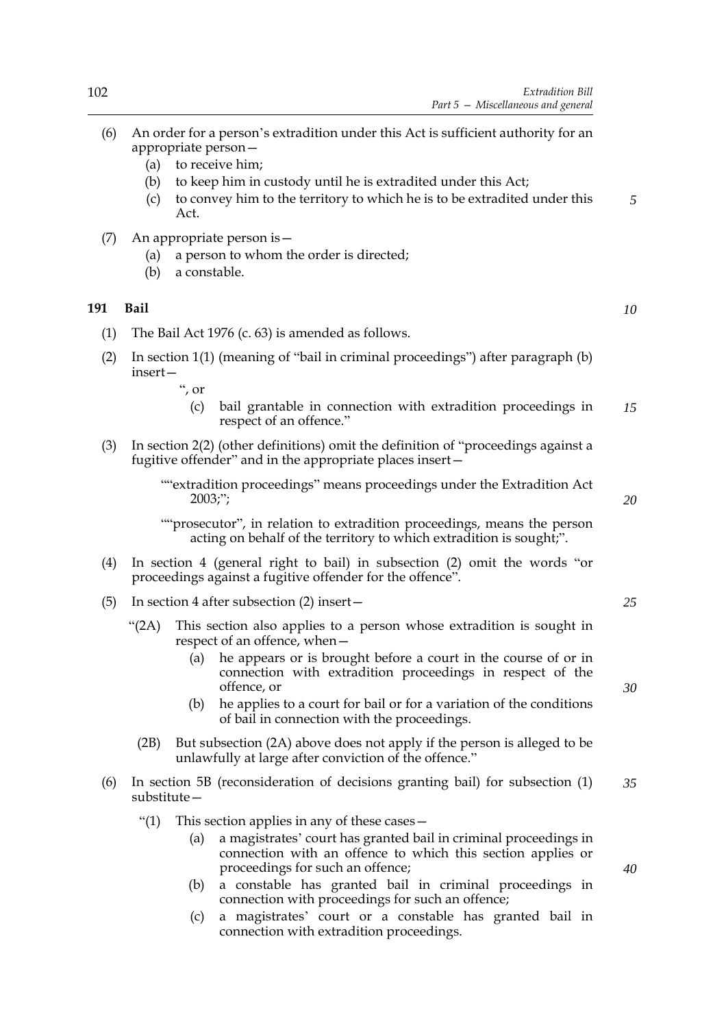(6) An order for a person's extradition under this Act is sufficient authority for an appropriate person—

 (a) to receive him;

 (b) to keep him in custody until he is extradited under this Act;

 (c) to convey him to the territory to which he is to be extradited under this Act.

(7) An appropriate person is—

 (a) a person to whom the order is directed;

 (b) a constable.

## 191 Bail

(1) The Bail Act 1976 (c. 63) is amended as follows.

(2) In section 1(1) (meaning of "bail in criminal proceedings") after paragraph (b) insert—

 ", or

 (c) bail grantable in connection with extradition proceedings in respect of an offence."

(3) In section 2(2) (other definitions) omit the definition of "proceedings against a fugitive offender" and in the appropriate places insert—

 ""extradition proceedings" means proceedings under the Extradition Act 2003;";

 ""prosecutor", in relation to extradition proceedings, means the person acting on behalf of the territory to which extradition is sought;".

(4) In section 4 (general right to bail) in subsection (2) omit the words "or proceedings against a fugitive offender for the offence".

(5) In section 4 after subsection (2) insert—

 "(2A) This section also applies to a person whose extradition is sought in respect of an offence, when—

 (a) he appears or is brought before a court in the course of or in connection with extradition proceedings in respect of the offence, or

 (b) he applies to a court for bail or for a variation of the conditions of bail in connection with the proceedings.

 (2B) But subsection (2A) above does not apply if the person is alleged to be unlawfully at large after conviction of the offence."

(6) In section 5B (reconsideration of decisions granting bail) for subsection (1) substitute—

 "(1) This section applies in any of these cases—

 (a) a magistrates' court has granted bail in criminal proceedings in connection with an offence to which this section applies or proceedings for such an offence;

 (b) a constable has granted bail in criminal proceedings in connection with proceedings for such an offence;

 (c) a magistrates' court or a constable has granted bail in connection with extradition proceedings.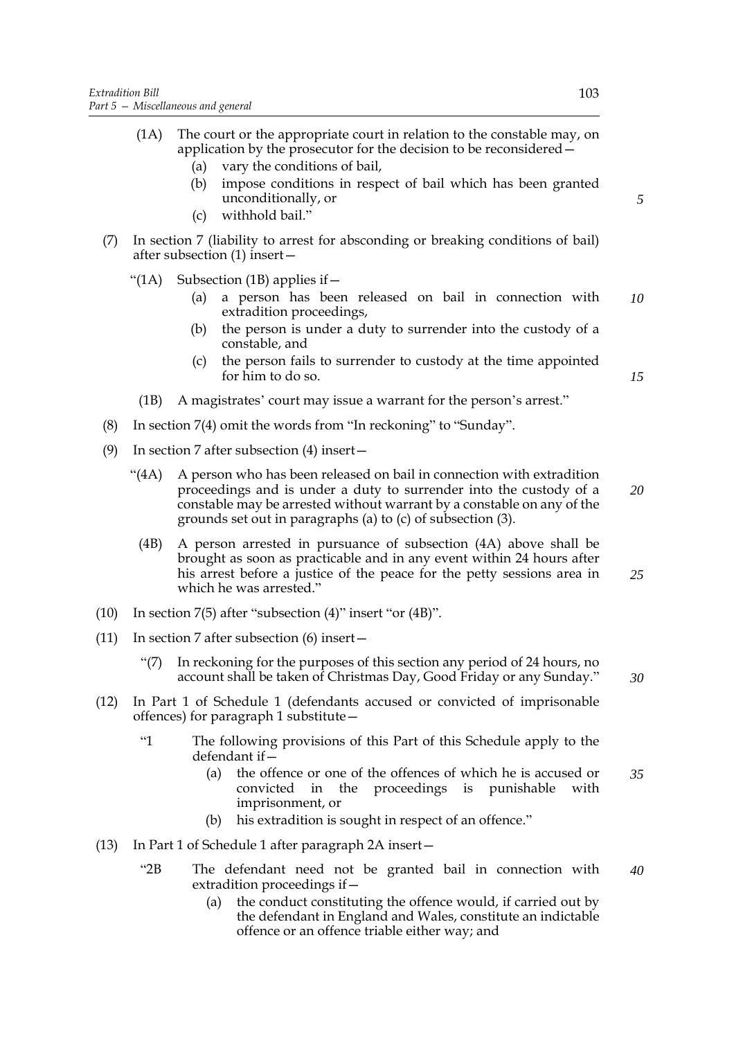(1A) The court or the appropriate court in relation to the constable may, on application by the prosecutor for the decision to be reconsidered—

(a) vary the conditions of bail,

(b) impose conditions in respect of bail which has been granted unconditionally, or

(c) withhold bail."

(7) In section 7 (liability to arrest for absconding or breaking conditions of bail) after subsection (1) insert—

"(1A) Subsection (1B) applies if—

(a) a person has been released on bail in connection with extradition proceedings,

(b) the person is under a duty to surrender into the custody of a constable, and

(c) the person fails to surrender to custody at the time appointed for him to do so.

(1B) A magistrates' court may issue a warrant for the person's arrest."

(8) In section 7(4) omit the words from "In reckoning" to "Sunday".

(9) In section 7 after subsection (4) insert—

"(4A) A person who has been released on bail in connection with extradition proceedings and is under a duty to surrender into the custody of a constable may be arrested without warrant by a constable on any of the grounds set out in paragraphs (a) to (c) of subsection (3).

(4B) A person arrested in pursuance of subsection (4A) above shall be brought as soon as practicable and in any event within 24 hours after his arrest before a justice of the peace for the petty sessions area in which he was arrested."

(10) In section 7(5) after "subsection (4)" insert "or (4B)".

(11) In section 7 after subsection (6) insert—

"(7) In reckoning for the purposes of this section any period of 24 hours, no account shall be taken of Christmas Day, Good Friday or any Sunday."

(12) In Part 1 of Schedule 1 (defendants accused or convicted of imprisonable offences) for paragraph 1 substitute—

"1 The following provisions of this Part of this Schedule apply to the defendant if—

(a) the offence or one of the offences of which he is accused or convicted in the proceedings is punishable with imprisonment, or

(b) his extradition is sought in respect of an offence."

(13) In Part 1 of Schedule 1 after paragraph 2A insert—

"2B The defendant need not be granted bail in connection with extradition proceedings if—

(a) the conduct constituting the offence would, if carried out by the defendant in England and Wales, constitute an indictable offence or an offence triable either way; and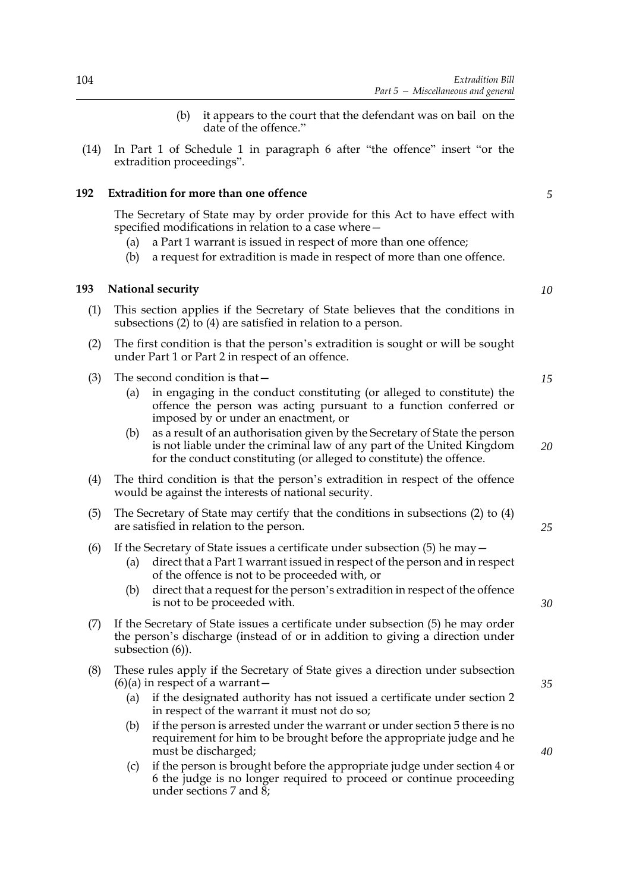(b) it appears to the court that the defendant was on bail on the date of the offence."

(14) In Part 1 of Schedule 1 in paragraph 6 after "the offence" insert "or the extradition proceedings".

### 192 Extradition for more than one offence

The Secretary of State may by order provide for this Act to have effect with specified modifications in relation to a case where—

(a) a Part 1 warrant is issued in respect of more than one offence;

(b) a request for extradition is made in respect of more than one offence.

### 193 National security

(1) This section applies if the Secretary of State believes that the conditions in subsections (2) to (4) are satisfied in relation to a person.

(2) The first condition is that the person's extradition is sought or will be sought under Part 1 or Part 2 in respect of an offence.

(3) The second condition is that—

(a) in engaging in the conduct constituting (or alleged to constitute) the offence the person was acting pursuant to a function conferred or imposed by or under an enactment, or

(b) as a result of an authorisation given by the Secretary of State the person is not liable under the criminal law of any part of the United Kingdom for the conduct constituting (or alleged to constitute) the offence.

(4) The third condition is that the person's extradition in respect of the offence would be against the interests of national security.

(5) The Secretary of State may certify that the conditions in subsections (2) to (4) are satisfied in relation to the person.

(6) If the Secretary of State issues a certificate under subsection (5) he may—

(a) direct that a Part 1 warrant issued in respect of the person and in respect of the offence is not to be proceeded with, or

(b) direct that a request for the person's extradition in respect of the offence is not to be proceeded with.

(7) If the Secretary of State issues a certificate under subsection (5) he may order the person's discharge (instead of or in addition to giving a direction under subsection (6)).

(8) These rules apply if the Secretary of State gives a direction under subsection (6)(a) in respect of a warrant—

(a) if the designated authority has not issued a certificate under section 2 in respect of the warrant it must not do so;

(b) if the person is arrested under the warrant or under section 5 there is no requirement for him to be brought before the appropriate judge and he must be discharged;

(c) if the person is brought before the appropriate judge under section 4 or 6 the judge is no longer required to proceed or continue proceeding under sections 7 and 8;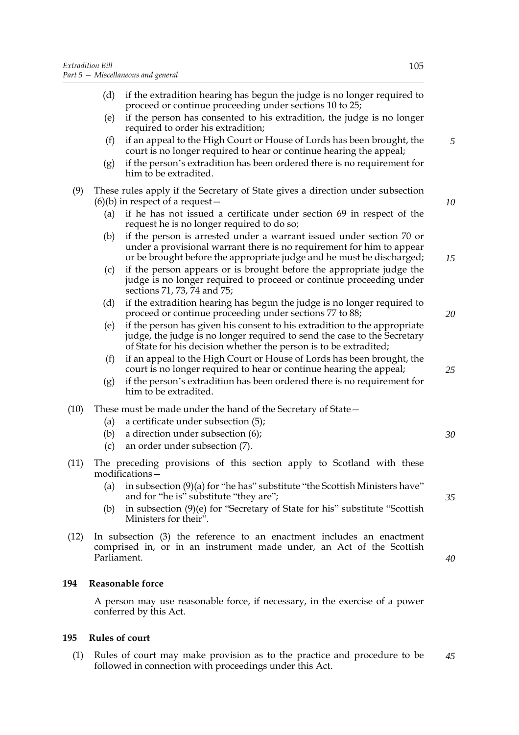(d) if the extradition hearing has begun the judge is no longer required to proceed or continue proceeding under sections 10 to 25;

(e) if the person has consented to his extradition, the judge is no longer required to order his extradition;

(f) if an appeal to the High Court or House of Lords has been brought, the court is no longer required to hear or continue hearing the appeal;

(g) if the person's extradition has been ordered there is no requirement for him to be extradited.

(9) These rules apply if the Secretary of State gives a direction under subsection (6)(b) in respect of a request—

(a) if he has not issued a certificate under section 69 in respect of the request he is no longer required to do so;

(b) if the person is arrested under a warrant issued under section 70 or under a provisional warrant there is no requirement for him to appear or be brought before the appropriate judge and he must be discharged;

(c) if the person appears or is brought before the appropriate judge the judge is no longer required to proceed or continue proceeding under sections 71, 73, 74 and 75;

(d) if the extradition hearing has begun the judge is no longer required to proceed or continue proceeding under sections 77 to 88;

(e) if the person has given his consent to his extradition to the appropriate judge, the judge is no longer required to send the case to the Secretary of State for his decision whether the person is to be extradited;

(f) if an appeal to the High Court or House of Lords has been brought, the court is no longer required to hear or continue hearing the appeal;

(g) if the person's extradition has been ordered there is no requirement for him to be extradited.

(10) These must be made under the hand of the Secretary of State—

(a) a certificate under subsection (5);

(b) a direction under subsection (6);

(c) an order under subsection (7).

(11) The preceding provisions of this section apply to Scotland with these modifications—

(a) in subsection (9)(a) for "he has" substitute "the Scottish Ministers have" and for "he is" substitute "they are";

(b) in subsection (9)(e) for "Secretary of State for his" substitute "Scottish Ministers for their".

(12) In subsection (3) the reference to an enactment includes an enactment comprised in, or in an instrument made under, an Act of the Scottish Parliament.

### 194 Reasonable force

A person may use reasonable force, if necessary, in the exercise of a power conferred by this Act.

### 195 Rules of court

(1) Rules of court may make provision as to the practice and procedure to be followed in connection with proceedings under this Act.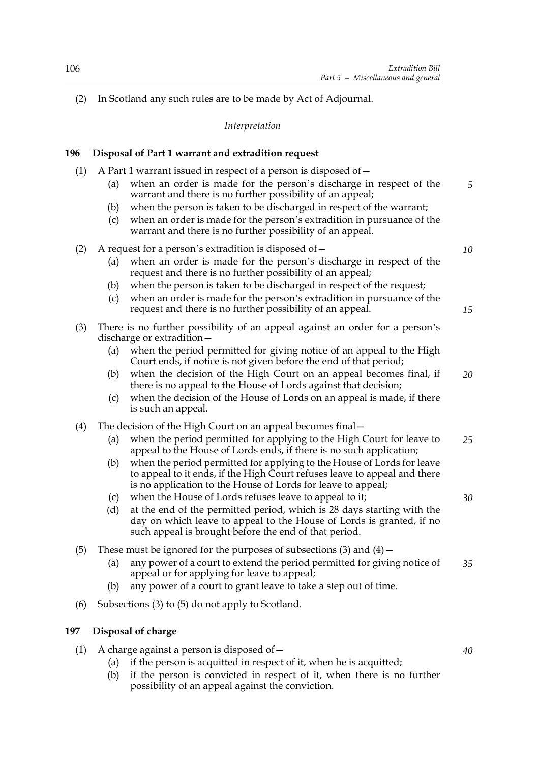(2) In Scotland any such rules are to be made by Act of Adjournal.

*Interpretation*

**196 Disposal of Part 1 warrant and extradition request**

(1) A Part 1 warrant issued in respect of a person is disposed of—

(a) when an order is made for the person's discharge in respect of the warrant and there is no further possibility of an appeal;

(b) when the person is taken to be discharged in respect of the warrant;

(c) when an order is made for the person's extradition in pursuance of the warrant and there is no further possibility of an appeal.

(2) A request for a person's extradition is disposed of—

(a) when an order is made for the person's discharge in respect of the request and there is no further possibility of an appeal;

(b) when the person is taken to be discharged in respect of the request;

(c) when an order is made for the person's extradition in pursuance of the request and there is no further possibility of an appeal.

(3) There is no further possibility of an appeal against an order for a person's discharge or extradition—

(a) when the period permitted for giving notice of an appeal to the High Court ends, if notice is not given before the end of that period;

(b) when the decision of the High Court on an appeal becomes final, if there is no appeal to the House of Lords against that decision;

(c) when the decision of the House of Lords on an appeal is made, if there is such an appeal.

(4) The decision of the High Court on an appeal becomes final—

(a) when the period permitted for applying to the High Court for leave to appeal to the House of Lords ends, if there is no such application;

(b) when the period permitted for applying to the House of Lords for leave to appeal to it ends, if the High Court refuses leave to appeal and there is no application to the House of Lords for leave to appeal;

(c) when the House of Lords refuses leave to appeal to it;

(d) at the end of the permitted period, which is 28 days starting with the day on which leave to appeal to the House of Lords is granted, if no such appeal is brought before the end of that period.

(5) These must be ignored for the purposes of subsections (3) and (4)—

(a) any power of a court to extend the period permitted for giving notice of appeal or for applying for leave to appeal;

(b) any power of a court to grant leave to take a step out of time.

(6) Subsections (3) to (5) do not apply to Scotland.

**197 Disposal of charge**

(1) A charge against a person is disposed of—

(a) if the person is acquitted in respect of it, when he is acquitted;

(b) if the person is convicted in respect of it, when there is no further possibility of an appeal against the conviction.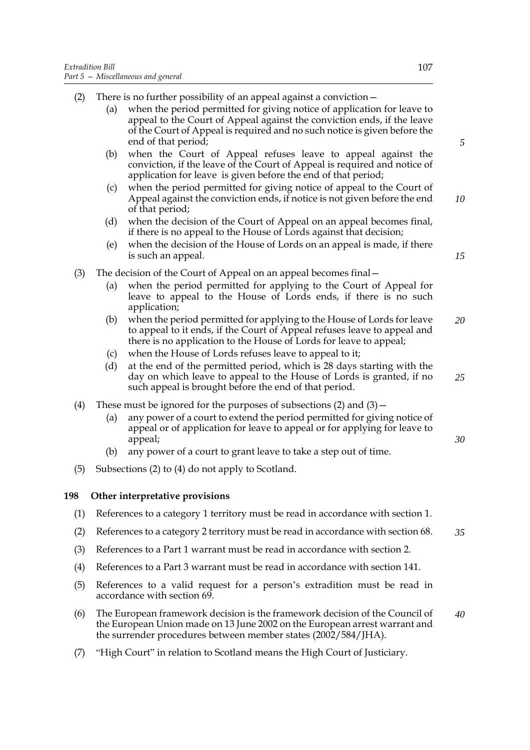(2) There is no further possibility of an appeal against a conviction—

(a) when the period permitted for giving notice of application for leave to appeal to the Court of Appeal against the conviction ends, if the leave of the Court of Appeal is required and no such notice is given before the end of that period;

(b) when the Court of Appeal refuses leave to appeal against the conviction, if the leave of the Court of Appeal is required and notice of application for leave is given before the end of that period;

(c) when the period permitted for giving notice of appeal to the Court of Appeal against the conviction ends, if notice is not given before the end of that period;

(d) when the decision of the Court of Appeal on an appeal becomes final, if there is no appeal to the House of Lords against that decision;

(e) when the decision of the House of Lords on an appeal is made, if there is such an appeal.

(3) The decision of the Court of Appeal on an appeal becomes final—

(a) when the period permitted for applying to the Court of Appeal for leave to appeal to the House of Lords ends, if there is no such application;

(b) when the period permitted for applying to the House of Lords for leave to appeal to it ends, if the Court of Appeal refuses leave to appeal and there is no application to the House of Lords for leave to appeal;

(c) when the House of Lords refuses leave to appeal to it;

(d) at the end of the permitted period, which is 28 days starting with the day on which leave to appeal to the House of Lords is granted, if no such appeal is brought before the end of that period.

(4) These must be ignored for the purposes of subsections (2) and (3)—

(a) any power of a court to extend the period permitted for giving notice of appeal or of application for leave to appeal or for applying for leave to appeal;

(b) any power of a court to grant leave to take a step out of time.

(5) Subsections (2) to (4) do not apply to Scotland.

## 198 Other interpretative provisions

(1) References to a category 1 territory must be read in accordance with section 1.

(2) References to a category 2 territory must be read in accordance with section 68.

(3) References to a Part 1 warrant must be read in accordance with section 2.

(4) References to a Part 3 warrant must be read in accordance with section 141.

(5) References to a valid request for a person's extradition must be read in accordance with section 69.

(6) The European framework decision is the framework decision of the Council of the European Union made on 13 June 2002 on the European arrest warrant and the surrender procedures between member states (2002/584/JHA).

(7) "High Court" in relation to Scotland means the High Court of Justiciary.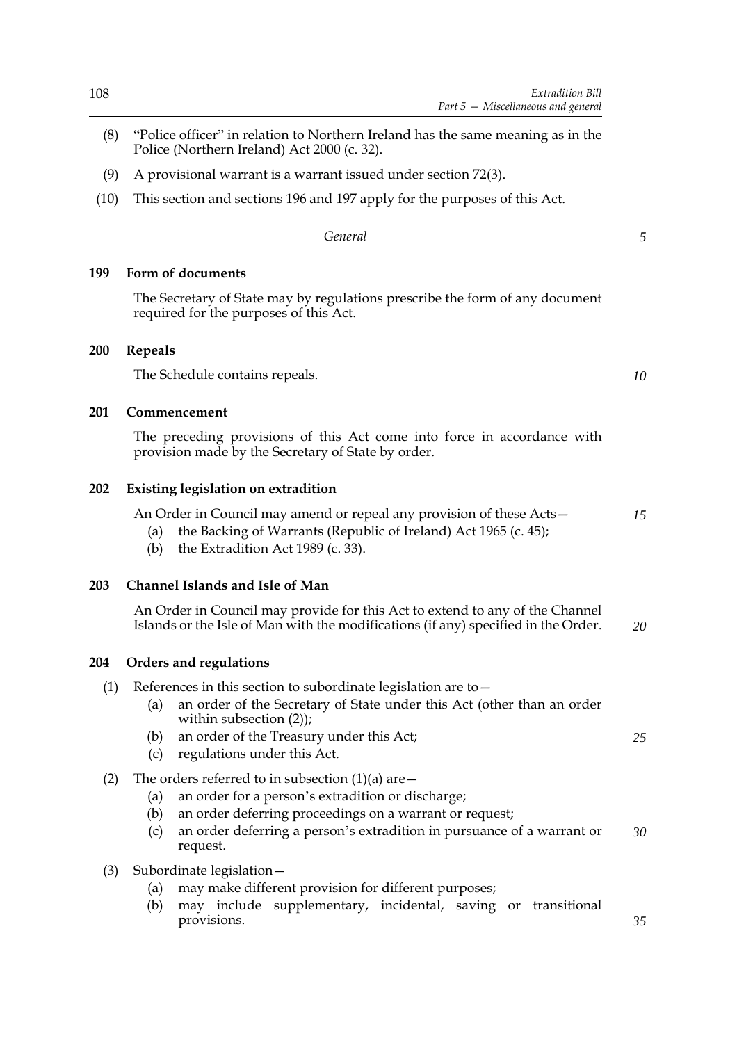(8) "Police officer" in relation to Northern Ireland has the same meaning as in the Police (Northern Ireland) Act 2000 (c. 32).

(9) A provisional warrant is a warrant issued under section 72(3).

(10) This section and sections 196 and 197 apply for the purposes of this Act.

*General*

**199 Form of documents**

The Secretary of State may by regulations prescribe the form of any document required for the purposes of this Act.

**200 Repeals**

The Schedule contains repeals.

**201 Commencement**

The preceding provisions of this Act come into force in accordance with provision made by the Secretary of State by order.

**202 Existing legislation on extradition**

An Order in Council may amend or repeal any provision of these Acts—

(a) the Backing of Warrants (Republic of Ireland) Act 1965 (c. 45);

(b) the Extradition Act 1989 (c. 33).

**203 Channel Islands and Isle of Man**

An Order in Council may provide for this Act to extend to any of the Channel Islands or the Isle of Man with the modifications (if any) specified in the Order.

**204 Orders and regulations**

(1) References in this section to subordinate legislation are to—

(a) an order of the Secretary of State under this Act (other than an order within subsection (2));

(b) an order of the Treasury under this Act;

(c) regulations under this Act.

(2) The orders referred to in subsection (1)(a) are—

(a) an order for a person's extradition or discharge;

(b) an order deferring proceedings on a warrant or request;

(c) an order deferring a person's extradition in pursuance of a warrant or request.

(3) Subordinate legislation—

(a) may make different provision for different purposes;

(b) may include supplementary, incidental, saving or transitional provisions.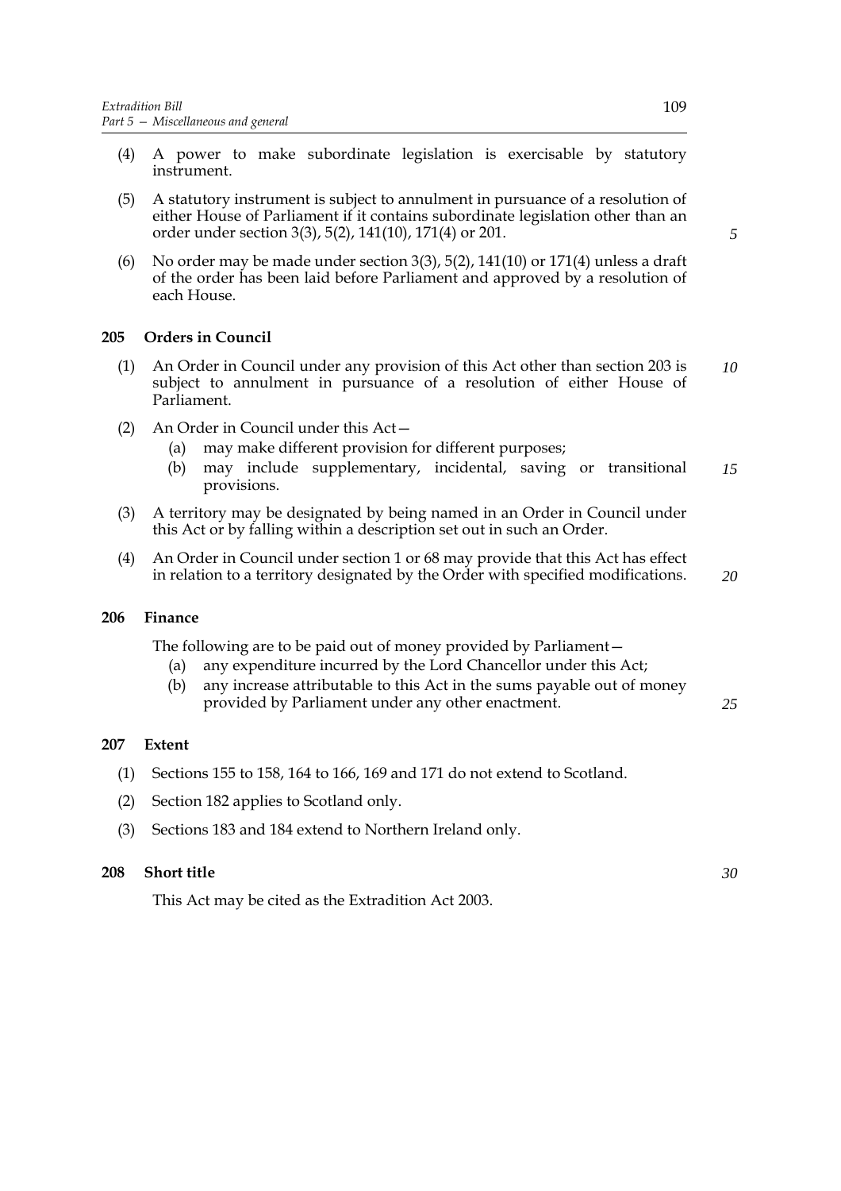(4) A power to make subordinate legislation is exercisable by statutory instrument.

(5) A statutory instrument is subject to annulment in pursuance of a resolution of either House of Parliament if it contains subordinate legislation other than an order under section 3(3), 5(2), 141(10), 171(4) or 201.

(6) No order may be made under section 3(3), 5(2), 141(10) or 171(4) unless a draft of the order has been laid before Parliament and approved by a resolution of each House.

**205 Orders in Council**

(1) An Order in Council under any provision of this Act other than section 203 is subject to annulment in pursuance of a resolution of either House of Parliament.

(2) An Order in Council under this Act—

(a) may make different provision for different purposes;

(b) may include supplementary, incidental, saving or transitional provisions.

(3) A territory may be designated by being named in an Order in Council under this Act or by falling within a description set out in such an Order.

(4) An Order in Council under section 1 or 68 may provide that this Act has effect in relation to a territory designated by the Order with specified modifications.

**206 Finance**

The following are to be paid out of money provided by Parliament—

(a) any expenditure incurred by the Lord Chancellor under this Act;

(b) any increase attributable to this Act in the sums payable out of money provided by Parliament under any other enactment.

**207 Extent**

(1) Sections 155 to 158, 164 to 166, 169 and 171 do not extend to Scotland.

(2) Section 182 applies to Scotland only.

(3) Sections 183 and 184 extend to Northern Ireland only.

**208 Short title**

This Act may be cited as the Extradition Act 2003.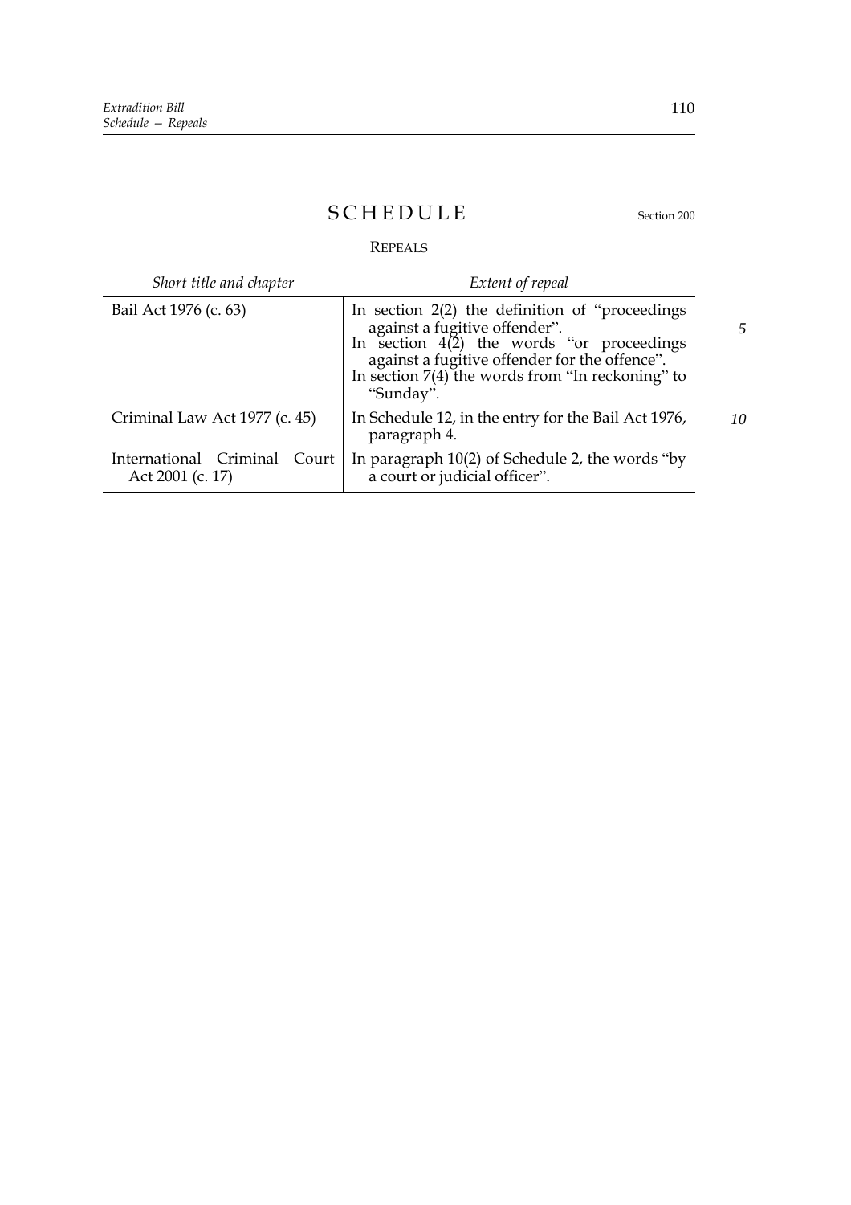# SCHEDULE

Section 200

## REPEALS

| *Short title and chapter* | *Extent of repeal* |
|---|---|
| Bail Act 1976 (c. 63) | In section 2(2) the definition of "proceedings against a fugitive offender". In section 4(2) the words "or proceedings against a fugitive offender for the offence". In section 7(4) the words from "In reckoning" to "Sunday". |
| Criminal Law Act 1977 (c. 45) | In Schedule 12, in the entry for the Bail Act 1976, paragraph 4. |
| International Criminal Court Act 2001 (c. 17) | In paragraph 10(2) of Schedule 2, the words "by a court or judicial officer". |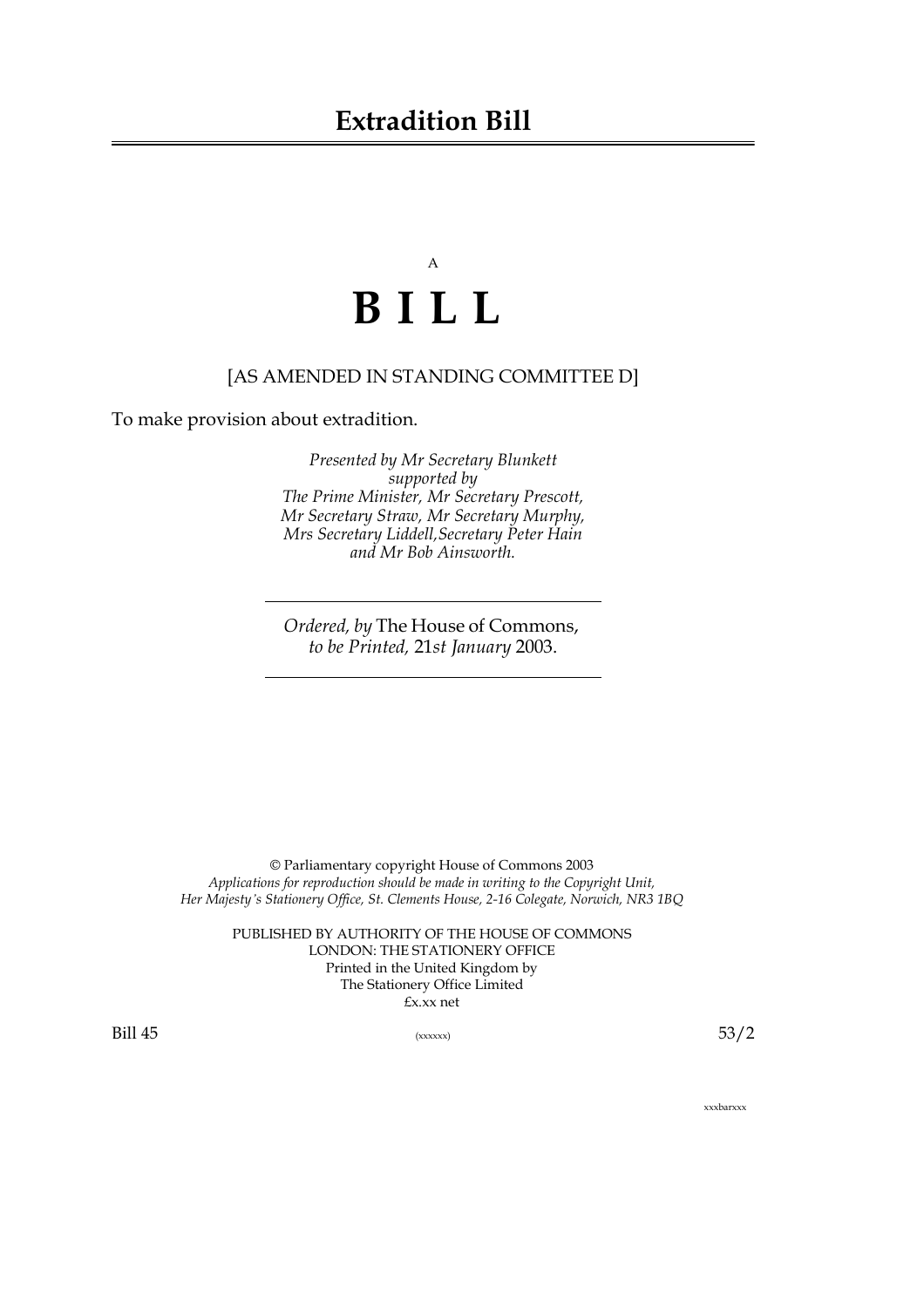# Extradition Bill

A

# B I L L

[AS AMENDED IN STANDING COMMITTEE D]

To make provision about extradition.

*Presented by Mr Secretary Blunkett*
*supported by*
*The Prime Minister, Mr Secretary Prescott,*
*Mr Secretary Straw, Mr Secretary Murphy,*
*Mrs Secretary Liddell,Secretary Peter Hain*
*and Mr Bob Ainsworth.*

---

*Ordered, by* The House of Commons,
*to be Printed,* 21*st January* 2003.

---

© Parliamentary copyright House of Commons 2003
*Applications for reproduction should be made in writing to the Copyright Unit,*
*Her Majesty's Stationery Office, St. Clements House, 2-16 Colegate, Norwich, NR3 1BQ*

PUBLISHED BY AUTHORITY OF THE HOUSE OF COMMONS
LONDON: THE STATIONERY OFFICE
Printed in the United Kingdom by
The Stationery Office Limited
£x.xx net

Bill 45 (xxxxxx) 53/2

xxxbarxxx